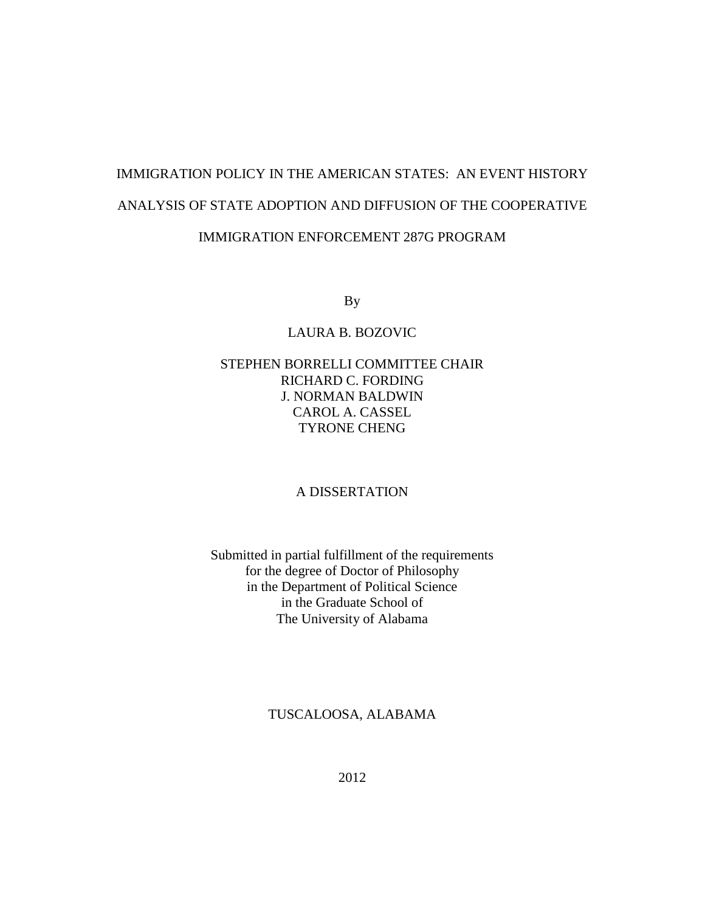# IMMIGRATION POLICY IN THE AMERICAN STATES: AN EVENT HISTORY ANALYSIS OF STATE ADOPTION AND DIFFUSION OF THE COOPERATIVE IMMIGRATION ENFORCEMENT 287G PROGRAM

By

LAURA B. BOZOVIC

STEPHEN BORRELLI COMMITTEE CHAIR
RICHARD C. FORDING
J. NORMAN BALDWIN
CAROL A. CASSEL
TYRONE CHENG

A DISSERTATION

Submitted in partial fulfillment of the requirements
for the degree of Doctor of Philosophy
in the Department of Political Science
in the Graduate School of
The University of Alabama

TUSCALOOSA, ALABAMA

2012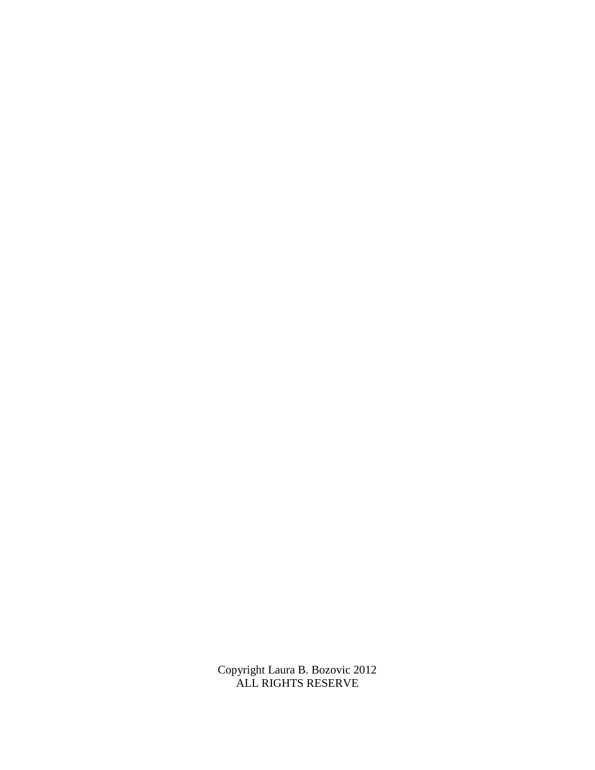Copyright Laura B. Bozovic 2012
ALL RIGHTS RESERVE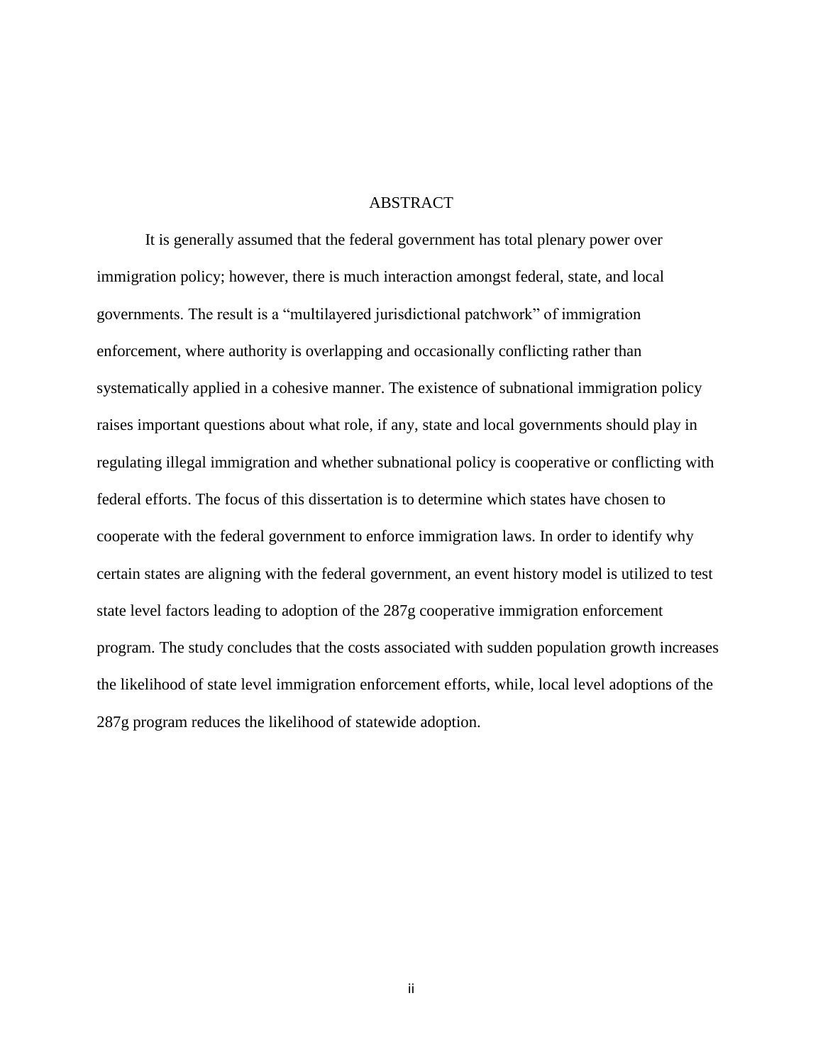# ABSTRACT

It is generally assumed that the federal government has total plenary power over immigration policy; however, there is much interaction amongst federal, state, and local governments. The result is a "multilayered jurisdictional patchwork" of immigration enforcement, where authority is overlapping and occasionally conflicting rather than systematically applied in a cohesive manner. The existence of subnational immigration policy raises important questions about what role, if any, state and local governments should play in regulating illegal immigration and whether subnational policy is cooperative or conflicting with federal efforts. The focus of this dissertation is to determine which states have chosen to cooperate with the federal government to enforce immigration laws. In order to identify why certain states are aligning with the federal government, an event history model is utilized to test state level factors leading to adoption of the 287g cooperative immigration enforcement program. The study concludes that the costs associated with sudden population growth increases the likelihood of state level immigration enforcement efforts, while, local level adoptions of the 287g program reduces the likelihood of statewide adoption.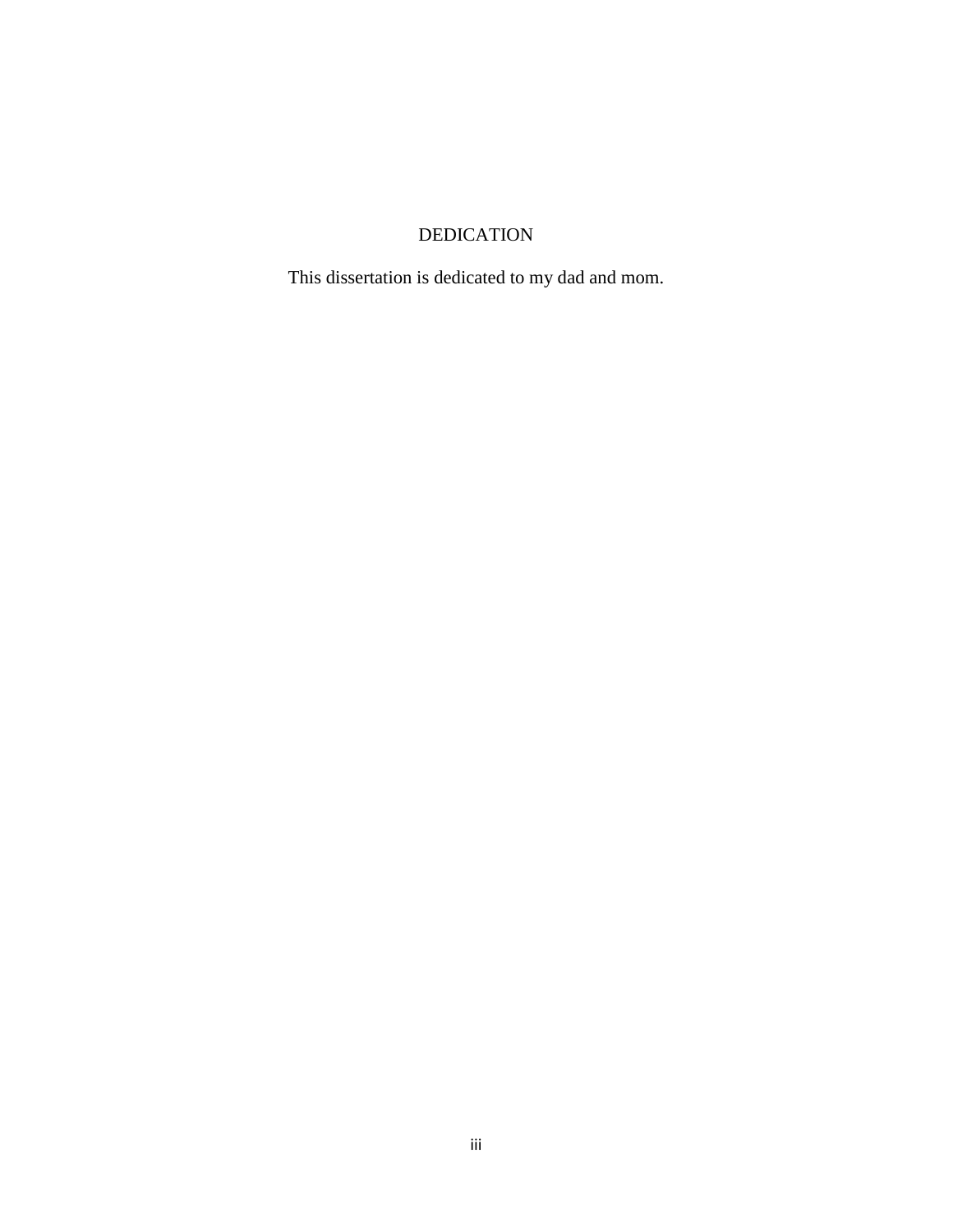# DEDICATION

This dissertation is dedicated to my dad and mom.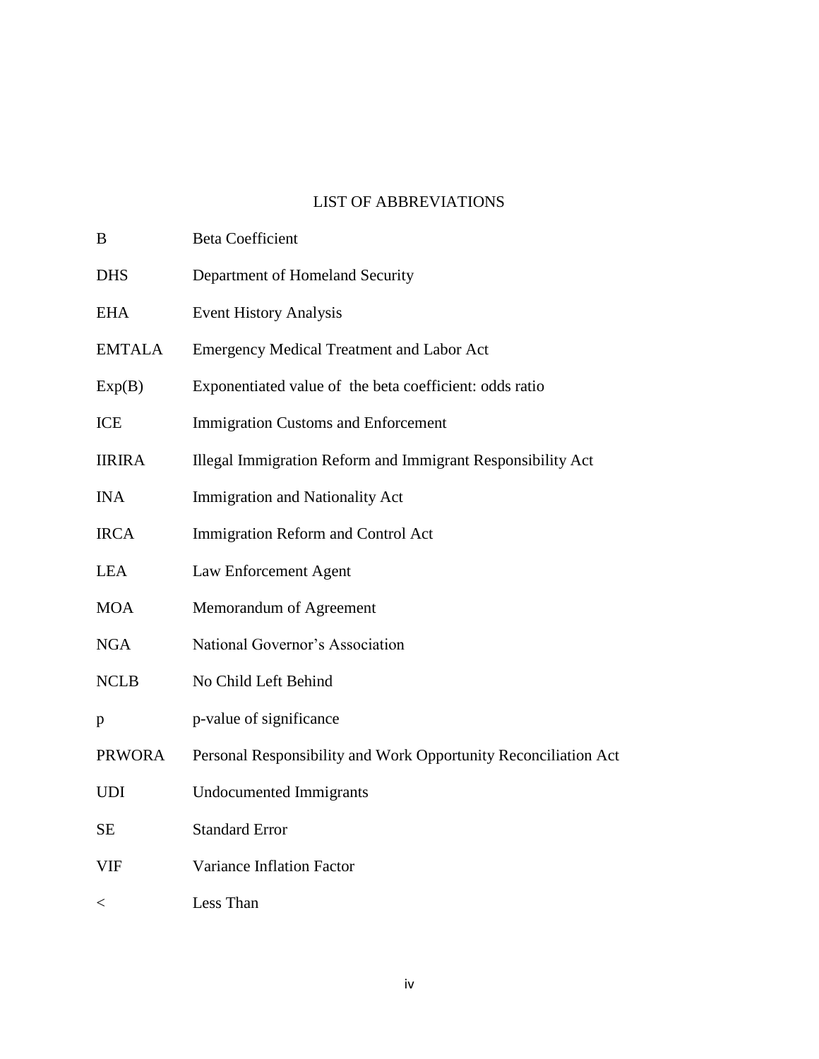# LIST OF ABBREVIATIONS

| | |
|---|---|
| B | Beta Coefficient |
| DHS | Department of Homeland Security |
| EHA | Event History Analysis |
| EMTALA | Emergency Medical Treatment and Labor Act |
| Exp(B) | Exponentiated value of the beta coefficient: odds ratio |
| ICE | Immigration Customs and Enforcement |
| IIRIRA | Illegal Immigration Reform and Immigrant Responsibility Act |
| INA | Immigration and Nationality Act |
| IRCA | Immigration Reform and Control Act |
| LEA | Law Enforcement Agent |
| MOA | Memorandum of Agreement |
| NGA | National Governor's Association |
| NCLB | No Child Left Behind |
| p | p-value of significance |
| PRWORA | Personal Responsibility and Work Opportunity Reconciliation Act |
| UDI | Undocumented Immigrants |
| SE | Standard Error |
| VIF | Variance Inflation Factor |
| < | Less Than |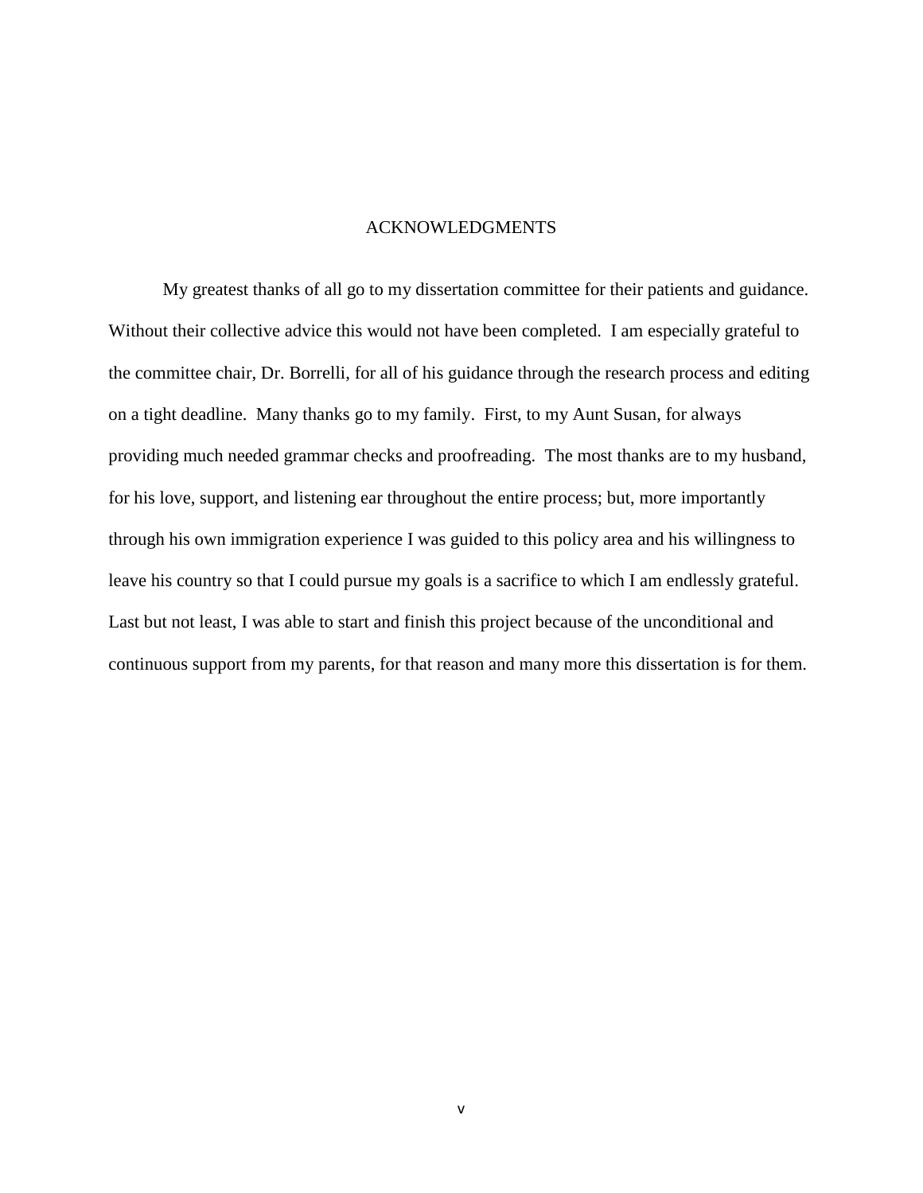# ACKNOWLEDGMENTS

My greatest thanks of all go to my dissertation committee for their patients and guidance. Without their collective advice this would not have been completed. I am especially grateful to the committee chair, Dr. Borrelli, for all of his guidance through the research process and editing on a tight deadline. Many thanks go to my family. First, to my Aunt Susan, for always providing much needed grammar checks and proofreading. The most thanks are to my husband, for his love, support, and listening ear throughout the entire process; but, more importantly through his own immigration experience I was guided to this policy area and his willingness to leave his country so that I could pursue my goals is a sacrifice to which I am endlessly grateful. Last but not least, I was able to start and finish this project because of the unconditional and continuous support from my parents, for that reason and many more this dissertation is for them.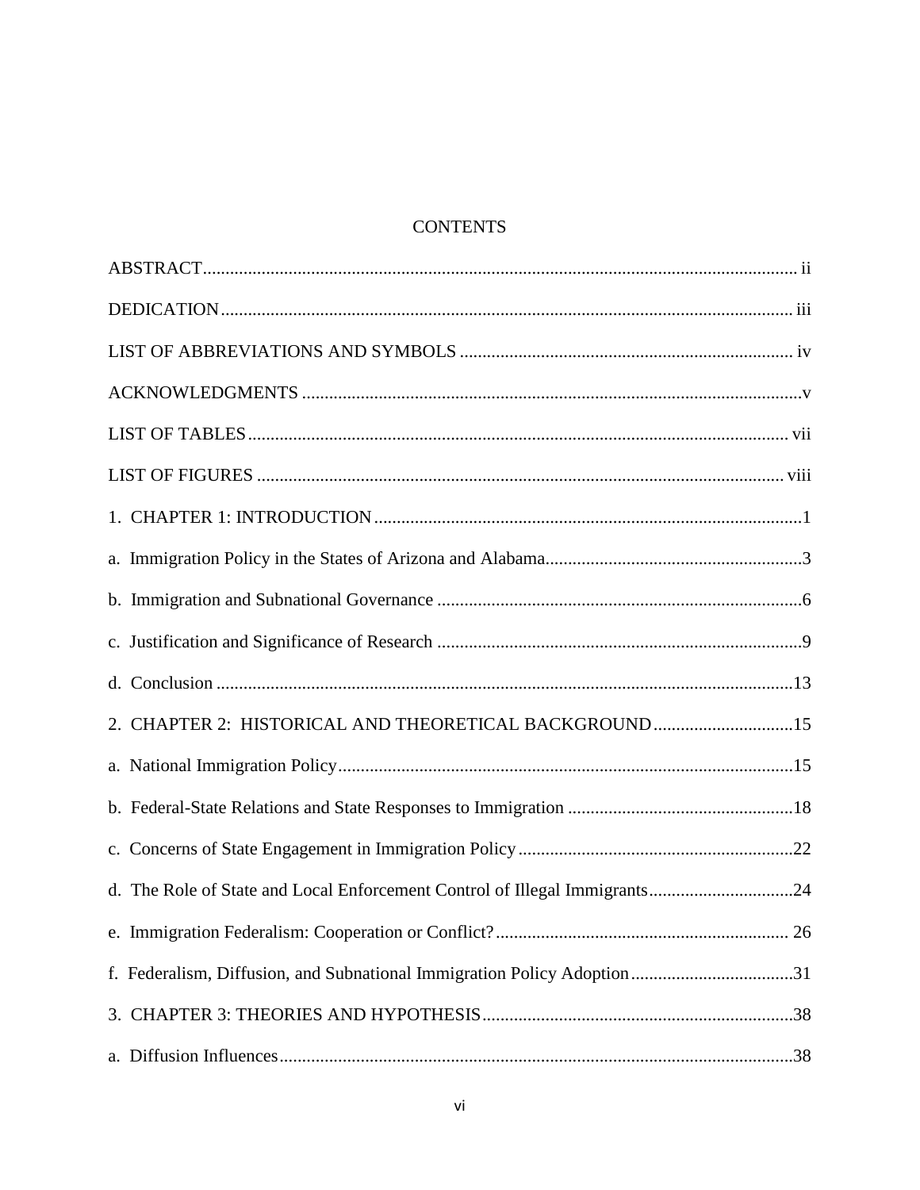# CONTENTS

ABSTRACT .................................................................................................................. ii

DEDICATION ............................................................................................................. iii

LIST OF ABBREVIATIONS AND SYMBOLS ......................................................................... iv

ACKNOWLEDGMENTS ............................................................................................... v

LIST OF TABLES ....................................................................................................... vii

LIST OF FIGURES .................................................................................................... viii

1. CHAPTER 1: INTRODUCTION ...................................................................................... 1

a. Immigration Policy in the States of Arizona and Alabama ............................................... 3

b. Immigration and Subnational Governance ..................................................................... 6

c. Justification and Significance of Research ..................................................................... 9

d. Conclusion ............................................................................................................ 13

2. CHAPTER 2: HISTORICAL AND THEORETICAL BACKGROUND ..................................... 15

a. National Immigration Policy ...................................................................................... 15

b. Federal-State Relations and State Responses to Immigration ......................................... 18

c. Concerns of State Engagement in Immigration Policy ................................................... 22

d. The Role of State and Local Enforcement Control of Illegal Immigrants ........................... 24

e. Immigration Federalism: Cooperation or Conflict? ........................................................ 26

f. Federalism, Diffusion, and Subnational Immigration Policy Adoption ............................... 31

3. CHAPTER 3: THEORIES AND HYPOTHESIS ............................................................... 38

a. Diffusion Influences .................................................................................................. 38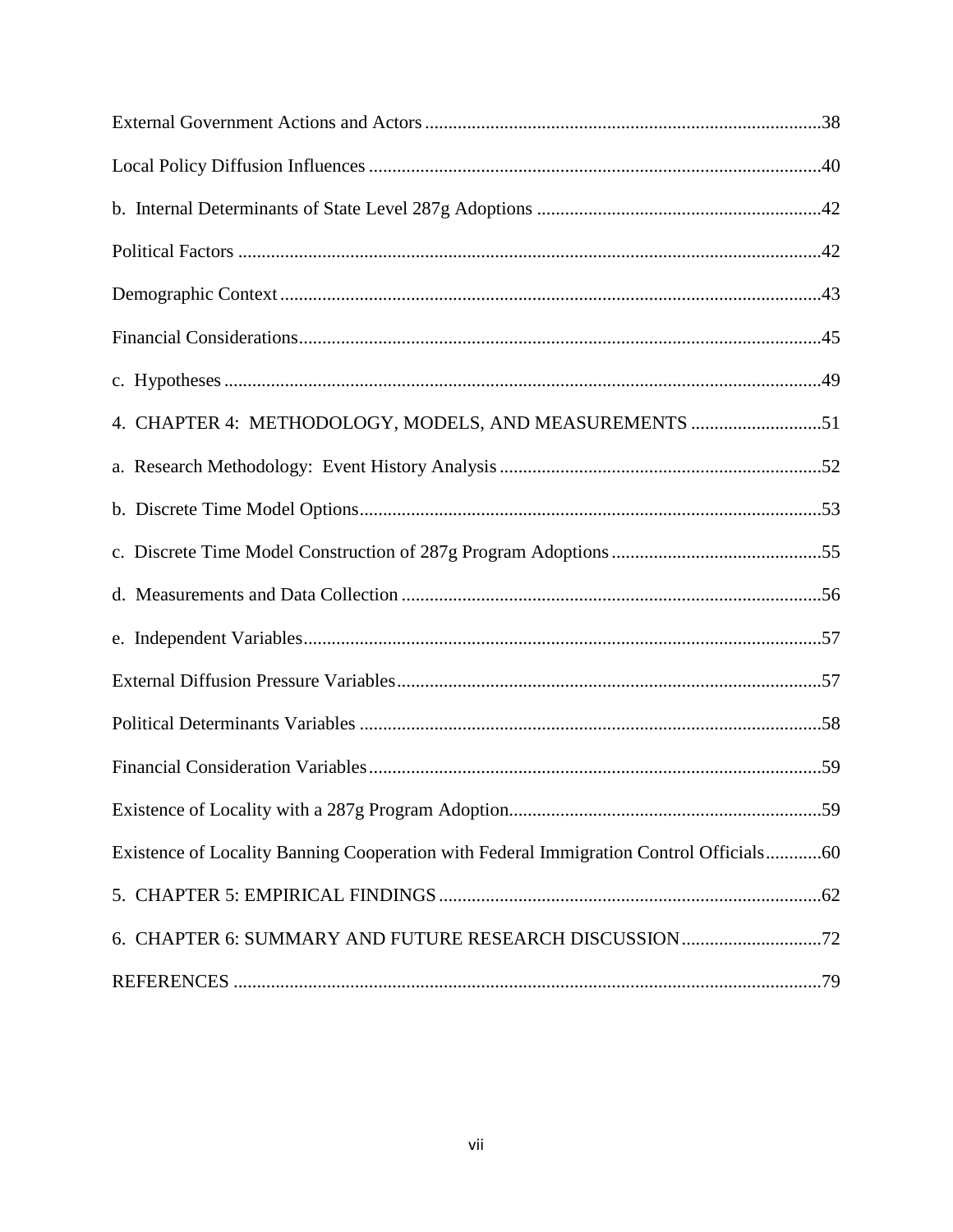External Government Actions and Actors ....................................................................................38

Local Policy Diffusion Influences ................................................................................................40

b. Internal Determinants of State Level 287g Adoptions ............................................................42

Political Factors ............................................................................................................................42

Demographic Context ...................................................................................................................43

Financial Considerations ...............................................................................................................45

c. Hypotheses ...............................................................................................................................49

4. CHAPTER 4: METHODOLOGY, MODELS, AND MEASUREMENTS ............................51

a. Research Methodology: Event History Analysis .....................................................................52

b. Discrete Time Model Options ..................................................................................................53

c. Discrete Time Model Construction of 287g Program Adoptions .............................................55

d. Measurements and Data Collection .........................................................................................56

e. Independent Variables ..............................................................................................................57

External Diffusion Pressure Variables ..........................................................................................57

Political Determinants Variables ..................................................................................................58

Financial Consideration Variables ................................................................................................59

Existence of Locality with a 287g Program Adoption ..................................................................59

Existence of Locality Banning Cooperation with Federal Immigration Control Officials ............60

5. CHAPTER 5: EMPIRICAL FINDINGS .................................................................................62

6. CHAPTER 6: SUMMARY AND FUTURE RESEARCH DISCUSSION ..............................72

REFERENCES .............................................................................................................................79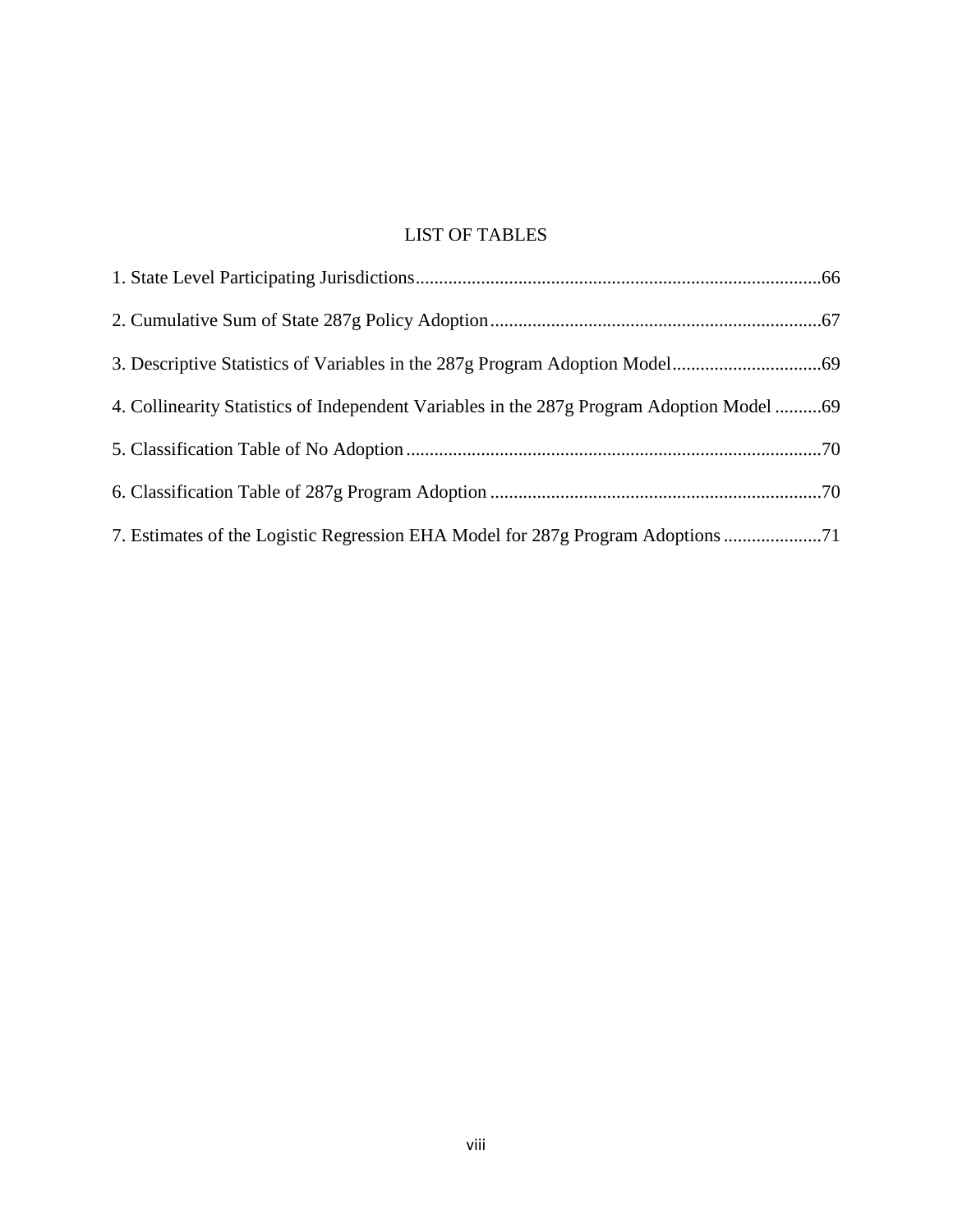# LIST OF TABLES

1. State Level Participating Jurisdictions......................................................................................66

2. Cumulative Sum of State 287g Policy Adoption.......................................................................67

3. Descriptive Statistics of Variables in the 287g Program Adoption Model................................69

4. Collinearity Statistics of Independent Variables in the 287g Program Adoption Model ..........69

5. Classification Table of No Adoption........................................................................................70

6. Classification Table of 287g Program Adoption ......................................................................70

7. Estimates of the Logistic Regression EHA Model for 287g Program Adoptions .....................71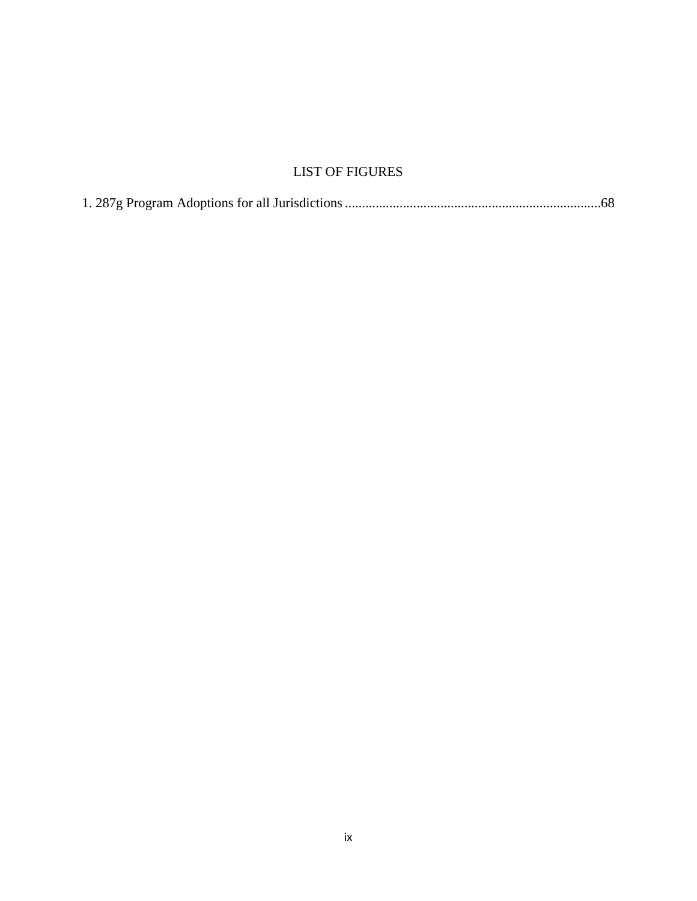# LIST OF FIGURES

1. 287g Program Adoptions for all Jurisdictions ..........................................................................68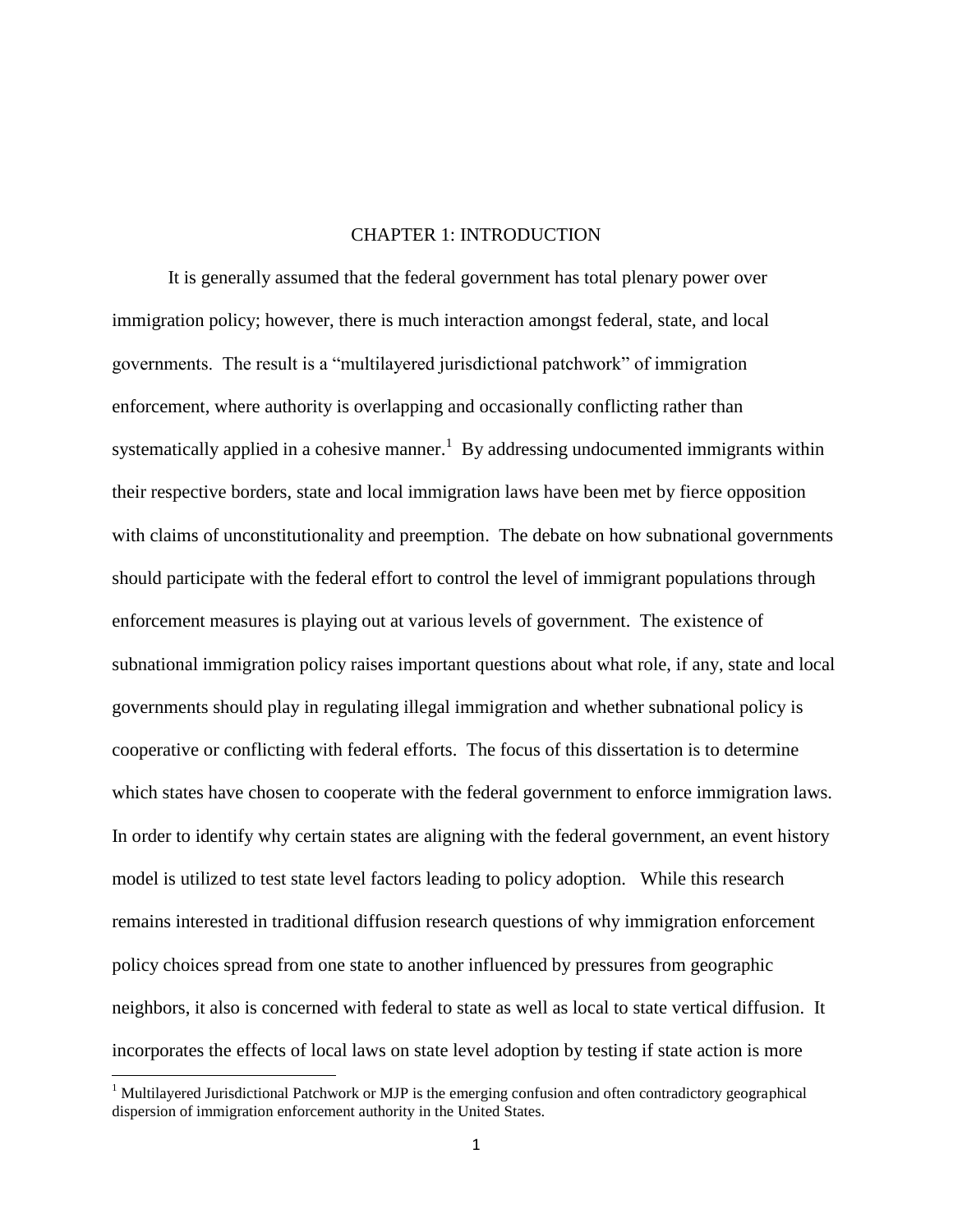# CHAPTER 1: INTRODUCTION

It is generally assumed that the federal government has total plenary power over immigration policy; however, there is much interaction amongst federal, state, and local governments. The result is a "multilayered jurisdictional patchwork" of immigration enforcement, where authority is overlapping and occasionally conflicting rather than systematically applied in a cohesive manner.[1] By addressing undocumented immigrants within their respective borders, state and local immigration laws have been met by fierce opposition with claims of unconstitutionality and preemption. The debate on how subnational governments should participate with the federal effort to control the level of immigrant populations through enforcement measures is playing out at various levels of government. The existence of subnational immigration policy raises important questions about what role, if any, state and local governments should play in regulating illegal immigration and whether subnational policy is cooperative or conflicting with federal efforts. The focus of this dissertation is to determine which states have chosen to cooperate with the federal government to enforce immigration laws. In order to identify why certain states are aligning with the federal government, an event history model is utilized to test state level factors leading to policy adoption. While this research remains interested in traditional diffusion research questions of why immigration enforcement policy choices spread from one state to another influenced by pressures from geographic neighbors, it also is concerned with federal to state as well as local to state vertical diffusion. It incorporates the effects of local laws on state level adoption by testing if state action is more

[1] Multilayered Jurisdictional Patchwork or MJP is the emerging confusion and often contradictory geographical dispersion of immigration enforcement authority in the United States.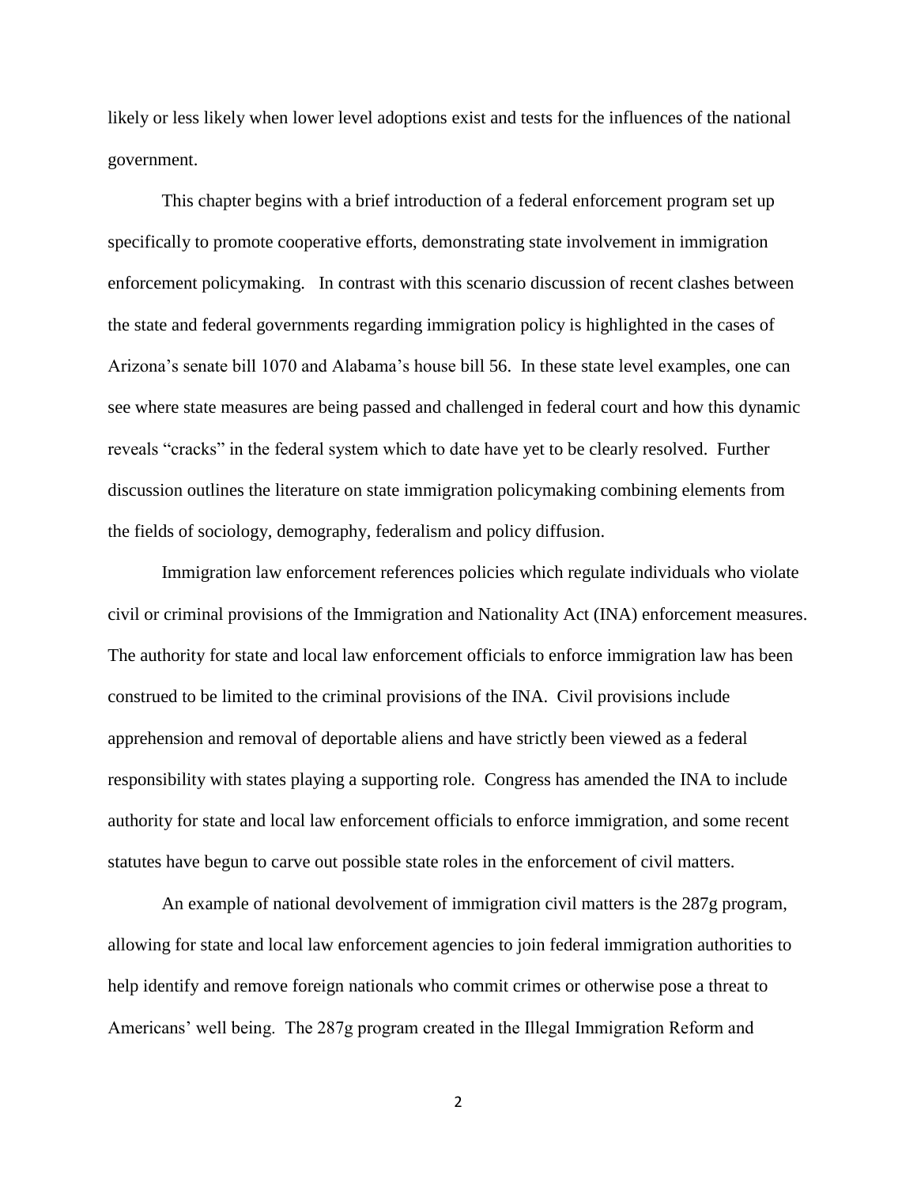likely or less likely when lower level adoptions exist and tests for the influences of the national government.

This chapter begins with a brief introduction of a federal enforcement program set up specifically to promote cooperative efforts, demonstrating state involvement in immigration enforcement policymaking. In contrast with this scenario discussion of recent clashes between the state and federal governments regarding immigration policy is highlighted in the cases of Arizona's senate bill 1070 and Alabama's house bill 56. In these state level examples, one can see where state measures are being passed and challenged in federal court and how this dynamic reveals "cracks" in the federal system which to date have yet to be clearly resolved. Further discussion outlines the literature on state immigration policymaking combining elements from the fields of sociology, demography, federalism and policy diffusion.

Immigration law enforcement references policies which regulate individuals who violate civil or criminal provisions of the Immigration and Nationality Act (INA) enforcement measures. The authority for state and local law enforcement officials to enforce immigration law has been construed to be limited to the criminal provisions of the INA. Civil provisions include apprehension and removal of deportable aliens and have strictly been viewed as a federal responsibility with states playing a supporting role. Congress has amended the INA to include authority for state and local law enforcement officials to enforce immigration, and some recent statutes have begun to carve out possible state roles in the enforcement of civil matters.

An example of national devolvement of immigration civil matters is the 287g program, allowing for state and local law enforcement agencies to join federal immigration authorities to help identify and remove foreign nationals who commit crimes or otherwise pose a threat to Americans' well being. The 287g program created in the Illegal Immigration Reform and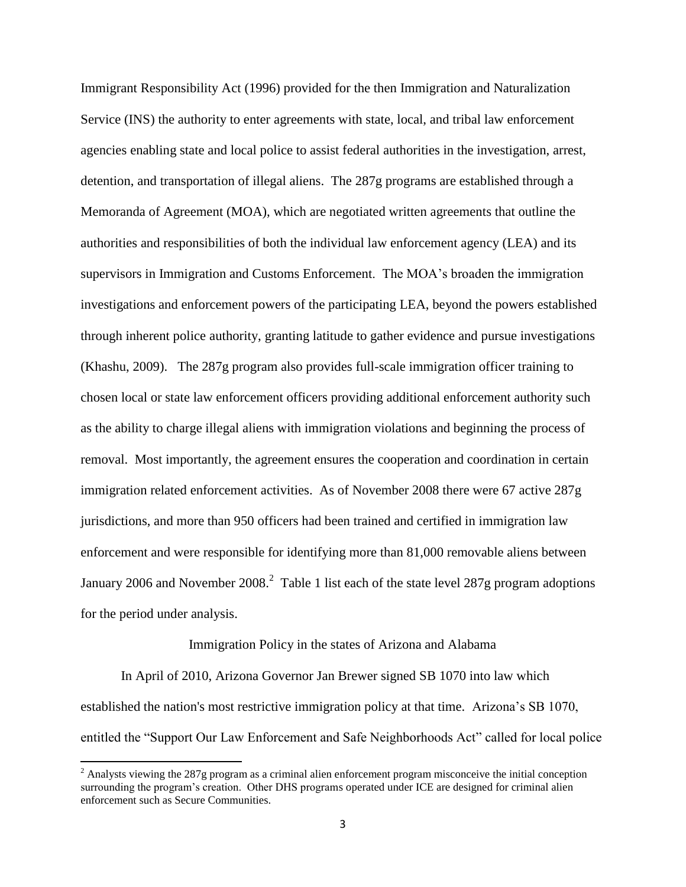Immigrant Responsibility Act (1996) provided for the then Immigration and Naturalization Service (INS) the authority to enter agreements with state, local, and tribal law enforcement agencies enabling state and local police to assist federal authorities in the investigation, arrest, detention, and transportation of illegal aliens. The 287g programs are established through a Memoranda of Agreement (MOA), which are negotiated written agreements that outline the authorities and responsibilities of both the individual law enforcement agency (LEA) and its supervisors in Immigration and Customs Enforcement. The MOA's broaden the immigration investigations and enforcement powers of the participating LEA, beyond the powers established through inherent police authority, granting latitude to gather evidence and pursue investigations (Khashu, 2009). The 287g program also provides full-scale immigration officer training to chosen local or state law enforcement officers providing additional enforcement authority such as the ability to charge illegal aliens with immigration violations and beginning the process of removal. Most importantly, the agreement ensures the cooperation and coordination in certain immigration related enforcement activities. As of November 2008 there were 67 active 287g jurisdictions, and more than 950 officers had been trained and certified in immigration law enforcement and were responsible for identifying more than 81,000 removable aliens between January 2006 and November 2008.[2] Table 1 list each of the state level 287g program adoptions for the period under analysis.

## Immigration Policy in the states of Arizona and Alabama

In April of 2010, Arizona Governor Jan Brewer signed SB 1070 into law which established the nation's most restrictive immigration policy at that time. Arizona's SB 1070, entitled the "Support Our Law Enforcement and Safe Neighborhoods Act" called for local police

[2] Analysts viewing the 287g program as a criminal alien enforcement program misconceive the initial conception surrounding the program's creation. Other DHS programs operated under ICE are designed for criminal alien enforcement such as Secure Communities.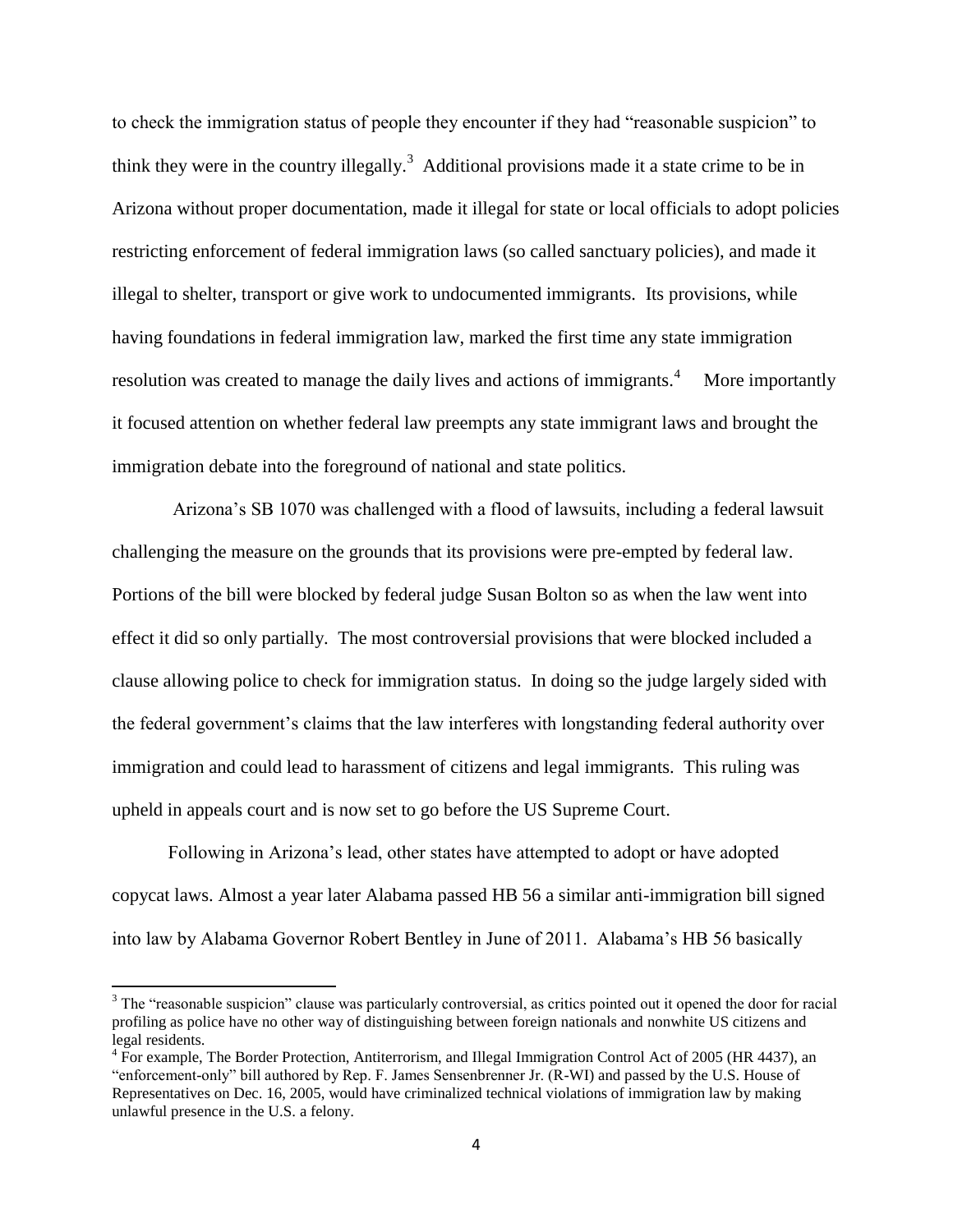to check the immigration status of people they encounter if they had "reasonable suspicion" to think they were in the country illegally.[3] Additional provisions made it a state crime to be in Arizona without proper documentation, made it illegal for state or local officials to adopt policies restricting enforcement of federal immigration laws (so called sanctuary policies), and made it illegal to shelter, transport or give work to undocumented immigrants. Its provisions, while having foundations in federal immigration law, marked the first time any state immigration resolution was created to manage the daily lives and actions of immigrants.[4] More importantly it focused attention on whether federal law preempts any state immigrant laws and brought the immigration debate into the foreground of national and state politics.

Arizona's SB 1070 was challenged with a flood of lawsuits, including a federal lawsuit challenging the measure on the grounds that its provisions were pre-empted by federal law. Portions of the bill were blocked by federal judge Susan Bolton so as when the law went into effect it did so only partially. The most controversial provisions that were blocked included a clause allowing police to check for immigration status. In doing so the judge largely sided with the federal government's claims that the law interferes with longstanding federal authority over immigration and could lead to harassment of citizens and legal immigrants. This ruling was upheld in appeals court and is now set to go before the US Supreme Court.

Following in Arizona's lead, other states have attempted to adopt or have adopted copycat laws. Almost a year later Alabama passed HB 56 a similar anti-immigration bill signed into law by Alabama Governor Robert Bentley in June of 2011. Alabama's HB 56 basically

---

[3] The "reasonable suspicion" clause was particularly controversial, as critics pointed out it opened the door for racial profiling as police have no other way of distinguishing between foreign nationals and nonwhite US citizens and legal residents.

[4] For example, The Border Protection, Antiterrorism, and Illegal Immigration Control Act of 2005 (HR 4437), an "enforcement-only" bill authored by Rep. F. James Sensenbrenner Jr. (R-WI) and passed by the U.S. House of Representatives on Dec. 16, 2005, would have criminalized technical violations of immigration law by making unlawful presence in the U.S. a felony.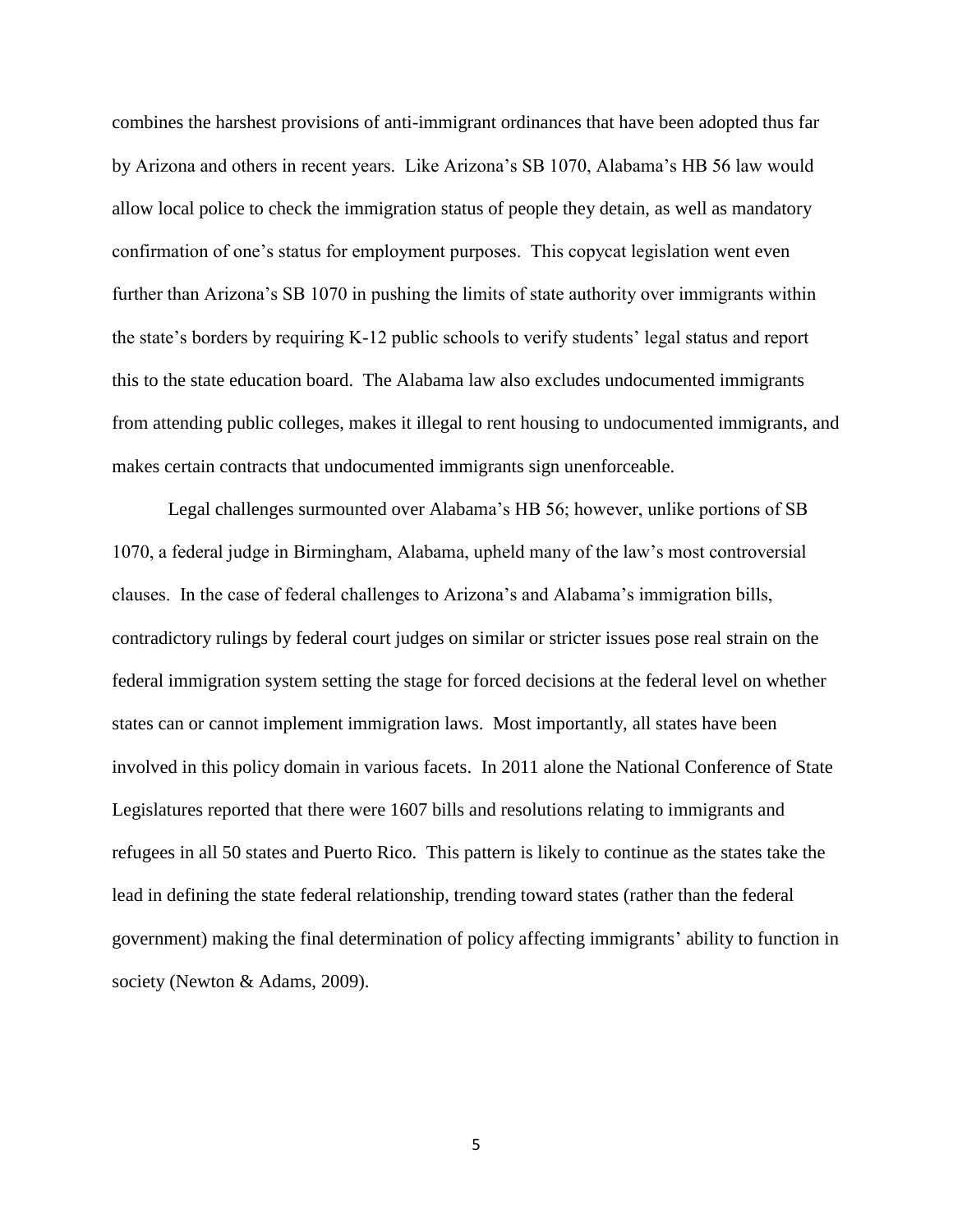combines the harshest provisions of anti-immigrant ordinances that have been adopted thus far by Arizona and others in recent years. Like Arizona's SB 1070, Alabama's HB 56 law would allow local police to check the immigration status of people they detain, as well as mandatory confirmation of one's status for employment purposes. This copycat legislation went even further than Arizona's SB 1070 in pushing the limits of state authority over immigrants within the state's borders by requiring K-12 public schools to verify students' legal status and report this to the state education board. The Alabama law also excludes undocumented immigrants from attending public colleges, makes it illegal to rent housing to undocumented immigrants, and makes certain contracts that undocumented immigrants sign unenforceable.

Legal challenges surmounted over Alabama's HB 56; however, unlike portions of SB 1070, a federal judge in Birmingham, Alabama, upheld many of the law's most controversial clauses. In the case of federal challenges to Arizona's and Alabama's immigration bills, contradictory rulings by federal court judges on similar or stricter issues pose real strain on the federal immigration system setting the stage for forced decisions at the federal level on whether states can or cannot implement immigration laws. Most importantly, all states have been involved in this policy domain in various facets. In 2011 alone the National Conference of State Legislatures reported that there were 1607 bills and resolutions relating to immigrants and refugees in all 50 states and Puerto Rico. This pattern is likely to continue as the states take the lead in defining the state federal relationship, trending toward states (rather than the federal government) making the final determination of policy affecting immigrants' ability to function in society (Newton & Adams, 2009).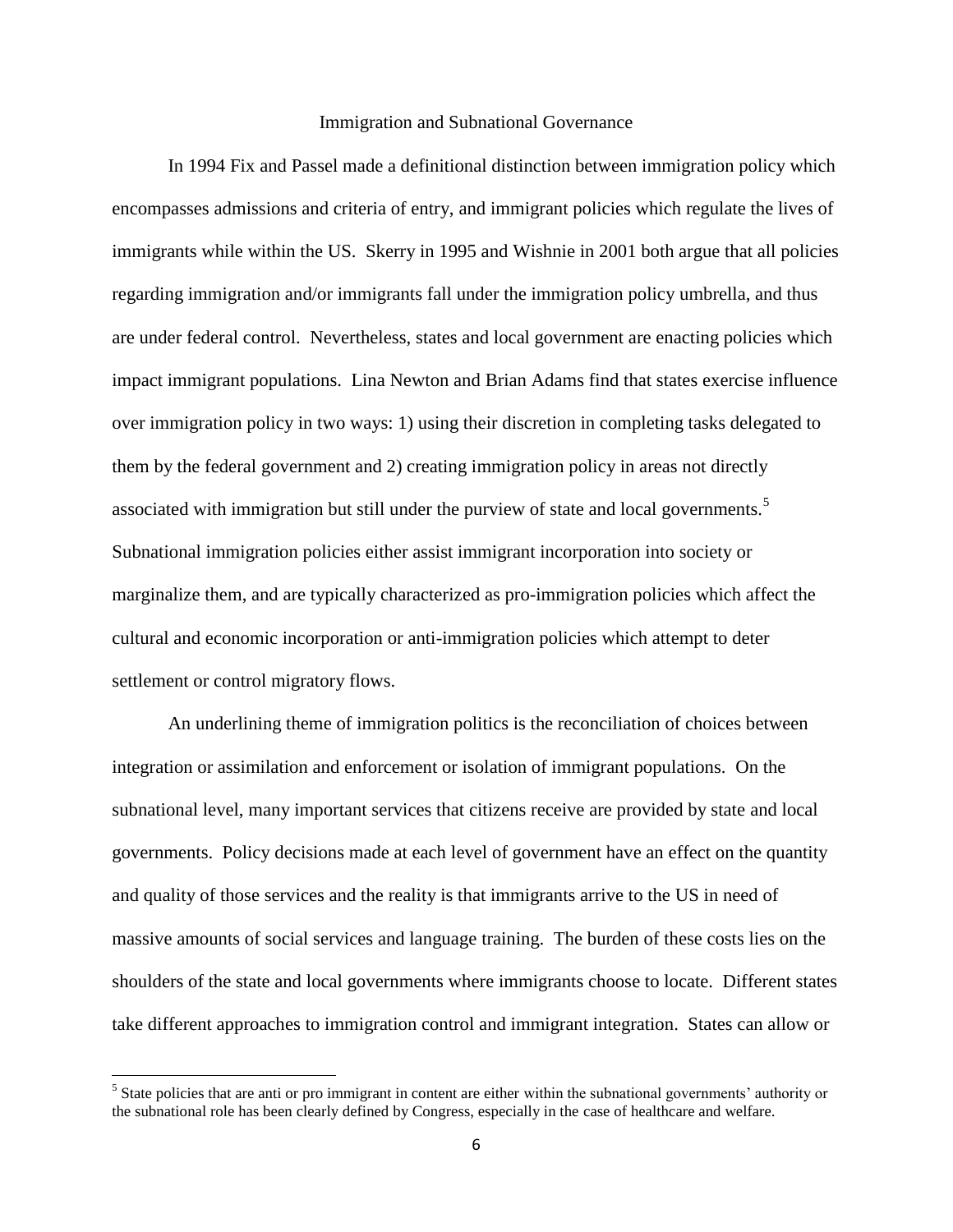## Immigration and Subnational Governance

In 1994 Fix and Passel made a definitional distinction between immigration policy which encompasses admissions and criteria of entry, and immigrant policies which regulate the lives of immigrants while within the US. Skerry in 1995 and Wishnie in 2001 both argue that all policies regarding immigration and/or immigrants fall under the immigration policy umbrella, and thus are under federal control. Nevertheless, states and local government are enacting policies which impact immigrant populations. Lina Newton and Brian Adams find that states exercise influence over immigration policy in two ways: 1) using their discretion in completing tasks delegated to them by the federal government and 2) creating immigration policy in areas not directly associated with immigration but still under the purview of state and local governments.[5] Subnational immigration policies either assist immigrant incorporation into society or marginalize them, and are typically characterized as pro-immigration policies which affect the cultural and economic incorporation or anti-immigration policies which attempt to deter settlement or control migratory flows.

An underlining theme of immigration politics is the reconciliation of choices between integration or assimilation and enforcement or isolation of immigrant populations. On the subnational level, many important services that citizens receive are provided by state and local governments. Policy decisions made at each level of government have an effect on the quantity and quality of those services and the reality is that immigrants arrive to the US in need of massive amounts of social services and language training. The burden of these costs lies on the shoulders of the state and local governments where immigrants choose to locate. Different states take different approaches to immigration control and immigrant integration. States can allow or

[5] State policies that are anti or pro immigrant in content are either within the subnational governments' authority or the subnational role has been clearly defined by Congress, especially in the case of healthcare and welfare.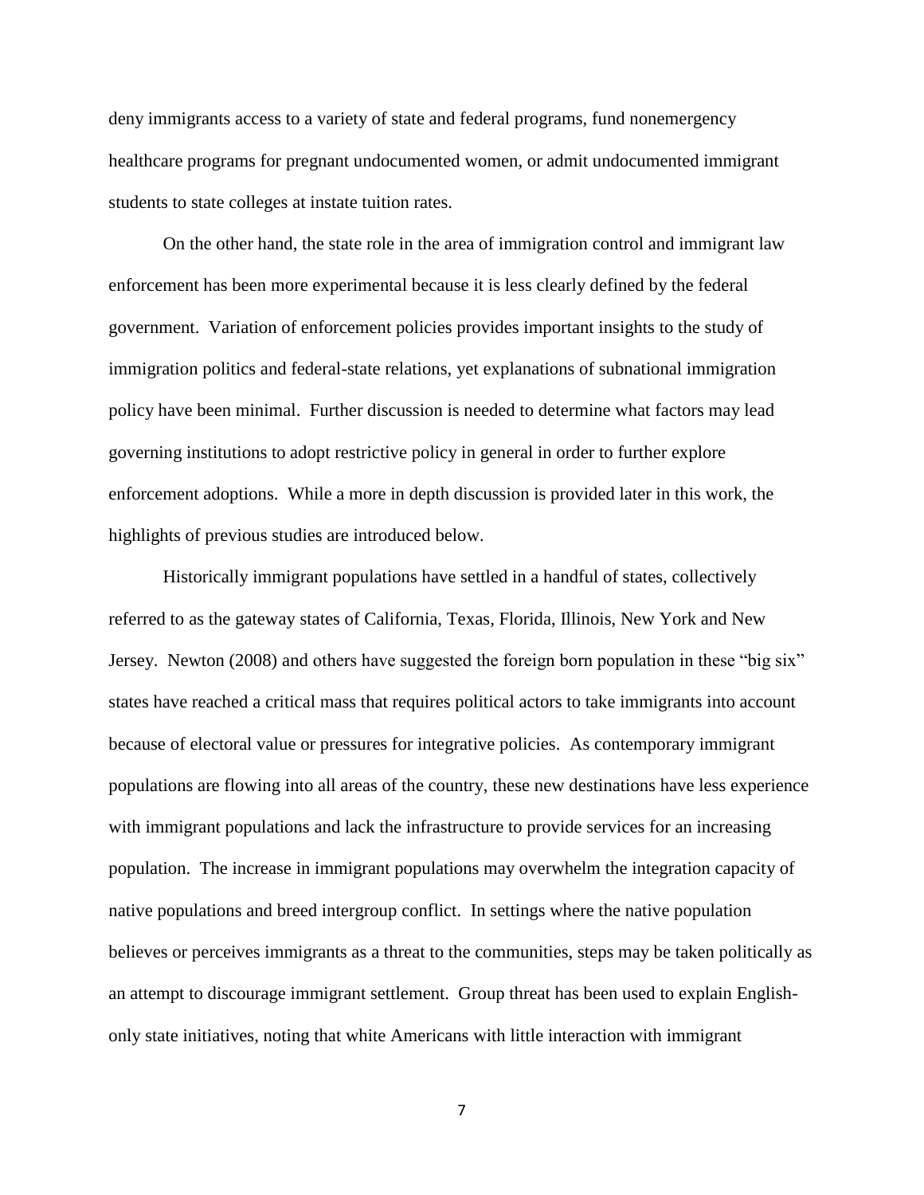deny immigrants access to a variety of state and federal programs, fund nonemergency healthcare programs for pregnant undocumented women, or admit undocumented immigrant students to state colleges at instate tuition rates.

On the other hand, the state role in the area of immigration control and immigrant law enforcement has been more experimental because it is less clearly defined by the federal government. Variation of enforcement policies provides important insights to the study of immigration politics and federal-state relations, yet explanations of subnational immigration policy have been minimal. Further discussion is needed to determine what factors may lead governing institutions to adopt restrictive policy in general in order to further explore enforcement adoptions. While a more in depth discussion is provided later in this work, the highlights of previous studies are introduced below.

Historically immigrant populations have settled in a handful of states, collectively referred to as the gateway states of California, Texas, Florida, Illinois, New York and New Jersey. Newton (2008) and others have suggested the foreign born population in these "big six" states have reached a critical mass that requires political actors to take immigrants into account because of electoral value or pressures for integrative policies. As contemporary immigrant populations are flowing into all areas of the country, these new destinations have less experience with immigrant populations and lack the infrastructure to provide services for an increasing population. The increase in immigrant populations may overwhelm the integration capacity of native populations and breed intergroup conflict. In settings where the native population believes or perceives immigrants as a threat to the communities, steps may be taken politically as an attempt to discourage immigrant settlement. Group threat has been used to explain English-only state initiatives, noting that white Americans with little interaction with immigrant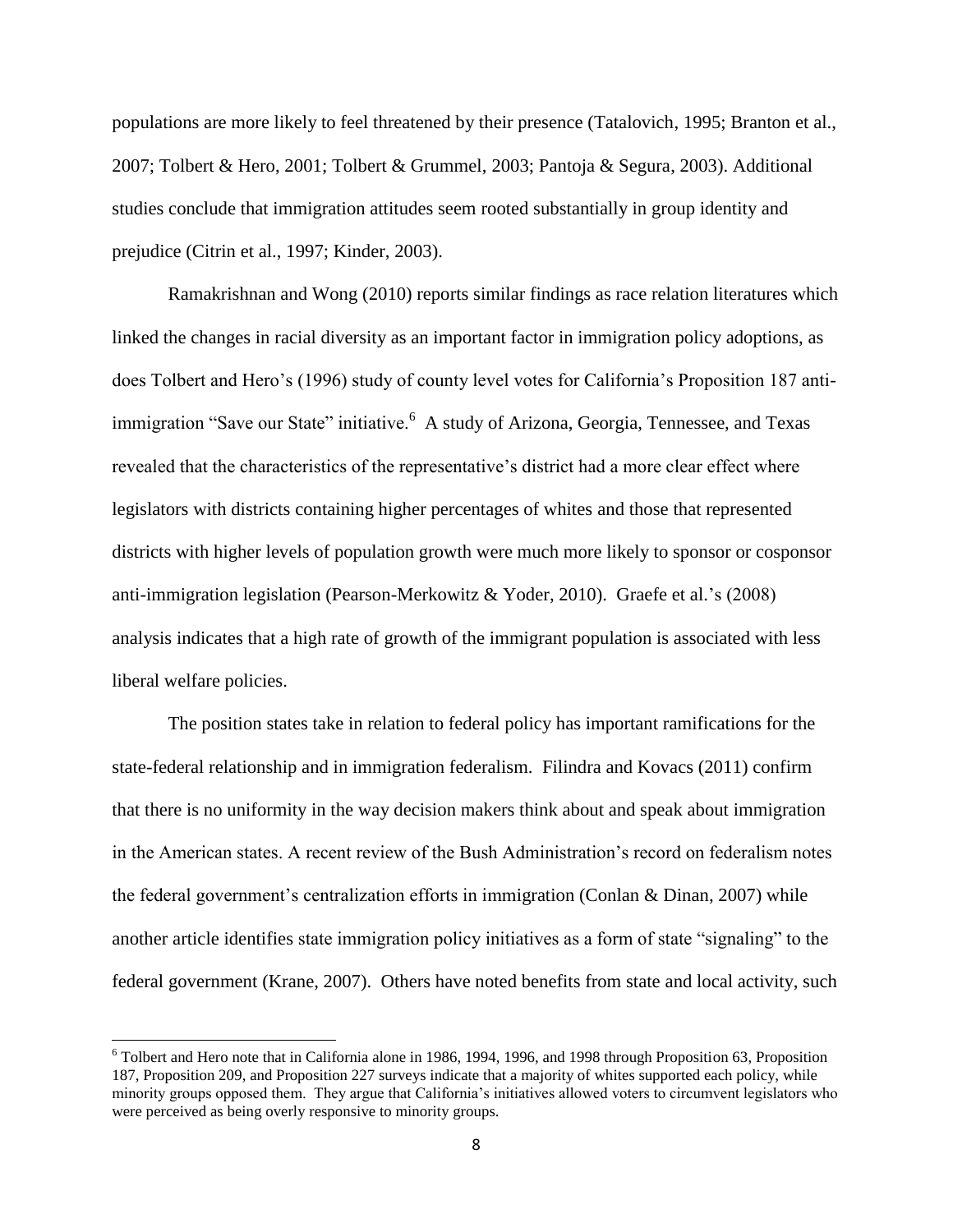populations are more likely to feel threatened by their presence (Tatalovich, 1995; Branton et al., 2007; Tolbert & Hero, 2001; Tolbert & Grummel, 2003; Pantoja & Segura, 2003). Additional studies conclude that immigration attitudes seem rooted substantially in group identity and prejudice (Citrin et al., 1997; Kinder, 2003).

Ramakrishnan and Wong (2010) reports similar findings as race relation literatures which linked the changes in racial diversity as an important factor in immigration policy adoptions, as does Tolbert and Hero's (1996) study of county level votes for California's Proposition 187 anti-immigration "Save our State" initiative.[6] A study of Arizona, Georgia, Tennessee, and Texas revealed that the characteristics of the representative's district had a more clear effect where legislators with districts containing higher percentages of whites and those that represented districts with higher levels of population growth were much more likely to sponsor or cosponsor anti-immigration legislation (Pearson-Merkowitz & Yoder, 2010). Graefe et al.'s (2008) analysis indicates that a high rate of growth of the immigrant population is associated with less liberal welfare policies.

The position states take in relation to federal policy has important ramifications for the state-federal relationship and in immigration federalism. Filindra and Kovacs (2011) confirm that there is no uniformity in the way decision makers think about and speak about immigration in the American states. A recent review of the Bush Administration's record on federalism notes the federal government's centralization efforts in immigration (Conlan & Dinan, 2007) while another article identifies state immigration policy initiatives as a form of state "signaling" to the federal government (Krane, 2007). Others have noted benefits from state and local activity, such

[6] Tolbert and Hero note that in California alone in 1986, 1994, 1996, and 1998 through Proposition 63, Proposition 187, Proposition 209, and Proposition 227 surveys indicate that a majority of whites supported each policy, while minority groups opposed them. They argue that California's initiatives allowed voters to circumvent legislators who were perceived as being overly responsive to minority groups.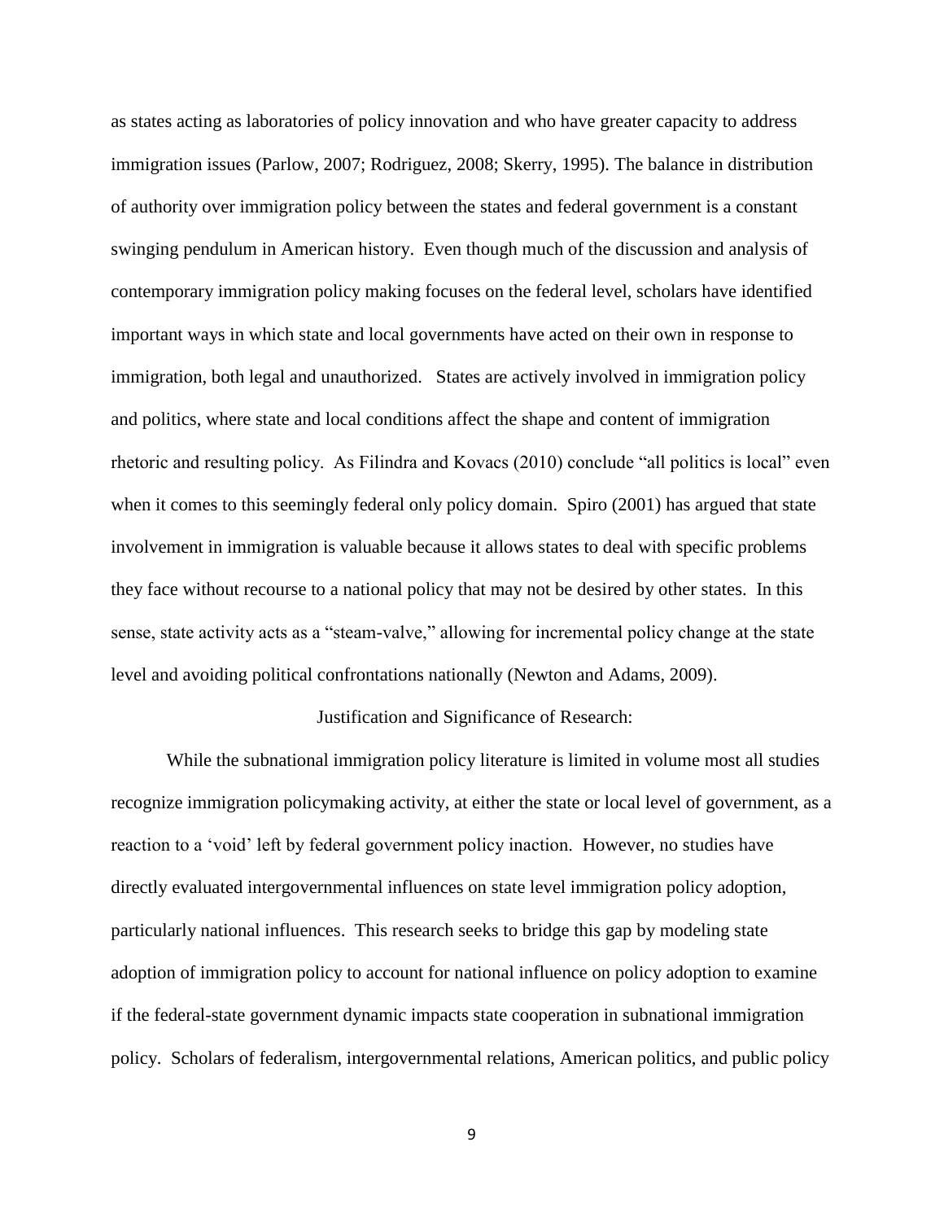as states acting as laboratories of policy innovation and who have greater capacity to address immigration issues (Parlow, 2007; Rodriguez, 2008; Skerry, 1995). The balance in distribution of authority over immigration policy between the states and federal government is a constant swinging pendulum in American history. Even though much of the discussion and analysis of contemporary immigration policy making focuses on the federal level, scholars have identified important ways in which state and local governments have acted on their own in response to immigration, both legal and unauthorized. States are actively involved in immigration policy and politics, where state and local conditions affect the shape and content of immigration rhetoric and resulting policy. As Filindra and Kovacs (2010) conclude "all politics is local" even when it comes to this seemingly federal only policy domain. Spiro (2001) has argued that state involvement in immigration is valuable because it allows states to deal with specific problems they face without recourse to a national policy that may not be desired by other states. In this sense, state activity acts as a "steam-valve," allowing for incremental policy change at the state level and avoiding political confrontations nationally (Newton and Adams, 2009).

## Justification and Significance of Research:

While the subnational immigration policy literature is limited in volume most all studies recognize immigration policymaking activity, at either the state or local level of government, as a reaction to a 'void' left by federal government policy inaction. However, no studies have directly evaluated intergovernmental influences on state level immigration policy adoption, particularly national influences. This research seeks to bridge this gap by modeling state adoption of immigration policy to account for national influence on policy adoption to examine if the federal-state government dynamic impacts state cooperation in subnational immigration policy. Scholars of federalism, intergovernmental relations, American politics, and public policy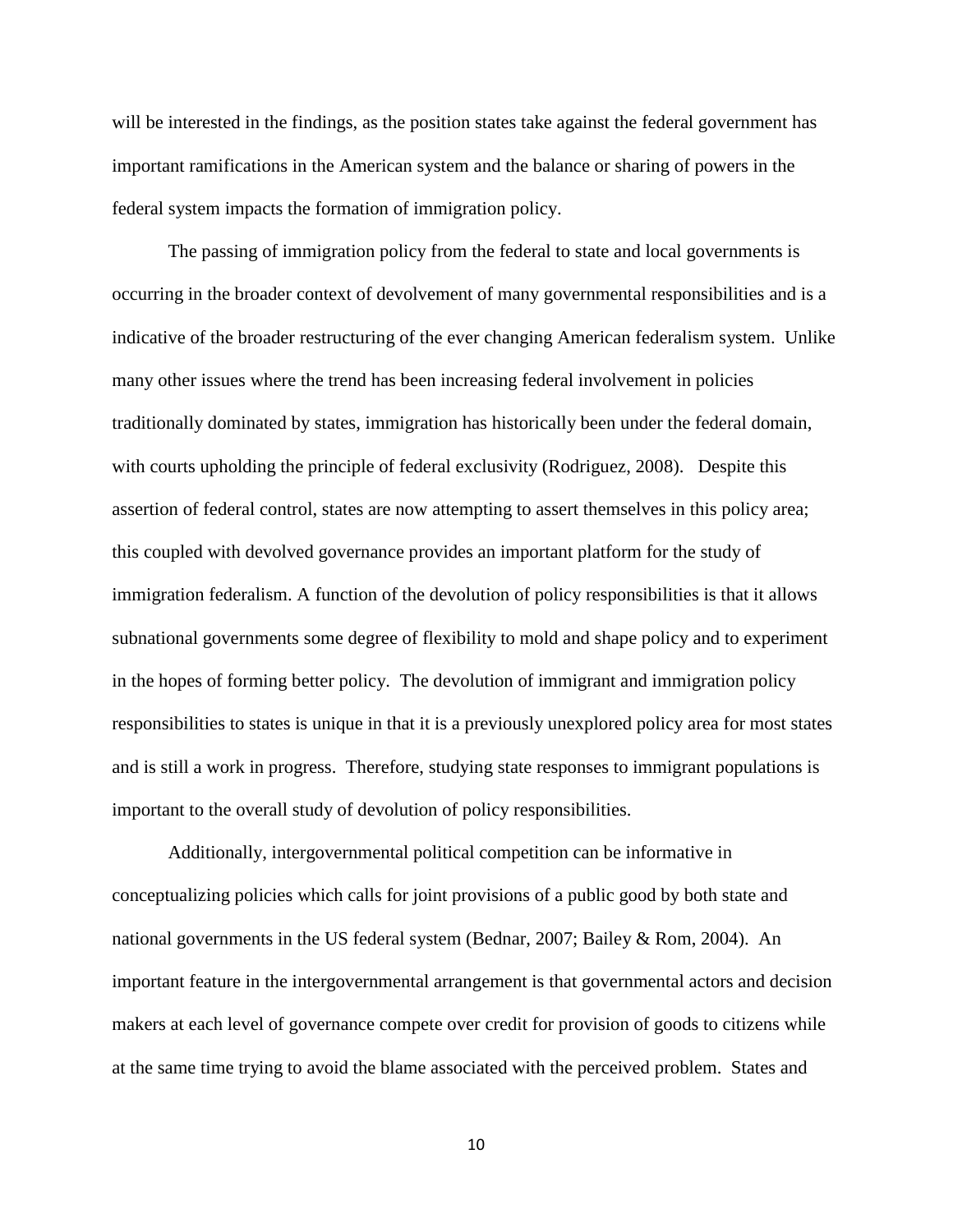will be interested in the findings, as the position states take against the federal government has important ramifications in the American system and the balance or sharing of powers in the federal system impacts the formation of immigration policy.

The passing of immigration policy from the federal to state and local governments is occurring in the broader context of devolvement of many governmental responsibilities and is a indicative of the broader restructuring of the ever changing American federalism system. Unlike many other issues where the trend has been increasing federal involvement in policies traditionally dominated by states, immigration has historically been under the federal domain, with courts upholding the principle of federal exclusivity (Rodriguez, 2008). Despite this assertion of federal control, states are now attempting to assert themselves in this policy area; this coupled with devolved governance provides an important platform for the study of immigration federalism. A function of the devolution of policy responsibilities is that it allows subnational governments some degree of flexibility to mold and shape policy and to experiment in the hopes of forming better policy. The devolution of immigrant and immigration policy responsibilities to states is unique in that it is a previously unexplored policy area for most states and is still a work in progress. Therefore, studying state responses to immigrant populations is important to the overall study of devolution of policy responsibilities.

Additionally, intergovernmental political competition can be informative in conceptualizing policies which calls for joint provisions of a public good by both state and national governments in the US federal system (Bednar, 2007; Bailey & Rom, 2004). An important feature in the intergovernmental arrangement is that governmental actors and decision makers at each level of governance compete over credit for provision of goods to citizens while at the same time trying to avoid the blame associated with the perceived problem. States and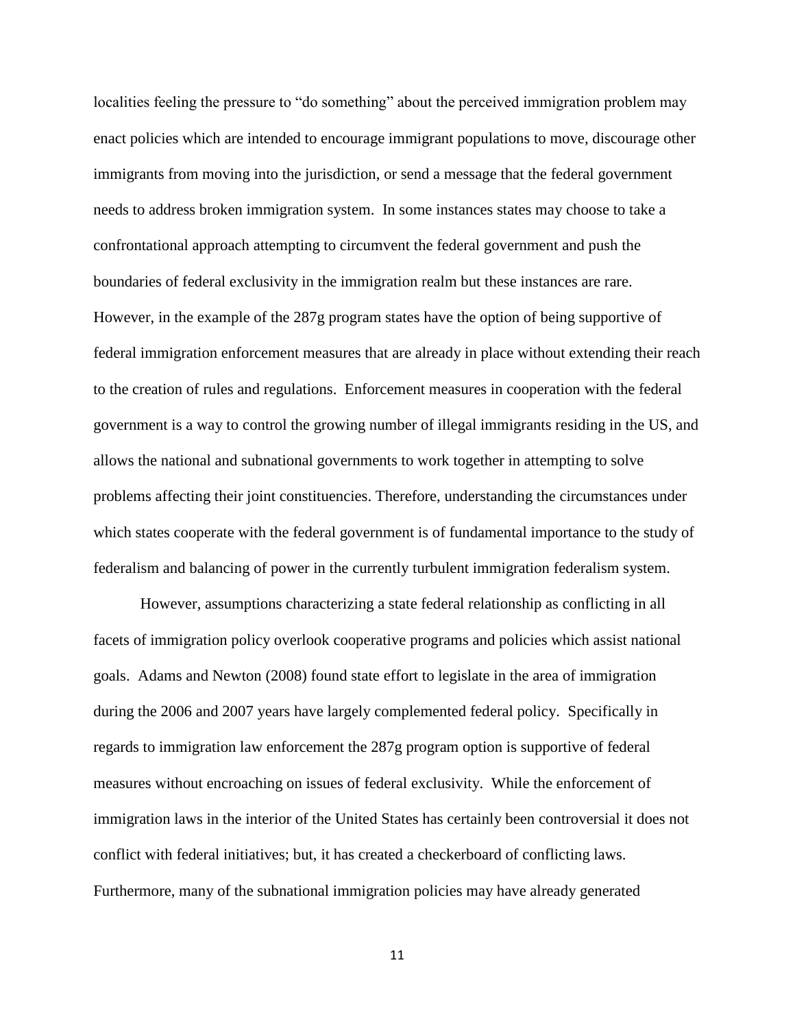localities feeling the pressure to "do something" about the perceived immigration problem may enact policies which are intended to encourage immigrant populations to move, discourage other immigrants from moving into the jurisdiction, or send a message that the federal government needs to address broken immigration system. In some instances states may choose to take a confrontational approach attempting to circumvent the federal government and push the boundaries of federal exclusivity in the immigration realm but these instances are rare. However, in the example of the 287g program states have the option of being supportive of federal immigration enforcement measures that are already in place without extending their reach to the creation of rules and regulations. Enforcement measures in cooperation with the federal government is a way to control the growing number of illegal immigrants residing in the US, and allows the national and subnational governments to work together in attempting to solve problems affecting their joint constituencies. Therefore, understanding the circumstances under which states cooperate with the federal government is of fundamental importance to the study of federalism and balancing of power in the currently turbulent immigration federalism system.

However, assumptions characterizing a state federal relationship as conflicting in all facets of immigration policy overlook cooperative programs and policies which assist national goals. Adams and Newton (2008) found state effort to legislate in the area of immigration during the 2006 and 2007 years have largely complemented federal policy. Specifically in regards to immigration law enforcement the 287g program option is supportive of federal measures without encroaching on issues of federal exclusivity. While the enforcement of immigration laws in the interior of the United States has certainly been controversial it does not conflict with federal initiatives; but, it has created a checkerboard of conflicting laws. Furthermore, many of the subnational immigration policies may have already generated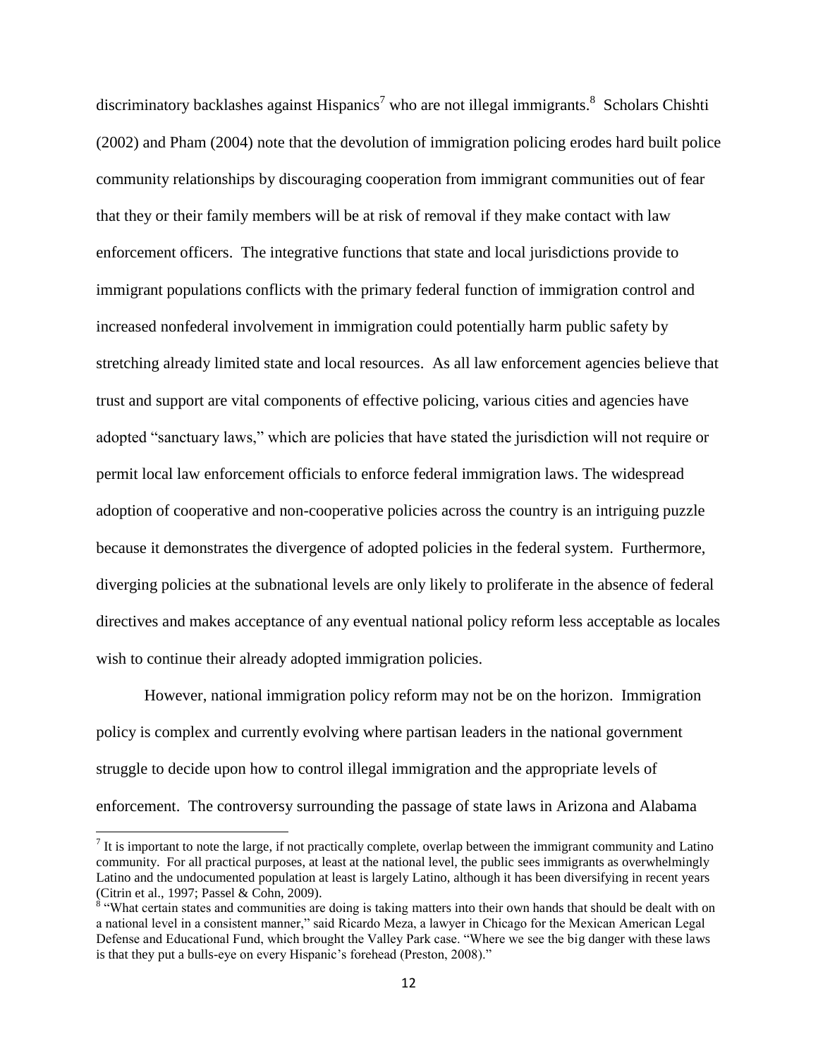discriminatory backlashes against Hispanics[7] who are not illegal immigrants.[8] Scholars Chishti (2002) and Pham (2004) note that the devolution of immigration policing erodes hard built police community relationships by discouraging cooperation from immigrant communities out of fear that they or their family members will be at risk of removal if they make contact with law enforcement officers. The integrative functions that state and local jurisdictions provide to immigrant populations conflicts with the primary federal function of immigration control and increased nonfederal involvement in immigration could potentially harm public safety by stretching already limited state and local resources. As all law enforcement agencies believe that trust and support are vital components of effective policing, various cities and agencies have adopted "sanctuary laws," which are policies that have stated the jurisdiction will not require or permit local law enforcement officials to enforce federal immigration laws. The widespread adoption of cooperative and non-cooperative policies across the country is an intriguing puzzle because it demonstrates the divergence of adopted policies in the federal system. Furthermore, diverging policies at the subnational levels are only likely to proliferate in the absence of federal directives and makes acceptance of any eventual national policy reform less acceptable as locales wish to continue their already adopted immigration policies.

However, national immigration policy reform may not be on the horizon. Immigration policy is complex and currently evolving where partisan leaders in the national government struggle to decide upon how to control illegal immigration and the appropriate levels of enforcement. The controversy surrounding the passage of state laws in Arizona and Alabama

[7] It is important to note the large, if not practically complete, overlap between the immigrant community and Latino community. For all practical purposes, at least at the national level, the public sees immigrants as overwhelmingly Latino and the undocumented population at least is largely Latino, although it has been diversifying in recent years (Citrin et al., 1997; Passel & Cohn, 2009).

[8] "What certain states and communities are doing is taking matters into their own hands that should be dealt with on a national level in a consistent manner," said Ricardo Meza, a lawyer in Chicago for the Mexican American Legal Defense and Educational Fund, which brought the Valley Park case. "Where we see the big danger with these laws is that they put a bulls-eye on every Hispanic's forehead (Preston, 2008)."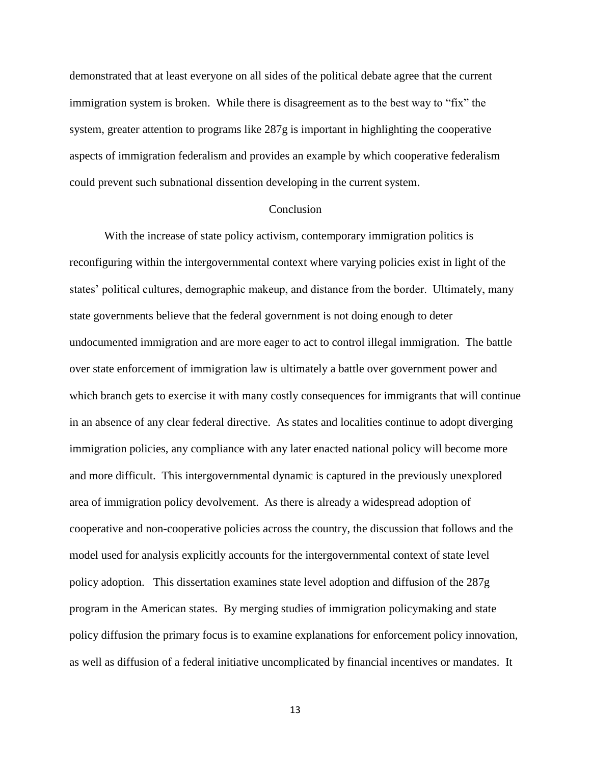demonstrated that at least everyone on all sides of the political debate agree that the current immigration system is broken. While there is disagreement as to the best way to "fix" the system, greater attention to programs like 287g is important in highlighting the cooperative aspects of immigration federalism and provides an example by which cooperative federalism could prevent such subnational dissention developing in the current system.

## Conclusion

With the increase of state policy activism, contemporary immigration politics is reconfiguring within the intergovernmental context where varying policies exist in light of the states' political cultures, demographic makeup, and distance from the border. Ultimately, many state governments believe that the federal government is not doing enough to deter undocumented immigration and are more eager to act to control illegal immigration. The battle over state enforcement of immigration law is ultimately a battle over government power and which branch gets to exercise it with many costly consequences for immigrants that will continue in an absence of any clear federal directive. As states and localities continue to adopt diverging immigration policies, any compliance with any later enacted national policy will become more and more difficult. This intergovernmental dynamic is captured in the previously unexplored area of immigration policy devolvement. As there is already a widespread adoption of cooperative and non-cooperative policies across the country, the discussion that follows and the model used for analysis explicitly accounts for the intergovernmental context of state level policy adoption. This dissertation examines state level adoption and diffusion of the 287g program in the American states. By merging studies of immigration policymaking and state policy diffusion the primary focus is to examine explanations for enforcement policy innovation, as well as diffusion of a federal initiative uncomplicated by financial incentives or mandates. It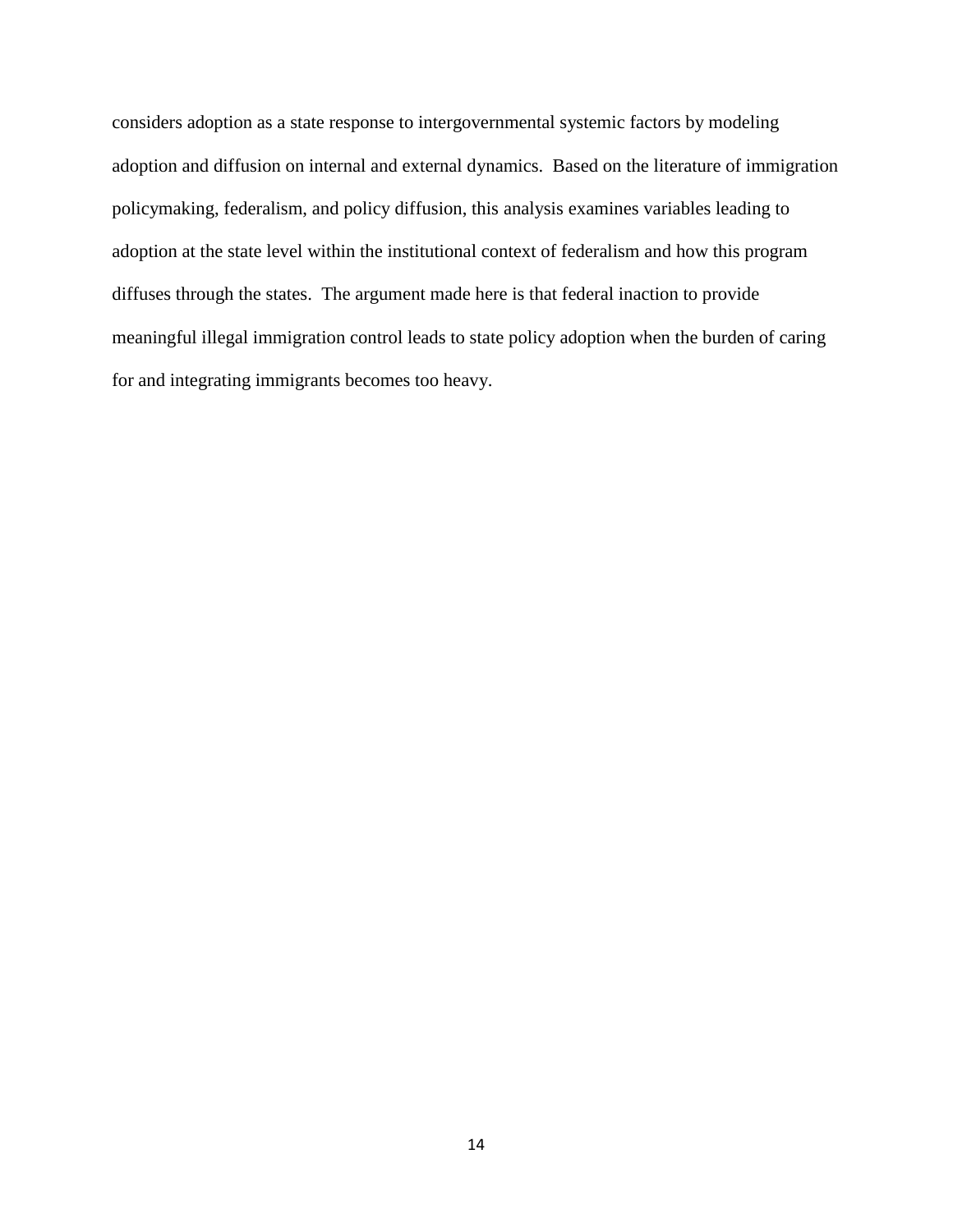considers adoption as a state response to intergovernmental systemic factors by modeling adoption and diffusion on internal and external dynamics. Based on the literature of immigration policymaking, federalism, and policy diffusion, this analysis examines variables leading to adoption at the state level within the institutional context of federalism and how this program diffuses through the states. The argument made here is that federal inaction to provide meaningful illegal immigration control leads to state policy adoption when the burden of caring for and integrating immigrants becomes too heavy.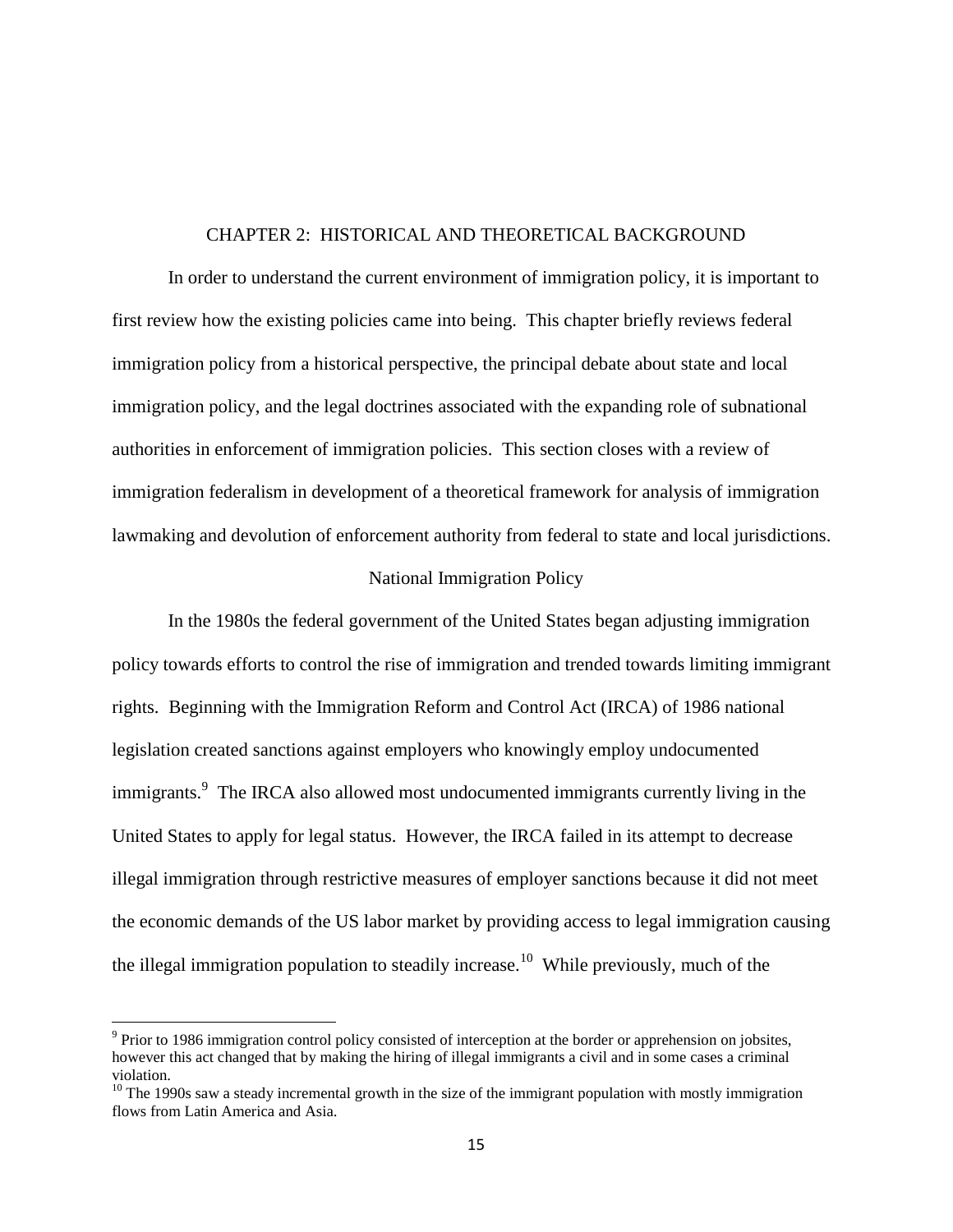# CHAPTER 2: HISTORICAL AND THEORETICAL BACKGROUND

In order to understand the current environment of immigration policy, it is important to first review how the existing policies came into being. This chapter briefly reviews federal immigration policy from a historical perspective, the principal debate about state and local immigration policy, and the legal doctrines associated with the expanding role of subnational authorities in enforcement of immigration policies. This section closes with a review of immigration federalism in development of a theoretical framework for analysis of immigration lawmaking and devolution of enforcement authority from federal to state and local jurisdictions.

## National Immigration Policy

In the 1980s the federal government of the United States began adjusting immigration policy towards efforts to control the rise of immigration and trended towards limiting immigrant rights. Beginning with the Immigration Reform and Control Act (IRCA) of 1986 national legislation created sanctions against employers who knowingly employ undocumented immigrants.[9] The IRCA also allowed most undocumented immigrants currently living in the United States to apply for legal status. However, the IRCA failed in its attempt to decrease illegal immigration through restrictive measures of employer sanctions because it did not meet the economic demands of the US labor market by providing access to legal immigration causing the illegal immigration population to steadily increase.[10] While previously, much of the

[9] Prior to 1986 immigration control policy consisted of interception at the border or apprehension on jobsites, however this act changed that by making the hiring of illegal immigrants a civil and in some cases a criminal violation.

[10] The 1990s saw a steady incremental growth in the size of the immigrant population with mostly immigration flows from Latin America and Asia.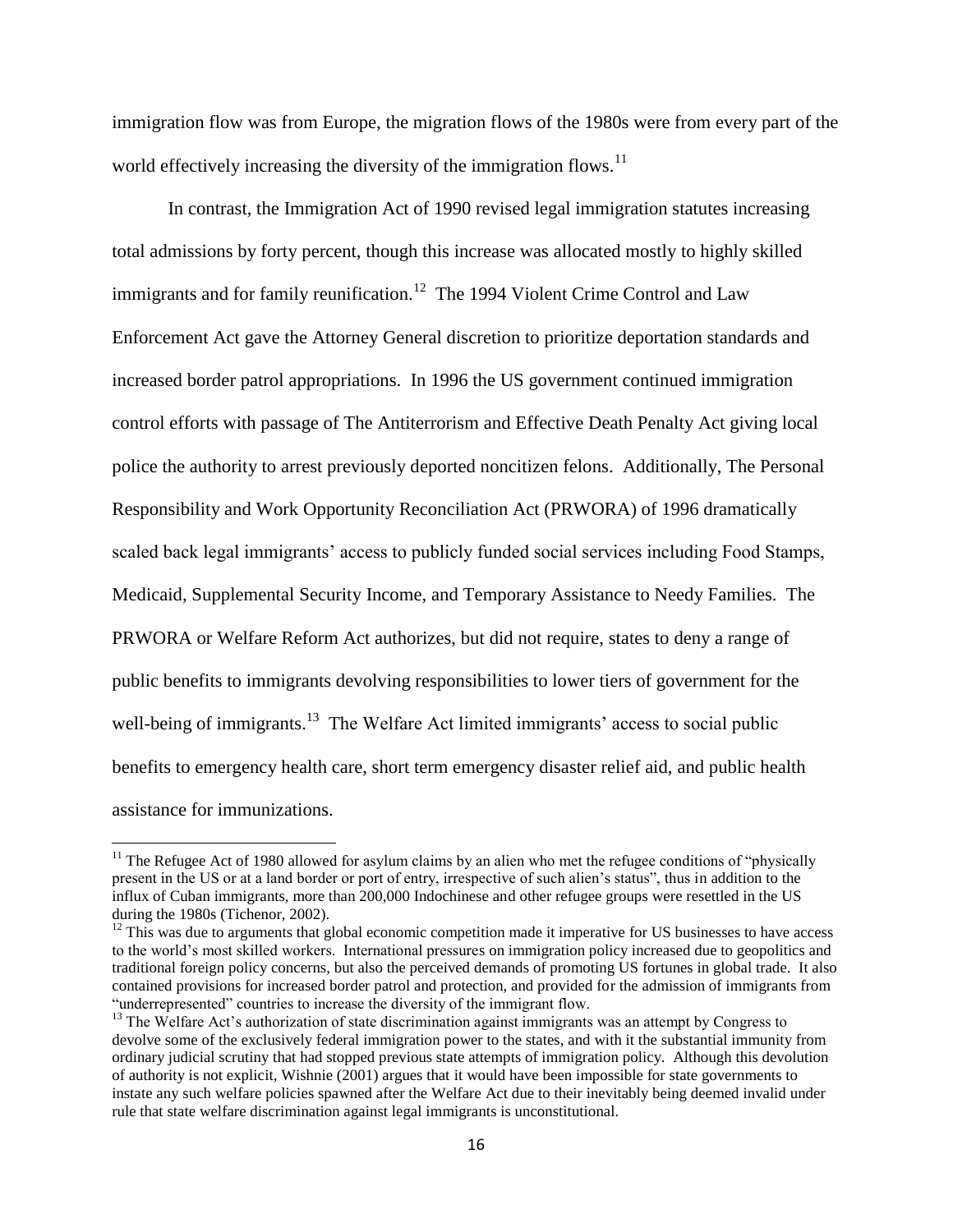immigration flow was from Europe, the migration flows of the 1980s were from every part of the world effectively increasing the diversity of the immigration flows.[11]

In contrast, the Immigration Act of 1990 revised legal immigration statutes increasing total admissions by forty percent, though this increase was allocated mostly to highly skilled immigrants and for family reunification.[12] The 1994 Violent Crime Control and Law Enforcement Act gave the Attorney General discretion to prioritize deportation standards and increased border patrol appropriations. In 1996 the US government continued immigration control efforts with passage of The Antiterrorism and Effective Death Penalty Act giving local police the authority to arrest previously deported noncitizen felons. Additionally, The Personal Responsibility and Work Opportunity Reconciliation Act (PRWORA) of 1996 dramatically scaled back legal immigrants' access to publicly funded social services including Food Stamps, Medicaid, Supplemental Security Income, and Temporary Assistance to Needy Families. The PRWORA or Welfare Reform Act authorizes, but did not require, states to deny a range of public benefits to immigrants devolving responsibilities to lower tiers of government for the well-being of immigrants.[13] The Welfare Act limited immigrants' access to social public benefits to emergency health care, short term emergency disaster relief aid, and public health assistance for immunizations.

---

[11] The Refugee Act of 1980 allowed for asylum claims by an alien who met the refugee conditions of "physically present in the US or at a land border or port of entry, irrespective of such alien's status", thus in addition to the influx of Cuban immigrants, more than 200,000 Indochinese and other refugee groups were resettled in the US during the 1980s (Tichenor, 2002).

[12] This was due to arguments that global economic competition made it imperative for US businesses to have access to the world's most skilled workers. International pressures on immigration policy increased due to geopolitics and traditional foreign policy concerns, but also the perceived demands of promoting US fortunes in global trade. It also contained provisions for increased border patrol and protection, and provided for the admission of immigrants from "underrepresented" countries to increase the diversity of the immigrant flow.

[13] The Welfare Act's authorization of state discrimination against immigrants was an attempt by Congress to devolve some of the exclusively federal immigration power to the states, and with it the substantial immunity from ordinary judicial scrutiny that had stopped previous state attempts of immigration policy. Although this devolution of authority is not explicit, Wishnie (2001) argues that it would have been impossible for state governments to instate any such welfare policies spawned after the Welfare Act due to their inevitably being deemed invalid under rule that state welfare discrimination against legal immigrants is unconstitutional.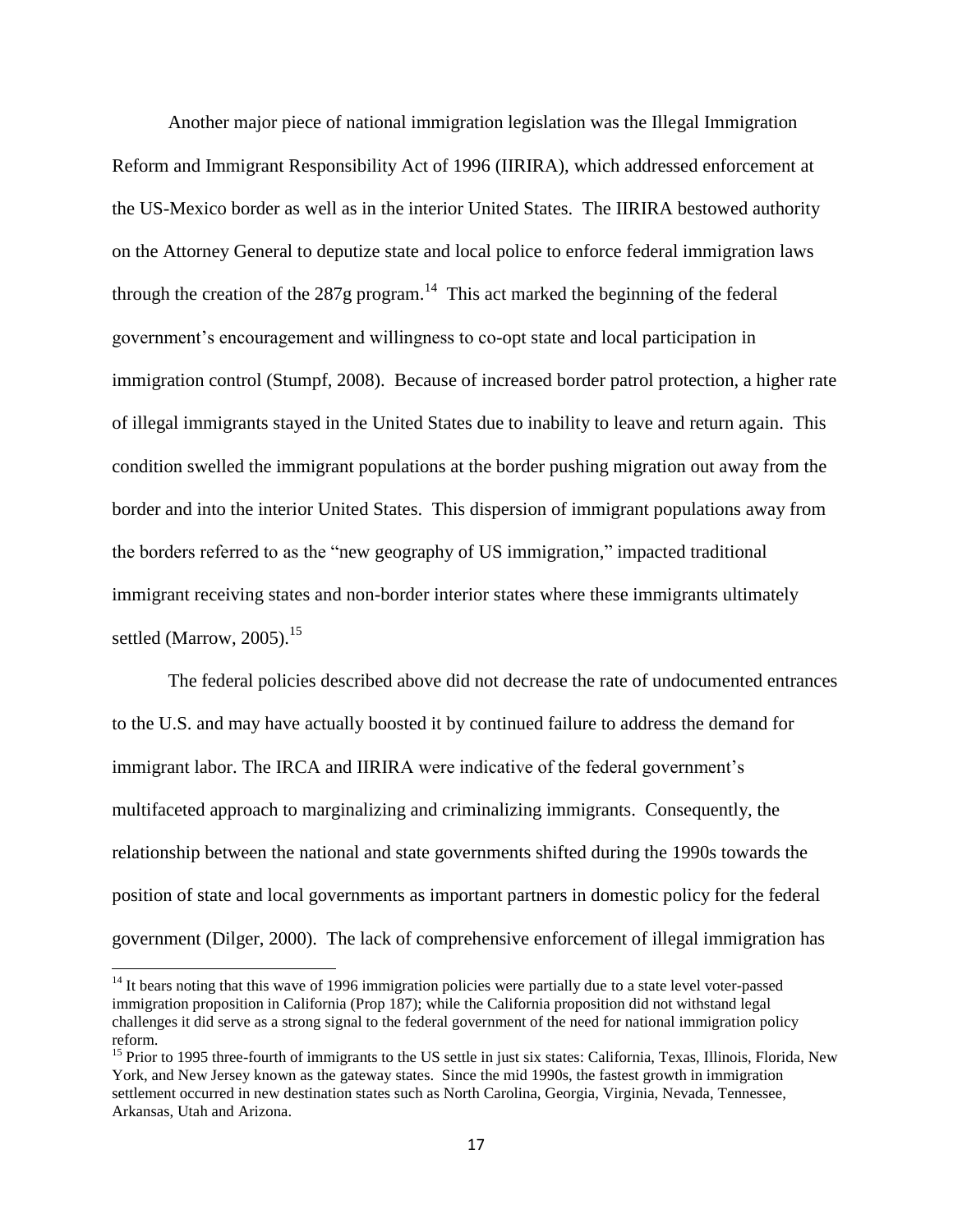Another major piece of national immigration legislation was the Illegal Immigration Reform and Immigrant Responsibility Act of 1996 (IIRIRA), which addressed enforcement at the US-Mexico border as well as in the interior United States. The IIRIRA bestowed authority on the Attorney General to deputize state and local police to enforce federal immigration laws through the creation of the 287g program.[14] This act marked the beginning of the federal government's encouragement and willingness to co-opt state and local participation in immigration control (Stumpf, 2008). Because of increased border patrol protection, a higher rate of illegal immigrants stayed in the United States due to inability to leave and return again. This condition swelled the immigrant populations at the border pushing migration out away from the border and into the interior United States. This dispersion of immigrant populations away from the borders referred to as the "new geography of US immigration," impacted traditional immigrant receiving states and non-border interior states where these immigrants ultimately settled (Marrow, 2005).[15]

The federal policies described above did not decrease the rate of undocumented entrances to the U.S. and may have actually boosted it by continued failure to address the demand for immigrant labor. The IRCA and IIRIRA were indicative of the federal government's multifaceted approach to marginalizing and criminalizing immigrants. Consequently, the relationship between the national and state governments shifted during the 1990s towards the position of state and local governments as important partners in domestic policy for the federal government (Dilger, 2000). The lack of comprehensive enforcement of illegal immigration has

[14] It bears noting that this wave of 1996 immigration policies were partially due to a state level voter-passed immigration proposition in California (Prop 187); while the California proposition did not withstand legal challenges it did serve as a strong signal to the federal government of the need for national immigration policy reform.

[15] Prior to 1995 three-fourth of immigrants to the US settle in just six states: California, Texas, Illinois, Florida, New York, and New Jersey known as the gateway states. Since the mid 1990s, the fastest growth in immigration settlement occurred in new destination states such as North Carolina, Georgia, Virginia, Nevada, Tennessee, Arkansas, Utah and Arizona.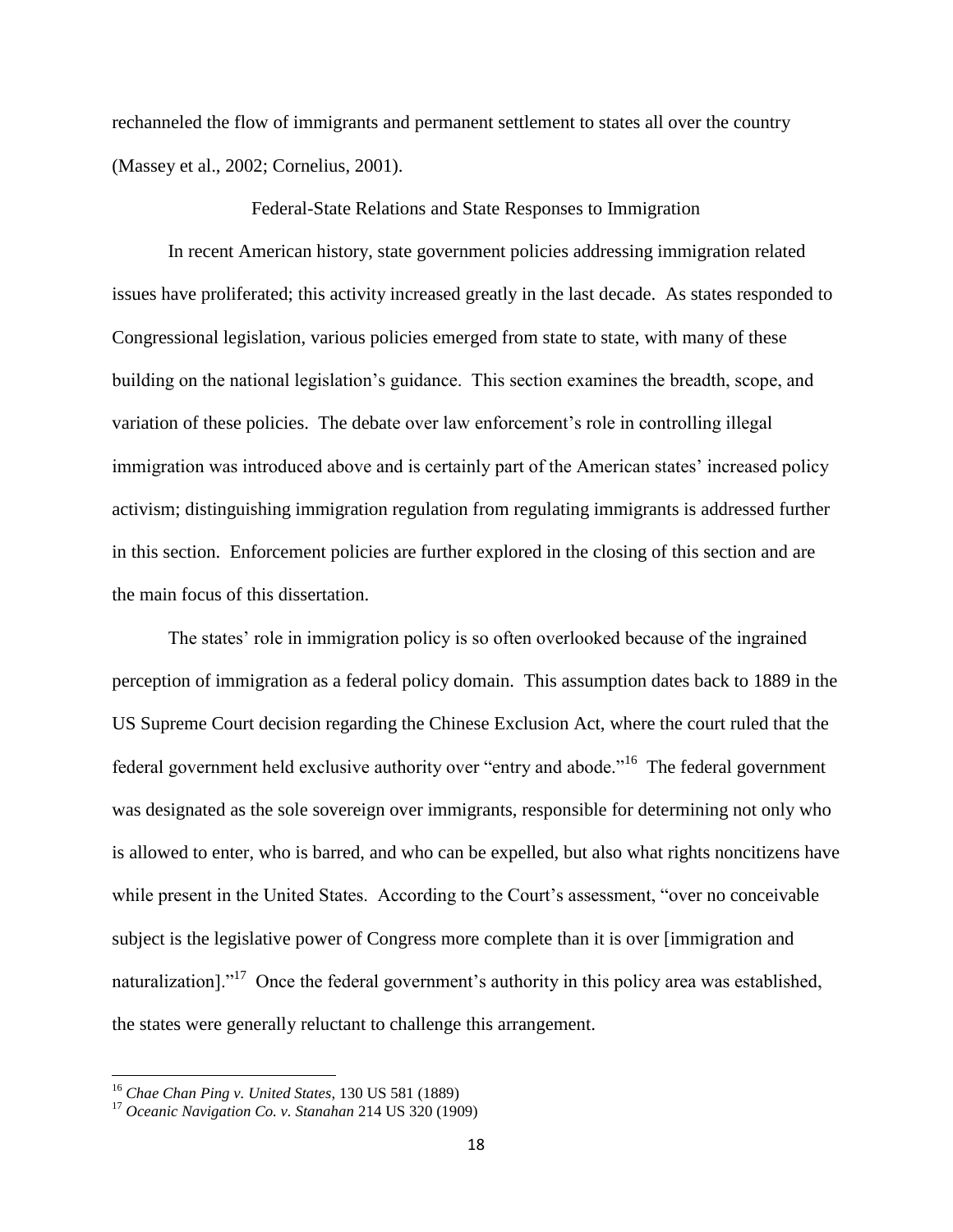rechanneled the flow of immigrants and permanent settlement to states all over the country (Massey et al., 2002; Cornelius, 2001).

## Federal-State Relations and State Responses to Immigration

In recent American history, state government policies addressing immigration related issues have proliferated; this activity increased greatly in the last decade. As states responded to Congressional legislation, various policies emerged from state to state, with many of these building on the national legislation's guidance. This section examines the breadth, scope, and variation of these policies. The debate over law enforcement's role in controlling illegal immigration was introduced above and is certainly part of the American states' increased policy activism; distinguishing immigration regulation from regulating immigrants is addressed further in this section. Enforcement policies are further explored in the closing of this section and are the main focus of this dissertation.

The states' role in immigration policy is so often overlooked because of the ingrained perception of immigration as a federal policy domain. This assumption dates back to 1889 in the US Supreme Court decision regarding the Chinese Exclusion Act, where the court ruled that the federal government held exclusive authority over "entry and abode."[16] The federal government was designated as the sole sovereign over immigrants, responsible for determining not only who is allowed to enter, who is barred, and who can be expelled, but also what rights noncitizens have while present in the United States. According to the Court's assessment, "over no conceivable subject is the legislative power of Congress more complete than it is over [immigration and naturalization]."[17] Once the federal government's authority in this policy area was established, the states were generally reluctant to challenge this arrangement.

---

[16] *Chae Chan Ping v. United States*, 130 US 581 (1889)

[17] *Oceanic Navigation Co. v. Stanahan* 214 US 320 (1909)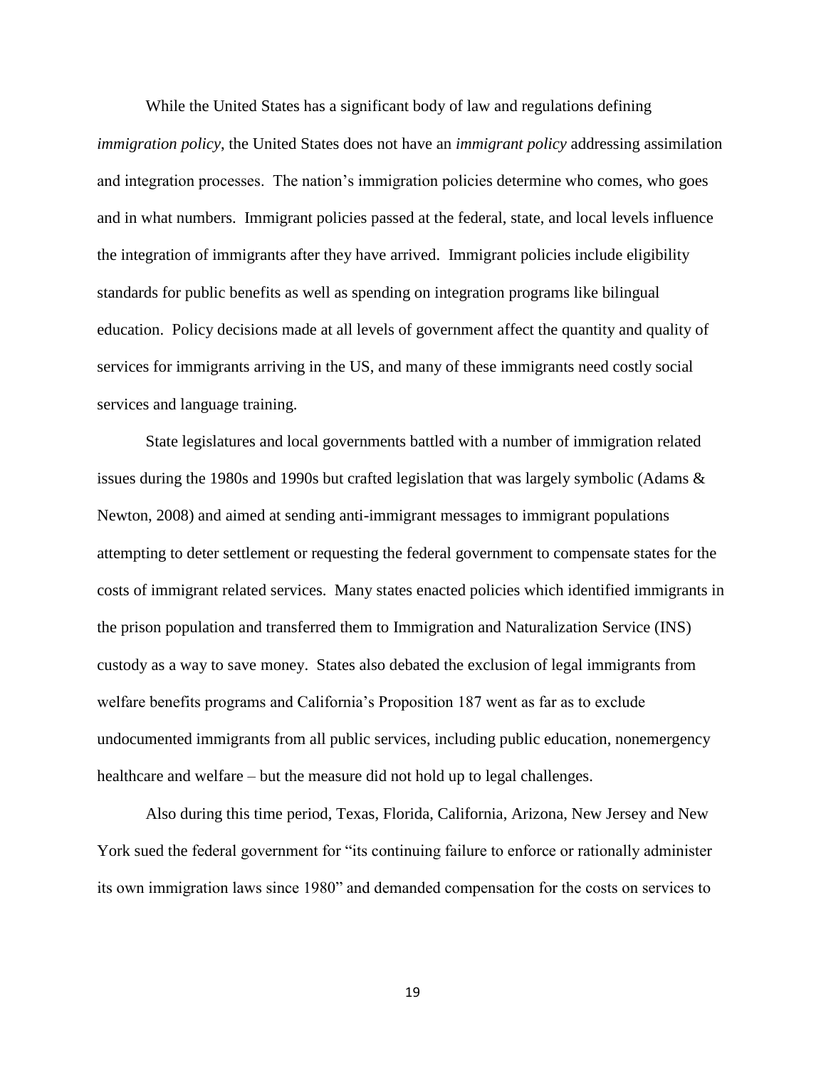While the United States has a significant body of law and regulations defining *immigration policy*, the United States does not have an *immigrant policy* addressing assimilation and integration processes. The nation's immigration policies determine who comes, who goes and in what numbers. Immigrant policies passed at the federal, state, and local levels influence the integration of immigrants after they have arrived. Immigrant policies include eligibility standards for public benefits as well as spending on integration programs like bilingual education. Policy decisions made at all levels of government affect the quantity and quality of services for immigrants arriving in the US, and many of these immigrants need costly social services and language training.

State legislatures and local governments battled with a number of immigration related issues during the 1980s and 1990s but crafted legislation that was largely symbolic (Adams & Newton, 2008) and aimed at sending anti-immigrant messages to immigrant populations attempting to deter settlement or requesting the federal government to compensate states for the costs of immigrant related services. Many states enacted policies which identified immigrants in the prison population and transferred them to Immigration and Naturalization Service (INS) custody as a way to save money. States also debated the exclusion of legal immigrants from welfare benefits programs and California's Proposition 187 went as far as to exclude undocumented immigrants from all public services, including public education, nonemergency healthcare and welfare – but the measure did not hold up to legal challenges.

Also during this time period, Texas, Florida, California, Arizona, New Jersey and New York sued the federal government for "its continuing failure to enforce or rationally administer its own immigration laws since 1980" and demanded compensation for the costs on services to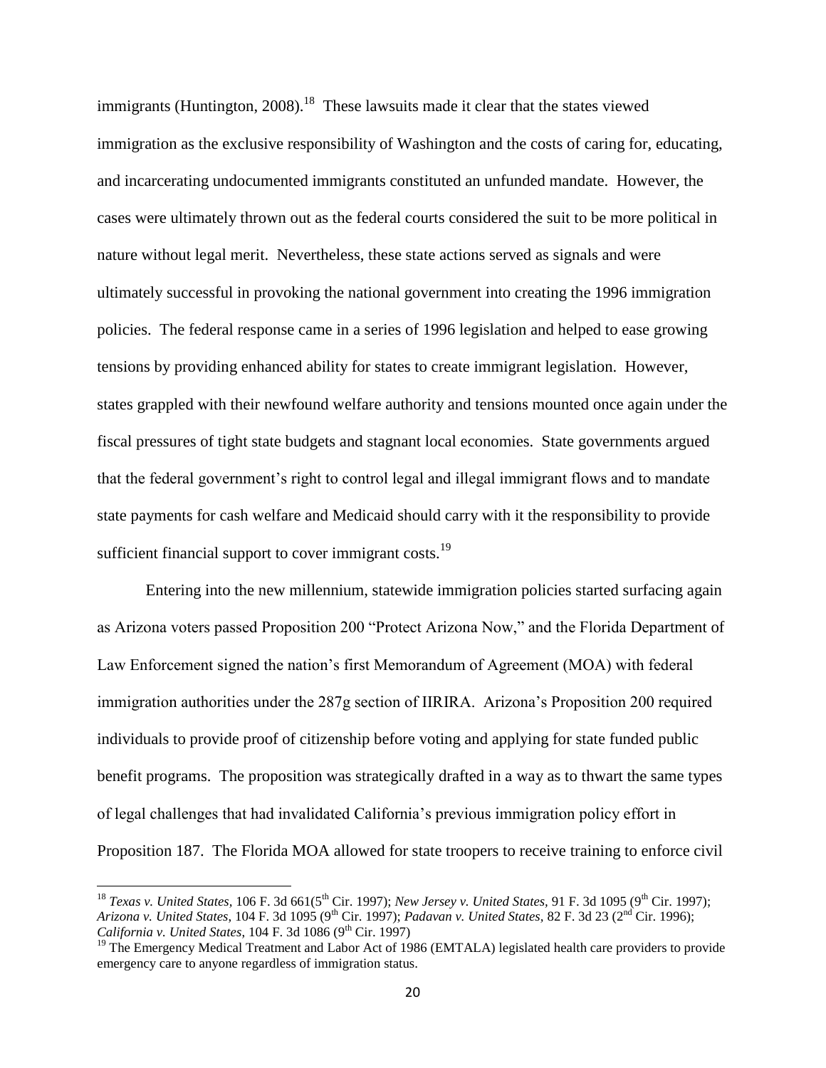immigrants (Huntington, 2008).[18] These lawsuits made it clear that the states viewed immigration as the exclusive responsibility of Washington and the costs of caring for, educating, and incarcerating undocumented immigrants constituted an unfunded mandate. However, the cases were ultimately thrown out as the federal courts considered the suit to be more political in nature without legal merit. Nevertheless, these state actions served as signals and were ultimately successful in provoking the national government into creating the 1996 immigration policies. The federal response came in a series of 1996 legislation and helped to ease growing tensions by providing enhanced ability for states to create immigrant legislation. However, states grappled with their newfound welfare authority and tensions mounted once again under the fiscal pressures of tight state budgets and stagnant local economies. State governments argued that the federal government's right to control legal and illegal immigrant flows and to mandate state payments for cash welfare and Medicaid should carry with it the responsibility to provide sufficient financial support to cover immigrant costs.[19]

Entering into the new millennium, statewide immigration policies started surfacing again as Arizona voters passed Proposition 200 "Protect Arizona Now," and the Florida Department of Law Enforcement signed the nation's first Memorandum of Agreement (MOA) with federal immigration authorities under the 287g section of IIRIRA. Arizona's Proposition 200 required individuals to provide proof of citizenship before voting and applying for state funded public benefit programs. The proposition was strategically drafted in a way as to thwart the same types of legal challenges that had invalidated California's previous immigration policy effort in Proposition 187. The Florida MOA allowed for state troopers to receive training to enforce civil

---

[18] *Texas v. United States*, 106 F. 3d 661(5th Cir. 1997); *New Jersey v. United States*, 91 F. 3d 1095 (9th Cir. 1997); *Arizona v. United States*, 104 F. 3d 1095 (9th Cir. 1997); *Padavan v. United States*, 82 F. 3d 23 (2nd Cir. 1996); *California v. United States*, 104 F. 3d 1086 (9th Cir. 1997)

[19] The Emergency Medical Treatment and Labor Act of 1986 (EMTALA) legislated health care providers to provide emergency care to anyone regardless of immigration status.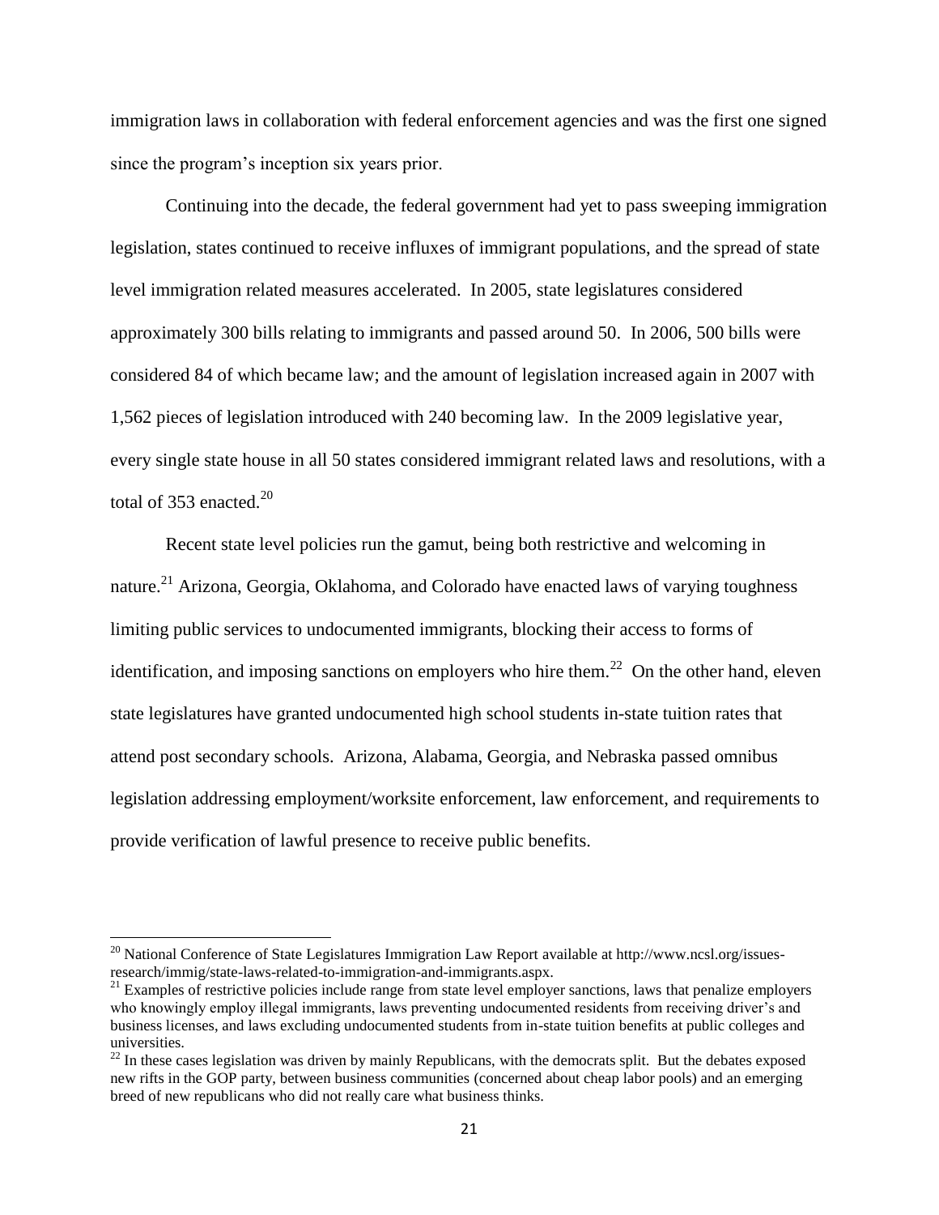immigration laws in collaboration with federal enforcement agencies and was the first one signed since the program's inception six years prior.

Continuing into the decade, the federal government had yet to pass sweeping immigration legislation, states continued to receive influxes of immigrant populations, and the spread of state level immigration related measures accelerated. In 2005, state legislatures considered approximately 300 bills relating to immigrants and passed around 50. In 2006, 500 bills were considered 84 of which became law; and the amount of legislation increased again in 2007 with 1,562 pieces of legislation introduced with 240 becoming law. In the 2009 legislative year, every single state house in all 50 states considered immigrant related laws and resolutions, with a total of 353 enacted.[20]

Recent state level policies run the gamut, being both restrictive and welcoming in nature.[21] Arizona, Georgia, Oklahoma, and Colorado have enacted laws of varying toughness limiting public services to undocumented immigrants, blocking their access to forms of identification, and imposing sanctions on employers who hire them.[22] On the other hand, eleven state legislatures have granted undocumented high school students in-state tuition rates that attend post secondary schools. Arizona, Alabama, Georgia, and Nebraska passed omnibus legislation addressing employment/worksite enforcement, law enforcement, and requirements to provide verification of lawful presence to receive public benefits.

---

[20] National Conference of State Legislatures Immigration Law Report available at http://www.ncsl.org/issues-research/immig/state-laws-related-to-immigration-and-immigrants.aspx.

[21] Examples of restrictive policies include range from state level employer sanctions, laws that penalize employers who knowingly employ illegal immigrants, laws preventing undocumented residents from receiving driver's and business licenses, and laws excluding undocumented students from in-state tuition benefits at public colleges and universities.

[22] In these cases legislation was driven by mainly Republicans, with the democrats split. But the debates exposed new rifts in the GOP party, between business communities (concerned about cheap labor pools) and an emerging breed of new republicans who did not really care what business thinks.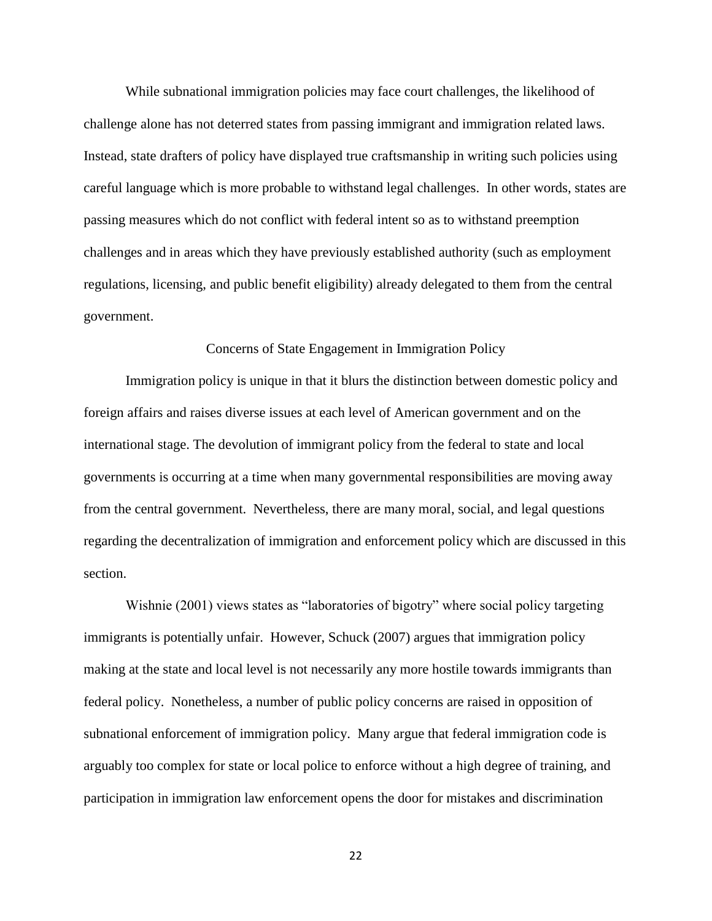While subnational immigration policies may face court challenges, the likelihood of challenge alone has not deterred states from passing immigrant and immigration related laws. Instead, state drafters of policy have displayed true craftsmanship in writing such policies using careful language which is more probable to withstand legal challenges. In other words, states are passing measures which do not conflict with federal intent so as to withstand preemption challenges and in areas which they have previously established authority (such as employment regulations, licensing, and public benefit eligibility) already delegated to them from the central government.

## Concerns of State Engagement in Immigration Policy

Immigration policy is unique in that it blurs the distinction between domestic policy and foreign affairs and raises diverse issues at each level of American government and on the international stage. The devolution of immigrant policy from the federal to state and local governments is occurring at a time when many governmental responsibilities are moving away from the central government. Nevertheless, there are many moral, social, and legal questions regarding the decentralization of immigration and enforcement policy which are discussed in this section.

Wishnie (2001) views states as "laboratories of bigotry" where social policy targeting immigrants is potentially unfair. However, Schuck (2007) argues that immigration policy making at the state and local level is not necessarily any more hostile towards immigrants than federal policy. Nonetheless, a number of public policy concerns are raised in opposition of subnational enforcement of immigration policy. Many argue that federal immigration code is arguably too complex for state or local police to enforce without a high degree of training, and participation in immigration law enforcement opens the door for mistakes and discrimination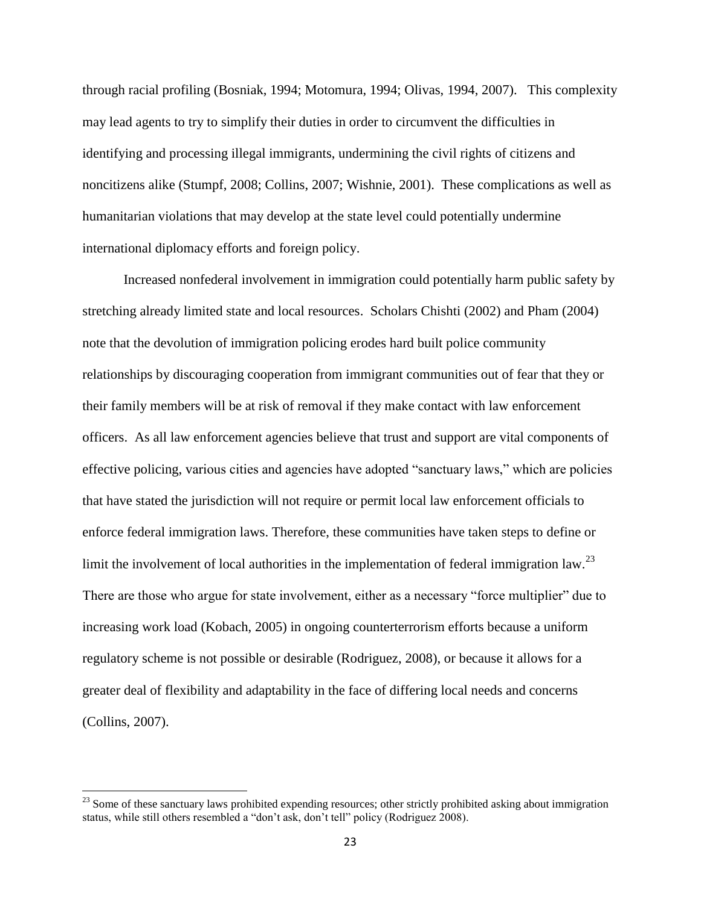through racial profiling (Bosniak, 1994; Motomura, 1994; Olivas, 1994, 2007). This complexity may lead agents to try to simplify their duties in order to circumvent the difficulties in identifying and processing illegal immigrants, undermining the civil rights of citizens and noncitizens alike (Stumpf, 2008; Collins, 2007; Wishnie, 2001). These complications as well as humanitarian violations that may develop at the state level could potentially undermine international diplomacy efforts and foreign policy.

Increased nonfederal involvement in immigration could potentially harm public safety by stretching already limited state and local resources. Scholars Chishti (2002) and Pham (2004) note that the devolution of immigration policing erodes hard built police community relationships by discouraging cooperation from immigrant communities out of fear that they or their family members will be at risk of removal if they make contact with law enforcement officers. As all law enforcement agencies believe that trust and support are vital components of effective policing, various cities and agencies have adopted "sanctuary laws," which are policies that have stated the jurisdiction will not require or permit local law enforcement officials to enforce federal immigration laws. Therefore, these communities have taken steps to define or limit the involvement of local authorities in the implementation of federal immigration law.[23] There are those who argue for state involvement, either as a necessary "force multiplier" due to increasing work load (Kobach, 2005) in ongoing counterterrorism efforts because a uniform regulatory scheme is not possible or desirable (Rodriguez, 2008), or because it allows for a greater deal of flexibility and adaptability in the face of differing local needs and concerns (Collins, 2007).

---

[23] Some of these sanctuary laws prohibited expending resources; other strictly prohibited asking about immigration status, while still others resembled a "don't ask, don't tell" policy (Rodriguez 2008).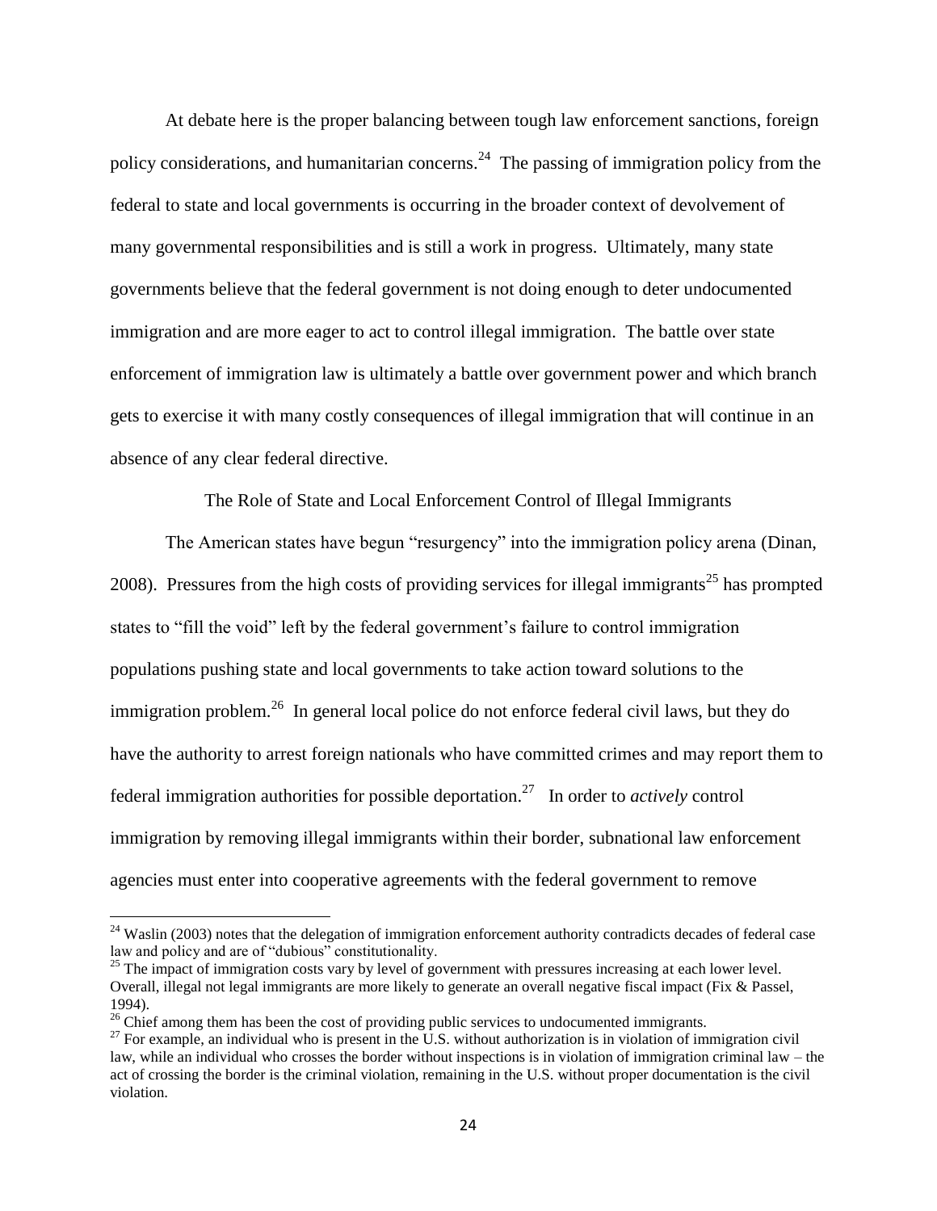At debate here is the proper balancing between tough law enforcement sanctions, foreign policy considerations, and humanitarian concerns.[24] The passing of immigration policy from the federal to state and local governments is occurring in the broader context of devolvement of many governmental responsibilities and is still a work in progress. Ultimately, many state governments believe that the federal government is not doing enough to deter undocumented immigration and are more eager to act to control illegal immigration. The battle over state enforcement of immigration law is ultimately a battle over government power and which branch gets to exercise it with many costly consequences of illegal immigration that will continue in an absence of any clear federal directive.

## The Role of State and Local Enforcement Control of Illegal Immigrants

The American states have begun "resurgency" into the immigration policy arena (Dinan, 2008). Pressures from the high costs of providing services for illegal immigrants[25] has prompted states to "fill the void" left by the federal government's failure to control immigration populations pushing state and local governments to take action toward solutions to the immigration problem.[26] In general local police do not enforce federal civil laws, but they do have the authority to arrest foreign nationals who have committed crimes and may report them to federal immigration authorities for possible deportation.[27] In order to *actively* control immigration by removing illegal immigrants within their border, subnational law enforcement agencies must enter into cooperative agreements with the federal government to remove

---

[24] Waslin (2003) notes that the delegation of immigration enforcement authority contradicts decades of federal case law and policy and are of "dubious" constitutionality.

[25] The impact of immigration costs vary by level of government with pressures increasing at each lower level. Overall, illegal not legal immigrants are more likely to generate an overall negative fiscal impact (Fix & Passel, 1994).

[26] Chief among them has been the cost of providing public services to undocumented immigrants.

[27] For example, an individual who is present in the U.S. without authorization is in violation of immigration civil law, while an individual who crosses the border without inspections is in violation of immigration criminal law – the act of crossing the border is the criminal violation, remaining in the U.S. without proper documentation is the civil violation.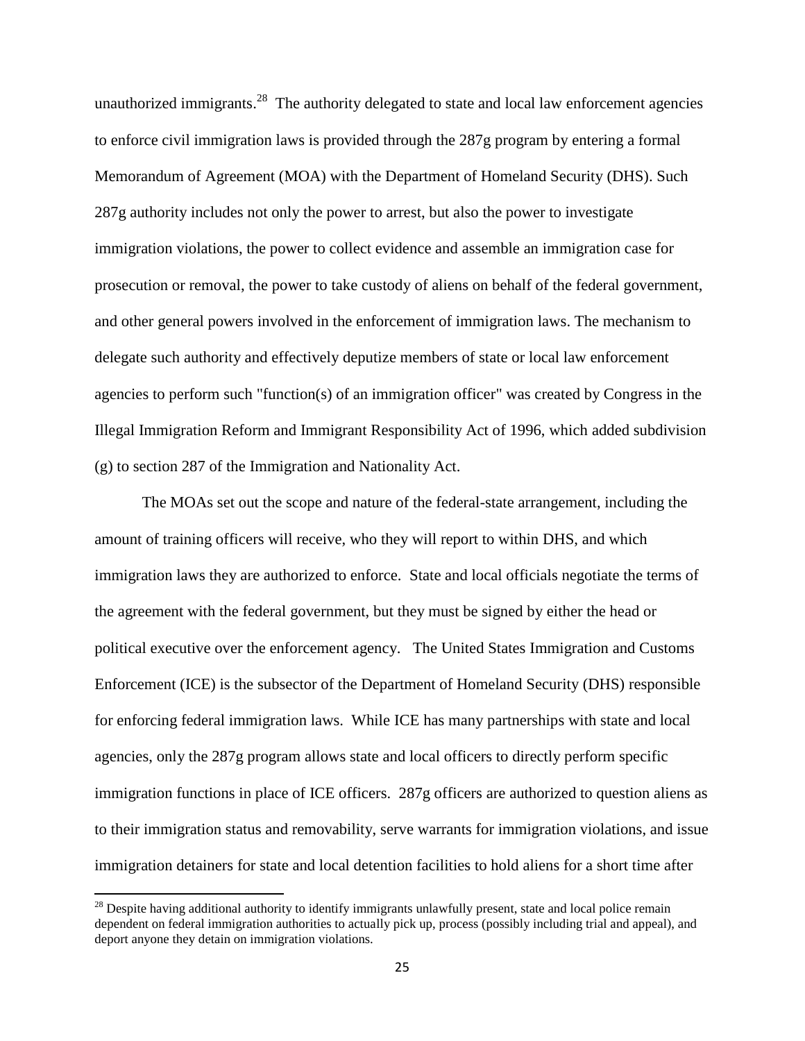unauthorized immigrants.[28] The authority delegated to state and local law enforcement agencies to enforce civil immigration laws is provided through the 287g program by entering a formal Memorandum of Agreement (MOA) with the Department of Homeland Security (DHS). Such 287g authority includes not only the power to arrest, but also the power to investigate immigration violations, the power to collect evidence and assemble an immigration case for prosecution or removal, the power to take custody of aliens on behalf of the federal government, and other general powers involved in the enforcement of immigration laws. The mechanism to delegate such authority and effectively deputize members of state or local law enforcement agencies to perform such "function(s) of an immigration officer" was created by Congress in the Illegal Immigration Reform and Immigrant Responsibility Act of 1996, which added subdivision (g) to section 287 of the Immigration and Nationality Act.

The MOAs set out the scope and nature of the federal-state arrangement, including the amount of training officers will receive, who they will report to within DHS, and which immigration laws they are authorized to enforce. State and local officials negotiate the terms of the agreement with the federal government, but they must be signed by either the head or political executive over the enforcement agency. The United States Immigration and Customs Enforcement (ICE) is the subsector of the Department of Homeland Security (DHS) responsible for enforcing federal immigration laws. While ICE has many partnerships with state and local agencies, only the 287g program allows state and local officers to directly perform specific immigration functions in place of ICE officers. 287g officers are authorized to question aliens as to their immigration status and removability, serve warrants for immigration violations, and issue immigration detainers for state and local detention facilities to hold aliens for a short time after

[28] Despite having additional authority to identify immigrants unlawfully present, state and local police remain dependent on federal immigration authorities to actually pick up, process (possibly including trial and appeal), and deport anyone they detain on immigration violations.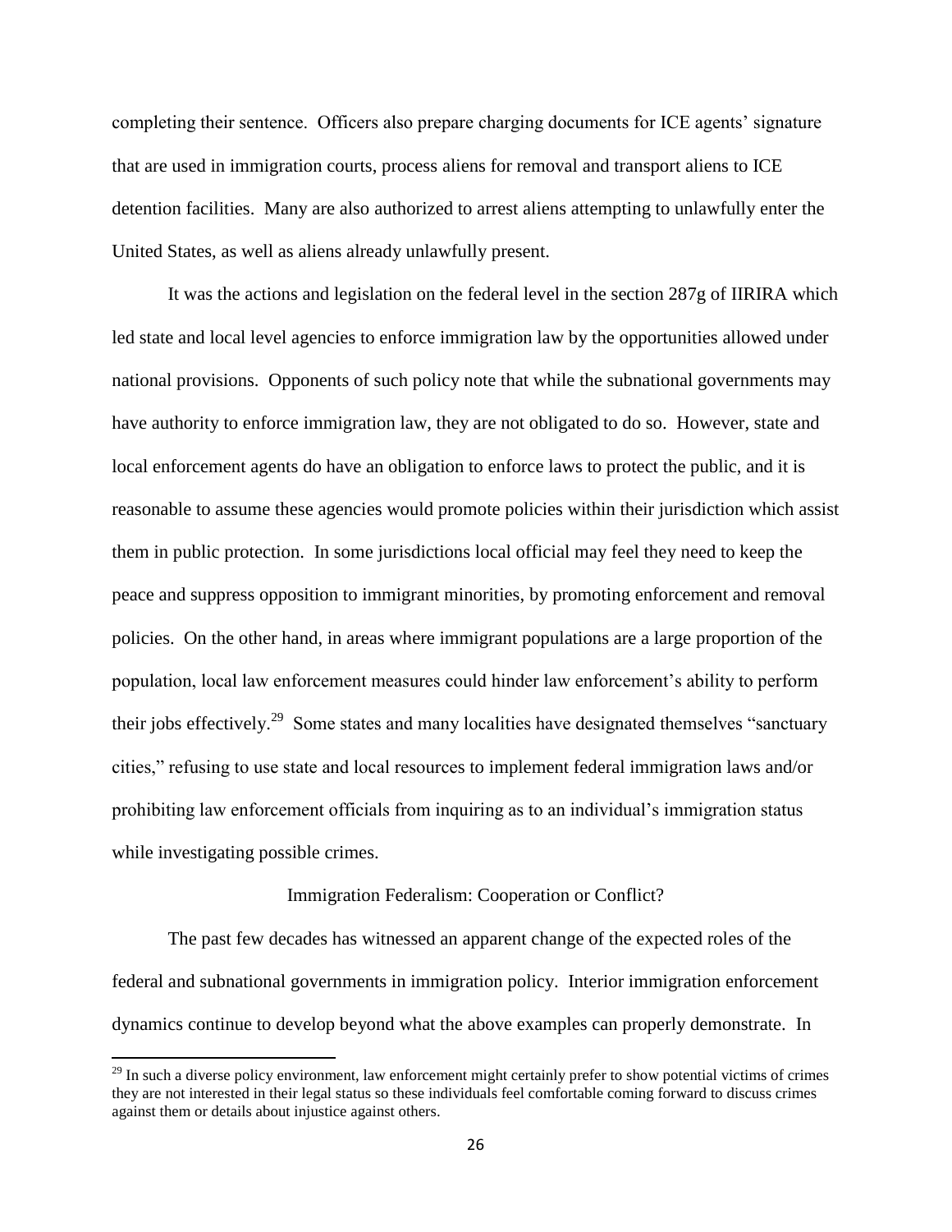completing their sentence. Officers also prepare charging documents for ICE agents' signature that are used in immigration courts, process aliens for removal and transport aliens to ICE detention facilities. Many are also authorized to arrest aliens attempting to unlawfully enter the United States, as well as aliens already unlawfully present.

It was the actions and legislation on the federal level in the section 287g of IIRIRA which led state and local level agencies to enforce immigration law by the opportunities allowed under national provisions. Opponents of such policy note that while the subnational governments may have authority to enforce immigration law, they are not obligated to do so. However, state and local enforcement agents do have an obligation to enforce laws to protect the public, and it is reasonable to assume these agencies would promote policies within their jurisdiction which assist them in public protection. In some jurisdictions local official may feel they need to keep the peace and suppress opposition to immigrant minorities, by promoting enforcement and removal policies. On the other hand, in areas where immigrant populations are a large proportion of the population, local law enforcement measures could hinder law enforcement's ability to perform their jobs effectively.[29] Some states and many localities have designated themselves "sanctuary cities," refusing to use state and local resources to implement federal immigration laws and/or prohibiting law enforcement officials from inquiring as to an individual's immigration status while investigating possible crimes.

## Immigration Federalism: Cooperation or Conflict?

The past few decades has witnessed an apparent change of the expected roles of the federal and subnational governments in immigration policy. Interior immigration enforcement dynamics continue to develop beyond what the above examples can properly demonstrate. In

[29] In such a diverse policy environment, law enforcement might certainly prefer to show potential victims of crimes they are not interested in their legal status so these individuals feel comfortable coming forward to discuss crimes against them or details about injustice against others.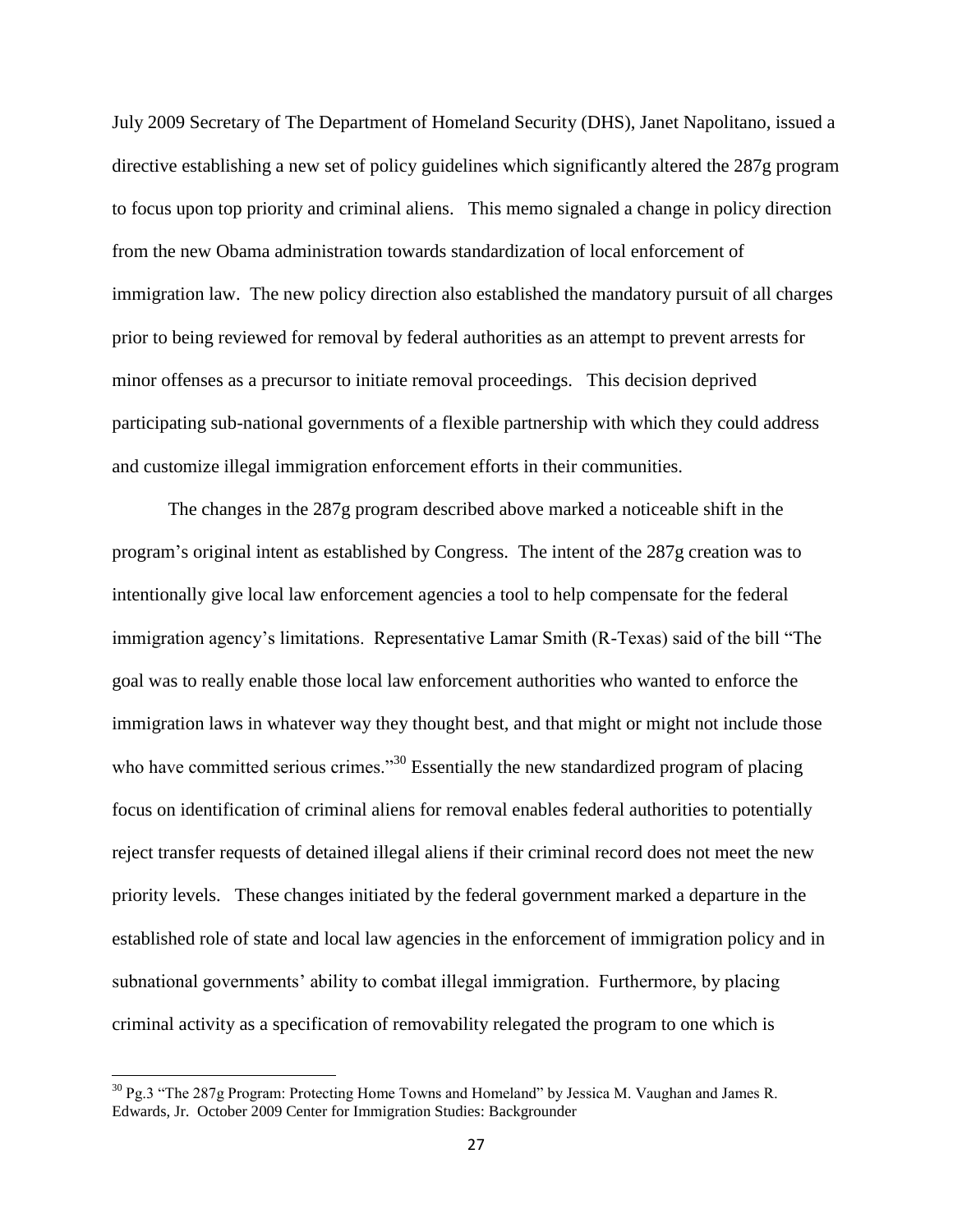July 2009 Secretary of The Department of Homeland Security (DHS), Janet Napolitano, issued a directive establishing a new set of policy guidelines which significantly altered the 287g program to focus upon top priority and criminal aliens. This memo signaled a change in policy direction from the new Obama administration towards standardization of local enforcement of immigration law. The new policy direction also established the mandatory pursuit of all charges prior to being reviewed for removal by federal authorities as an attempt to prevent arrests for minor offenses as a precursor to initiate removal proceedings. This decision deprived participating sub-national governments of a flexible partnership with which they could address and customize illegal immigration enforcement efforts in their communities.

The changes in the 287g program described above marked a noticeable shift in the program's original intent as established by Congress. The intent of the 287g creation was to intentionally give local law enforcement agencies a tool to help compensate for the federal immigration agency's limitations. Representative Lamar Smith (R-Texas) said of the bill "The goal was to really enable those local law enforcement authorities who wanted to enforce the immigration laws in whatever way they thought best, and that might or might not include those who have committed serious crimes."[30] Essentially the new standardized program of placing focus on identification of criminal aliens for removal enables federal authorities to potentially reject transfer requests of detained illegal aliens if their criminal record does not meet the new priority levels. These changes initiated by the federal government marked a departure in the established role of state and local law agencies in the enforcement of immigration policy and in subnational governments' ability to combat illegal immigration. Furthermore, by placing criminal activity as a specification of removability relegated the program to one which is

---

[30] Pg.3 "The 287g Program: Protecting Home Towns and Homeland" by Jessica M. Vaughan and James R. Edwards, Jr. October 2009 Center for Immigration Studies: Backgrounder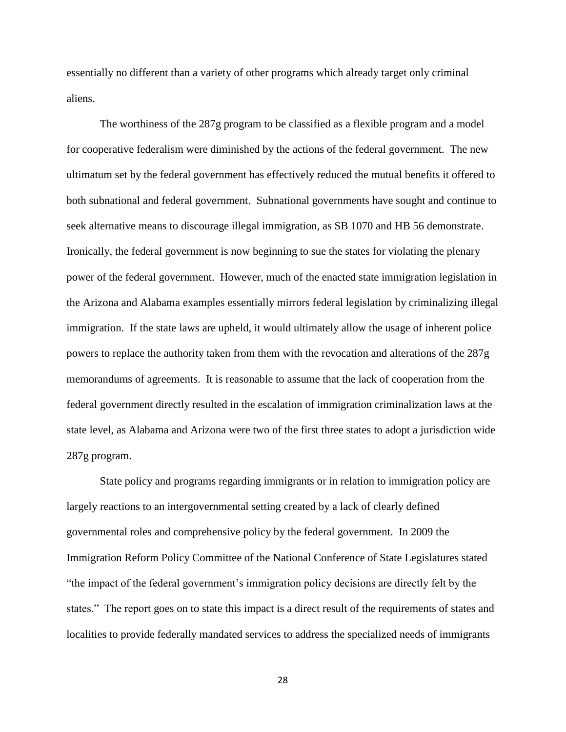essentially no different than a variety of other programs which already target only criminal aliens.

The worthiness of the 287g program to be classified as a flexible program and a model for cooperative federalism were diminished by the actions of the federal government. The new ultimatum set by the federal government has effectively reduced the mutual benefits it offered to both subnational and federal government. Subnational governments have sought and continue to seek alternative means to discourage illegal immigration, as SB 1070 and HB 56 demonstrate. Ironically, the federal government is now beginning to sue the states for violating the plenary power of the federal government. However, much of the enacted state immigration legislation in the Arizona and Alabama examples essentially mirrors federal legislation by criminalizing illegal immigration. If the state laws are upheld, it would ultimately allow the usage of inherent police powers to replace the authority taken from them with the revocation and alterations of the 287g memorandums of agreements. It is reasonable to assume that the lack of cooperation from the federal government directly resulted in the escalation of immigration criminalization laws at the state level, as Alabama and Arizona were two of the first three states to adopt a jurisdiction wide 287g program.

State policy and programs regarding immigrants or in relation to immigration policy are largely reactions to an intergovernmental setting created by a lack of clearly defined governmental roles and comprehensive policy by the federal government. In 2009 the Immigration Reform Policy Committee of the National Conference of State Legislatures stated "the impact of the federal government's immigration policy decisions are directly felt by the states." The report goes on to state this impact is a direct result of the requirements of states and localities to provide federally mandated services to address the specialized needs of immigrants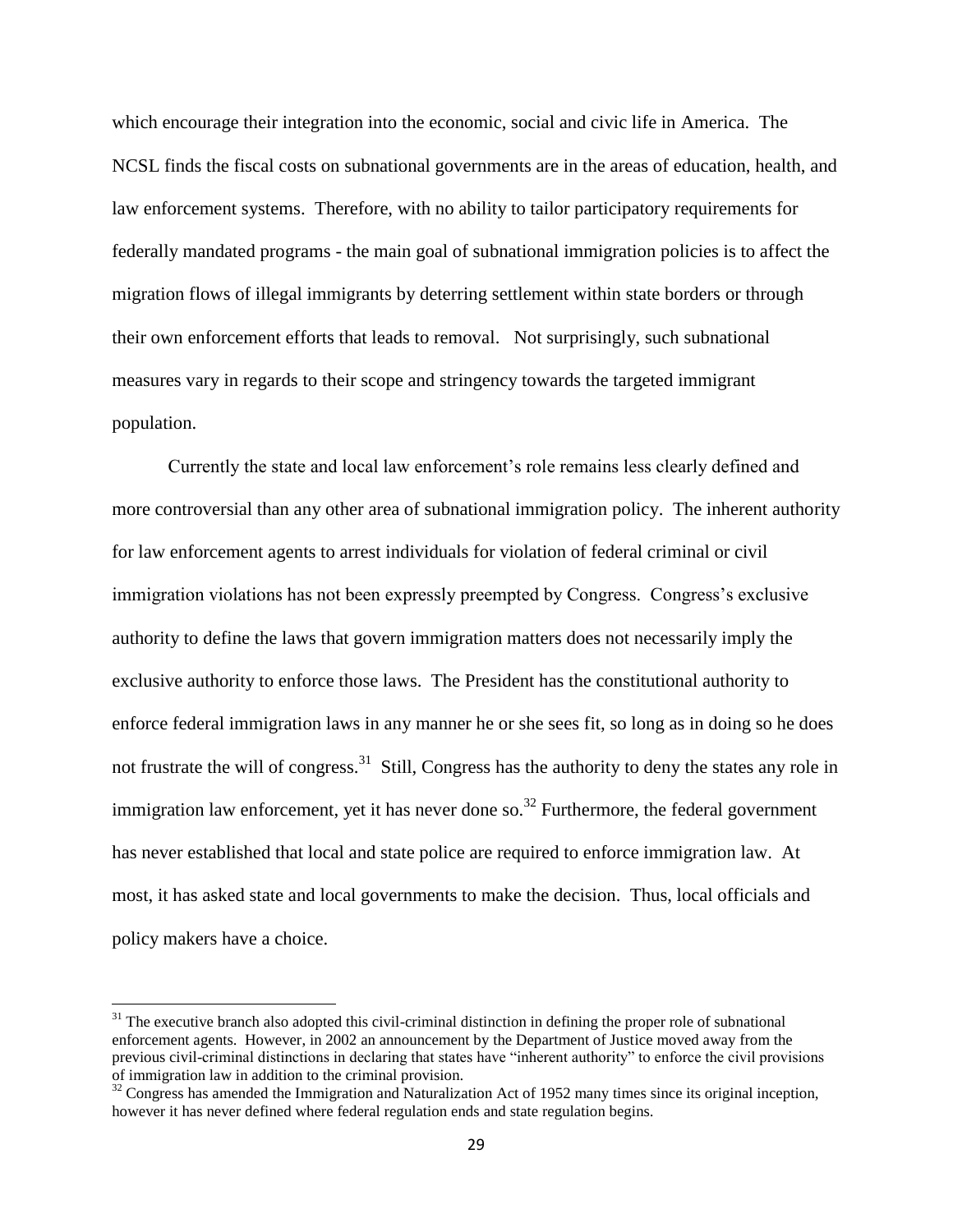which encourage their integration into the economic, social and civic life in America. The NCSL finds the fiscal costs on subnational governments are in the areas of education, health, and law enforcement systems. Therefore, with no ability to tailor participatory requirements for federally mandated programs - the main goal of subnational immigration policies is to affect the migration flows of illegal immigrants by deterring settlement within state borders or through their own enforcement efforts that leads to removal. Not surprisingly, such subnational measures vary in regards to their scope and stringency towards the targeted immigrant population.

Currently the state and local law enforcement's role remains less clearly defined and more controversial than any other area of subnational immigration policy. The inherent authority for law enforcement agents to arrest individuals for violation of federal criminal or civil immigration violations has not been expressly preempted by Congress. Congress's exclusive authority to define the laws that govern immigration matters does not necessarily imply the exclusive authority to enforce those laws. The President has the constitutional authority to enforce federal immigration laws in any manner he or she sees fit, so long as in doing so he does not frustrate the will of congress.[31] Still, Congress has the authority to deny the states any role in immigration law enforcement, yet it has never done so.[32] Furthermore, the federal government has never established that local and state police are required to enforce immigration law. At most, it has asked state and local governments to make the decision. Thus, local officials and policy makers have a choice.

---

[31] The executive branch also adopted this civil-criminal distinction in defining the proper role of subnational enforcement agents. However, in 2002 an announcement by the Department of Justice moved away from the previous civil-criminal distinctions in declaring that states have "inherent authority" to enforce the civil provisions of immigration law in addition to the criminal provision.

[32] Congress has amended the Immigration and Naturalization Act of 1952 many times since its original inception, however it has never defined where federal regulation ends and state regulation begins.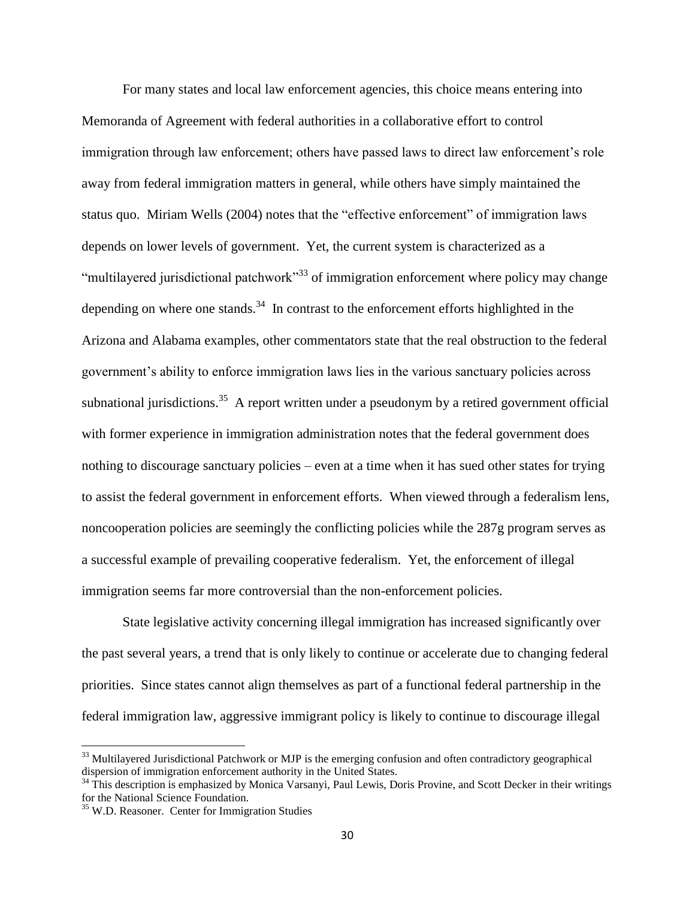For many states and local law enforcement agencies, this choice means entering into Memoranda of Agreement with federal authorities in a collaborative effort to control immigration through law enforcement; others have passed laws to direct law enforcement's role away from federal immigration matters in general, while others have simply maintained the status quo. Miriam Wells (2004) notes that the "effective enforcement" of immigration laws depends on lower levels of government. Yet, the current system is characterized as a "multilayered jurisdictional patchwork"[33] of immigration enforcement where policy may change depending on where one stands.[34] In contrast to the enforcement efforts highlighted in the Arizona and Alabama examples, other commentators state that the real obstruction to the federal government's ability to enforce immigration laws lies in the various sanctuary policies across subnational jurisdictions.[35] A report written under a pseudonym by a retired government official with former experience in immigration administration notes that the federal government does nothing to discourage sanctuary policies – even at a time when it has sued other states for trying to assist the federal government in enforcement efforts. When viewed through a federalism lens, noncooperation policies are seemingly the conflicting policies while the 287g program serves as a successful example of prevailing cooperative federalism. Yet, the enforcement of illegal immigration seems far more controversial than the non-enforcement policies.

State legislative activity concerning illegal immigration has increased significantly over the past several years, a trend that is only likely to continue or accelerate due to changing federal priorities. Since states cannot align themselves as part of a functional federal partnership in the federal immigration law, aggressive immigrant policy is likely to continue to discourage illegal

---

[33] Multilayered Jurisdictional Patchwork or MJP is the emerging confusion and often contradictory geographical dispersion of immigration enforcement authority in the United States.

[34] This description is emphasized by Monica Varsanyi, Paul Lewis, Doris Provine, and Scott Decker in their writings for the National Science Foundation.

[35] W.D. Reasoner. Center for Immigration Studies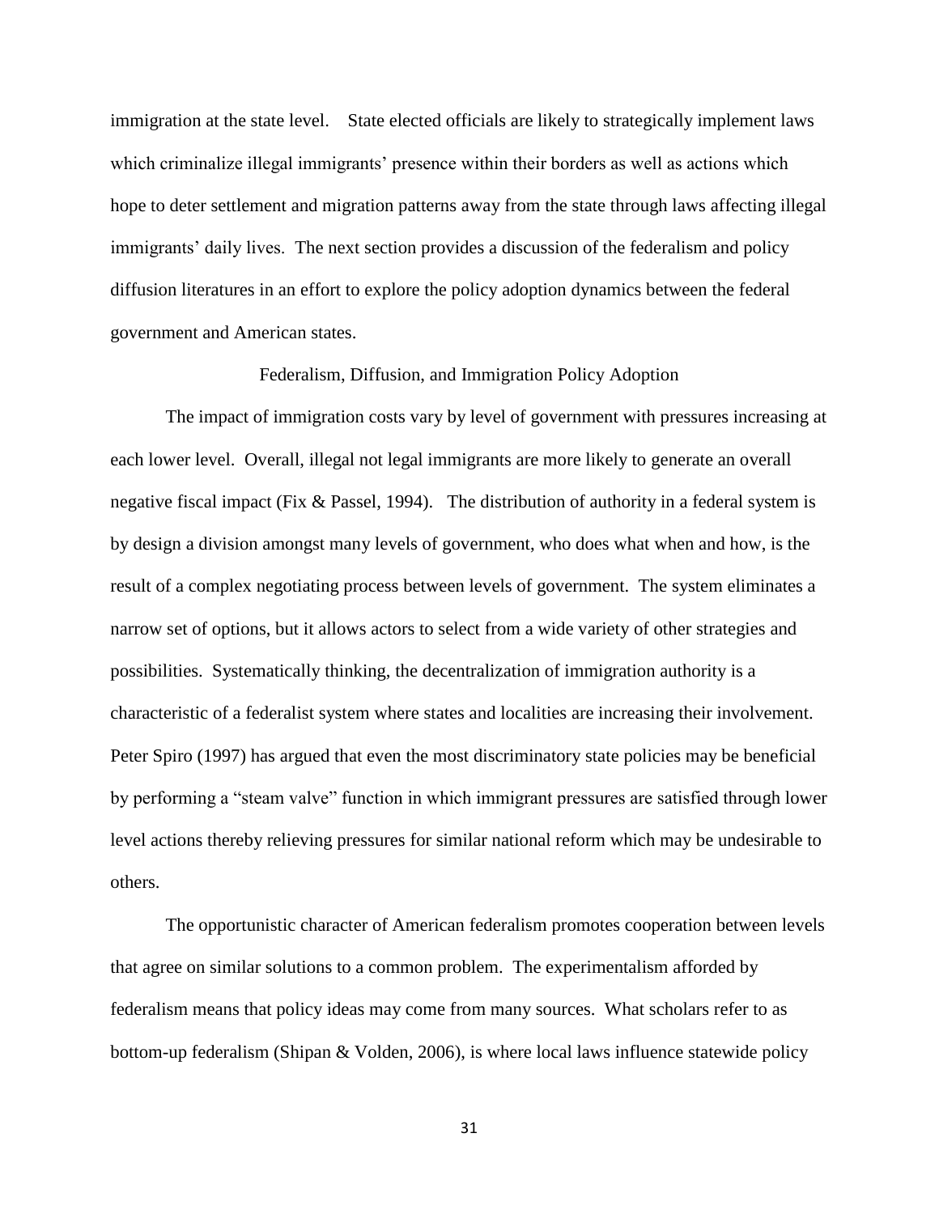immigration at the state level. State elected officials are likely to strategically implement laws which criminalize illegal immigrants' presence within their borders as well as actions which hope to deter settlement and migration patterns away from the state through laws affecting illegal immigrants' daily lives. The next section provides a discussion of the federalism and policy diffusion literatures in an effort to explore the policy adoption dynamics between the federal government and American states.

## Federalism, Diffusion, and Immigration Policy Adoption

The impact of immigration costs vary by level of government with pressures increasing at each lower level. Overall, illegal not legal immigrants are more likely to generate an overall negative fiscal impact (Fix & Passel, 1994). The distribution of authority in a federal system is by design a division amongst many levels of government, who does what when and how, is the result of a complex negotiating process between levels of government. The system eliminates a narrow set of options, but it allows actors to select from a wide variety of other strategies and possibilities. Systematically thinking, the decentralization of immigration authority is a characteristic of a federalist system where states and localities are increasing their involvement. Peter Spiro (1997) has argued that even the most discriminatory state policies may be beneficial by performing a "steam valve" function in which immigrant pressures are satisfied through lower level actions thereby relieving pressures for similar national reform which may be undesirable to others.

The opportunistic character of American federalism promotes cooperation between levels that agree on similar solutions to a common problem. The experimentalism afforded by federalism means that policy ideas may come from many sources. What scholars refer to as bottom-up federalism (Shipan & Volden, 2006), is where local laws influence statewide policy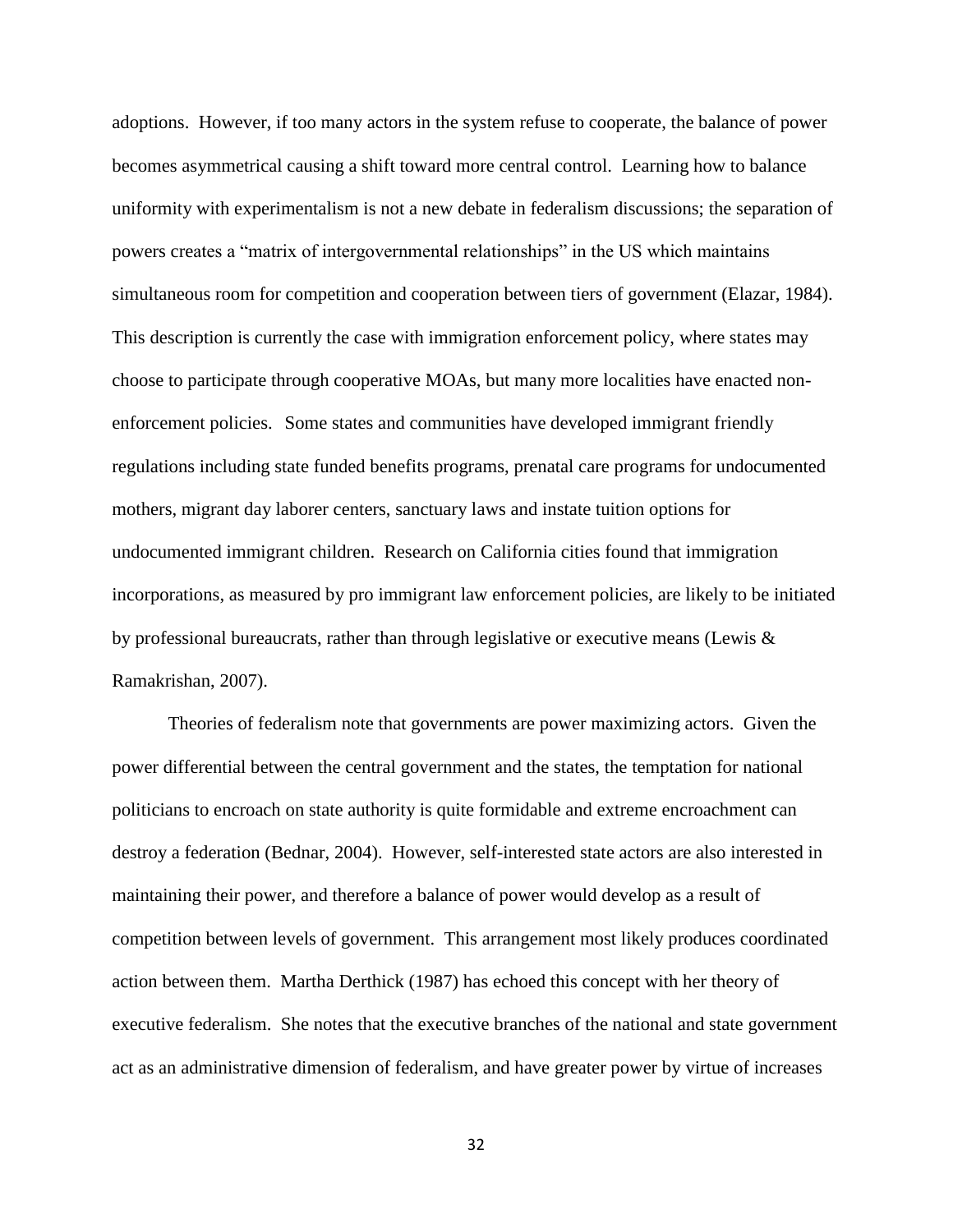adoptions. However, if too many actors in the system refuse to cooperate, the balance of power becomes asymmetrical causing a shift toward more central control. Learning how to balance uniformity with experimentalism is not a new debate in federalism discussions; the separation of powers creates a "matrix of intergovernmental relationships" in the US which maintains simultaneous room for competition and cooperation between tiers of government (Elazar, 1984). This description is currently the case with immigration enforcement policy, where states may choose to participate through cooperative MOAs, but many more localities have enacted non-enforcement policies. Some states and communities have developed immigrant friendly regulations including state funded benefits programs, prenatal care programs for undocumented mothers, migrant day laborer centers, sanctuary laws and instate tuition options for undocumented immigrant children. Research on California cities found that immigration incorporations, as measured by pro immigrant law enforcement policies, are likely to be initiated by professional bureaucrats, rather than through legislative or executive means (Lewis & Ramakrishan, 2007).

Theories of federalism note that governments are power maximizing actors. Given the power differential between the central government and the states, the temptation for national politicians to encroach on state authority is quite formidable and extreme encroachment can destroy a federation (Bednar, 2004). However, self-interested state actors are also interested in maintaining their power, and therefore a balance of power would develop as a result of competition between levels of government. This arrangement most likely produces coordinated action between them. Martha Derthick (1987) has echoed this concept with her theory of executive federalism. She notes that the executive branches of the national and state government act as an administrative dimension of federalism, and have greater power by virtue of increases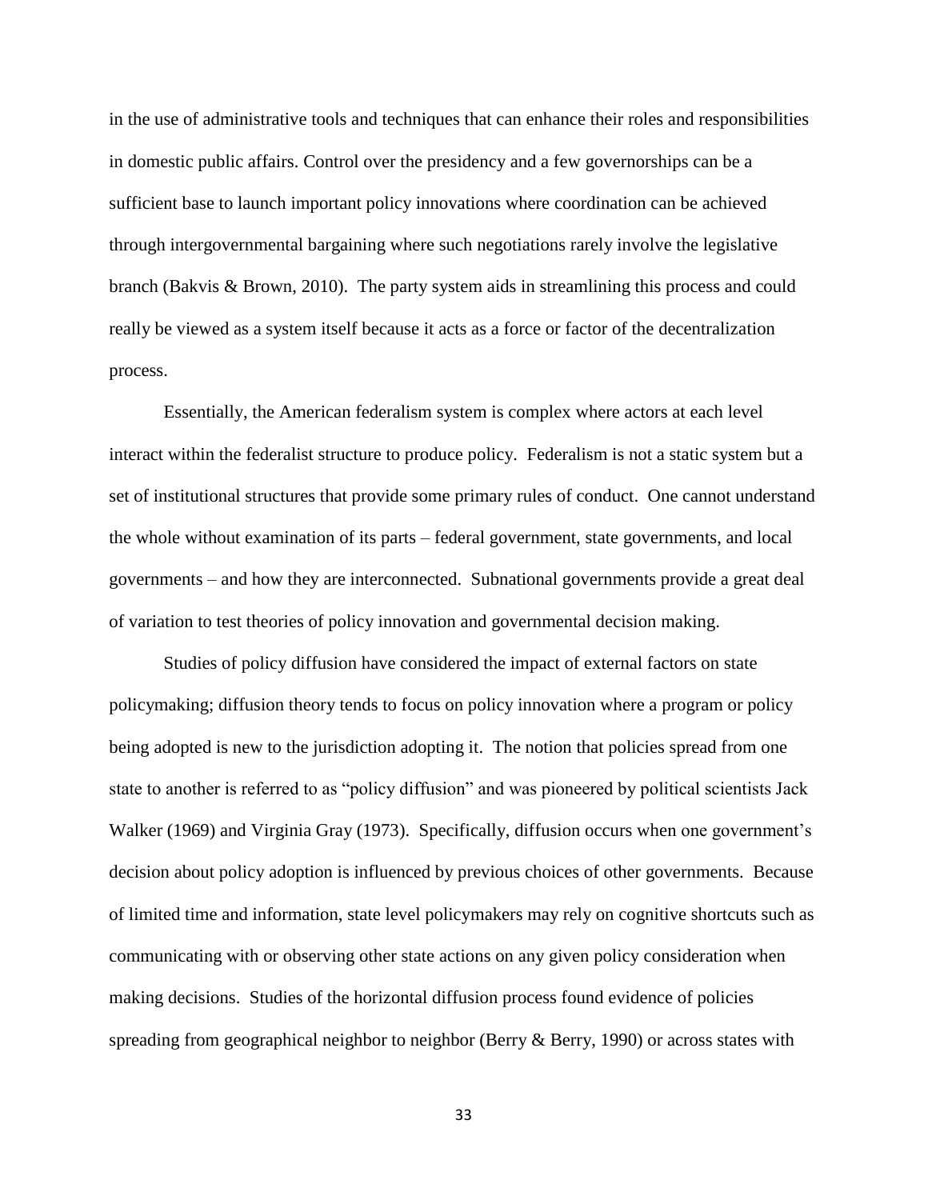in the use of administrative tools and techniques that can enhance their roles and responsibilities in domestic public affairs. Control over the presidency and a few governorships can be a sufficient base to launch important policy innovations where coordination can be achieved through intergovernmental bargaining where such negotiations rarely involve the legislative branch (Bakvis & Brown, 2010). The party system aids in streamlining this process and could really be viewed as a system itself because it acts as a force or factor of the decentralization process.

Essentially, the American federalism system is complex where actors at each level interact within the federalist structure to produce policy. Federalism is not a static system but a set of institutional structures that provide some primary rules of conduct. One cannot understand the whole without examination of its parts – federal government, state governments, and local governments – and how they are interconnected. Subnational governments provide a great deal of variation to test theories of policy innovation and governmental decision making.

Studies of policy diffusion have considered the impact of external factors on state policymaking; diffusion theory tends to focus on policy innovation where a program or policy being adopted is new to the jurisdiction adopting it. The notion that policies spread from one state to another is referred to as "policy diffusion" and was pioneered by political scientists Jack Walker (1969) and Virginia Gray (1973). Specifically, diffusion occurs when one government's decision about policy adoption is influenced by previous choices of other governments. Because of limited time and information, state level policymakers may rely on cognitive shortcuts such as communicating with or observing other state actions on any given policy consideration when making decisions. Studies of the horizontal diffusion process found evidence of policies spreading from geographical neighbor to neighbor (Berry & Berry, 1990) or across states with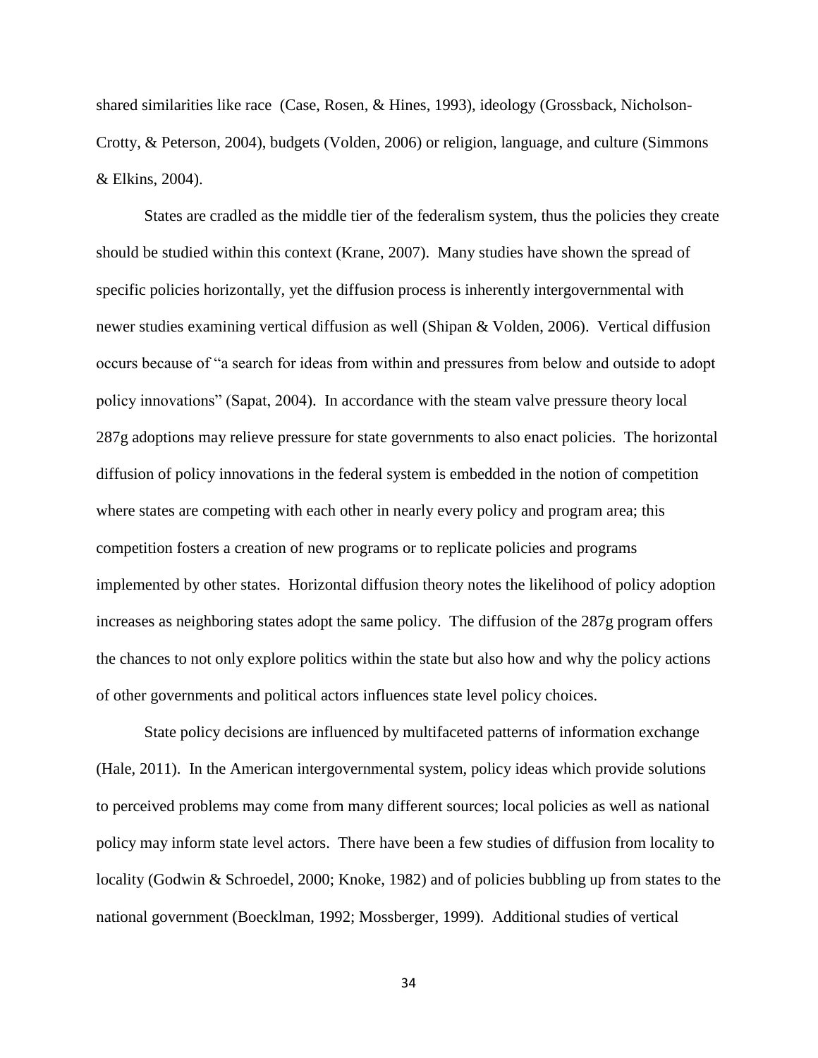shared similarities like race (Case, Rosen, & Hines, 1993), ideology (Grossback, Nicholson-Crotty, & Peterson, 2004), budgets (Volden, 2006) or religion, language, and culture (Simmons & Elkins, 2004).

States are cradled as the middle tier of the federalism system, thus the policies they create should be studied within this context (Krane, 2007). Many studies have shown the spread of specific policies horizontally, yet the diffusion process is inherently intergovernmental with newer studies examining vertical diffusion as well (Shipan & Volden, 2006). Vertical diffusion occurs because of "a search for ideas from within and pressures from below and outside to adopt policy innovations" (Sapat, 2004). In accordance with the steam valve pressure theory local 287g adoptions may relieve pressure for state governments to also enact policies. The horizontal diffusion of policy innovations in the federal system is embedded in the notion of competition where states are competing with each other in nearly every policy and program area; this competition fosters a creation of new programs or to replicate policies and programs implemented by other states. Horizontal diffusion theory notes the likelihood of policy adoption increases as neighboring states adopt the same policy. The diffusion of the 287g program offers the chances to not only explore politics within the state but also how and why the policy actions of other governments and political actors influences state level policy choices.

State policy decisions are influenced by multifaceted patterns of information exchange (Hale, 2011). In the American intergovernmental system, policy ideas which provide solutions to perceived problems may come from many different sources; local policies as well as national policy may inform state level actors. There have been a few studies of diffusion from locality to locality (Godwin & Schroedel, 2000; Knoke, 1982) and of policies bubbling up from states to the national government (Boecklman, 1992; Mossberger, 1999). Additional studies of vertical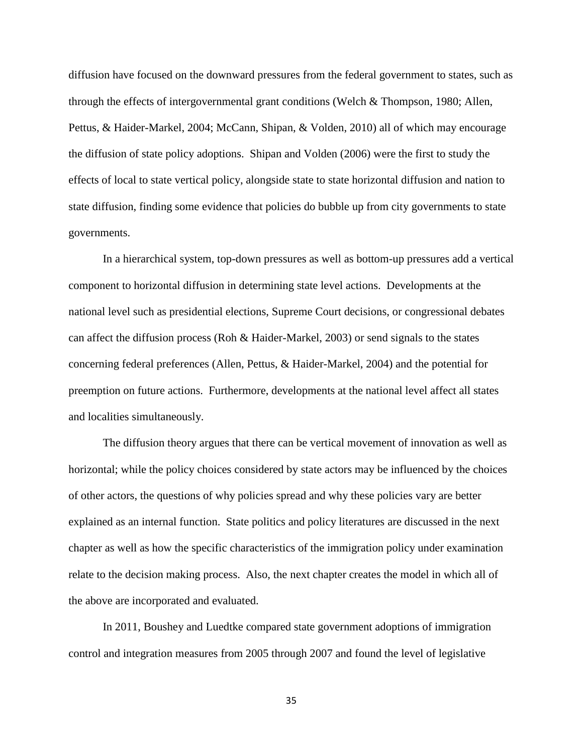diffusion have focused on the downward pressures from the federal government to states, such as through the effects of intergovernmental grant conditions (Welch & Thompson, 1980; Allen, Pettus, & Haider-Markel, 2004; McCann, Shipan, & Volden, 2010) all of which may encourage the diffusion of state policy adoptions. Shipan and Volden (2006) were the first to study the effects of local to state vertical policy, alongside state to state horizontal diffusion and nation to state diffusion, finding some evidence that policies do bubble up from city governments to state governments.

In a hierarchical system, top-down pressures as well as bottom-up pressures add a vertical component to horizontal diffusion in determining state level actions. Developments at the national level such as presidential elections, Supreme Court decisions, or congressional debates can affect the diffusion process (Roh & Haider-Markel, 2003) or send signals to the states concerning federal preferences (Allen, Pettus, & Haider-Markel, 2004) and the potential for preemption on future actions. Furthermore, developments at the national level affect all states and localities simultaneously.

The diffusion theory argues that there can be vertical movement of innovation as well as horizontal; while the policy choices considered by state actors may be influenced by the choices of other actors, the questions of why policies spread and why these policies vary are better explained as an internal function. State politics and policy literatures are discussed in the next chapter as well as how the specific characteristics of the immigration policy under examination relate to the decision making process. Also, the next chapter creates the model in which all of the above are incorporated and evaluated.

In 2011, Boushey and Luedtke compared state government adoptions of immigration control and integration measures from 2005 through 2007 and found the level of legislative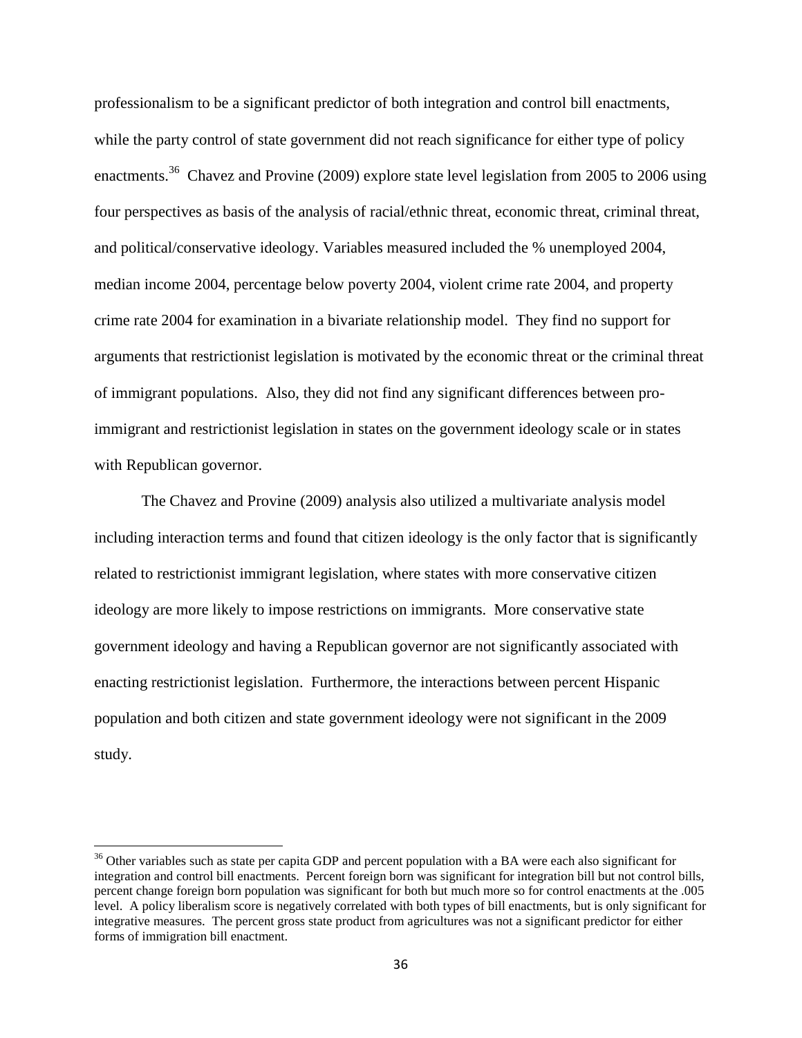professionalism to be a significant predictor of both integration and control bill enactments, while the party control of state government did not reach significance for either type of policy enactments.[36] Chavez and Provine (2009) explore state level legislation from 2005 to 2006 using four perspectives as basis of the analysis of racial/ethnic threat, economic threat, criminal threat, and political/conservative ideology. Variables measured included the % unemployed 2004, median income 2004, percentage below poverty 2004, violent crime rate 2004, and property crime rate 2004 for examination in a bivariate relationship model. They find no support for arguments that restrictionist legislation is motivated by the economic threat or the criminal threat of immigrant populations. Also, they did not find any significant differences between pro-immigrant and restrictionist legislation in states on the government ideology scale or in states with Republican governor.

The Chavez and Provine (2009) analysis also utilized a multivariate analysis model including interaction terms and found that citizen ideology is the only factor that is significantly related to restrictionist immigrant legislation, where states with more conservative citizen ideology are more likely to impose restrictions on immigrants. More conservative state government ideology and having a Republican governor are not significantly associated with enacting restrictionist legislation. Furthermore, the interactions between percent Hispanic population and both citizen and state government ideology were not significant in the 2009 study.

---

[36] Other variables such as state per capita GDP and percent population with a BA were each also significant for integration and control bill enactments. Percent foreign born was significant for integration bill but not control bills, percent change foreign born population was significant for both but much more so for control enactments at the .005 level. A policy liberalism score is negatively correlated with both types of bill enactments, but is only significant for integrative measures. The percent gross state product from agricultures was not a significant predictor for either forms of immigration bill enactment.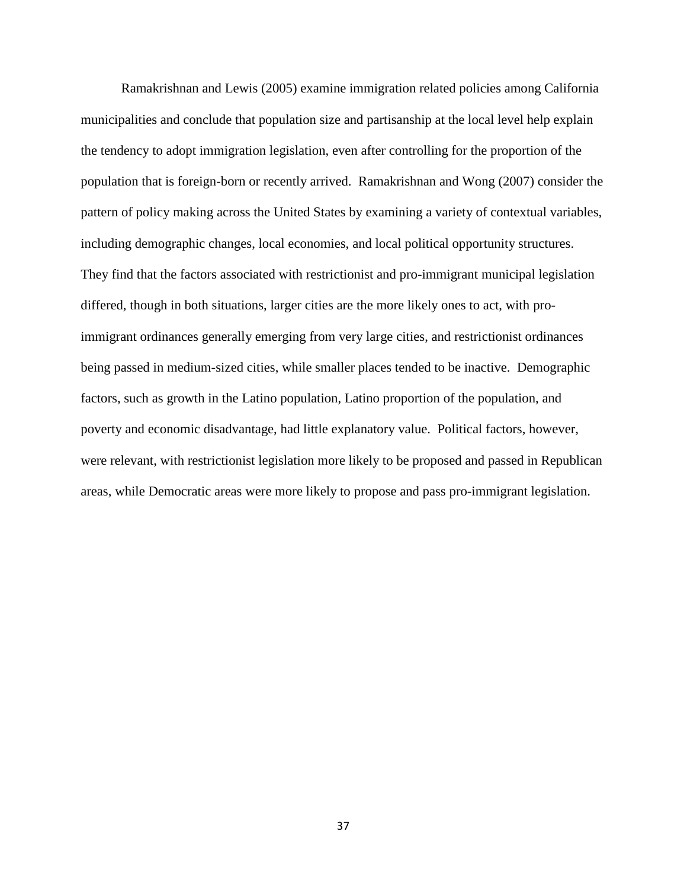Ramakrishnan and Lewis (2005) examine immigration related policies among California municipalities and conclude that population size and partisanship at the local level help explain the tendency to adopt immigration legislation, even after controlling for the proportion of the population that is foreign-born or recently arrived. Ramakrishnan and Wong (2007) consider the pattern of policy making across the United States by examining a variety of contextual variables, including demographic changes, local economies, and local political opportunity structures. They find that the factors associated with restrictionist and pro-immigrant municipal legislation differed, though in both situations, larger cities are the more likely ones to act, with pro-immigrant ordinances generally emerging from very large cities, and restrictionist ordinances being passed in medium-sized cities, while smaller places tended to be inactive. Demographic factors, such as growth in the Latino population, Latino proportion of the population, and poverty and economic disadvantage, had little explanatory value. Political factors, however, were relevant, with restrictionist legislation more likely to be proposed and passed in Republican areas, while Democratic areas were more likely to propose and pass pro-immigrant legislation.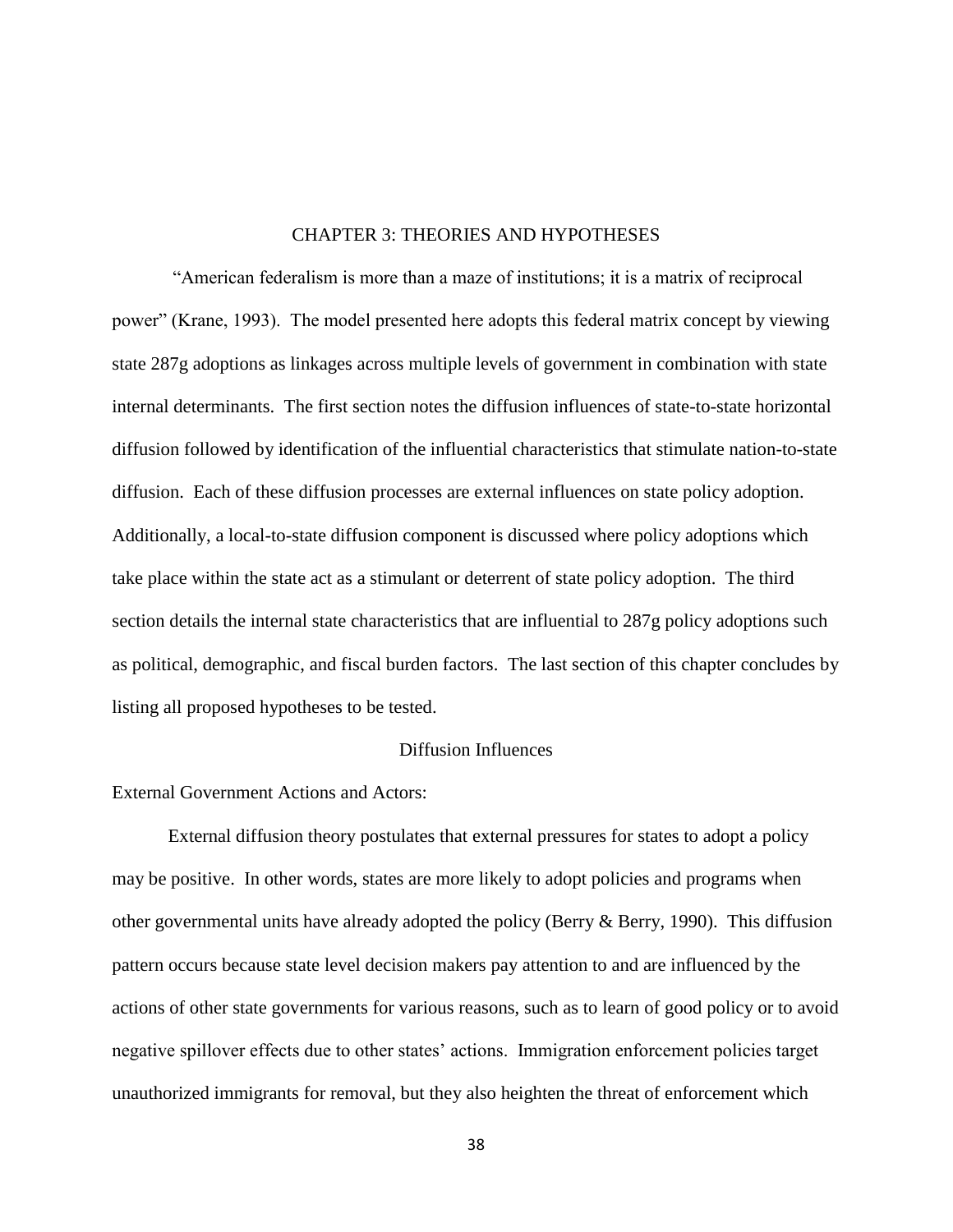# CHAPTER 3: THEORIES AND HYPOTHESES

"American federalism is more than a maze of institutions; it is a matrix of reciprocal power" (Krane, 1993). The model presented here adopts this federal matrix concept by viewing state 287g adoptions as linkages across multiple levels of government in combination with state internal determinants. The first section notes the diffusion influences of state-to-state horizontal diffusion followed by identification of the influential characteristics that stimulate nation-to-state diffusion. Each of these diffusion processes are external influences on state policy adoption. Additionally, a local-to-state diffusion component is discussed where policy adoptions which take place within the state act as a stimulant or deterrent of state policy adoption. The third section details the internal state characteristics that are influential to 287g policy adoptions such as political, demographic, and fiscal burden factors. The last section of this chapter concludes by listing all proposed hypotheses to be tested.

## Diffusion Influences

External Government Actions and Actors:

External diffusion theory postulates that external pressures for states to adopt a policy may be positive. In other words, states are more likely to adopt policies and programs when other governmental units have already adopted the policy (Berry & Berry, 1990). This diffusion pattern occurs because state level decision makers pay attention to and are influenced by the actions of other state governments for various reasons, such as to learn of good policy or to avoid negative spillover effects due to other states' actions. Immigration enforcement policies target unauthorized immigrants for removal, but they also heighten the threat of enforcement which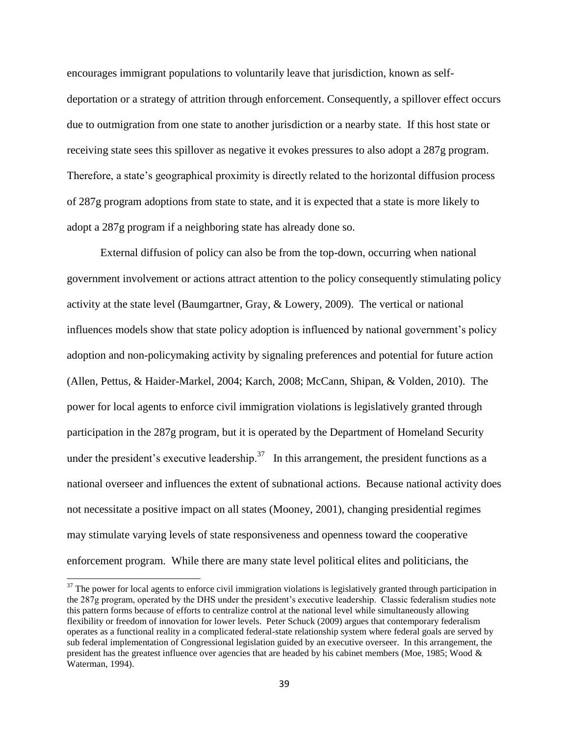encourages immigrant populations to voluntarily leave that jurisdiction, known as self-deportation or a strategy of attrition through enforcement. Consequently, a spillover effect occurs due to outmigration from one state to another jurisdiction or a nearby state. If this host state or receiving state sees this spillover as negative it evokes pressures to also adopt a 287g program. Therefore, a state's geographical proximity is directly related to the horizontal diffusion process of 287g program adoptions from state to state, and it is expected that a state is more likely to adopt a 287g program if a neighboring state has already done so.

External diffusion of policy can also be from the top-down, occurring when national government involvement or actions attract attention to the policy consequently stimulating policy activity at the state level (Baumgartner, Gray, & Lowery, 2009). The vertical or national influences models show that state policy adoption is influenced by national government's policy adoption and non-policymaking activity by signaling preferences and potential for future action (Allen, Pettus, & Haider-Markel, 2004; Karch, 2008; McCann, Shipan, & Volden, 2010). The power for local agents to enforce civil immigration violations is legislatively granted through participation in the 287g program, but it is operated by the Department of Homeland Security under the president's executive leadership.[37] In this arrangement, the president functions as a national overseer and influences the extent of subnational actions. Because national activity does not necessitate a positive impact on all states (Mooney, 2001), changing presidential regimes may stimulate varying levels of state responsiveness and openness toward the cooperative enforcement program. While there are many state level political elites and politicians, the

[37] The power for local agents to enforce civil immigration violations is legislatively granted through participation in the 287g program, operated by the DHS under the president's executive leadership. Classic federalism studies note this pattern forms because of efforts to centralize control at the national level while simultaneously allowing flexibility or freedom of innovation for lower levels. Peter Schuck (2009) argues that contemporary federalism operates as a functional reality in a complicated federal-state relationship system where federal goals are served by sub federal implementation of Congressional legislation guided by an executive overseer. In this arrangement, the president has the greatest influence over agencies that are headed by his cabinet members (Moe, 1985; Wood & Waterman, 1994).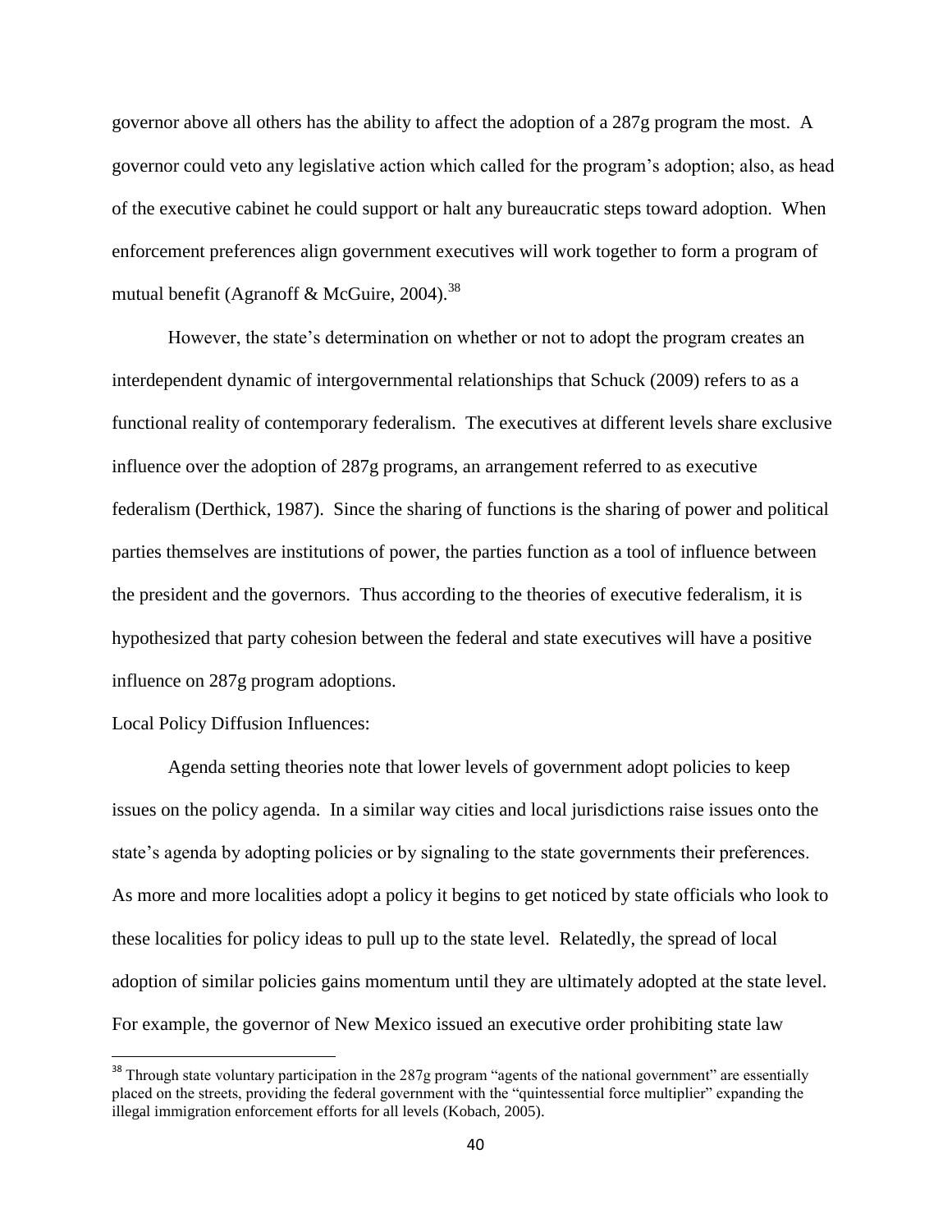governor above all others has the ability to affect the adoption of a 287g program the most. A governor could veto any legislative action which called for the program's adoption; also, as head of the executive cabinet he could support or halt any bureaucratic steps toward adoption. When enforcement preferences align government executives will work together to form a program of mutual benefit (Agranoff & McGuire, 2004).[38]

However, the state's determination on whether or not to adopt the program creates an interdependent dynamic of intergovernmental relationships that Schuck (2009) refers to as a functional reality of contemporary federalism. The executives at different levels share exclusive influence over the adoption of 287g programs, an arrangement referred to as executive federalism (Derthick, 1987). Since the sharing of functions is the sharing of power and political parties themselves are institutions of power, the parties function as a tool of influence between the president and the governors. Thus according to the theories of executive federalism, it is hypothesized that party cohesion between the federal and state executives will have a positive influence on 287g program adoptions.

Local Policy Diffusion Influences:

Agenda setting theories note that lower levels of government adopt policies to keep issues on the policy agenda. In a similar way cities and local jurisdictions raise issues onto the state's agenda by adopting policies or by signaling to the state governments their preferences. As more and more localities adopt a policy it begins to get noticed by state officials who look to these localities for policy ideas to pull up to the state level. Relatedly, the spread of local adoption of similar policies gains momentum until they are ultimately adopted at the state level. For example, the governor of New Mexico issued an executive order prohibiting state law

[38] Through state voluntary participation in the 287g program "agents of the national government" are essentially placed on the streets, providing the federal government with the "quintessential force multiplier" expanding the illegal immigration enforcement efforts for all levels (Kobach, 2005).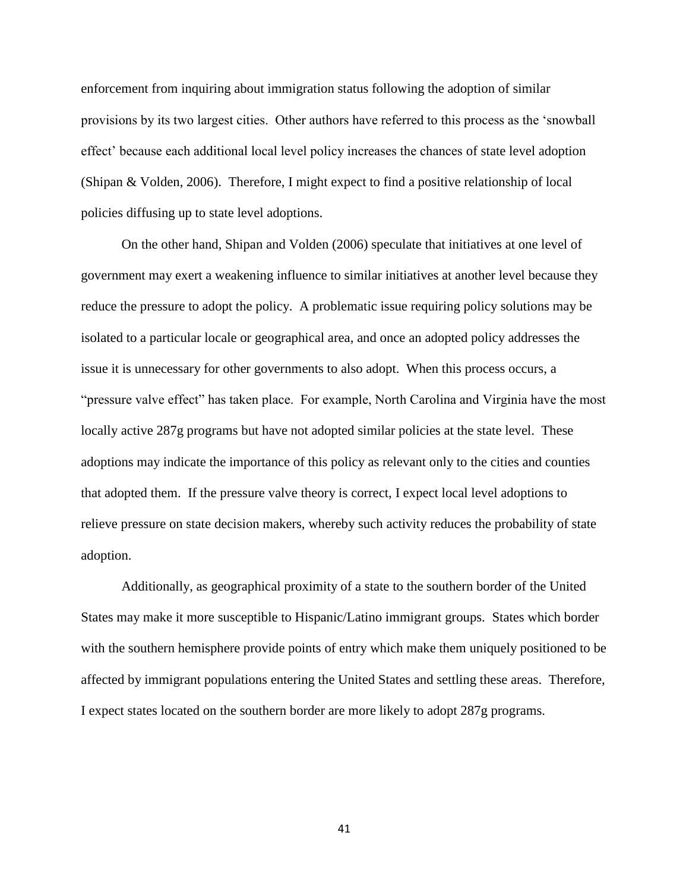enforcement from inquiring about immigration status following the adoption of similar provisions by its two largest cities. Other authors have referred to this process as the 'snowball effect' because each additional local level policy increases the chances of state level adoption (Shipan & Volden, 2006). Therefore, I might expect to find a positive relationship of local policies diffusing up to state level adoptions.

On the other hand, Shipan and Volden (2006) speculate that initiatives at one level of government may exert a weakening influence to similar initiatives at another level because they reduce the pressure to adopt the policy. A problematic issue requiring policy solutions may be isolated to a particular locale or geographical area, and once an adopted policy addresses the issue it is unnecessary for other governments to also adopt. When this process occurs, a "pressure valve effect" has taken place. For example, North Carolina and Virginia have the most locally active 287g programs but have not adopted similar policies at the state level. These adoptions may indicate the importance of this policy as relevant only to the cities and counties that adopted them. If the pressure valve theory is correct, I expect local level adoptions to relieve pressure on state decision makers, whereby such activity reduces the probability of state adoption.

Additionally, as geographical proximity of a state to the southern border of the United States may make it more susceptible to Hispanic/Latino immigrant groups. States which border with the southern hemisphere provide points of entry which make them uniquely positioned to be affected by immigrant populations entering the United States and settling these areas. Therefore, I expect states located on the southern border are more likely to adopt 287g programs.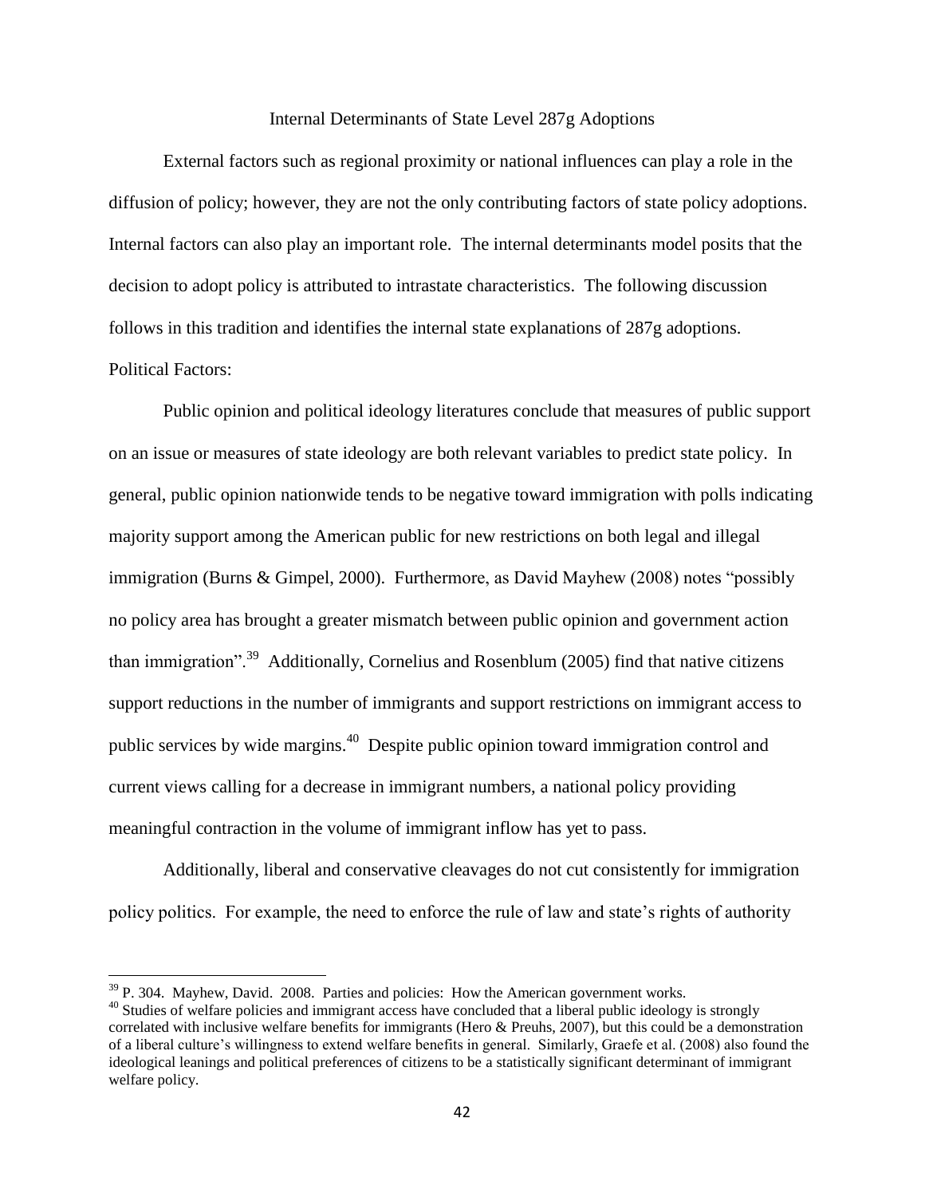## Internal Determinants of State Level 287g Adoptions

External factors such as regional proximity or national influences can play a role in the diffusion of policy; however, they are not the only contributing factors of state policy adoptions. Internal factors can also play an important role. The internal determinants model posits that the decision to adopt policy is attributed to intrastate characteristics. The following discussion follows in this tradition and identifies the internal state explanations of 287g adoptions.

### Political Factors:

Public opinion and political ideology literatures conclude that measures of public support on an issue or measures of state ideology are both relevant variables to predict state policy. In general, public opinion nationwide tends to be negative toward immigration with polls indicating majority support among the American public for new restrictions on both legal and illegal immigration (Burns & Gimpel, 2000). Furthermore, as David Mayhew (2008) notes "possibly no policy area has brought a greater mismatch between public opinion and government action than immigration".[39] Additionally, Cornelius and Rosenblum (2005) find that native citizens support reductions in the number of immigrants and support restrictions on immigrant access to public services by wide margins.[40] Despite public opinion toward immigration control and current views calling for a decrease in immigrant numbers, a national policy providing meaningful contraction in the volume of immigrant inflow has yet to pass.

Additionally, liberal and conservative cleavages do not cut consistently for immigration policy politics. For example, the need to enforce the rule of law and state's rights of authority

---

[39] P. 304. Mayhew, David. 2008. Parties and policies: How the American government works.

[40] Studies of welfare policies and immigrant access have concluded that a liberal public ideology is strongly correlated with inclusive welfare benefits for immigrants (Hero & Preuhs, 2007), but this could be a demonstration of a liberal culture's willingness to extend welfare benefits in general. Similarly, Graefe et al. (2008) also found the ideological leanings and political preferences of citizens to be a statistically significant determinant of immigrant welfare policy.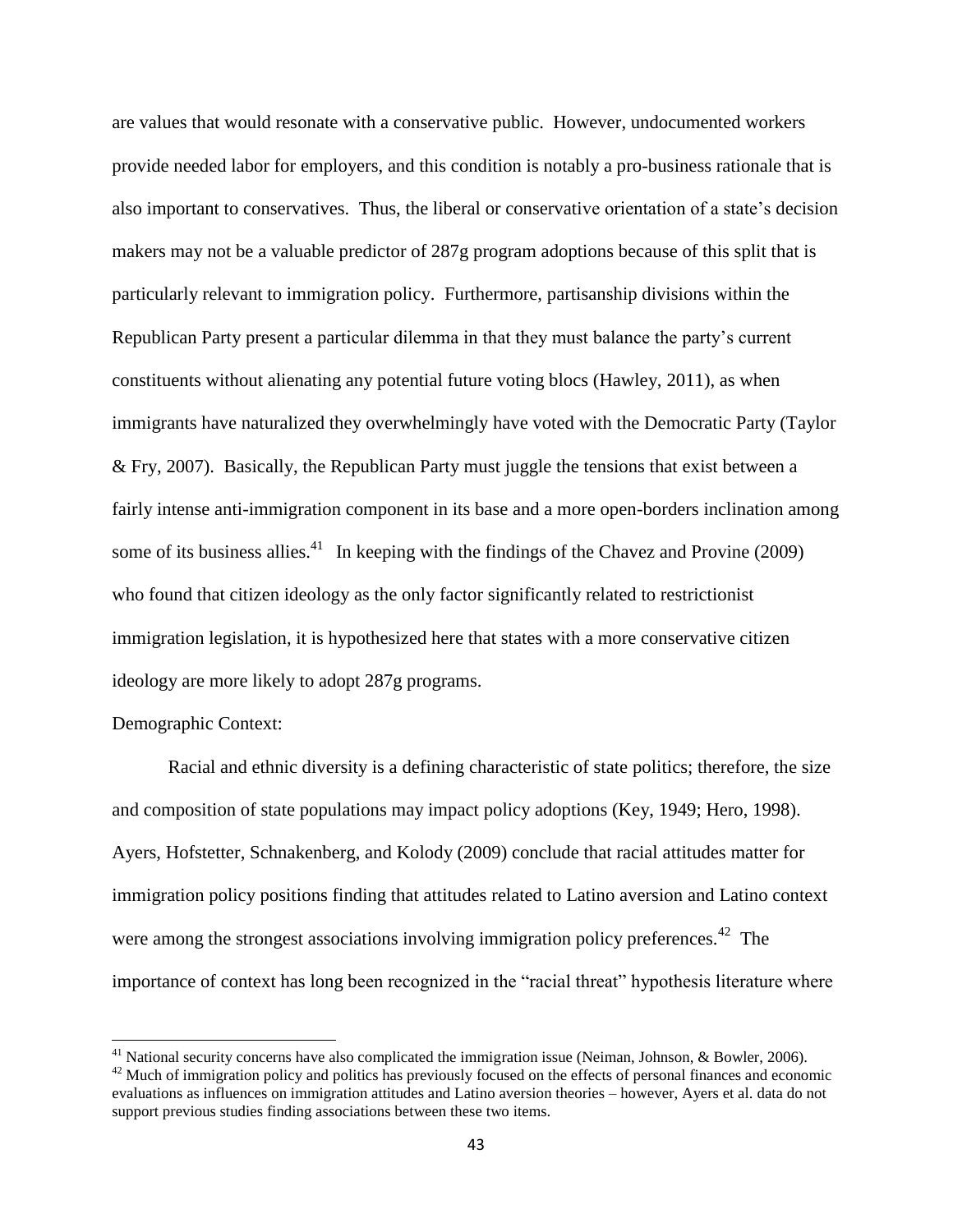are values that would resonate with a conservative public. However, undocumented workers provide needed labor for employers, and this condition is notably a pro-business rationale that is also important to conservatives. Thus, the liberal or conservative orientation of a state's decision makers may not be a valuable predictor of 287g program adoptions because of this split that is particularly relevant to immigration policy. Furthermore, partisanship divisions within the Republican Party present a particular dilemma in that they must balance the party's current constituents without alienating any potential future voting blocs (Hawley, 2011), as when immigrants have naturalized they overwhelmingly have voted with the Democratic Party (Taylor & Fry, 2007). Basically, the Republican Party must juggle the tensions that exist between a fairly intense anti-immigration component in its base and a more open-borders inclination among some of its business allies.[41] In keeping with the findings of the Chavez and Provine (2009) who found that citizen ideology as the only factor significantly related to restrictionist immigration legislation, it is hypothesized here that states with a more conservative citizen ideology are more likely to adopt 287g programs.

Demographic Context:

Racial and ethnic diversity is a defining characteristic of state politics; therefore, the size and composition of state populations may impact policy adoptions (Key, 1949; Hero, 1998). Ayers, Hofstetter, Schnakenberg, and Kolody (2009) conclude that racial attitudes matter for immigration policy positions finding that attitudes related to Latino aversion and Latino context were among the strongest associations involving immigration policy preferences.[42] The importance of context has long been recognized in the "racial threat" hypothesis literature where

[41] National security concerns have also complicated the immigration issue (Neiman, Johnson, & Bowler, 2006).

[42] Much of immigration policy and politics has previously focused on the effects of personal finances and economic evaluations as influences on immigration attitudes and Latino aversion theories – however, Ayers et al. data do not support previous studies finding associations between these two items.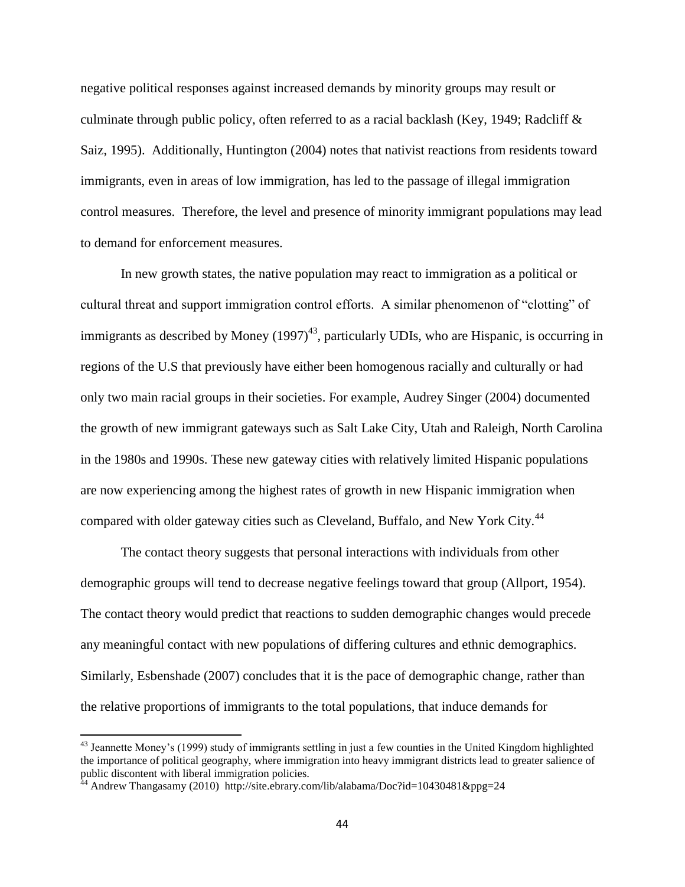negative political responses against increased demands by minority groups may result or culminate through public policy, often referred to as a racial backlash (Key, 1949; Radcliff & Saiz, 1995). Additionally, Huntington (2004) notes that nativist reactions from residents toward immigrants, even in areas of low immigration, has led to the passage of illegal immigration control measures. Therefore, the level and presence of minority immigrant populations may lead to demand for enforcement measures.

In new growth states, the native population may react to immigration as a political or cultural threat and support immigration control efforts. A similar phenomenon of "clotting" of immigrants as described by Money (1997)[43], particularly UDIs, who are Hispanic, is occurring in regions of the U.S that previously have either been homogenous racially and culturally or had only two main racial groups in their societies. For example, Audrey Singer (2004) documented the growth of new immigrant gateways such as Salt Lake City, Utah and Raleigh, North Carolina in the 1980s and 1990s. These new gateway cities with relatively limited Hispanic populations are now experiencing among the highest rates of growth in new Hispanic immigration when compared with older gateway cities such as Cleveland, Buffalo, and New York City.[44]

The contact theory suggests that personal interactions with individuals from other demographic groups will tend to decrease negative feelings toward that group (Allport, 1954). The contact theory would predict that reactions to sudden demographic changes would precede any meaningful contact with new populations of differing cultures and ethnic demographics. Similarly, Esbenshade (2007) concludes that it is the pace of demographic change, rather than the relative proportions of immigrants to the total populations, that induce demands for

---

[43] Jeannette Money's (1999) study of immigrants settling in just a few counties in the United Kingdom highlighted the importance of political geography, where immigration into heavy immigrant districts lead to greater salience of public discontent with liberal immigration policies.

[44] Andrew Thangasamy (2010) http://site.ebrary.com/lib/alabama/Doc?id=10430481&ppg=24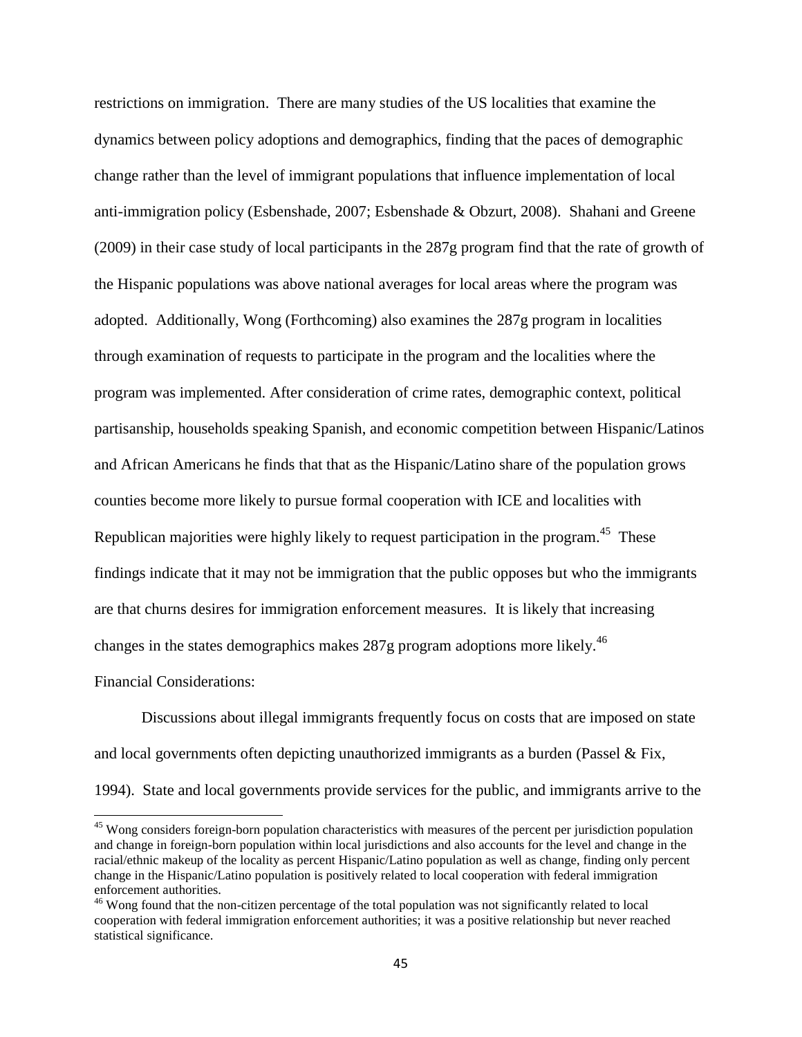restrictions on immigration. There are many studies of the US localities that examine the dynamics between policy adoptions and demographics, finding that the paces of demographic change rather than the level of immigrant populations that influence implementation of local anti-immigration policy (Esbenshade, 2007; Esbenshade & Obzurt, 2008). Shahani and Greene (2009) in their case study of local participants in the 287g program find that the rate of growth of the Hispanic populations was above national averages for local areas where the program was adopted. Additionally, Wong (Forthcoming) also examines the 287g program in localities through examination of requests to participate in the program and the localities where the program was implemented. After consideration of crime rates, demographic context, political partisanship, households speaking Spanish, and economic competition between Hispanic/Latinos and African Americans he finds that that as the Hispanic/Latino share of the population grows counties become more likely to pursue formal cooperation with ICE and localities with Republican majorities were highly likely to request participation in the program.[45] These findings indicate that it may not be immigration that the public opposes but who the immigrants are that churns desires for immigration enforcement measures. It is likely that increasing changes in the states demographics makes 287g program adoptions more likely.[46]

Financial Considerations:

Discussions about illegal immigrants frequently focus on costs that are imposed on state and local governments often depicting unauthorized immigrants as a burden (Passel & Fix, 1994). State and local governments provide services for the public, and immigrants arrive to the

---

[45] Wong considers foreign-born population characteristics with measures of the percent per jurisdiction population and change in foreign-born population within local jurisdictions and also accounts for the level and change in the racial/ethnic makeup of the locality as percent Hispanic/Latino population as well as change, finding only percent change in the Hispanic/Latino population is positively related to local cooperation with federal immigration enforcement authorities.

[46] Wong found that the non-citizen percentage of the total population was not significantly related to local cooperation with federal immigration enforcement authorities; it was a positive relationship but never reached statistical significance.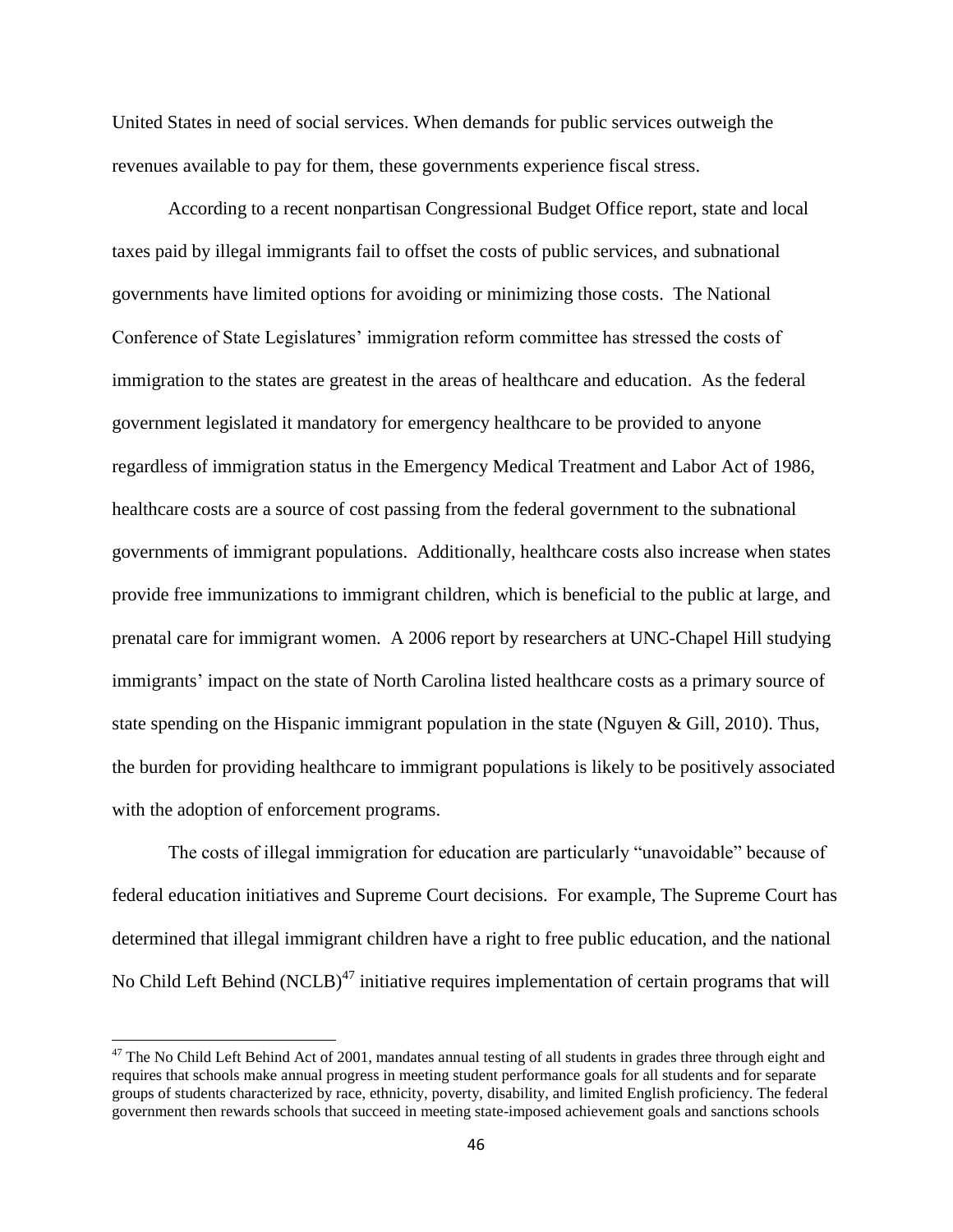United States in need of social services. When demands for public services outweigh the revenues available to pay for them, these governments experience fiscal stress.

According to a recent nonpartisan Congressional Budget Office report, state and local taxes paid by illegal immigrants fail to offset the costs of public services, and subnational governments have limited options for avoiding or minimizing those costs. The National Conference of State Legislatures' immigration reform committee has stressed the costs of immigration to the states are greatest in the areas of healthcare and education. As the federal government legislated it mandatory for emergency healthcare to be provided to anyone regardless of immigration status in the Emergency Medical Treatment and Labor Act of 1986, healthcare costs are a source of cost passing from the federal government to the subnational governments of immigrant populations. Additionally, healthcare costs also increase when states provide free immunizations to immigrant children, which is beneficial to the public at large, and prenatal care for immigrant women. A 2006 report by researchers at UNC-Chapel Hill studying immigrants' impact on the state of North Carolina listed healthcare costs as a primary source of state spending on the Hispanic immigrant population in the state (Nguyen & Gill, 2010). Thus, the burden for providing healthcare to immigrant populations is likely to be positively associated with the adoption of enforcement programs.

The costs of illegal immigration for education are particularly "unavoidable" because of federal education initiatives and Supreme Court decisions. For example, The Supreme Court has determined that illegal immigrant children have a right to free public education, and the national No Child Left Behind (NCLB)[47] initiative requires implementation of certain programs that will

[47] The No Child Left Behind Act of 2001, mandates annual testing of all students in grades three through eight and requires that schools make annual progress in meeting student performance goals for all students and for separate groups of students characterized by race, ethnicity, poverty, disability, and limited English proficiency. The federal government then rewards schools that succeed in meeting state-imposed achievement goals and sanctions schools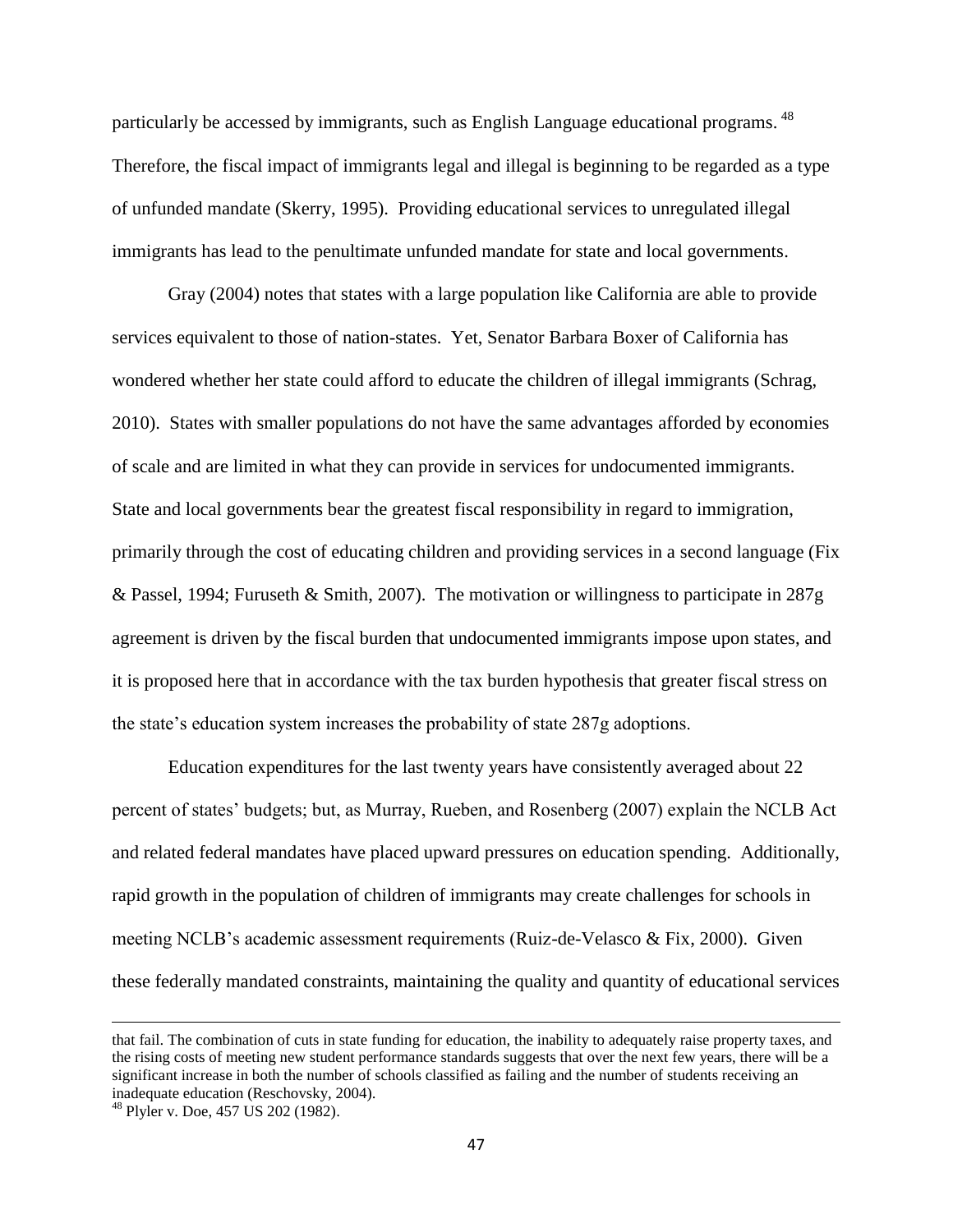particularly be accessed by immigrants, such as English Language educational programs. [48] Therefore, the fiscal impact of immigrants legal and illegal is beginning to be regarded as a type of unfunded mandate (Skerry, 1995). Providing educational services to unregulated illegal immigrants has lead to the penultimate unfunded mandate for state and local governments.

Gray (2004) notes that states with a large population like California are able to provide services equivalent to those of nation-states. Yet, Senator Barbara Boxer of California has wondered whether her state could afford to educate the children of illegal immigrants (Schrag, 2010). States with smaller populations do not have the same advantages afforded by economies of scale and are limited in what they can provide in services for undocumented immigrants. State and local governments bear the greatest fiscal responsibility in regard to immigration, primarily through the cost of educating children and providing services in a second language (Fix & Passel, 1994; Furuseth & Smith, 2007). The motivation or willingness to participate in 287g agreement is driven by the fiscal burden that undocumented immigrants impose upon states, and it is proposed here that in accordance with the tax burden hypothesis that greater fiscal stress on the state's education system increases the probability of state 287g adoptions.

Education expenditures for the last twenty years have consistently averaged about 22 percent of states' budgets; but, as Murray, Rueben, and Rosenberg (2007) explain the NCLB Act and related federal mandates have placed upward pressures on education spending. Additionally, rapid growth in the population of children of immigrants may create challenges for schools in meeting NCLB's academic assessment requirements (Ruiz-de-Velasco & Fix, 2000). Given these federally mandated constraints, maintaining the quality and quantity of educational services

---

that fail. The combination of cuts in state funding for education, the inability to adequately raise property taxes, and the rising costs of meeting new student performance standards suggests that over the next few years, there will be a significant increase in both the number of schools classified as failing and the number of students receiving an inadequate education (Reschovsky, 2004).

[48] Plyler v. Doe, 457 US 202 (1982).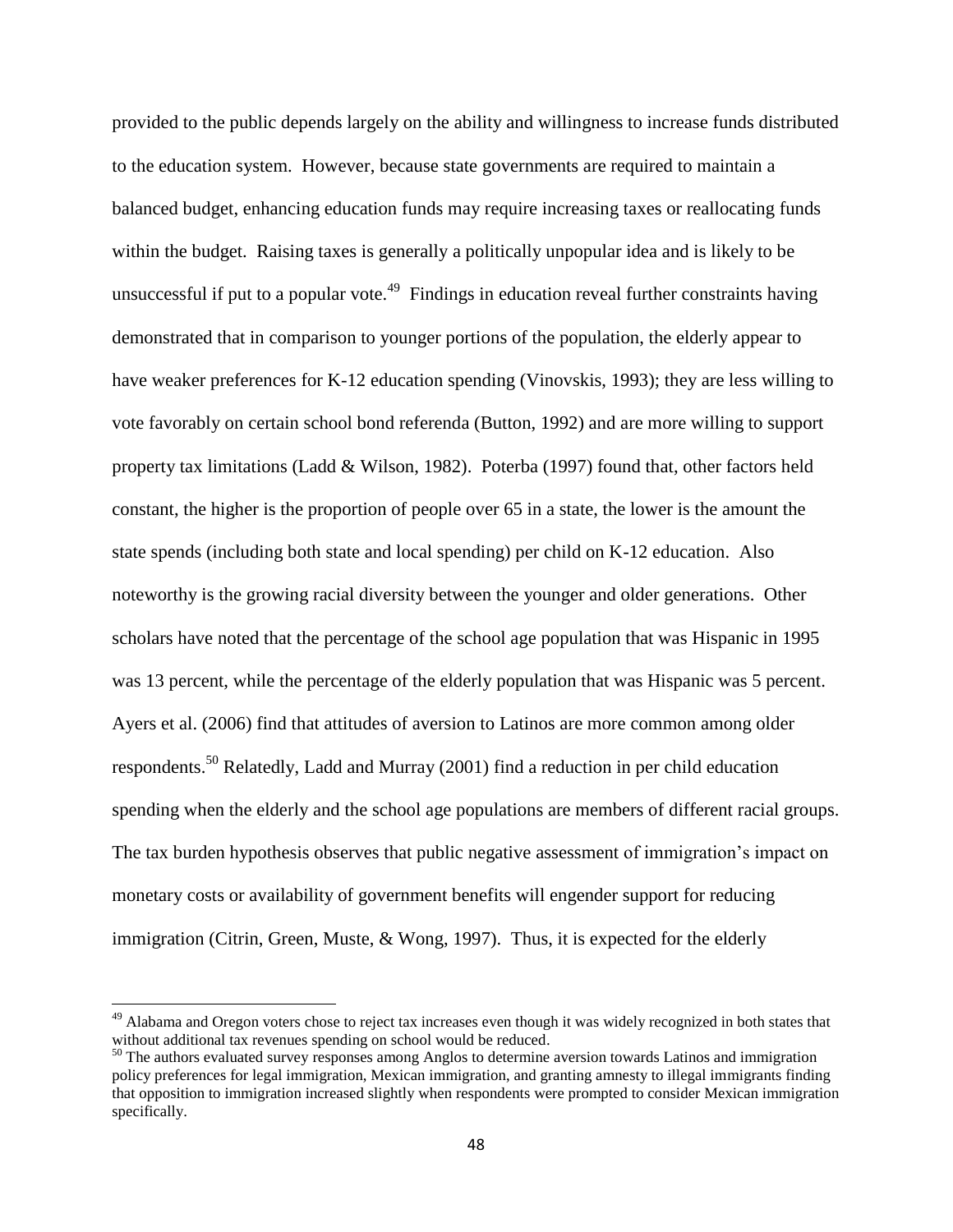provided to the public depends largely on the ability and willingness to increase funds distributed to the education system. However, because state governments are required to maintain a balanced budget, enhancing education funds may require increasing taxes or reallocating funds within the budget. Raising taxes is generally a politically unpopular idea and is likely to be unsuccessful if put to a popular vote.[49] Findings in education reveal further constraints having demonstrated that in comparison to younger portions of the population, the elderly appear to have weaker preferences for K-12 education spending (Vinovskis, 1993); they are less willing to vote favorably on certain school bond referenda (Button, 1992) and are more willing to support property tax limitations (Ladd & Wilson, 1982). Poterba (1997) found that, other factors held constant, the higher is the proportion of people over 65 in a state, the lower is the amount the state spends (including both state and local spending) per child on K-12 education. Also noteworthy is the growing racial diversity between the younger and older generations. Other scholars have noted that the percentage of the school age population that was Hispanic in 1995 was 13 percent, while the percentage of the elderly population that was Hispanic was 5 percent. Ayers et al. (2006) find that attitudes of aversion to Latinos are more common among older respondents.[50] Relatedly, Ladd and Murray (2001) find a reduction in per child education spending when the elderly and the school age populations are members of different racial groups. The tax burden hypothesis observes that public negative assessment of immigration's impact on monetary costs or availability of government benefits will engender support for reducing immigration (Citrin, Green, Muste, & Wong, 1997). Thus, it is expected for the elderly

---

[49] Alabama and Oregon voters chose to reject tax increases even though it was widely recognized in both states that without additional tax revenues spending on school would be reduced.

[50] The authors evaluated survey responses among Anglos to determine aversion towards Latinos and immigration policy preferences for legal immigration, Mexican immigration, and granting amnesty to illegal immigrants finding that opposition to immigration increased slightly when respondents were prompted to consider Mexican immigration specifically.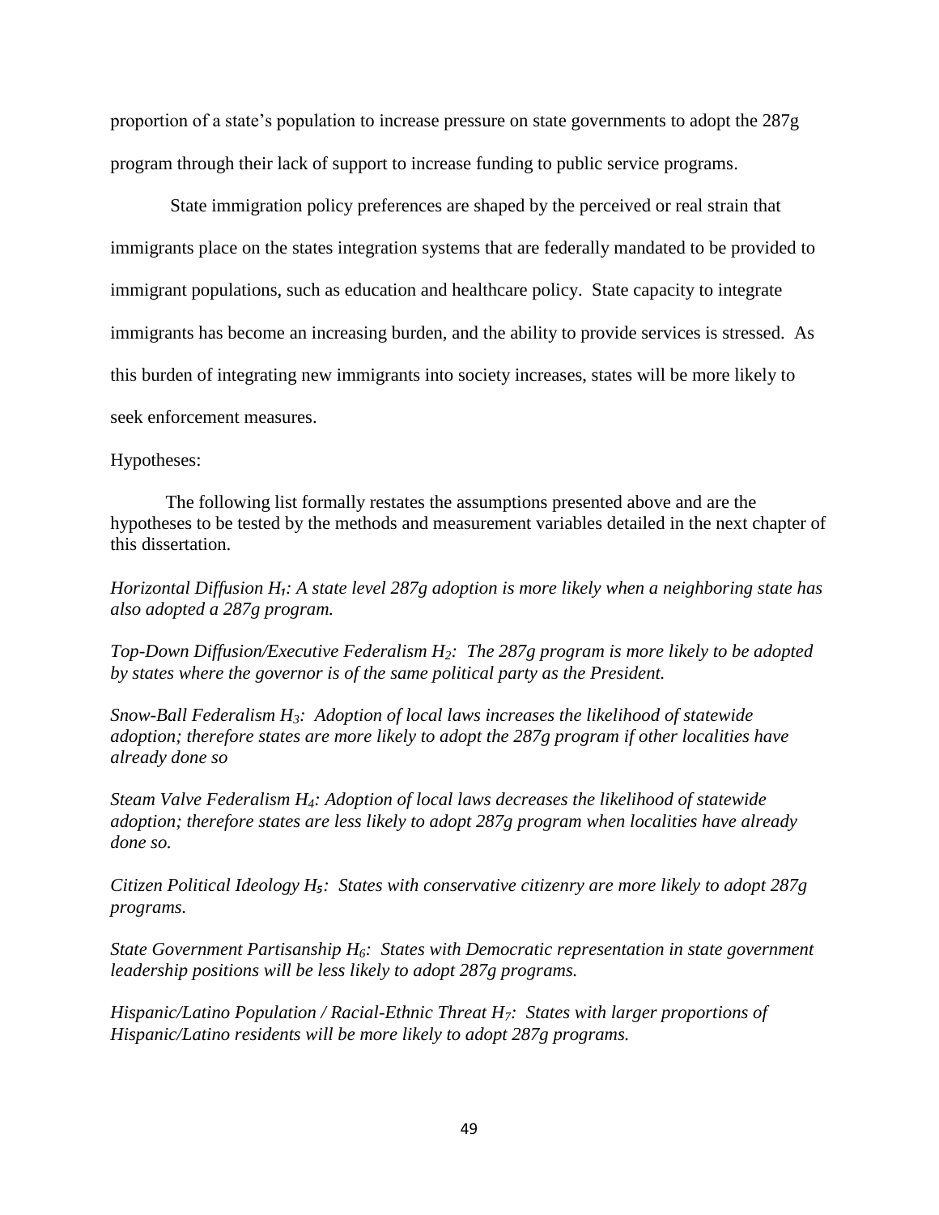proportion of a state's population to increase pressure on state governments to adopt the 287g program through their lack of support to increase funding to public service programs.

State immigration policy preferences are shaped by the perceived or real strain that immigrants place on the states integration systems that are federally mandated to be provided to immigrant populations, such as education and healthcare policy. State capacity to integrate immigrants has become an increasing burden, and the ability to provide services is stressed. As this burden of integrating new immigrants into society increases, states will be more likely to seek enforcement measures.

Hypotheses:

The following list formally restates the assumptions presented above and are the hypotheses to be tested by the methods and measurement variables detailed in the next chapter of this dissertation.

*Horizontal Diffusion $H_1$: A state level 287g adoption is more likely when a neighboring state has also adopted a 287g program.*

*Top-Down Diffusion/Executive Federalism $H_2$: The 287g program is more likely to be adopted by states where the governor is of the same political party as the President.*

*Snow-Ball Federalism $H_3$: Adoption of local laws increases the likelihood of statewide adoption; therefore states are more likely to adopt the 287g program if other localities have already done so*

*Steam Valve Federalism $H_4$: Adoption of local laws decreases the likelihood of statewide adoption; therefore states are less likely to adopt 287g program when localities have already done so.*

*Citizen Political Ideology $H_5$: States with conservative citizenry are more likely to adopt 287g programs.*

*State Government Partisanship $H_6$: States with Democratic representation in state government leadership positions will be less likely to adopt 287g programs.*

*Hispanic/Latino Population / Racial-Ethnic Threat $H_7$: States with larger proportions of Hispanic/Latino residents will be more likely to adopt 287g programs.*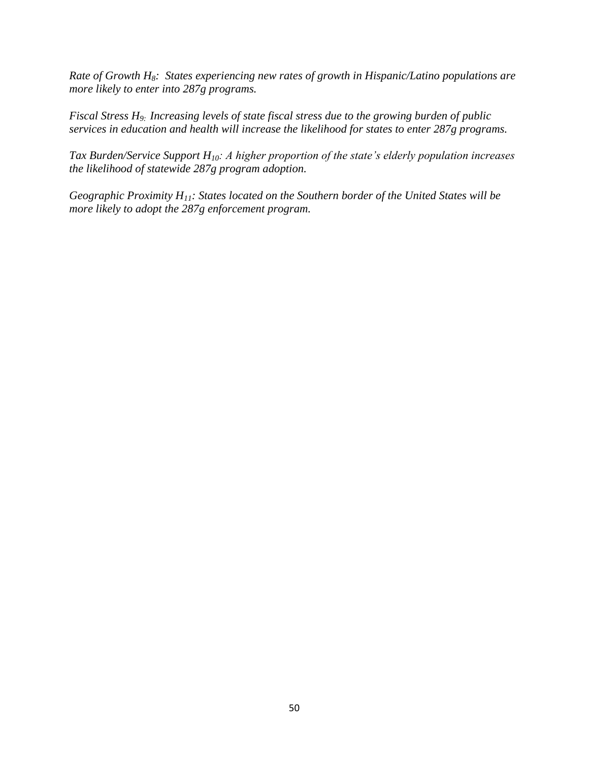*Rate of Growth $H_8$: States experiencing new rates of growth in Hispanic/Latino populations are more likely to enter into 287g programs.*

*Fiscal Stress $H_9$: Increasing levels of state fiscal stress due to the growing burden of public services in education and health will increase the likelihood for states to enter 287g programs.*

*Tax Burden/Service Support $H_{10}$: A higher proportion of the state's elderly population increases the likelihood of statewide 287g program adoption.*

*Geographic Proximity $H_{11}$: States located on the Southern border of the United States will be more likely to adopt the 287g enforcement program.*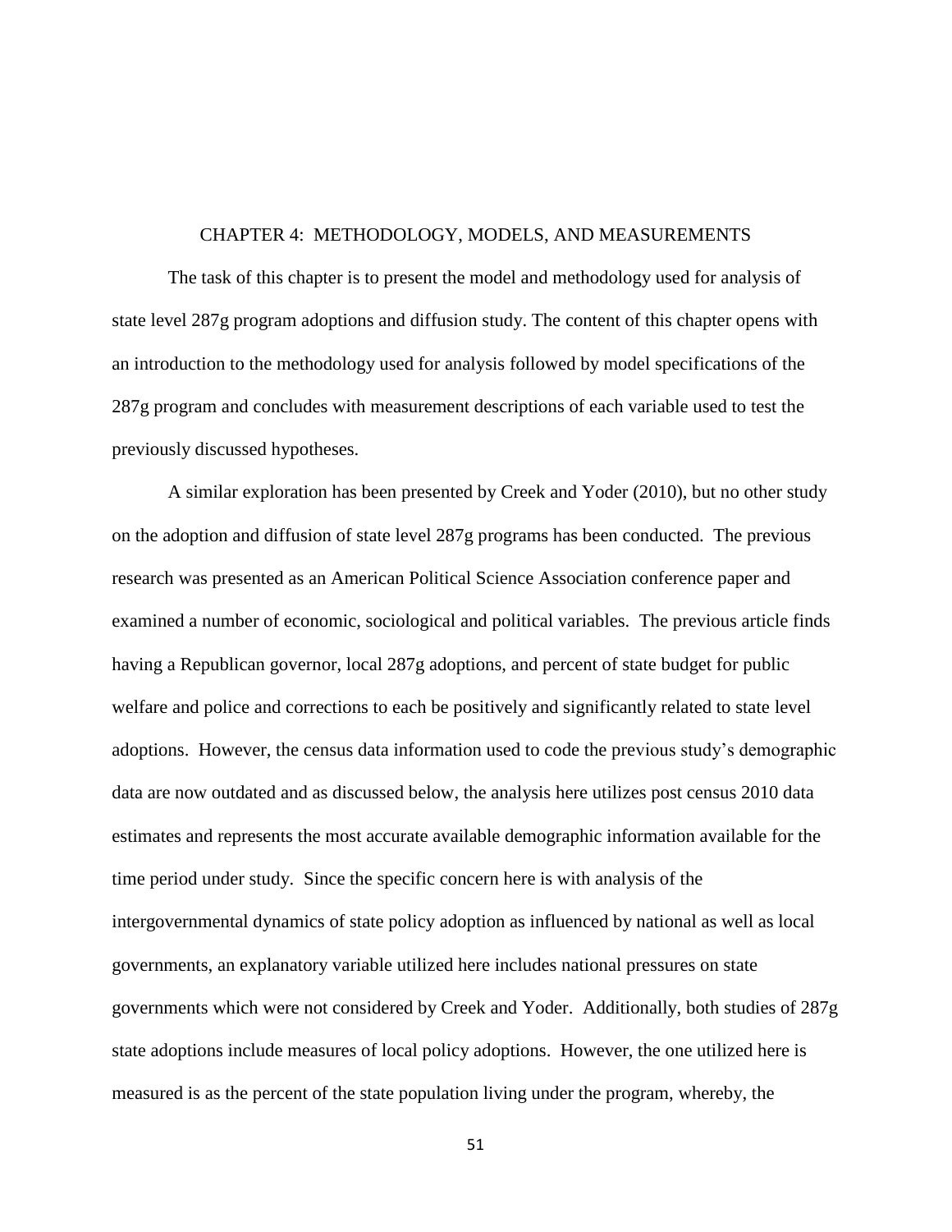# CHAPTER 4: METHODOLOGY, MODELS, AND MEASUREMENTS

The task of this chapter is to present the model and methodology used for analysis of state level 287g program adoptions and diffusion study. The content of this chapter opens with an introduction to the methodology used for analysis followed by model specifications of the 287g program and concludes with measurement descriptions of each variable used to test the previously discussed hypotheses.

A similar exploration has been presented by Creek and Yoder (2010), but no other study on the adoption and diffusion of state level 287g programs has been conducted. The previous research was presented as an American Political Science Association conference paper and examined a number of economic, sociological and political variables. The previous article finds having a Republican governor, local 287g adoptions, and percent of state budget for public welfare and police and corrections to each be positively and significantly related to state level adoptions. However, the census data information used to code the previous study's demographic data are now outdated and as discussed below, the analysis here utilizes post census 2010 data estimates and represents the most accurate available demographic information available for the time period under study. Since the specific concern here is with analysis of the intergovernmental dynamics of state policy adoption as influenced by national as well as local governments, an explanatory variable utilized here includes national pressures on state governments which were not considered by Creek and Yoder. Additionally, both studies of 287g state adoptions include measures of local policy adoptions. However, the one utilized here is measured is as the percent of the state population living under the program, whereby, the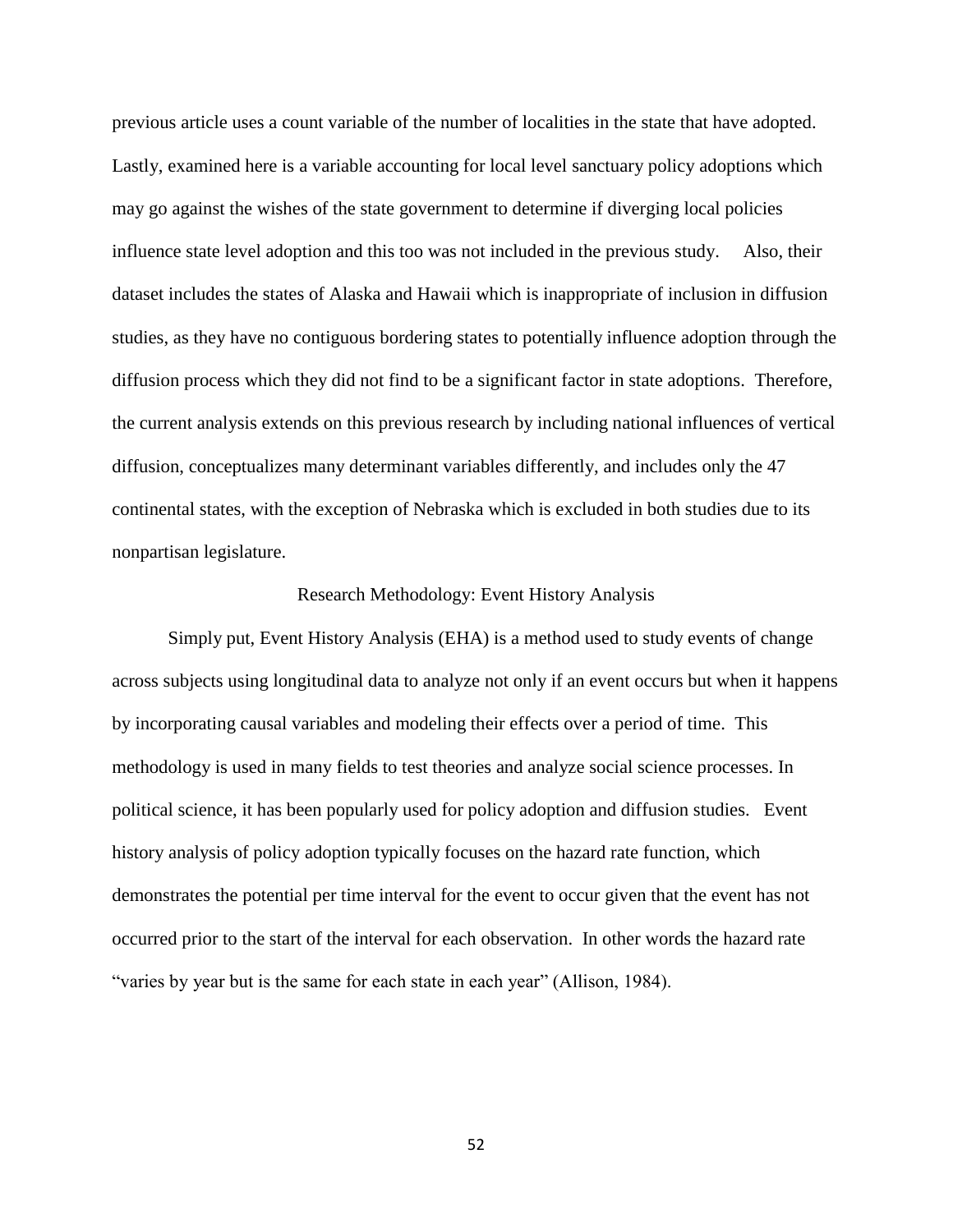previous article uses a count variable of the number of localities in the state that have adopted. Lastly, examined here is a variable accounting for local level sanctuary policy adoptions which may go against the wishes of the state government to determine if diverging local policies influence state level adoption and this too was not included in the previous study. Also, their dataset includes the states of Alaska and Hawaii which is inappropriate of inclusion in diffusion studies, as they have no contiguous bordering states to potentially influence adoption through the diffusion process which they did not find to be a significant factor in state adoptions. Therefore, the current analysis extends on this previous research by including national influences of vertical diffusion, conceptualizes many determinant variables differently, and includes only the 47 continental states, with the exception of Nebraska which is excluded in both studies due to its nonpartisan legislature.

## Research Methodology: Event History Analysis

Simply put, Event History Analysis (EHA) is a method used to study events of change across subjects using longitudinal data to analyze not only if an event occurs but when it happens by incorporating causal variables and modeling their effects over a period of time. This methodology is used in many fields to test theories and analyze social science processes. In political science, it has been popularly used for policy adoption and diffusion studies. Event history analysis of policy adoption typically focuses on the hazard rate function, which demonstrates the potential per time interval for the event to occur given that the event has not occurred prior to the start of the interval for each observation. In other words the hazard rate "varies by year but is the same for each state in each year" (Allison, 1984).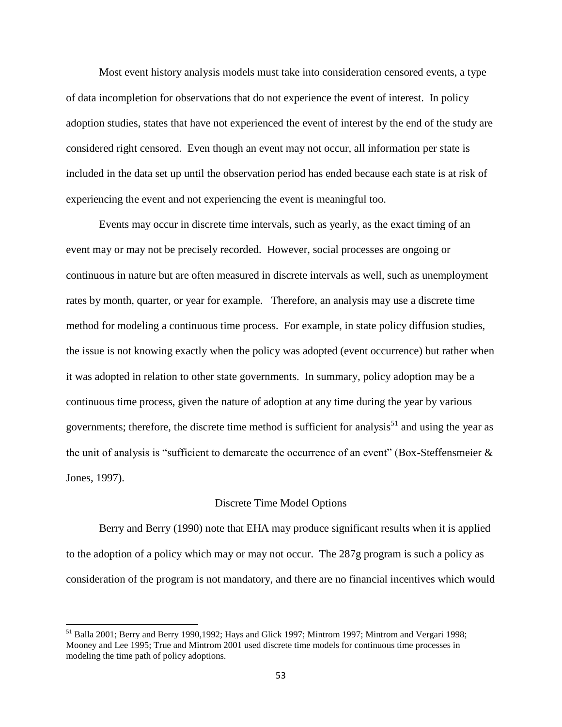Most event history analysis models must take into consideration censored events, a type of data incompletion for observations that do not experience the event of interest. In policy adoption studies, states that have not experienced the event of interest by the end of the study are considered right censored. Even though an event may not occur, all information per state is included in the data set up until the observation period has ended because each state is at risk of experiencing the event and not experiencing the event is meaningful too.

Events may occur in discrete time intervals, such as yearly, as the exact timing of an event may or may not be precisely recorded. However, social processes are ongoing or continuous in nature but are often measured in discrete intervals as well, such as unemployment rates by month, quarter, or year for example. Therefore, an analysis may use a discrete time method for modeling a continuous time process. For example, in state policy diffusion studies, the issue is not knowing exactly when the policy was adopted (event occurrence) but rather when it was adopted in relation to other state governments. In summary, policy adoption may be a continuous time process, given the nature of adoption at any time during the year by various governments; therefore, the discrete time method is sufficient for analysis[51] and using the year as the unit of analysis is "sufficient to demarcate the occurrence of an event" (Box-Steffensmeier & Jones, 1997).

## Discrete Time Model Options

Berry and Berry (1990) note that EHA may produce significant results when it is applied to the adoption of a policy which may or may not occur. The 287g program is such a policy as consideration of the program is not mandatory, and there are no financial incentives which would

---

[51] Balla 2001; Berry and Berry 1990,1992; Hays and Glick 1997; Mintrom 1997; Mintrom and Vergari 1998; Mooney and Lee 1995; True and Mintrom 2001 used discrete time models for continuous time processes in modeling the time path of policy adoptions.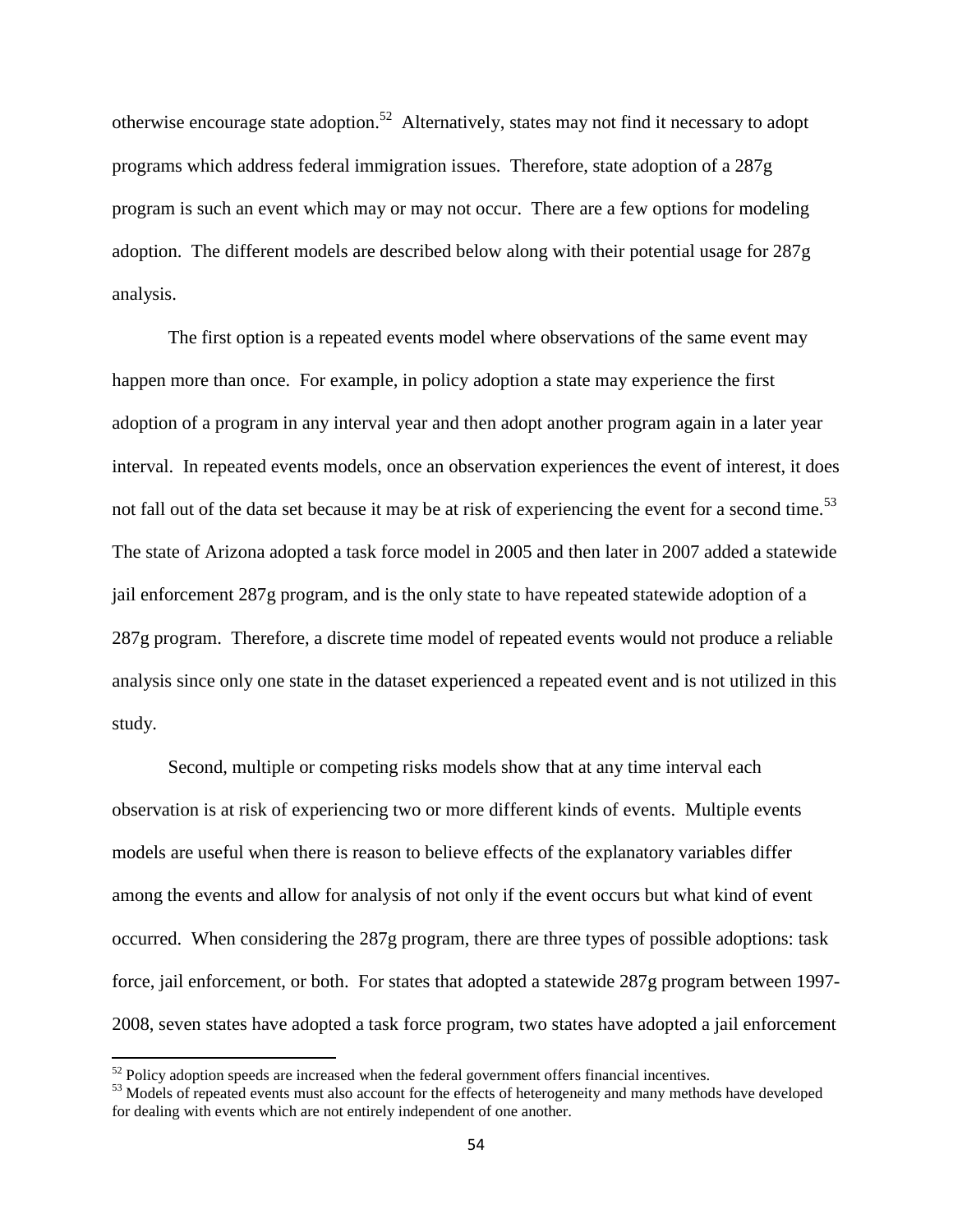otherwise encourage state adoption.[52] Alternatively, states may not find it necessary to adopt programs which address federal immigration issues. Therefore, state adoption of a 287g program is such an event which may or may not occur. There are a few options for modeling adoption. The different models are described below along with their potential usage for 287g analysis.

The first option is a repeated events model where observations of the same event may happen more than once. For example, in policy adoption a state may experience the first adoption of a program in any interval year and then adopt another program again in a later year interval. In repeated events models, once an observation experiences the event of interest, it does not fall out of the data set because it may be at risk of experiencing the event for a second time.[53] The state of Arizona adopted a task force model in 2005 and then later in 2007 added a statewide jail enforcement 287g program, and is the only state to have repeated statewide adoption of a 287g program. Therefore, a discrete time model of repeated events would not produce a reliable analysis since only one state in the dataset experienced a repeated event and is not utilized in this study.

Second, multiple or competing risks models show that at any time interval each observation is at risk of experiencing two or more different kinds of events. Multiple events models are useful when there is reason to believe effects of the explanatory variables differ among the events and allow for analysis of not only if the event occurs but what kind of event occurred. When considering the 287g program, there are three types of possible adoptions: task force, jail enforcement, or both. For states that adopted a statewide 287g program between 1997-2008, seven states have adopted a task force program, two states have adopted a jail enforcement

[52] Policy adoption speeds are increased when the federal government offers financial incentives.

[53] Models of repeated events must also account for the effects of heterogeneity and many methods have developed for dealing with events which are not entirely independent of one another.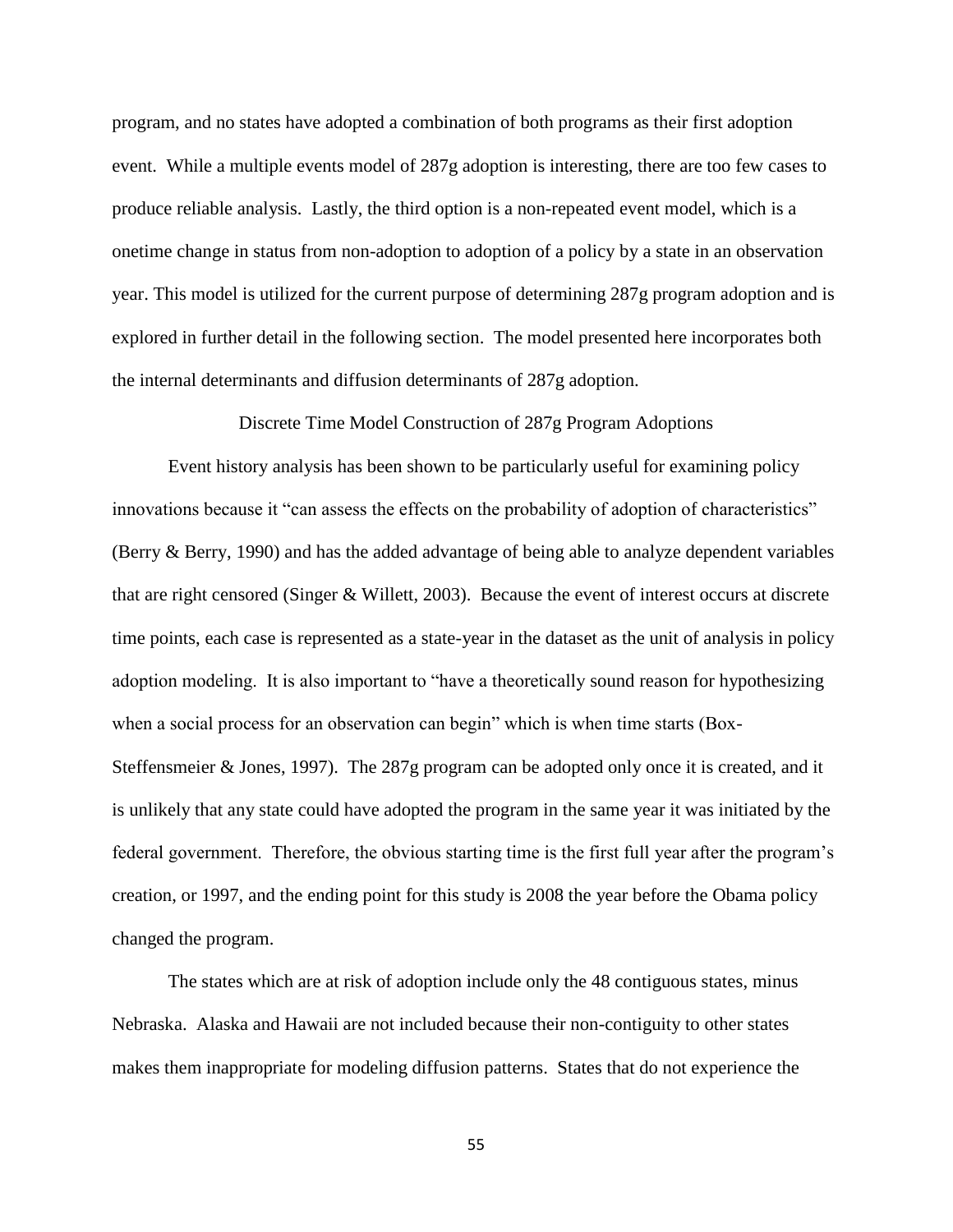program, and no states have adopted a combination of both programs as their first adoption event. While a multiple events model of 287g adoption is interesting, there are too few cases to produce reliable analysis. Lastly, the third option is a non-repeated event model, which is a onetime change in status from non-adoption to adoption of a policy by a state in an observation year. This model is utilized for the current purpose of determining 287g program adoption and is explored in further detail in the following section. The model presented here incorporates both the internal determinants and diffusion determinants of 287g adoption.

## Discrete Time Model Construction of 287g Program Adoptions

Event history analysis has been shown to be particularly useful for examining policy innovations because it "can assess the effects on the probability of adoption of characteristics" (Berry & Berry, 1990) and has the added advantage of being able to analyze dependent variables that are right censored (Singer & Willett, 2003). Because the event of interest occurs at discrete time points, each case is represented as a state-year in the dataset as the unit of analysis in policy adoption modeling. It is also important to "have a theoretically sound reason for hypothesizing when a social process for an observation can begin" which is when time starts (Box-Steffensmeier & Jones, 1997). The 287g program can be adopted only once it is created, and it is unlikely that any state could have adopted the program in the same year it was initiated by the federal government. Therefore, the obvious starting time is the first full year after the program's creation, or 1997, and the ending point for this study is 2008 the year before the Obama policy changed the program.

The states which are at risk of adoption include only the 48 contiguous states, minus Nebraska. Alaska and Hawaii are not included because their non-contiguity to other states makes them inappropriate for modeling diffusion patterns. States that do not experience the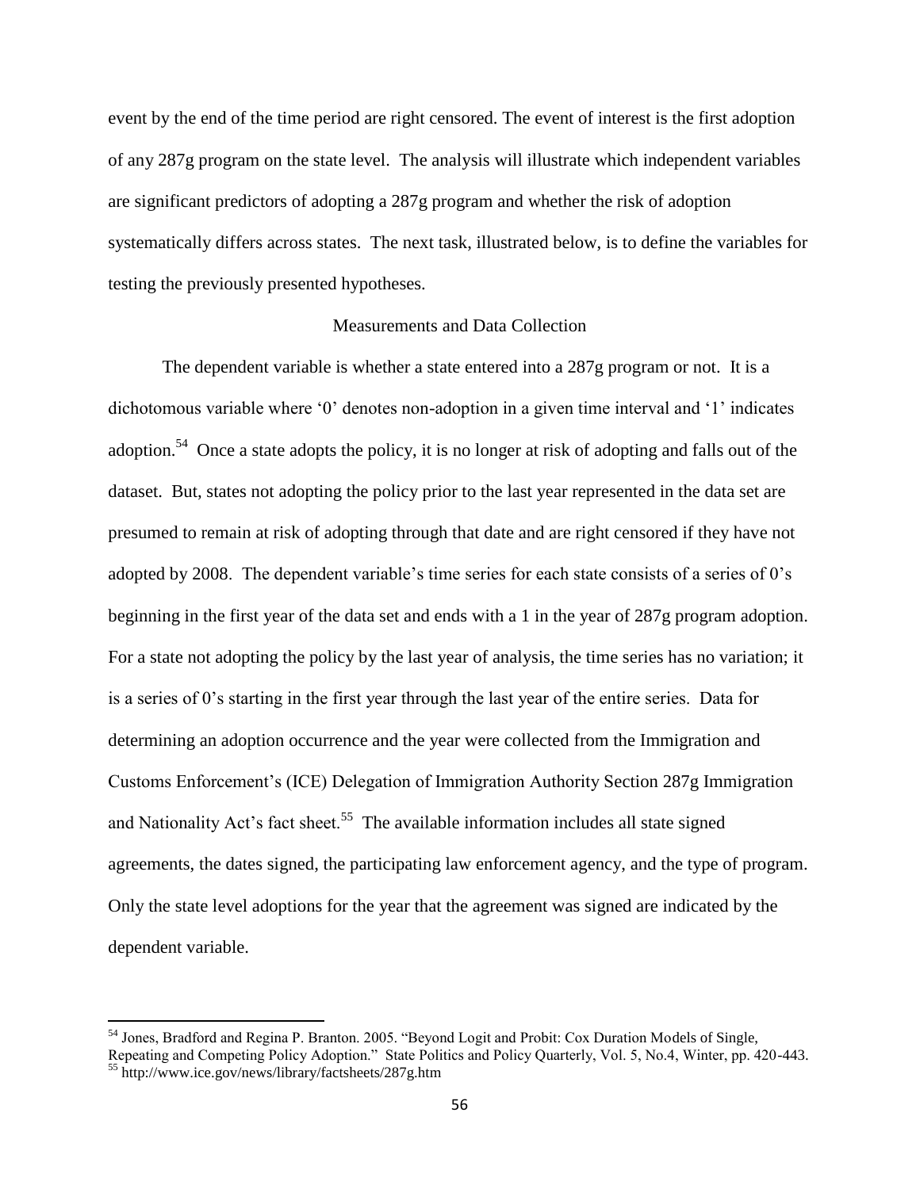event by the end of the time period are right censored. The event of interest is the first adoption of any 287g program on the state level. The analysis will illustrate which independent variables are significant predictors of adopting a 287g program and whether the risk of adoption systematically differs across states. The next task, illustrated below, is to define the variables for testing the previously presented hypotheses.

## Measurements and Data Collection

The dependent variable is whether a state entered into a 287g program or not. It is a dichotomous variable where '0' denotes non-adoption in a given time interval and '1' indicates adoption.[54] Once a state adopts the policy, it is no longer at risk of adopting and falls out of the dataset. But, states not adopting the policy prior to the last year represented in the data set are presumed to remain at risk of adopting through that date and are right censored if they have not adopted by 2008. The dependent variable's time series for each state consists of a series of 0's beginning in the first year of the data set and ends with a 1 in the year of 287g program adoption. For a state not adopting the policy by the last year of analysis, the time series has no variation; it is a series of 0's starting in the first year through the last year of the entire series. Data for determining an adoption occurrence and the year were collected from the Immigration and Customs Enforcement's (ICE) Delegation of Immigration Authority Section 287g Immigration and Nationality Act's fact sheet.[55] The available information includes all state signed agreements, the dates signed, the participating law enforcement agency, and the type of program. Only the state level adoptions for the year that the agreement was signed are indicated by the dependent variable.

---

[54] Jones, Bradford and Regina P. Branton. 2005. "Beyond Logit and Probit: Cox Duration Models of Single, Repeating and Competing Policy Adoption." State Politics and Policy Quarterly, Vol. 5, No.4, Winter, pp. 420-443.

[55] http://www.ice.gov/news/library/factsheets/287g.htm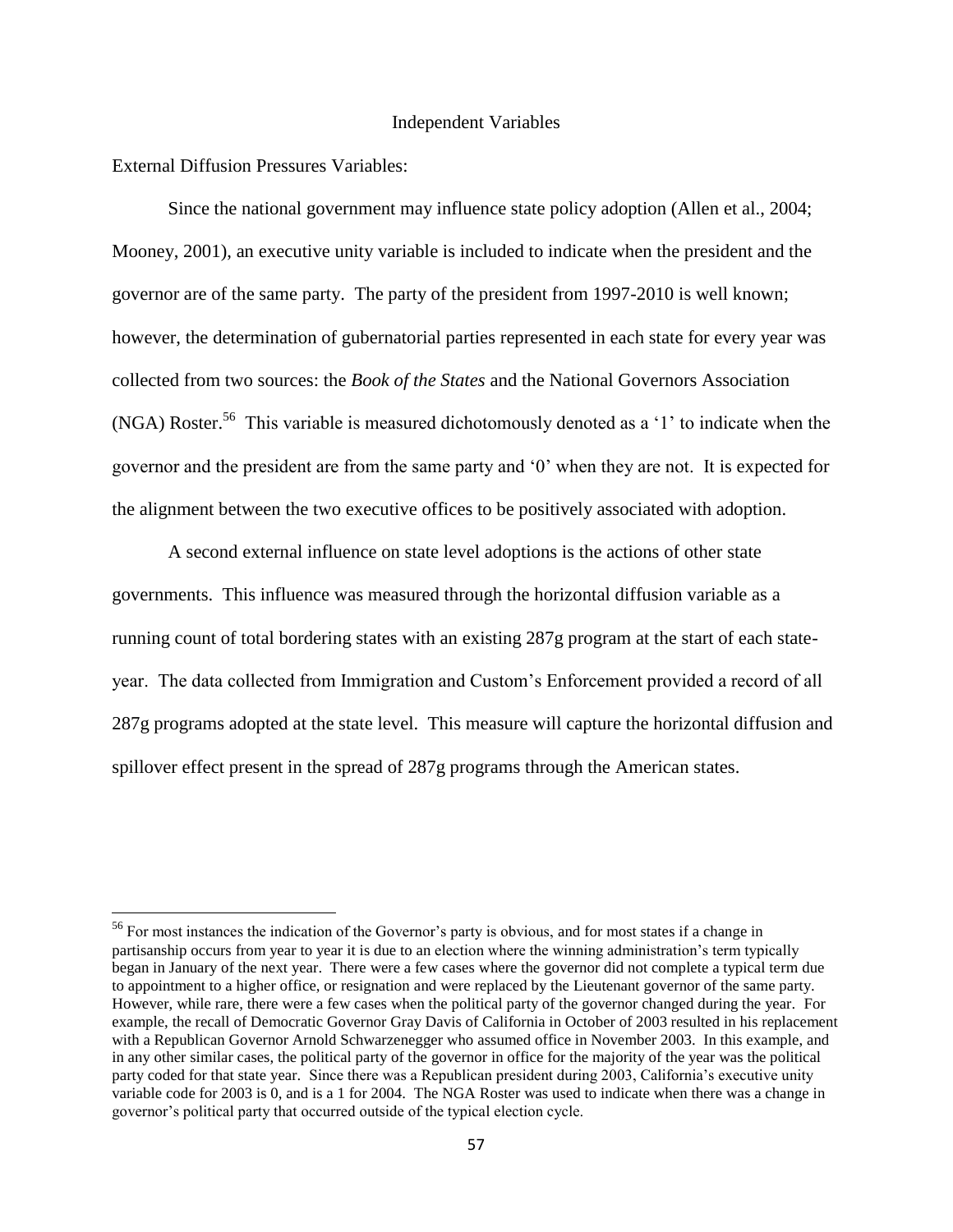## Independent Variables

External Diffusion Pressures Variables:

Since the national government may influence state policy adoption (Allen et al., 2004; Mooney, 2001), an executive unity variable is included to indicate when the president and the governor are of the same party. The party of the president from 1997-2010 is well known; however, the determination of gubernatorial parties represented in each state for every year was collected from two sources: the *Book of the States* and the National Governors Association (NGA) Roster.[56] This variable is measured dichotomously denoted as a '1' to indicate when the governor and the president are from the same party and '0' when they are not. It is expected for the alignment between the two executive offices to be positively associated with adoption.

A second external influence on state level adoptions is the actions of other state governments. This influence was measured through the horizontal diffusion variable as a running count of total bordering states with an existing 287g program at the start of each state-year. The data collected from Immigration and Custom's Enforcement provided a record of all 287g programs adopted at the state level. This measure will capture the horizontal diffusion and spillover effect present in the spread of 287g programs through the American states.

---

[56] For most instances the indication of the Governor's party is obvious, and for most states if a change in partisanship occurs from year to year it is due to an election where the winning administration's term typically began in January of the next year. There were a few cases where the governor did not complete a typical term due to appointment to a higher office, or resignation and were replaced by the Lieutenant governor of the same party. However, while rare, there were a few cases when the political party of the governor changed during the year. For example, the recall of Democratic Governor Gray Davis of California in October of 2003 resulted in his replacement with a Republican Governor Arnold Schwarzenegger who assumed office in November 2003. In this example, and in any other similar cases, the political party of the governor in office for the majority of the year was the political party coded for that state year. Since there was a Republican president during 2003, California's executive unity variable code for 2003 is 0, and is a 1 for 2004. The NGA Roster was used to indicate when there was a change in governor's political party that occurred outside of the typical election cycle.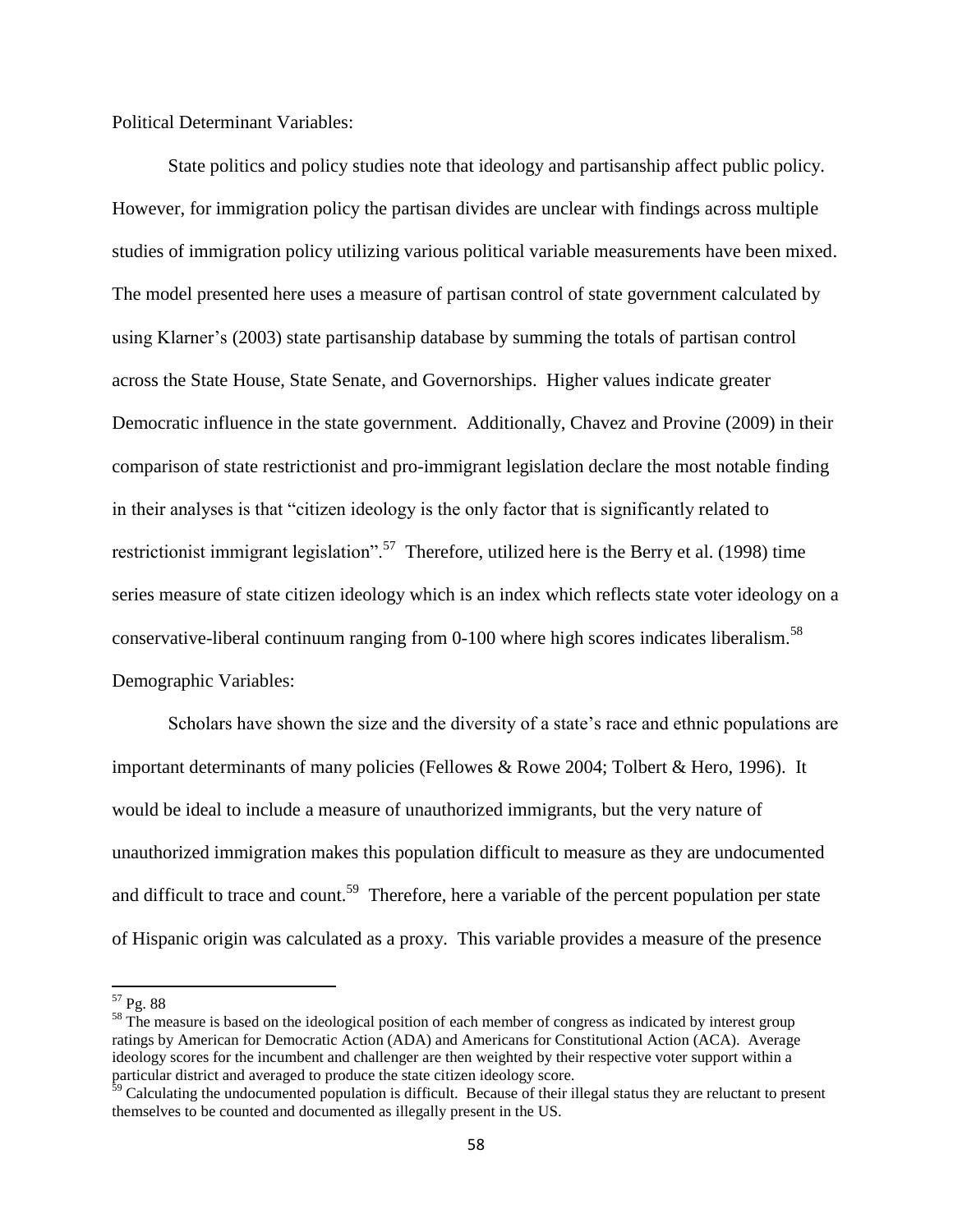Political Determinant Variables:

State politics and policy studies note that ideology and partisanship affect public policy. However, for immigration policy the partisan divides are unclear with findings across multiple studies of immigration policy utilizing various political variable measurements have been mixed. The model presented here uses a measure of partisan control of state government calculated by using Klarner's (2003) state partisanship database by summing the totals of partisan control across the State House, State Senate, and Governorships. Higher values indicate greater Democratic influence in the state government. Additionally, Chavez and Provine (2009) in their comparison of state restrictionist and pro-immigrant legislation declare the most notable finding in their analyses is that "citizen ideology is the only factor that is significantly related to restrictionist immigrant legislation".[57] Therefore, utilized here is the Berry et al. (1998) time series measure of state citizen ideology which is an index which reflects state voter ideology on a conservative-liberal continuum ranging from 0-100 where high scores indicates liberalism.[58]

Demographic Variables:

Scholars have shown the size and the diversity of a state's race and ethnic populations are important determinants of many policies (Fellowes & Rowe 2004; Tolbert & Hero, 1996). It would be ideal to include a measure of unauthorized immigrants, but the very nature of unauthorized immigration makes this population difficult to measure as they are undocumented and difficult to trace and count.[59] Therefore, here a variable of the percent population per state of Hispanic origin was calculated as a proxy. This variable provides a measure of the presence

---

[57] Pg. 88

[58] The measure is based on the ideological position of each member of congress as indicated by interest group ratings by American for Democratic Action (ADA) and Americans for Constitutional Action (ACA). Average ideology scores for the incumbent and challenger are then weighted by their respective voter support within a particular district and averaged to produce the state citizen ideology score.

[59] Calculating the undocumented population is difficult. Because of their illegal status they are reluctant to present themselves to be counted and documented as illegally present in the US.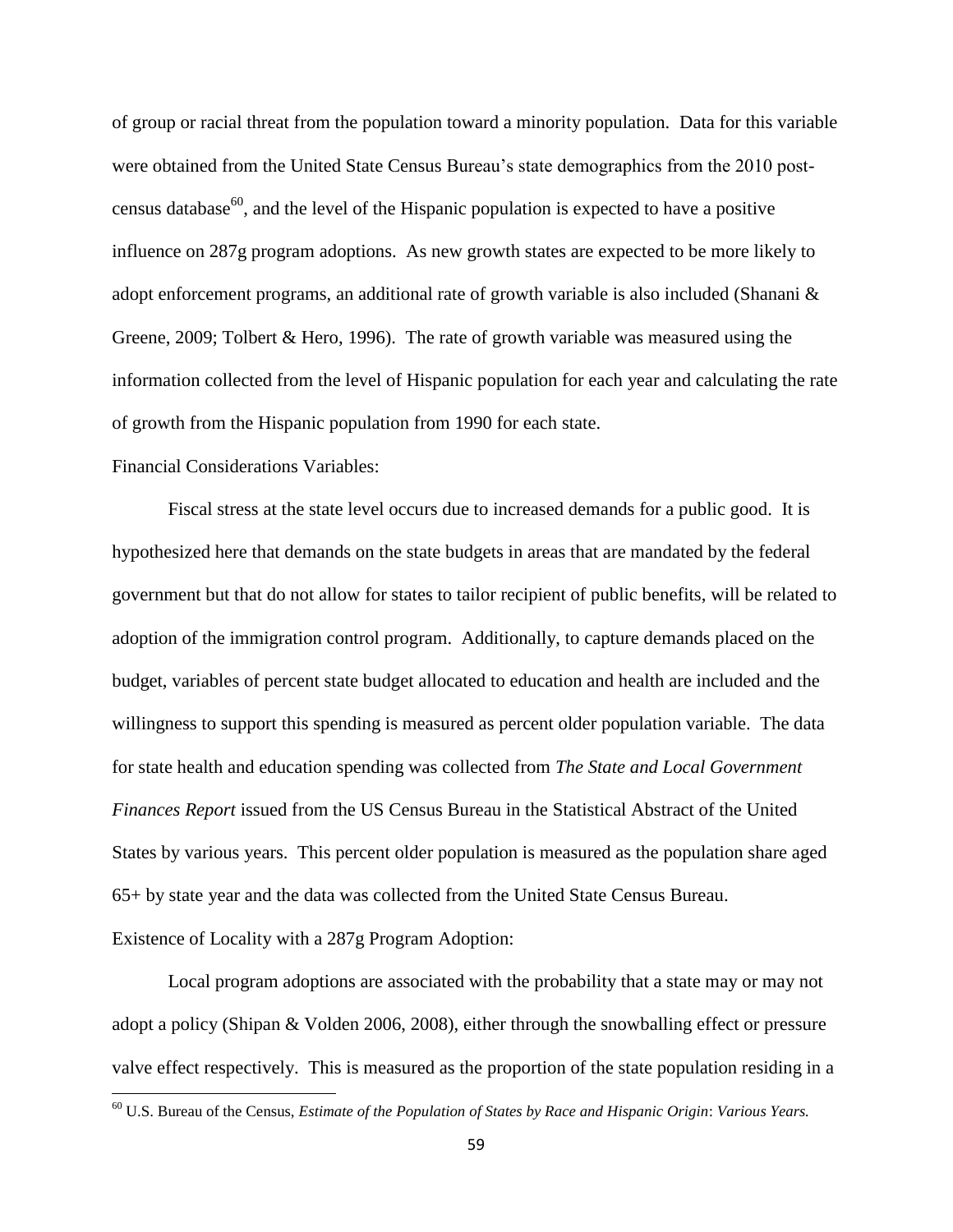of group or racial threat from the population toward a minority population. Data for this variable were obtained from the United State Census Bureau's state demographics from the 2010 post-census database[60], and the level of the Hispanic population is expected to have a positive influence on 287g program adoptions. As new growth states are expected to be more likely to adopt enforcement programs, an additional rate of growth variable is also included (Shanani & Greene, 2009; Tolbert & Hero, 1996). The rate of growth variable was measured using the information collected from the level of Hispanic population for each year and calculating the rate of growth from the Hispanic population from 1990 for each state.

Financial Considerations Variables:

Fiscal stress at the state level occurs due to increased demands for a public good. It is hypothesized here that demands on the state budgets in areas that are mandated by the federal government but that do not allow for states to tailor recipient of public benefits, will be related to adoption of the immigration control program. Additionally, to capture demands placed on the budget, variables of percent state budget allocated to education and health are included and the willingness to support this spending is measured as percent older population variable. The data for state health and education spending was collected from *The State and Local Government Finances Report* issued from the US Census Bureau in the Statistical Abstract of the United States by various years. This percent older population is measured as the population share aged 65+ by state year and the data was collected from the United State Census Bureau.

Existence of Locality with a 287g Program Adoption:

Local program adoptions are associated with the probability that a state may or may not adopt a policy (Shipan & Volden 2006, 2008), either through the snowballing effect or pressure valve effect respectively. This is measured as the proportion of the state population residing in a

---

[60] U.S. Bureau of the Census, *Estimate of the Population of States by Race and Hispanic Origin*: *Various Years.*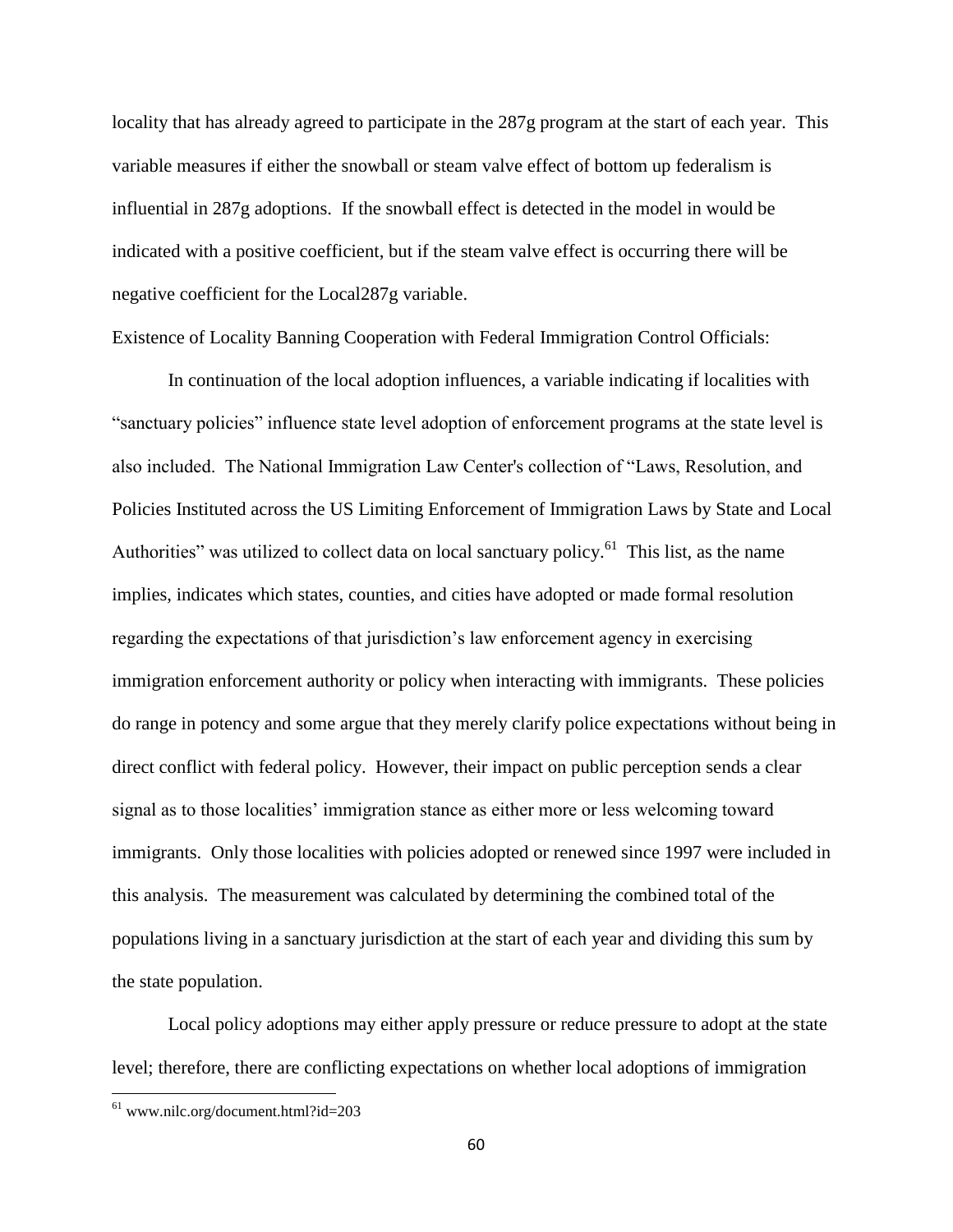locality that has already agreed to participate in the 287g program at the start of each year. This variable measures if either the snowball or steam valve effect of bottom up federalism is influential in 287g adoptions. If the snowball effect is detected in the model in would be indicated with a positive coefficient, but if the steam valve effect is occurring there will be negative coefficient for the Local287g variable.

Existence of Locality Banning Cooperation with Federal Immigration Control Officials:

In continuation of the local adoption influences, a variable indicating if localities with "sanctuary policies" influence state level adoption of enforcement programs at the state level is also included. The National Immigration Law Center's collection of "Laws, Resolution, and Policies Instituted across the US Limiting Enforcement of Immigration Laws by State and Local Authorities" was utilized to collect data on local sanctuary policy.[61] This list, as the name implies, indicates which states, counties, and cities have adopted or made formal resolution regarding the expectations of that jurisdiction's law enforcement agency in exercising immigration enforcement authority or policy when interacting with immigrants. These policies do range in potency and some argue that they merely clarify police expectations without being in direct conflict with federal policy. However, their impact on public perception sends a clear signal as to those localities' immigration stance as either more or less welcoming toward immigrants. Only those localities with policies adopted or renewed since 1997 were included in this analysis. The measurement was calculated by determining the combined total of the populations living in a sanctuary jurisdiction at the start of each year and dividing this sum by the state population.

Local policy adoptions may either apply pressure or reduce pressure to adopt at the state level; therefore, there are conflicting expectations on whether local adoptions of immigration

[61] www.nilc.org/document.html?id=203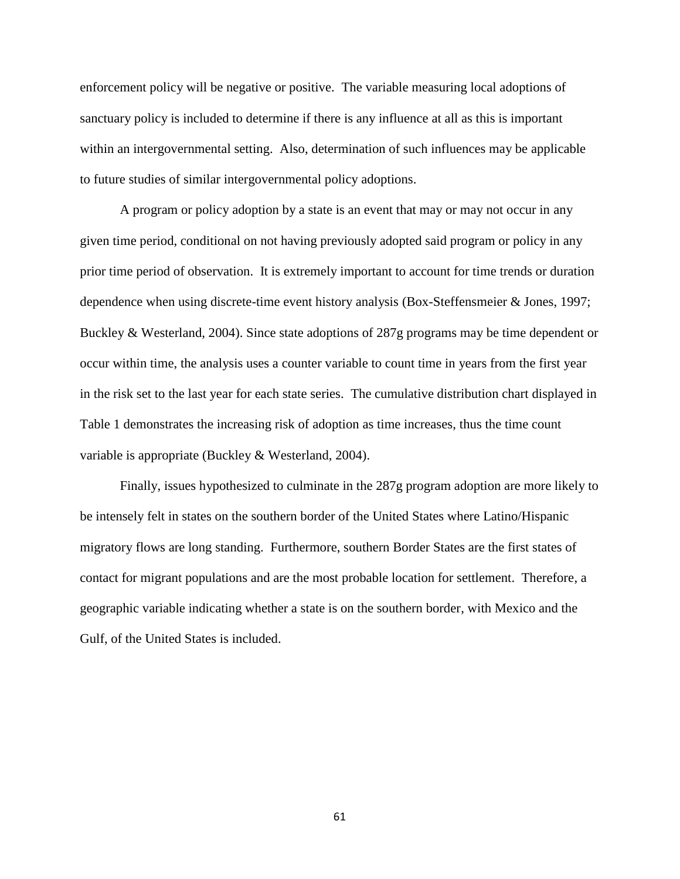enforcement policy will be negative or positive. The variable measuring local adoptions of sanctuary policy is included to determine if there is any influence at all as this is important within an intergovernmental setting. Also, determination of such influences may be applicable to future studies of similar intergovernmental policy adoptions.

A program or policy adoption by a state is an event that may or may not occur in any given time period, conditional on not having previously adopted said program or policy in any prior time period of observation. It is extremely important to account for time trends or duration dependence when using discrete-time event history analysis (Box-Steffensmeier & Jones, 1997; Buckley & Westerland, 2004). Since state adoptions of 287g programs may be time dependent or occur within time, the analysis uses a counter variable to count time in years from the first year in the risk set to the last year for each state series. The cumulative distribution chart displayed in Table 1 demonstrates the increasing risk of adoption as time increases, thus the time count variable is appropriate (Buckley & Westerland, 2004).

Finally, issues hypothesized to culminate in the 287g program adoption are more likely to be intensely felt in states on the southern border of the United States where Latino/Hispanic migratory flows are long standing. Furthermore, southern Border States are the first states of contact for migrant populations and are the most probable location for settlement. Therefore, a geographic variable indicating whether a state is on the southern border, with Mexico and the Gulf, of the United States is included.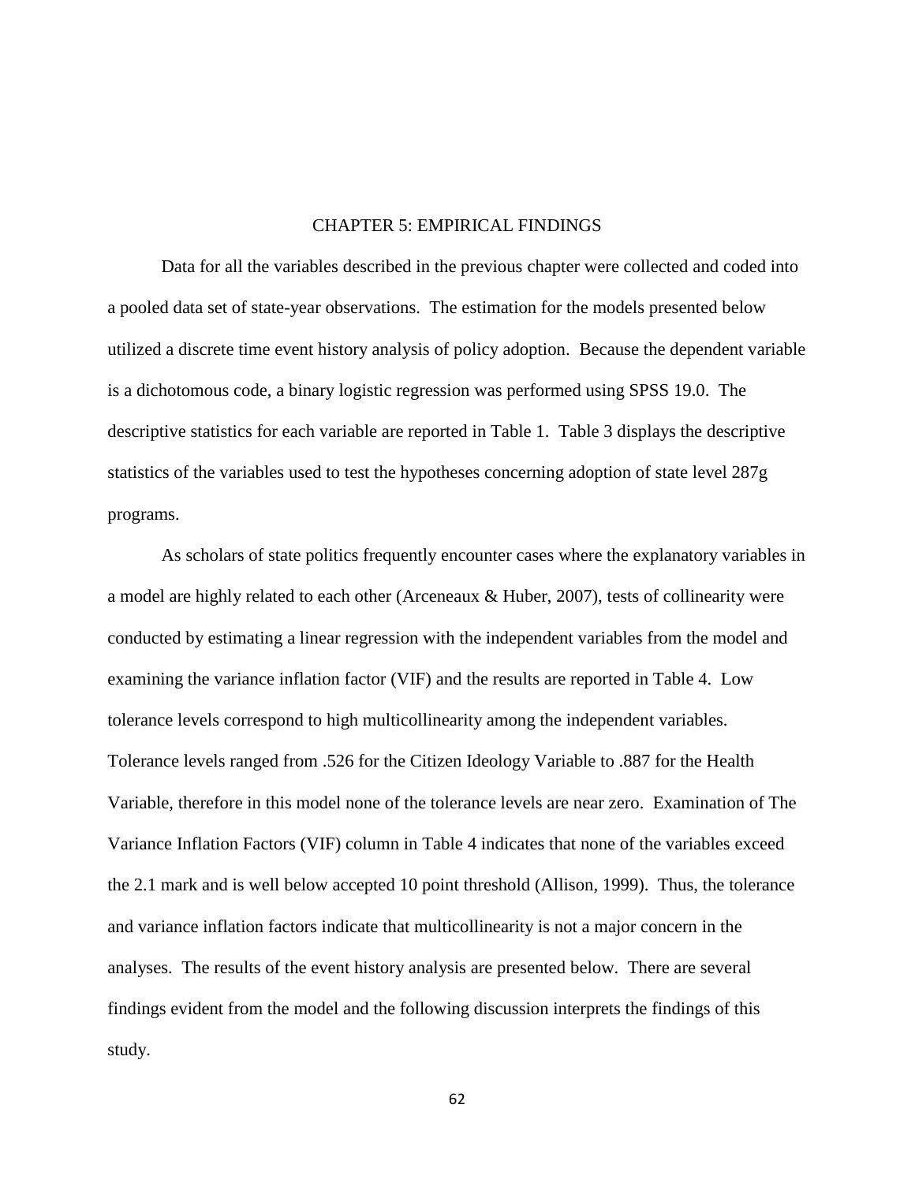# CHAPTER 5: EMPIRICAL FINDINGS

Data for all the variables described in the previous chapter were collected and coded into a pooled data set of state-year observations. The estimation for the models presented below utilized a discrete time event history analysis of policy adoption. Because the dependent variable is a dichotomous code, a binary logistic regression was performed using SPSS 19.0. The descriptive statistics for each variable are reported in Table 1. Table 3 displays the descriptive statistics of the variables used to test the hypotheses concerning adoption of state level 287g programs.

As scholars of state politics frequently encounter cases where the explanatory variables in a model are highly related to each other (Arceneaux & Huber, 2007), tests of collinearity were conducted by estimating a linear regression with the independent variables from the model and examining the variance inflation factor (VIF) and the results are reported in Table 4. Low tolerance levels correspond to high multicollinearity among the independent variables. Tolerance levels ranged from .526 for the Citizen Ideology Variable to .887 for the Health Variable, therefore in this model none of the tolerance levels are near zero. Examination of The Variance Inflation Factors (VIF) column in Table 4 indicates that none of the variables exceed the 2.1 mark and is well below accepted 10 point threshold (Allison, 1999). Thus, the tolerance and variance inflation factors indicate that multicollinearity is not a major concern in the analyses. The results of the event history analysis are presented below. There are several findings evident from the model and the following discussion interprets the findings of this study.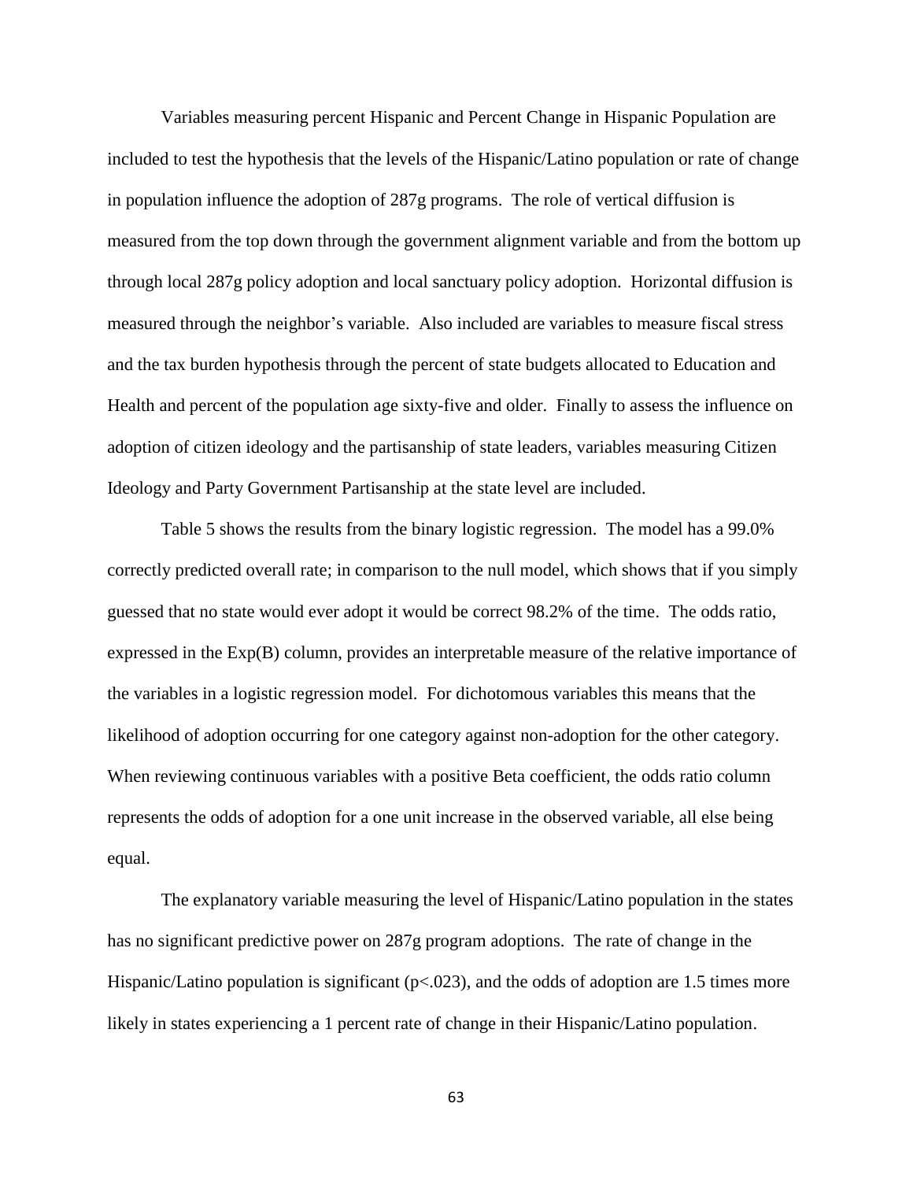Variables measuring percent Hispanic and Percent Change in Hispanic Population are included to test the hypothesis that the levels of the Hispanic/Latino population or rate of change in population influence the adoption of 287g programs. The role of vertical diffusion is measured from the top down through the government alignment variable and from the bottom up through local 287g policy adoption and local sanctuary policy adoption. Horizontal diffusion is measured through the neighbor's variable. Also included are variables to measure fiscal stress and the tax burden hypothesis through the percent of state budgets allocated to Education and Health and percent of the population age sixty-five and older. Finally to assess the influence on adoption of citizen ideology and the partisanship of state leaders, variables measuring Citizen Ideology and Party Government Partisanship at the state level are included.

Table 5 shows the results from the binary logistic regression. The model has a 99.0% correctly predicted overall rate; in comparison to the null model, which shows that if you simply guessed that no state would ever adopt it would be correct 98.2% of the time. The odds ratio, expressed in the Exp(B) column, provides an interpretable measure of the relative importance of the variables in a logistic regression model. For dichotomous variables this means that the likelihood of adoption occurring for one category against non-adoption for the other category. When reviewing continuous variables with a positive Beta coefficient, the odds ratio column represents the odds of adoption for a one unit increase in the observed variable, all else being equal.

The explanatory variable measuring the level of Hispanic/Latino population in the states has no significant predictive power on 287g program adoptions. The rate of change in the Hispanic/Latino population is significant ($p<.023$), and the odds of adoption are 1.5 times more likely in states experiencing a 1 percent rate of change in their Hispanic/Latino population.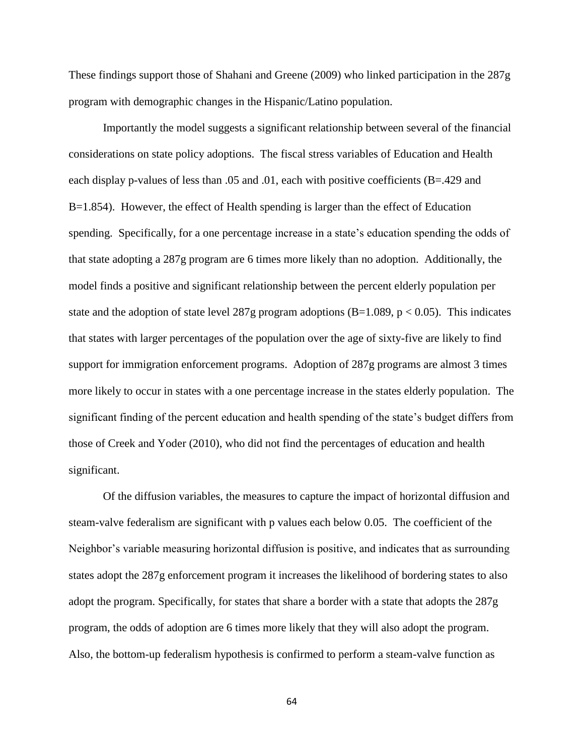These findings support those of Shahani and Greene (2009) who linked participation in the 287g program with demographic changes in the Hispanic/Latino population.

Importantly the model suggests a significant relationship between several of the financial considerations on state policy adoptions. The fiscal stress variables of Education and Health each display p-values of less than .05 and .01, each with positive coefficients (B=.429 and B=1.854). However, the effect of Health spending is larger than the effect of Education spending. Specifically, for a one percentage increase in a state's education spending the odds of that state adopting a 287g program are 6 times more likely than no adoption. Additionally, the model finds a positive and significant relationship between the percent elderly population per state and the adoption of state level 287g program adoptions (B=1.089, $p < 0.05$). This indicates that states with larger percentages of the population over the age of sixty-five are likely to find support for immigration enforcement programs. Adoption of 287g programs are almost 3 times more likely to occur in states with a one percentage increase in the states elderly population. The significant finding of the percent education and health spending of the state's budget differs from those of Creek and Yoder (2010), who did not find the percentages of education and health significant.

Of the diffusion variables, the measures to capture the impact of horizontal diffusion and steam-valve federalism are significant with p values each below 0.05. The coefficient of the Neighbor's variable measuring horizontal diffusion is positive, and indicates that as surrounding states adopt the 287g enforcement program it increases the likelihood of bordering states to also adopt the program. Specifically, for states that share a border with a state that adopts the 287g program, the odds of adoption are 6 times more likely that they will also adopt the program. Also, the bottom-up federalism hypothesis is confirmed to perform a steam-valve function as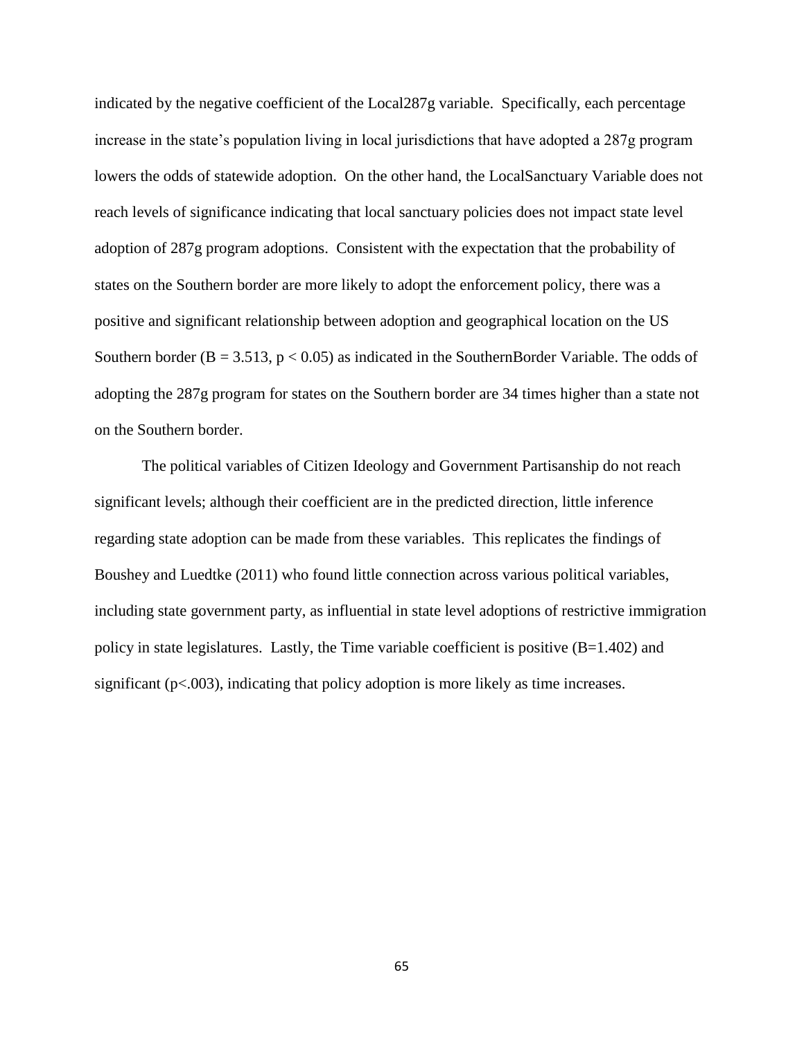indicated by the negative coefficient of the Local287g variable. Specifically, each percentage increase in the state's population living in local jurisdictions that have adopted a 287g program lowers the odds of statewide adoption. On the other hand, the LocalSanctuary Variable does not reach levels of significance indicating that local sanctuary policies does not impact state level adoption of 287g program adoptions. Consistent with the expectation that the probability of states on the Southern border are more likely to adopt the enforcement policy, there was a positive and significant relationship between adoption and geographical location on the US Southern border ($B = 3.513$, $p < 0.05$) as indicated in the SouthernBorder Variable. The odds of adopting the 287g program for states on the Southern border are 34 times higher than a state not on the Southern border.

The political variables of Citizen Ideology and Government Partisanship do not reach significant levels; although their coefficient are in the predicted direction, little inference regarding state adoption can be made from these variables. This replicates the findings of Boushey and Luedtke (2011) who found little connection across various political variables, including state government party, as influential in state level adoptions of restrictive immigration policy in state legislatures. Lastly, the Time variable coefficient is positive ($B=1.402$) and significant ($p<.003$), indicating that policy adoption is more likely as time increases.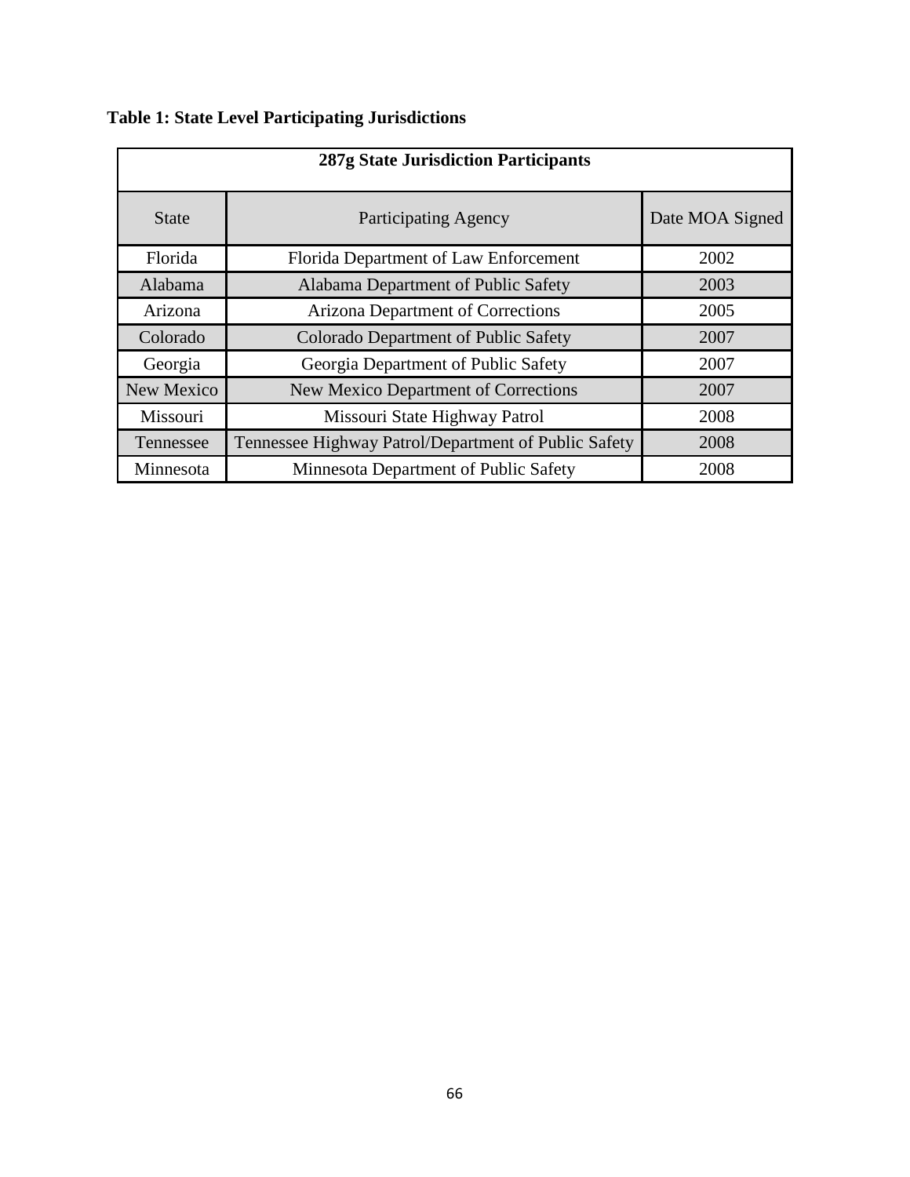**Table 1: State Level Participating Jurisdictions**

| 287g State Jurisdiction Participants | | |
|---|---|---|
| State | Participating Agency | Date MOA Signed |
| Florida | Florida Department of Law Enforcement | 2002 |
| Alabama | Alabama Department of Public Safety | 2003 |
| Arizona | Arizona Department of Corrections | 2005 |
| Colorado | Colorado Department of Public Safety | 2007 |
| Georgia | Georgia Department of Public Safety | 2007 |
| New Mexico | New Mexico Department of Corrections | 2007 |
| Missouri | Missouri State Highway Patrol | 2008 |
| Tennessee | Tennessee Highway Patrol/Department of Public Safety | 2008 |
| Minnesota | Minnesota Department of Public Safety | 2008 |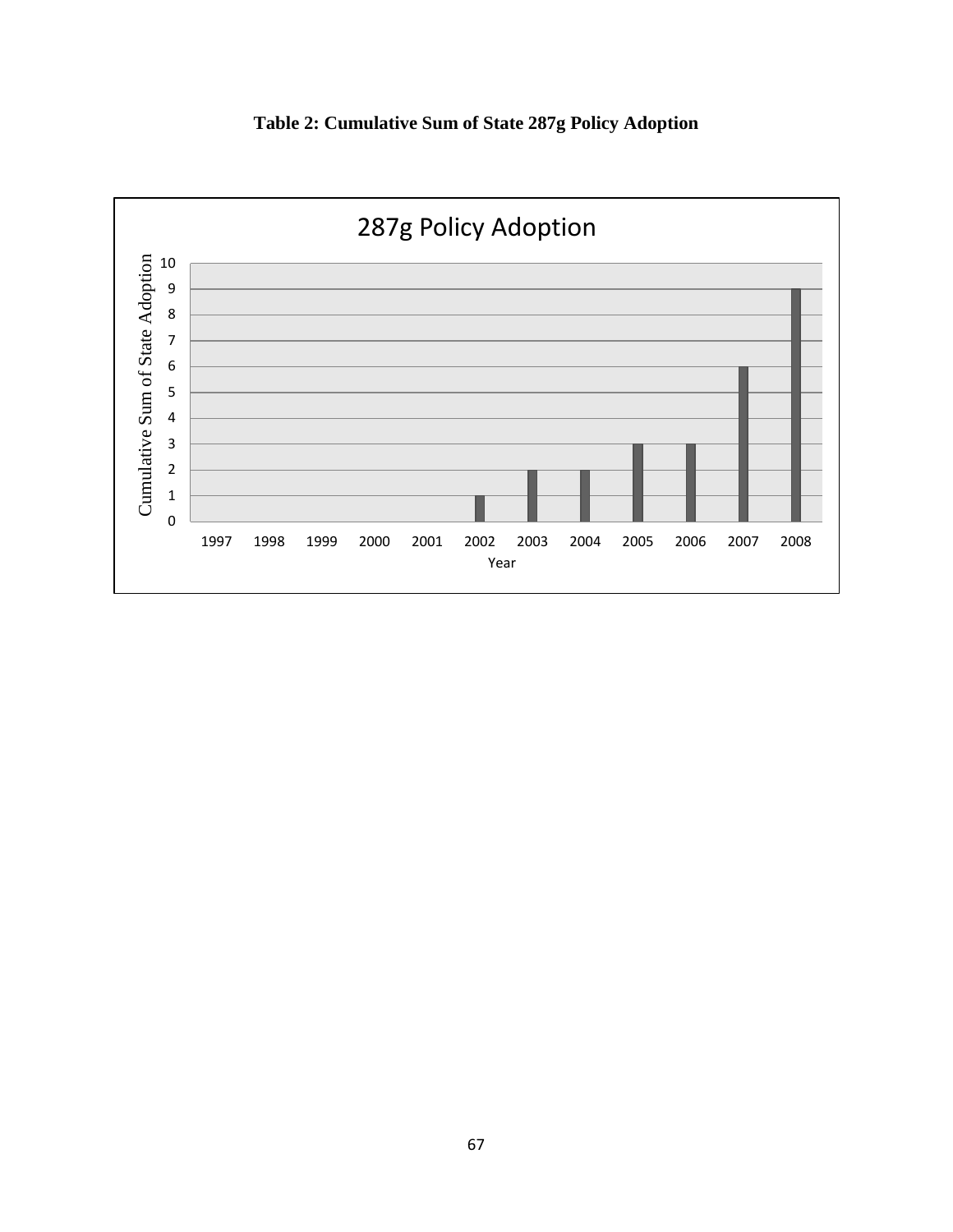**Table 2: Cumulative Sum of State 287g Policy Adoption**

| Year | Cumulative Sum of State Adoption |
|---|---|
| 1997 | 0 |
| 1998 | 0 |
| 1999 | 0 |
| 2000 | 0 |
| 2001 | 0 |
| 2002 | 1 |
| 2003 | 2 |
| 2004 | 2 |
| 2005 | 3 |
| 2006 | 3 |
| 2007 | 6 |
| 2008 | 9 |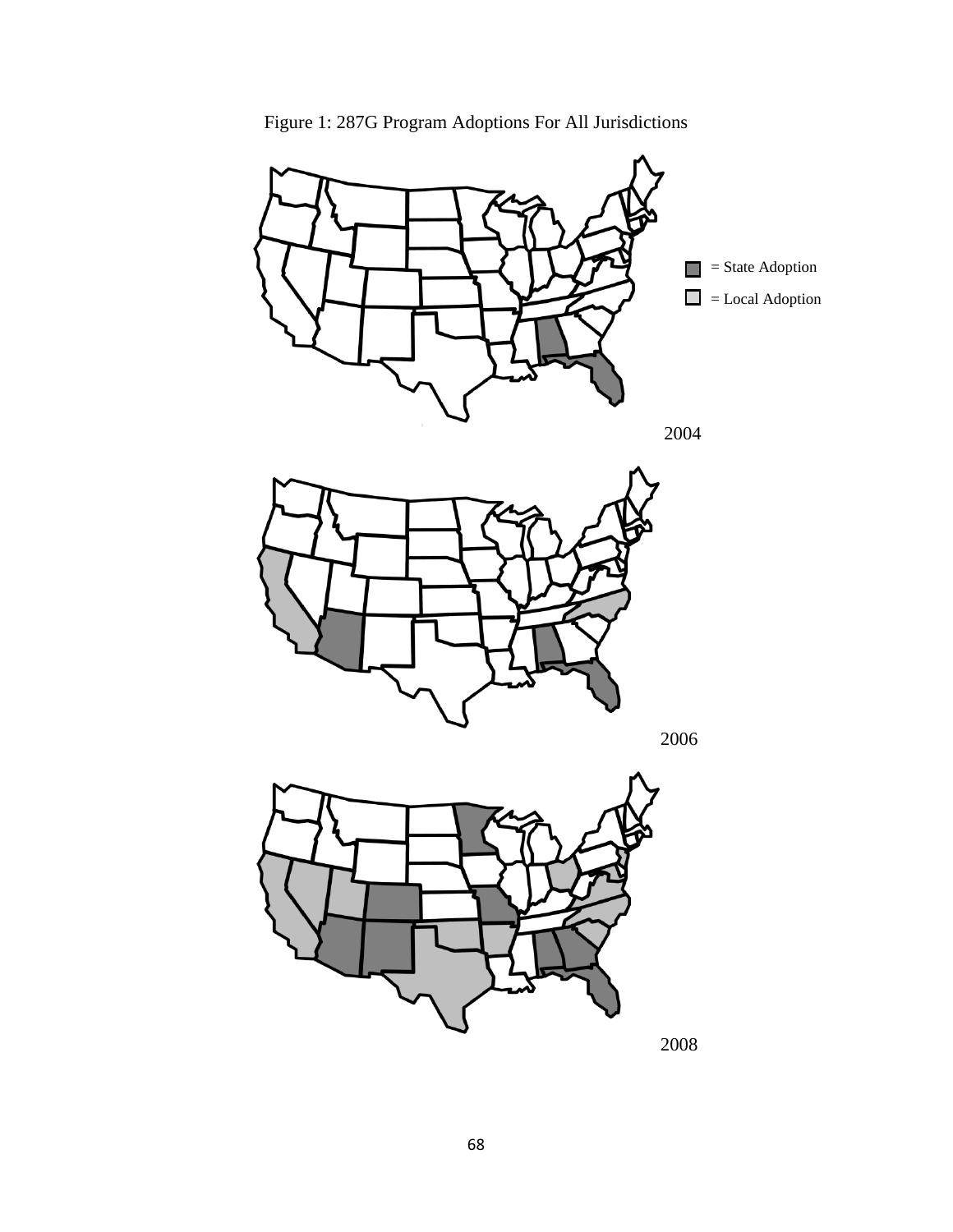Figure 1: 287G Program Adoptions For All Jurisdictions

= State Adoption

= Local Adoption

2004

2006

2008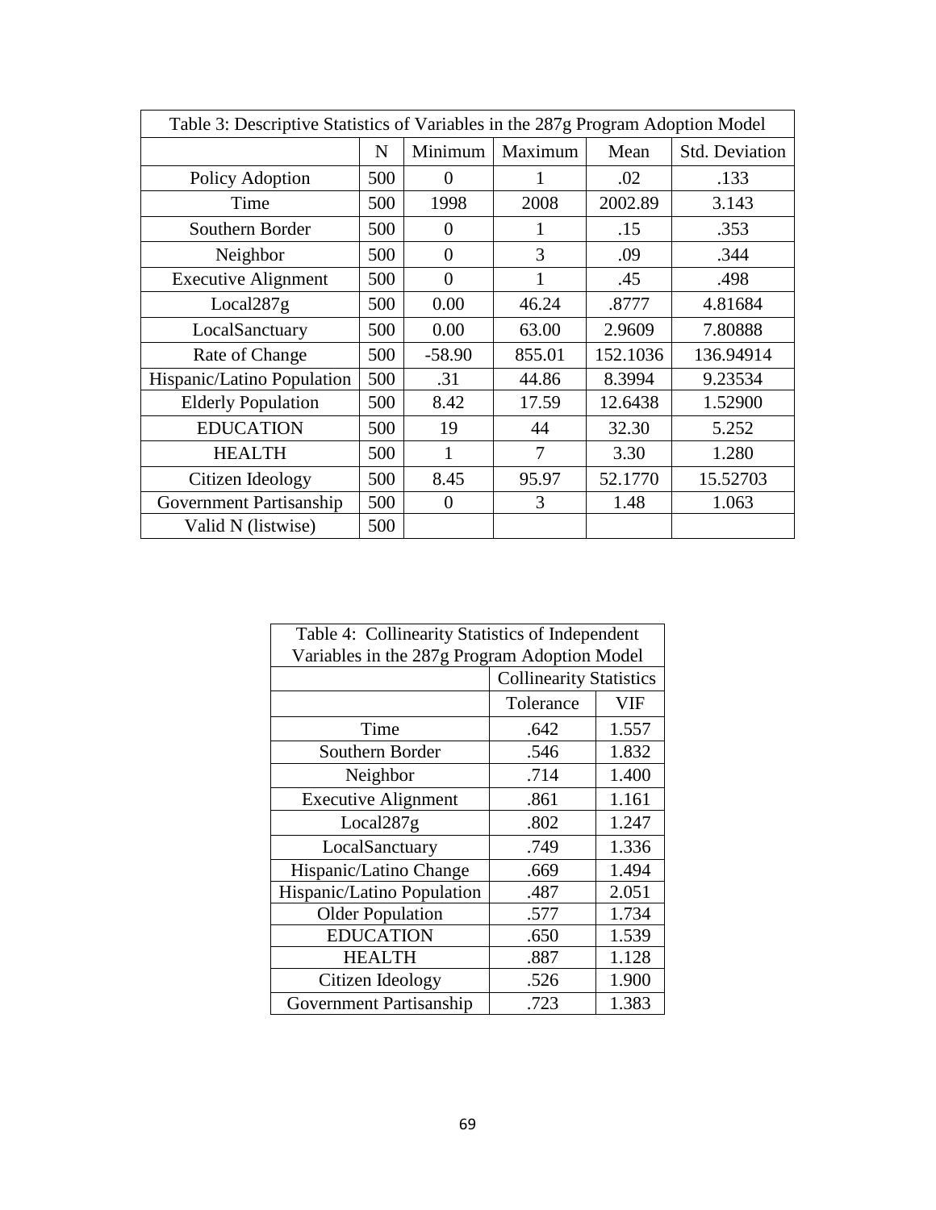Table 3: Descriptive Statistics of Variables in the 287g Program Adoption Model

| | N | Minimum | Maximum | Mean | Std. Deviation |
|---|---|---|---|---|---|
| Policy Adoption | 500 | 0 | 1 | .02 | .133 |
| Time | 500 | 1998 | 2008 | 2002.89 | 3.143 |
| Southern Border | 500 | 0 | 1 | .15 | .353 |
| Neighbor | 500 | 0 | 3 | .09 | .344 |
| Executive Alignment | 500 | 0 | 1 | .45 | .498 |
| Local287g | 500 | 0.00 | 46.24 | .8777 | 4.81684 |
| LocalSanctuary | 500 | 0.00 | 63.00 | 2.9609 | 7.80888 |
| Rate of Change | 500 | -58.90 | 855.01 | 152.1036 | 136.94914 |
| Hispanic/Latino Population | 500 | .31 | 44.86 | 8.3994 | 9.23534 |
| Elderly Population | 500 | 8.42 | 17.59 | 12.6438 | 1.52900 |
| EDUCATION | 500 | 19 | 44 | 32.30 | 5.252 |
| HEALTH | 500 | 1 | 7 | 3.30 | 1.280 |
| Citizen Ideology | 500 | 8.45 | 95.97 | 52.1770 | 15.52703 |
| Government Partisanship | 500 | 0 | 3 | 1.48 | 1.063 |
| Valid N (listwise) | 500 | | | | |

Table 4: Collinearity Statistics of Independent Variables in the 287g Program Adoption Model

| | Collinearity Statistics | |
|---|---|---|
| | Tolerance | VIF |
| Time | .642 | 1.557 |
| Southern Border | .546 | 1.832 |
| Neighbor | .714 | 1.400 |
| Executive Alignment | .861 | 1.161 |
| Local287g | .802 | 1.247 |
| LocalSanctuary | .749 | 1.336 |
| Hispanic/Latino Change | .669 | 1.494 |
| Hispanic/Latino Population | .487 | 2.051 |
| Older Population | .577 | 1.734 |
| EDUCATION | .650 | 1.539 |
| HEALTH | .887 | 1.128 |
| Citizen Ideology | .526 | 1.900 |
| Government Partisanship | .723 | 1.383 |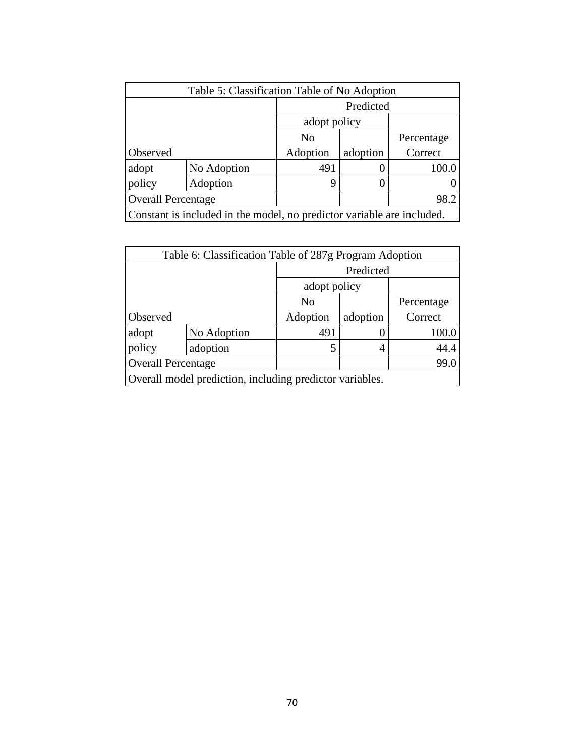Table 5: Classification Table of No Adoption

| Observed | | Predicted: adopt policy — No Adoption | Predicted: adopt policy — adoption | Percentage Correct |
|---|---|---|---|---|
| adopt policy | No Adoption | 491 | 0 | 100.0 |
| | Adoption | 9 | 0 | 0 |
| Overall Percentage | | | | 98.2 |

Constant is included in the model, no predictor variable are included.

Table 6: Classification Table of 287g Program Adoption

| Observed | | Predicted: adopt policy — No Adoption | Predicted: adopt policy — adoption | Percentage Correct |
|---|---|---|---|---|
| adopt policy | No Adoption | 491 | 0 | 100.0 |
| | adoption | 5 | 4 | 44.4 |
| Overall Percentage | | | | 99.0 |

Overall model prediction, including predictor variables.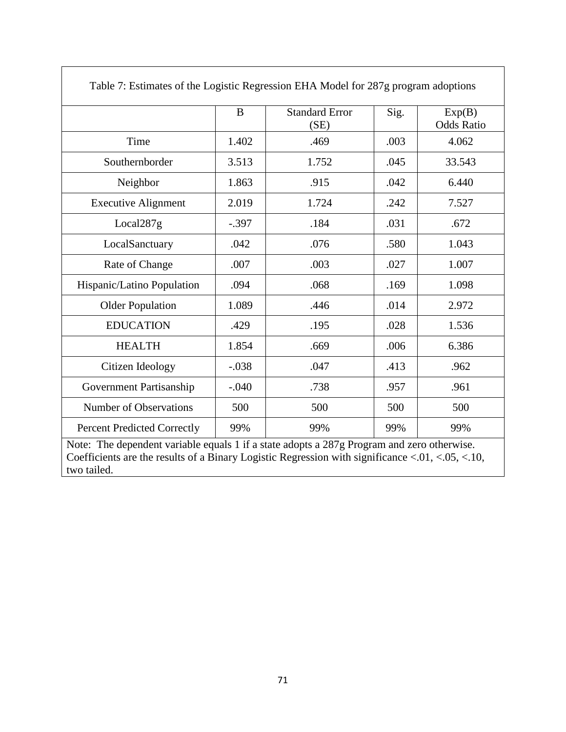Table 7: Estimates of the Logistic Regression EHA Model for 287g program adoptions

| | B | Standard Error (SE) | Sig. | Exp(B) Odds Ratio |
|---|---|---|---|---|
| Time | 1.402 | .469 | .003 | 4.062 |
| Southernborder | 3.513 | 1.752 | .045 | 33.543 |
| Neighbor | 1.863 | .915 | .042 | 6.440 |
| Executive Alignment | 2.019 | 1.724 | .242 | 7.527 |
| Local287g | -.397 | .184 | .031 | .672 |
| LocalSanctuary | .042 | .076 | .580 | 1.043 |
| Rate of Change | .007 | .003 | .027 | 1.007 |
| Hispanic/Latino Population | .094 | .068 | .169 | 1.098 |
| Older Population | 1.089 | .446 | .014 | 2.972 |
| EDUCATION | .429 | .195 | .028 | 1.536 |
| HEALTH | 1.854 | .669 | .006 | 6.386 |
| Citizen Ideology | -.038 | .047 | .413 | .962 |
| Government Partisanship | -.040 | .738 | .957 | .961 |
| Number of Observations | 500 | 500 | 500 | 500 |
| Percent Predicted Correctly | 99% | 99% | 99% | 99% |

Note: The dependent variable equals 1 if a state adopts a 287g Program and zero otherwise. Coefficients are the results of a Binary Logistic Regression with significance <.01, <.05, <.10, two tailed.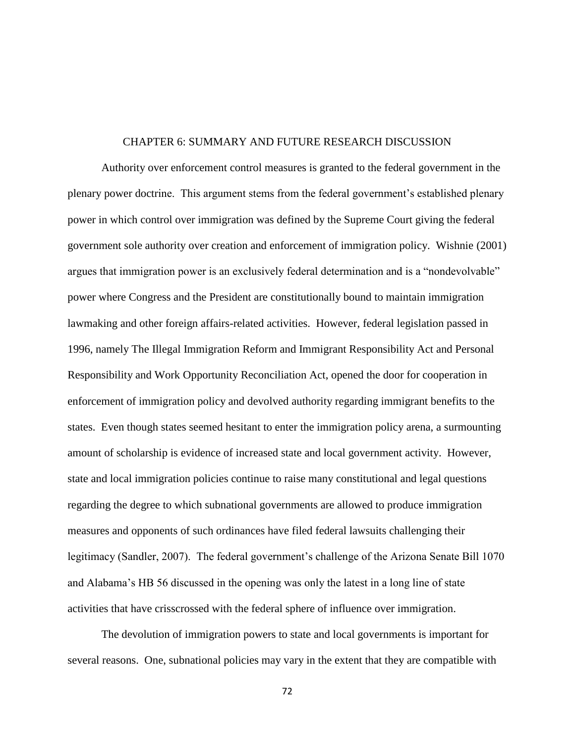# CHAPTER 6: SUMMARY AND FUTURE RESEARCH DISCUSSION

Authority over enforcement control measures is granted to the federal government in the plenary power doctrine. This argument stems from the federal government's established plenary power in which control over immigration was defined by the Supreme Court giving the federal government sole authority over creation and enforcement of immigration policy. Wishnie (2001) argues that immigration power is an exclusively federal determination and is a "nondevolvable" power where Congress and the President are constitutionally bound to maintain immigration lawmaking and other foreign affairs-related activities. However, federal legislation passed in 1996, namely The Illegal Immigration Reform and Immigrant Responsibility Act and Personal Responsibility and Work Opportunity Reconciliation Act, opened the door for cooperation in enforcement of immigration policy and devolved authority regarding immigrant benefits to the states. Even though states seemed hesitant to enter the immigration policy arena, a surmounting amount of scholarship is evidence of increased state and local government activity. However, state and local immigration policies continue to raise many constitutional and legal questions regarding the degree to which subnational governments are allowed to produce immigration measures and opponents of such ordinances have filed federal lawsuits challenging their legitimacy (Sandler, 2007). The federal government's challenge of the Arizona Senate Bill 1070 and Alabama's HB 56 discussed in the opening was only the latest in a long line of state activities that have crisscrossed with the federal sphere of influence over immigration.

The devolution of immigration powers to state and local governments is important for several reasons. One, subnational policies may vary in the extent that they are compatible with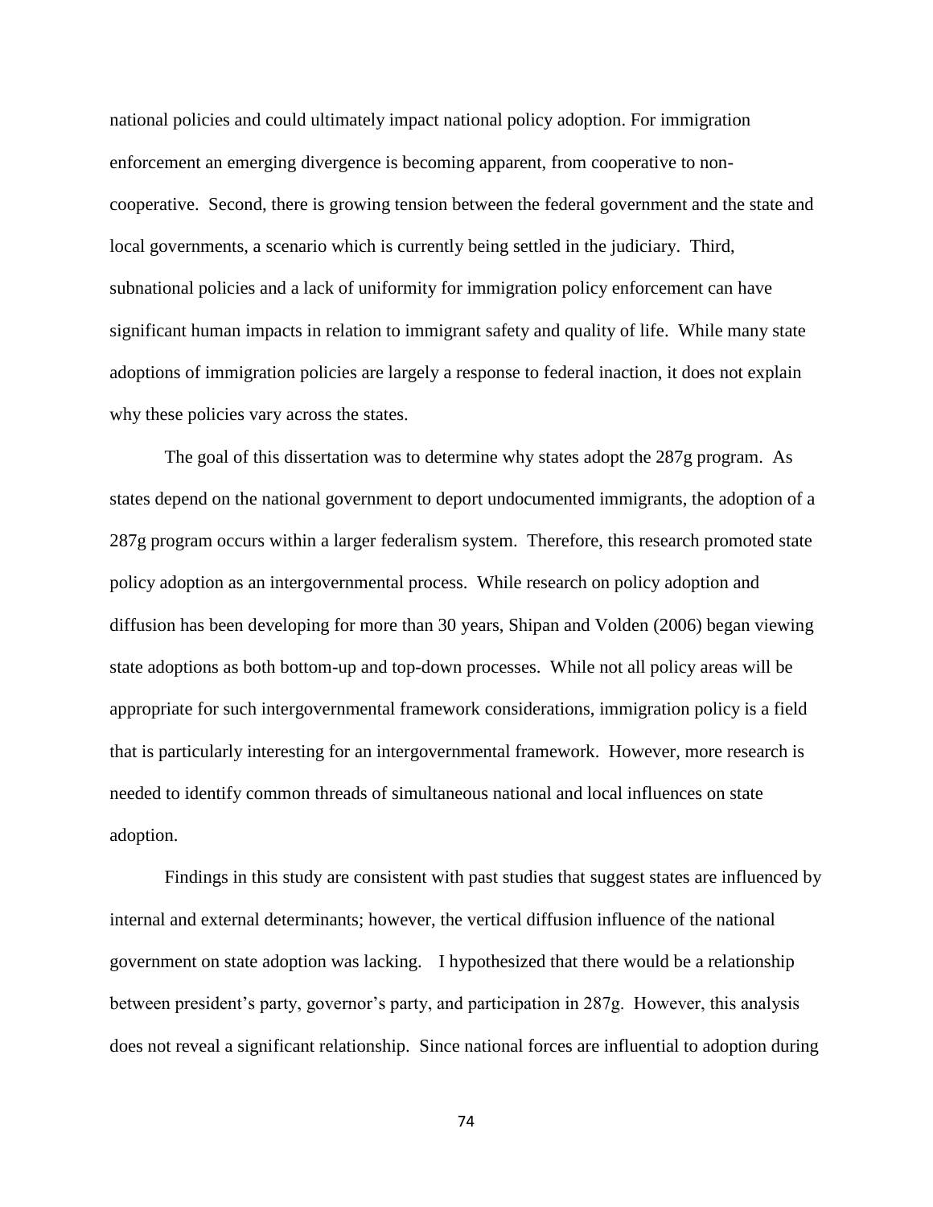national policies and could ultimately impact national policy adoption. For immigration enforcement an emerging divergence is becoming apparent, from cooperative to non-cooperative. Second, there is growing tension between the federal government and the state and local governments, a scenario which is currently being settled in the judiciary. Third, subnational policies and a lack of uniformity for immigration policy enforcement can have significant human impacts in relation to immigrant safety and quality of life. While many state adoptions of immigration policies are largely a response to federal inaction, it does not explain why these policies vary across the states.

The goal of this dissertation was to determine why states adopt the 287g program. As states depend on the national government to deport undocumented immigrants, the adoption of a 287g program occurs within a larger federalism system. Therefore, this research promoted state policy adoption as an intergovernmental process. While research on policy adoption and diffusion has been developing for more than 30 years, Shipan and Volden (2006) began viewing state adoptions as both bottom-up and top-down processes. While not all policy areas will be appropriate for such intergovernmental framework considerations, immigration policy is a field that is particularly interesting for an intergovernmental framework. However, more research is needed to identify common threads of simultaneous national and local influences on state adoption.

Findings in this study are consistent with past studies that suggest states are influenced by internal and external determinants; however, the vertical diffusion influence of the national government on state adoption was lacking. I hypothesized that there would be a relationship between president's party, governor's party, and participation in 287g. However, this analysis does not reveal a significant relationship. Since national forces are influential to adoption during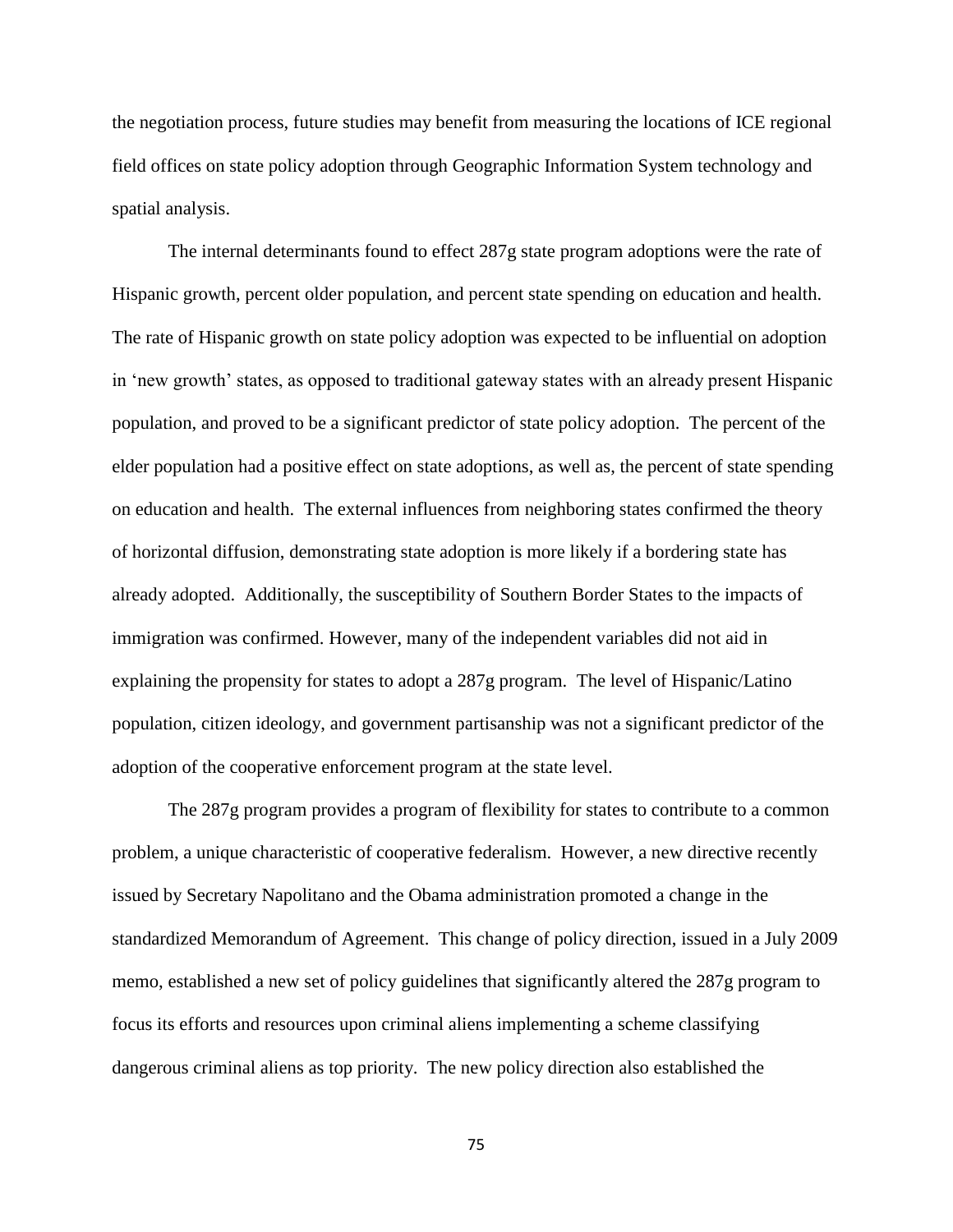the negotiation process, future studies may benefit from measuring the locations of ICE regional field offices on state policy adoption through Geographic Information System technology and spatial analysis.

The internal determinants found to effect 287g state program adoptions were the rate of Hispanic growth, percent older population, and percent state spending on education and health. The rate of Hispanic growth on state policy adoption was expected to be influential on adoption in 'new growth' states, as opposed to traditional gateway states with an already present Hispanic population, and proved to be a significant predictor of state policy adoption. The percent of the elder population had a positive effect on state adoptions, as well as, the percent of state spending on education and health. The external influences from neighboring states confirmed the theory of horizontal diffusion, demonstrating state adoption is more likely if a bordering state has already adopted. Additionally, the susceptibility of Southern Border States to the impacts of immigration was confirmed. However, many of the independent variables did not aid in explaining the propensity for states to adopt a 287g program. The level of Hispanic/Latino population, citizen ideology, and government partisanship was not a significant predictor of the adoption of the cooperative enforcement program at the state level.

The 287g program provides a program of flexibility for states to contribute to a common problem, a unique characteristic of cooperative federalism. However, a new directive recently issued by Secretary Napolitano and the Obama administration promoted a change in the standardized Memorandum of Agreement. This change of policy direction, issued in a July 2009 memo, established a new set of policy guidelines that significantly altered the 287g program to focus its efforts and resources upon criminal aliens implementing a scheme classifying dangerous criminal aliens as top priority. The new policy direction also established the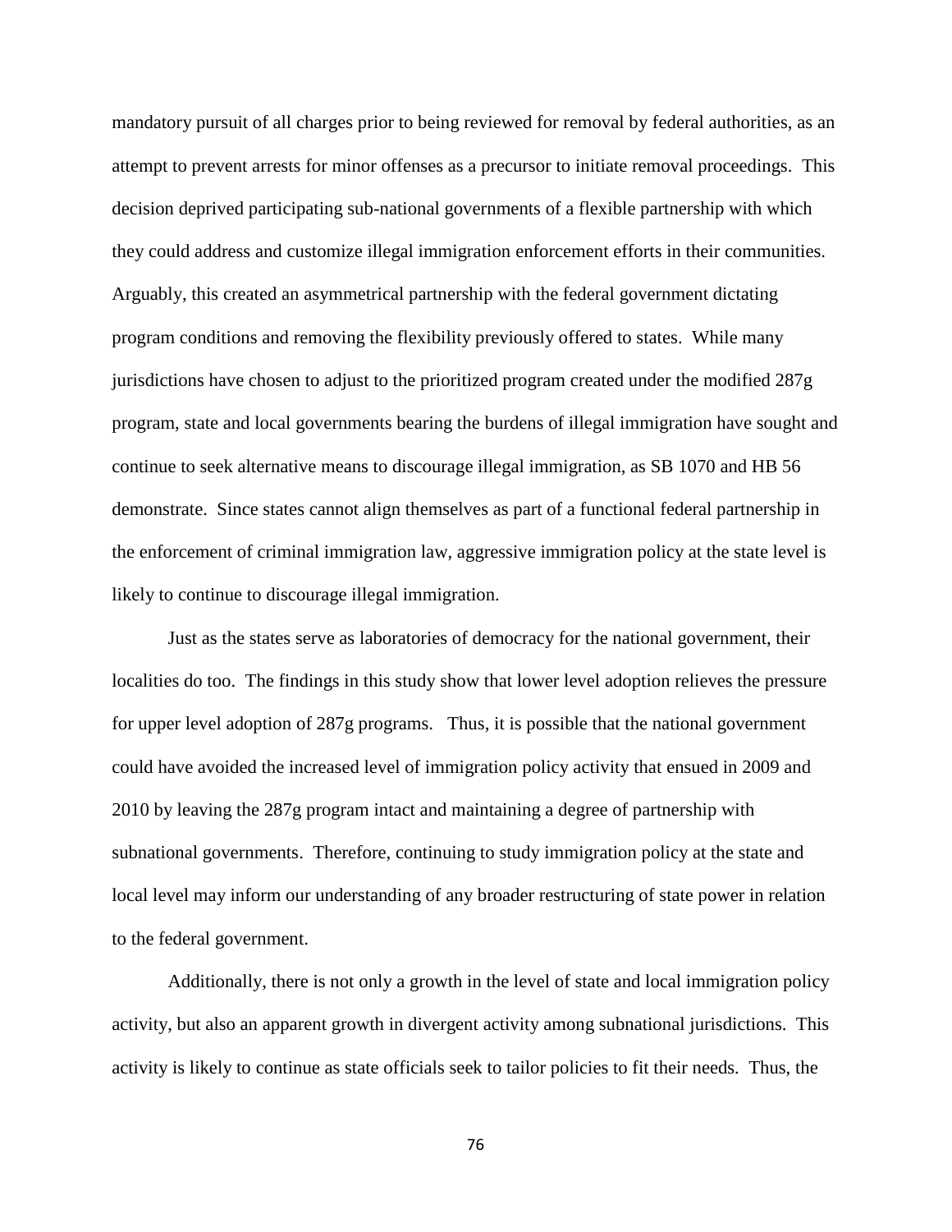mandatory pursuit of all charges prior to being reviewed for removal by federal authorities, as an attempt to prevent arrests for minor offenses as a precursor to initiate removal proceedings. This decision deprived participating sub-national governments of a flexible partnership with which they could address and customize illegal immigration enforcement efforts in their communities. Arguably, this created an asymmetrical partnership with the federal government dictating program conditions and removing the flexibility previously offered to states. While many jurisdictions have chosen to adjust to the prioritized program created under the modified 287g program, state and local governments bearing the burdens of illegal immigration have sought and continue to seek alternative means to discourage illegal immigration, as SB 1070 and HB 56 demonstrate. Since states cannot align themselves as part of a functional federal partnership in the enforcement of criminal immigration law, aggressive immigration policy at the state level is likely to continue to discourage illegal immigration.

Just as the states serve as laboratories of democracy for the national government, their localities do too. The findings in this study show that lower level adoption relieves the pressure for upper level adoption of 287g programs. Thus, it is possible that the national government could have avoided the increased level of immigration policy activity that ensued in 2009 and 2010 by leaving the 287g program intact and maintaining a degree of partnership with subnational governments. Therefore, continuing to study immigration policy at the state and local level may inform our understanding of any broader restructuring of state power in relation to the federal government.

Additionally, there is not only a growth in the level of state and local immigration policy activity, but also an apparent growth in divergent activity among subnational jurisdictions. This activity is likely to continue as state officials seek to tailor policies to fit their needs. Thus, the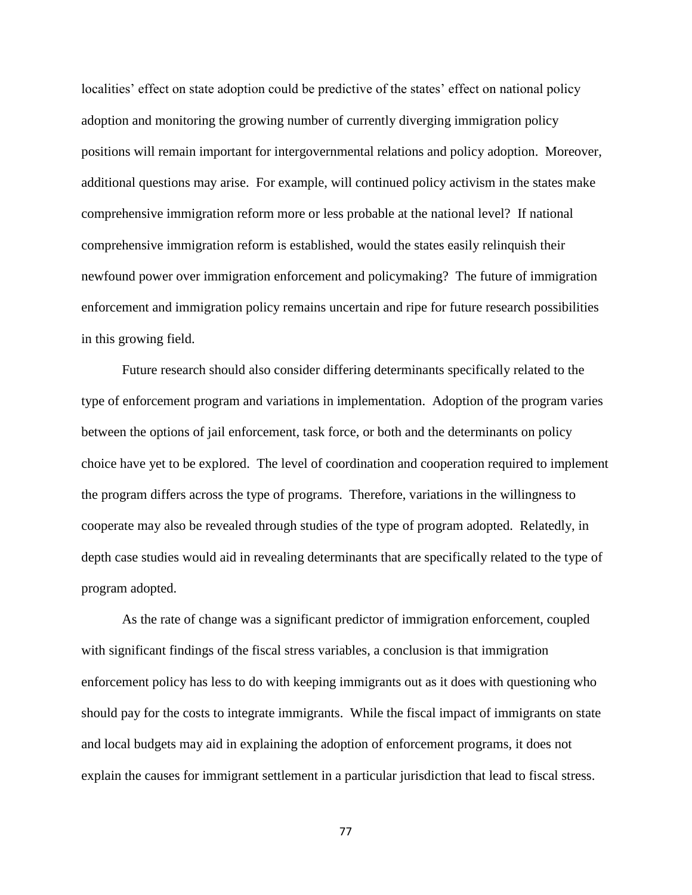localities' effect on state adoption could be predictive of the states' effect on national policy adoption and monitoring the growing number of currently diverging immigration policy positions will remain important for intergovernmental relations and policy adoption. Moreover, additional questions may arise. For example, will continued policy activism in the states make comprehensive immigration reform more or less probable at the national level? If national comprehensive immigration reform is established, would the states easily relinquish their newfound power over immigration enforcement and policymaking? The future of immigration enforcement and immigration policy remains uncertain and ripe for future research possibilities in this growing field.

Future research should also consider differing determinants specifically related to the type of enforcement program and variations in implementation. Adoption of the program varies between the options of jail enforcement, task force, or both and the determinants on policy choice have yet to be explored. The level of coordination and cooperation required to implement the program differs across the type of programs. Therefore, variations in the willingness to cooperate may also be revealed through studies of the type of program adopted. Relatedly, in depth case studies would aid in revealing determinants that are specifically related to the type of program adopted.

As the rate of change was a significant predictor of immigration enforcement, coupled with significant findings of the fiscal stress variables, a conclusion is that immigration enforcement policy has less to do with keeping immigrants out as it does with questioning who should pay for the costs to integrate immigrants. While the fiscal impact of immigrants on state and local budgets may aid in explaining the adoption of enforcement programs, it does not explain the causes for immigrant settlement in a particular jurisdiction that lead to fiscal stress.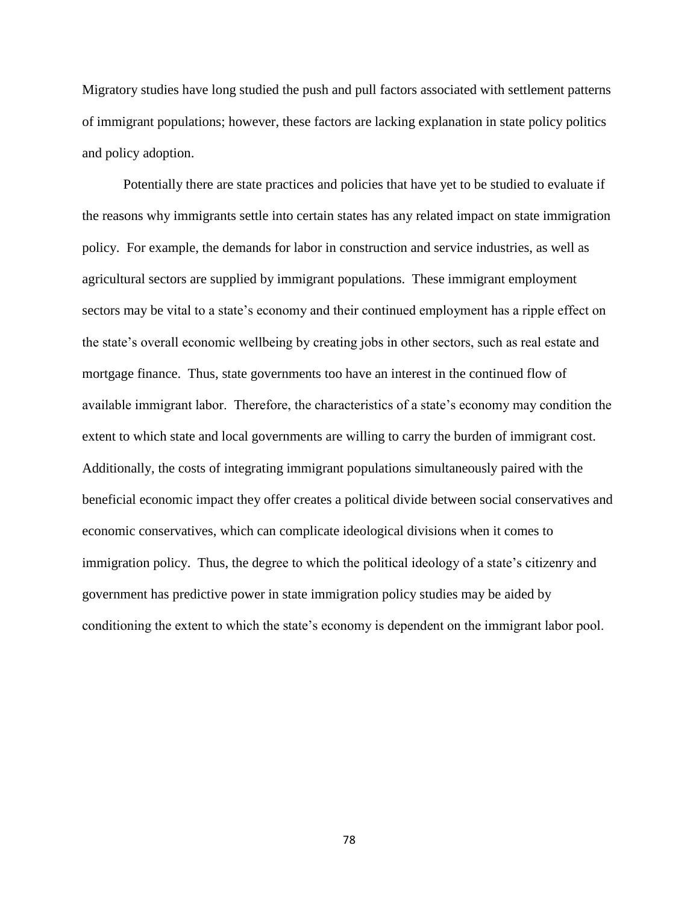Migratory studies have long studied the push and pull factors associated with settlement patterns of immigrant populations; however, these factors are lacking explanation in state policy politics and policy adoption.

Potentially there are state practices and policies that have yet to be studied to evaluate if the reasons why immigrants settle into certain states has any related impact on state immigration policy. For example, the demands for labor in construction and service industries, as well as agricultural sectors are supplied by immigrant populations. These immigrant employment sectors may be vital to a state's economy and their continued employment has a ripple effect on the state's overall economic wellbeing by creating jobs in other sectors, such as real estate and mortgage finance. Thus, state governments too have an interest in the continued flow of available immigrant labor. Therefore, the characteristics of a state's economy may condition the extent to which state and local governments are willing to carry the burden of immigrant cost. Additionally, the costs of integrating immigrant populations simultaneously paired with the beneficial economic impact they offer creates a political divide between social conservatives and economic conservatives, which can complicate ideological divisions when it comes to immigration policy. Thus, the degree to which the political ideology of a state's citizenry and government has predictive power in state immigration policy studies may be aided by conditioning the extent to which the state's economy is dependent on the immigrant labor pool.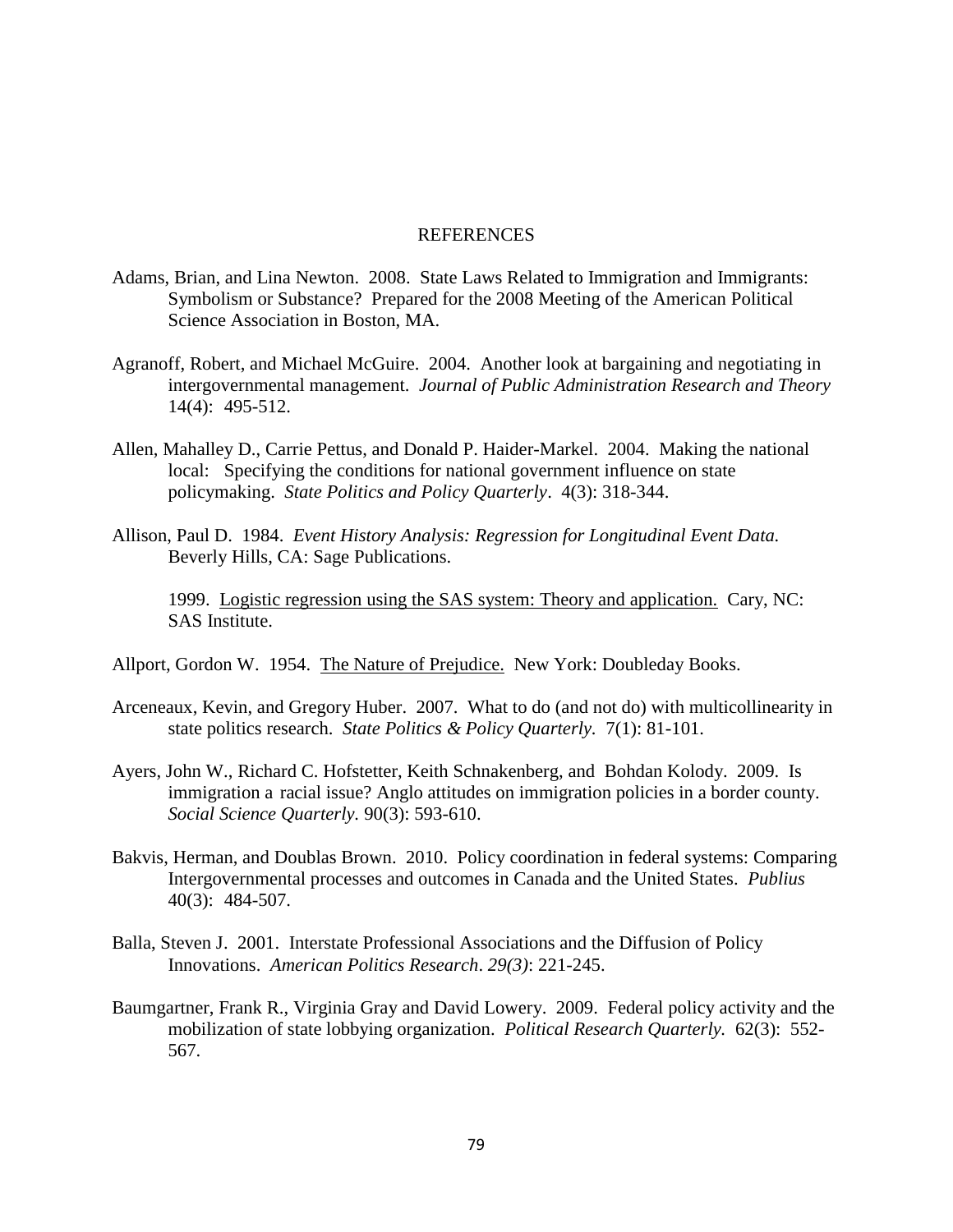# REFERENCES

Adams, Brian, and Lina Newton. 2008. State Laws Related to Immigration and Immigrants: Symbolism or Substance? Prepared for the 2008 Meeting of the American Political Science Association in Boston, MA.

Agranoff, Robert, and Michael McGuire. 2004. Another look at bargaining and negotiating in intergovernmental management. *Journal of Public Administration Research and Theory* 14(4): 495-512.

Allen, Mahalley D., Carrie Pettus, and Donald P. Haider-Markel. 2004. Making the national local: Specifying the conditions for national government influence on state policymaking. *State Politics and Policy Quarterly*. 4(3): 318-344.

Allison, Paul D. 1984. *Event History Analysis: Regression for Longitudinal Event Data.* Beverly Hills, CA: Sage Publications.

1999. Logistic regression using the SAS system: Theory and application. Cary, NC: SAS Institute.

Allport, Gordon W. 1954. The Nature of Prejudice. New York: Doubleday Books.

Arceneaux, Kevin, and Gregory Huber. 2007. What to do (and not do) with multicollinearity in state politics research. *State Politics & Policy Quarterly*. 7(1): 81-101.

Ayers, John W., Richard C. Hofstetter, Keith Schnakenberg, and Bohdan Kolody. 2009. Is immigration a racial issue? Anglo attitudes on immigration policies in a border county. *Social Science Quarterly.* 90(3): 593-610.

Bakvis, Herman, and Doublas Brown. 2010. Policy coordination in federal systems: Comparing Intergovernmental processes and outcomes in Canada and the United States. *Publius* 40(3): 484-507.

Balla, Steven J. 2001. Interstate Professional Associations and the Diffusion of Policy Innovations. *American Politics Research*. *29(3)*: 221-245.

Baumgartner, Frank R., Virginia Gray and David Lowery. 2009. Federal policy activity and the mobilization of state lobbying organization. *Political Research Quarterly.* 62(3): 552-567.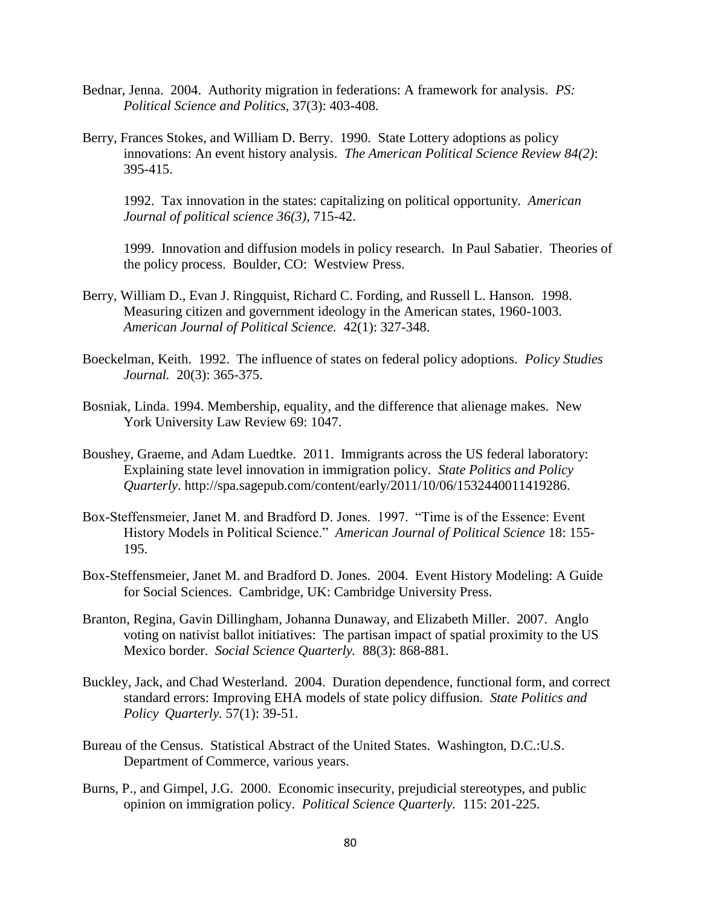Bednar, Jenna. 2004. Authority migration in federations: A framework for analysis. *PS: Political Science and Politics*, 37(3): 403-408.

Berry, Frances Stokes, and William D. Berry. 1990. State Lottery adoptions as policy innovations: An event history analysis. *The American Political Science Review 84(2)*: 395-415.

1992. Tax innovation in the states: capitalizing on political opportunity. *American Journal of political science 36(3)*, 715-42.

1999. Innovation and diffusion models in policy research. In Paul Sabatier. Theories of the policy process. Boulder, CO: Westview Press.

Berry, William D., Evan J. Ringquist, Richard C. Fording, and Russell L. Hanson. 1998. Measuring citizen and government ideology in the American states, 1960-1003. *American Journal of Political Science.* 42(1): 327-348.

Boeckelman, Keith. 1992. The influence of states on federal policy adoptions. *Policy Studies Journal.* 20(3): 365-375.

Bosniak, Linda. 1994. Membership, equality, and the difference that alienage makes. New York University Law Review 69: 1047.

Boushey, Graeme, and Adam Luedtke. 2011. Immigrants across the US federal laboratory: Explaining state level innovation in immigration policy. *State Politics and Policy Quarterly*. http://spa.sagepub.com/content/early/2011/10/06/1532440011419286.

Box-Steffensmeier, Janet M. and Bradford D. Jones. 1997. "Time is of the Essence: Event History Models in Political Science." *American Journal of Political Science* 18: 155-195.

Box-Steffensmeier, Janet M. and Bradford D. Jones. 2004. Event History Modeling: A Guide for Social Sciences. Cambridge, UK: Cambridge University Press.

Branton, Regina, Gavin Dillingham, Johanna Dunaway, and Elizabeth Miller. 2007. Anglo voting on nativist ballot initiatives: The partisan impact of spatial proximity to the US Mexico border. *Social Science Quarterly.* 88(3): 868-881.

Buckley, Jack, and Chad Westerland. 2004. Duration dependence, functional form, and correct standard errors: Improving EHA models of state policy diffusion. *State Politics and Policy Quarterly.* 57(1): 39-51.

Bureau of the Census. Statistical Abstract of the United States. Washington, D.C.:U.S. Department of Commerce, various years.

Burns, P., and Gimpel, J.G. 2000. Economic insecurity, prejudicial stereotypes, and public opinion on immigration policy. *Political Science Quarterly.* 115: 201-225.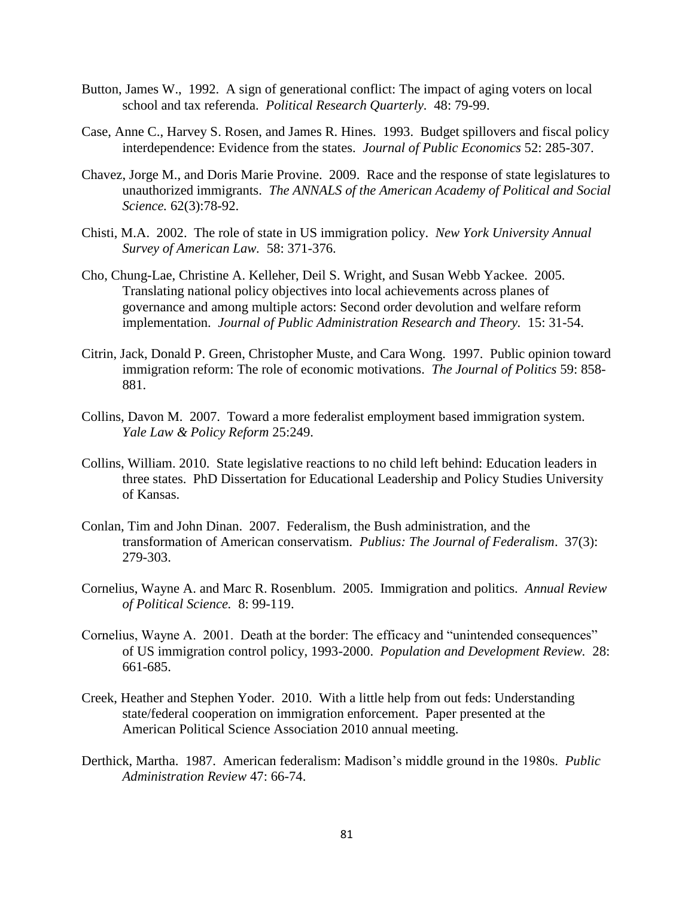Button, James W., 1992. A sign of generational conflict: The impact of aging voters on local school and tax referenda. *Political Research Quarterly*. 48: 79-99.

Case, Anne C., Harvey S. Rosen, and James R. Hines. 1993. Budget spillovers and fiscal policy interdependence: Evidence from the states. *Journal of Public Economics* 52: 285-307.

Chavez, Jorge M., and Doris Marie Provine. 2009. Race and the response of state legislatures to unauthorized immigrants. *The ANNALS of the American Academy of Political and Social Science.* 62(3):78-92.

Chisti, M.A. 2002. The role of state in US immigration policy. *New York University Annual Survey of American Law.* 58: 371-376.

Cho, Chung-Lae, Christine A. Kelleher, Deil S. Wright, and Susan Webb Yackee. 2005. Translating national policy objectives into local achievements across planes of governance and among multiple actors: Second order devolution and welfare reform implementation. *Journal of Public Administration Research and Theory.* 15: 31-54.

Citrin, Jack, Donald P. Green, Christopher Muste, and Cara Wong. 1997. Public opinion toward immigration reform: The role of economic motivations. *The Journal of Politics* 59: 858-881.

Collins, Davon M. 2007. Toward a more federalist employment based immigration system. *Yale Law & Policy Reform* 25:249.

Collins, William. 2010. State legislative reactions to no child left behind: Education leaders in three states. PhD Dissertation for Educational Leadership and Policy Studies University of Kansas.

Conlan, Tim and John Dinan. 2007. Federalism, the Bush administration, and the transformation of American conservatism. *Publius: The Journal of Federalism*. 37(3): 279-303.

Cornelius, Wayne A. and Marc R. Rosenblum. 2005. Immigration and politics. *Annual Review of Political Science.* 8: 99-119.

Cornelius, Wayne A. 2001. Death at the border: The efficacy and "unintended consequences" of US immigration control policy, 1993-2000. *Population and Development Review.* 28: 661-685.

Creek, Heather and Stephen Yoder. 2010. With a little help from out feds: Understanding state/federal cooperation on immigration enforcement. Paper presented at the American Political Science Association 2010 annual meeting.

Derthick, Martha. 1987. American federalism: Madison's middle ground in the 1980s. *Public Administration Review* 47: 66-74.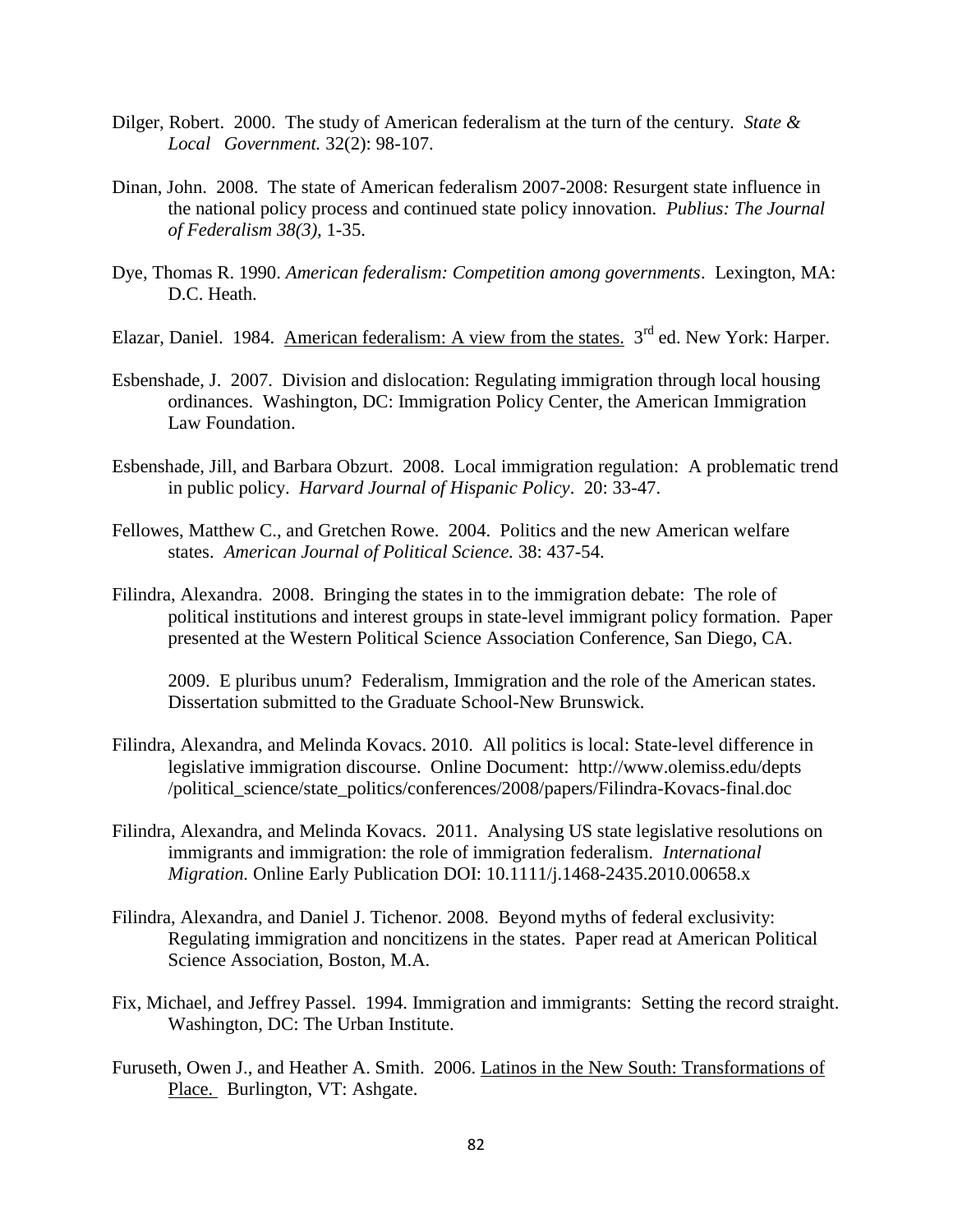Dilger, Robert. 2000. The study of American federalism at the turn of the century. *State & Local Government.* 32(2): 98-107.

Dinan, John. 2008. The state of American federalism 2007-2008: Resurgent state influence in the national policy process and continued state policy innovation. *Publius: The Journal of Federalism 38(3),* 1-35.

Dye, Thomas R. 1990. *American federalism: Competition among governments*. Lexington, MA: D.C. Heath.

Elazar, Daniel. 1984. <u>American federalism: A view from the states.</u> 3rd ed. New York: Harper.

Esbenshade, J. 2007. Division and dislocation: Regulating immigration through local housing ordinances. Washington, DC: Immigration Policy Center, the American Immigration Law Foundation.

Esbenshade, Jill, and Barbara Obzurt. 2008. Local immigration regulation: A problematic trend in public policy. *Harvard Journal of Hispanic Policy*. 20: 33-47.

Fellowes, Matthew C., and Gretchen Rowe. 2004. Politics and the new American welfare states. *American Journal of Political Science.* 38: 437-54.

Filindra, Alexandra. 2008. Bringing the states in to the immigration debate: The role of political institutions and interest groups in state-level immigrant policy formation. Paper presented at the Western Political Science Association Conference, San Diego, CA.

2009. E pluribus unum? Federalism, Immigration and the role of the American states. Dissertation submitted to the Graduate School-New Brunswick.

Filindra, Alexandra, and Melinda Kovacs. 2010. All politics is local: State-level difference in legislative immigration discourse. Online Document: http://www.olemiss.edu/depts /political_science/state_politics/conferences/2008/papers/Filindra-Kovacs-final.doc

Filindra, Alexandra, and Melinda Kovacs. 2011. Analysing US state legislative resolutions on immigrants and immigration: the role of immigration federalism. *International Migration.* Online Early Publication DOI: 10.1111/j.1468-2435.2010.00658.x

Filindra, Alexandra, and Daniel J. Tichenor. 2008. Beyond myths of federal exclusivity: Regulating immigration and noncitizens in the states. Paper read at American Political Science Association, Boston, M.A.

Fix, Michael, and Jeffrey Passel. 1994. Immigration and immigrants: Setting the record straight. Washington, DC: The Urban Institute.

Furuseth, Owen J., and Heather A. Smith. 2006. <u>Latinos in the New South: Transformations of Place.</u> Burlington, VT: Ashgate.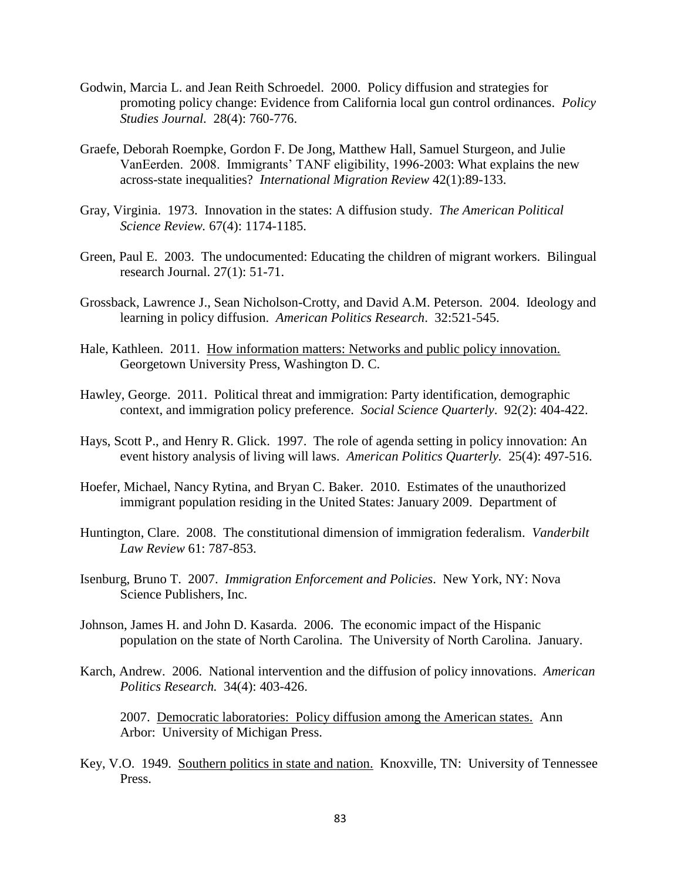Godwin, Marcia L. and Jean Reith Schroedel. 2000. Policy diffusion and strategies for promoting policy change: Evidence from California local gun control ordinances. *Policy Studies Journal*. 28(4): 760-776.

Graefe, Deborah Roempke, Gordon F. De Jong, Matthew Hall, Samuel Sturgeon, and Julie VanEerden. 2008. Immigrants' TANF eligibility, 1996-2003: What explains the new across-state inequalities? *International Migration Review* 42(1):89-133.

Gray, Virginia. 1973. Innovation in the states: A diffusion study. *The American Political Science Review.* 67(4): 1174-1185.

Green, Paul E. 2003. The undocumented: Educating the children of migrant workers. Bilingual research Journal. 27(1): 51-71.

Grossback, Lawrence J., Sean Nicholson-Crotty, and David A.M. Peterson. 2004. Ideology and learning in policy diffusion. *American Politics Research*. 32:521-545.

Hale, Kathleen. 2011. How information matters: Networks and public policy innovation. Georgetown University Press, Washington D. C.

Hawley, George. 2011. Political threat and immigration: Party identification, demographic context, and immigration policy preference. *Social Science Quarterly*. 92(2): 404-422.

Hays, Scott P., and Henry R. Glick. 1997. The role of agenda setting in policy innovation: An event history analysis of living will laws. *American Politics Quarterly.* 25(4): 497-516.

Hoefer, Michael, Nancy Rytina, and Bryan C. Baker. 2010. Estimates of the unauthorized immigrant population residing in the United States: January 2009. Department of

Huntington, Clare. 2008. The constitutional dimension of immigration federalism. *Vanderbilt Law Review* 61: 787-853.

Isenburg, Bruno T. 2007. *Immigration Enforcement and Policies*. New York, NY: Nova Science Publishers, Inc.

Johnson, James H. and John D. Kasarda. 2006. The economic impact of the Hispanic population on the state of North Carolina. The University of North Carolina. January.

Karch, Andrew. 2006. National intervention and the diffusion of policy innovations. *American Politics Research.* 34(4): 403-426.

2007. Democratic laboratories: Policy diffusion among the American states. Ann Arbor: University of Michigan Press.

Key, V.O. 1949. Southern politics in state and nation. Knoxville, TN: University of Tennessee Press.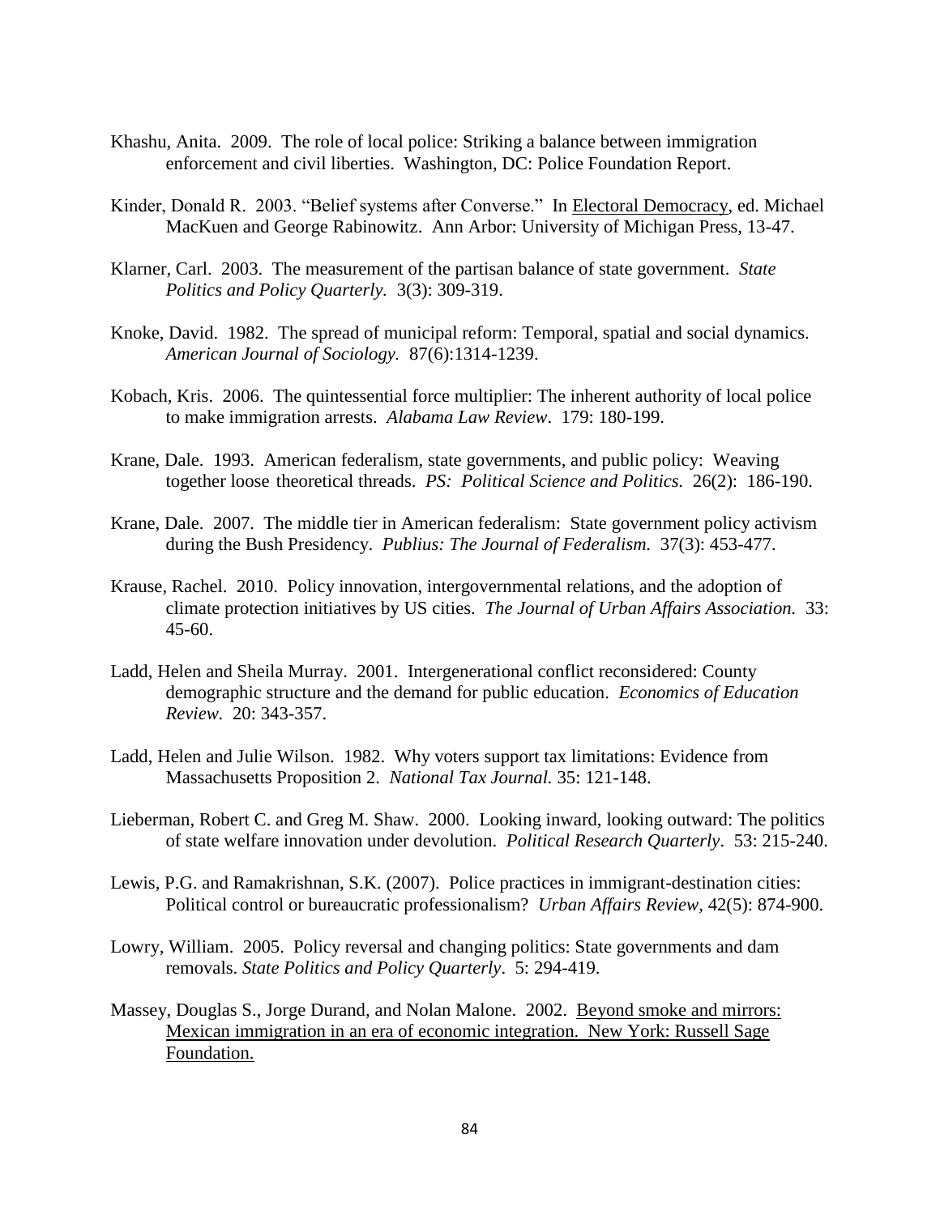Khashu, Anita. 2009. The role of local police: Striking a balance between immigration enforcement and civil liberties. Washington, DC: Police Foundation Report.

Kinder, Donald R. 2003. "Belief systems after Converse." In Electoral Democracy, ed. Michael MacKuen and George Rabinowitz. Ann Arbor: University of Michigan Press, 13-47.

Klarner, Carl. 2003. The measurement of the partisan balance of state government. *State Politics and Policy Quarterly.* 3(3): 309-319.

Knoke, David. 1982. The spread of municipal reform: Temporal, spatial and social dynamics. *American Journal of Sociology.* 87(6):1314-1239.

Kobach, Kris. 2006. The quintessential force multiplier: The inherent authority of local police to make immigration arrests. *Alabama Law Review*. 179: 180-199.

Krane, Dale. 1993. American federalism, state governments, and public policy: Weaving together loose theoretical threads. *PS: Political Science and Politics.* 26(2): 186-190.

Krane, Dale. 2007. The middle tier in American federalism: State government policy activism during the Bush Presidency. *Publius: The Journal of Federalism.* 37(3): 453-477.

Krause, Rachel. 2010. Policy innovation, intergovernmental relations, and the adoption of climate protection initiatives by US cities. *The Journal of Urban Affairs Association.* 33: 45-60.

Ladd, Helen and Sheila Murray. 2001. Intergenerational conflict reconsidered: County demographic structure and the demand for public education. *Economics of Education Review.* 20: 343-357.

Ladd, Helen and Julie Wilson. 1982. Why voters support tax limitations: Evidence from Massachusetts Proposition 2. *National Tax Journal.* 35: 121-148.

Lieberman, Robert C. and Greg M. Shaw. 2000. Looking inward, looking outward: The politics of state welfare innovation under devolution. *Political Research Quarterly*. 53: 215-240.

Lewis, P.G. and Ramakrishnan, S.K. (2007). Police practices in immigrant-destination cities: Political control or bureaucratic professionalism? *Urban Affairs Review*, 42(5): 874-900.

Lowry, William. 2005. Policy reversal and changing politics: State governments and dam removals. *State Politics and Policy Quarterly*. 5: 294-419.

Massey, Douglas S., Jorge Durand, and Nolan Malone. 2002. Beyond smoke and mirrors: Mexican immigration in an era of economic integration. New York: Russell Sage Foundation.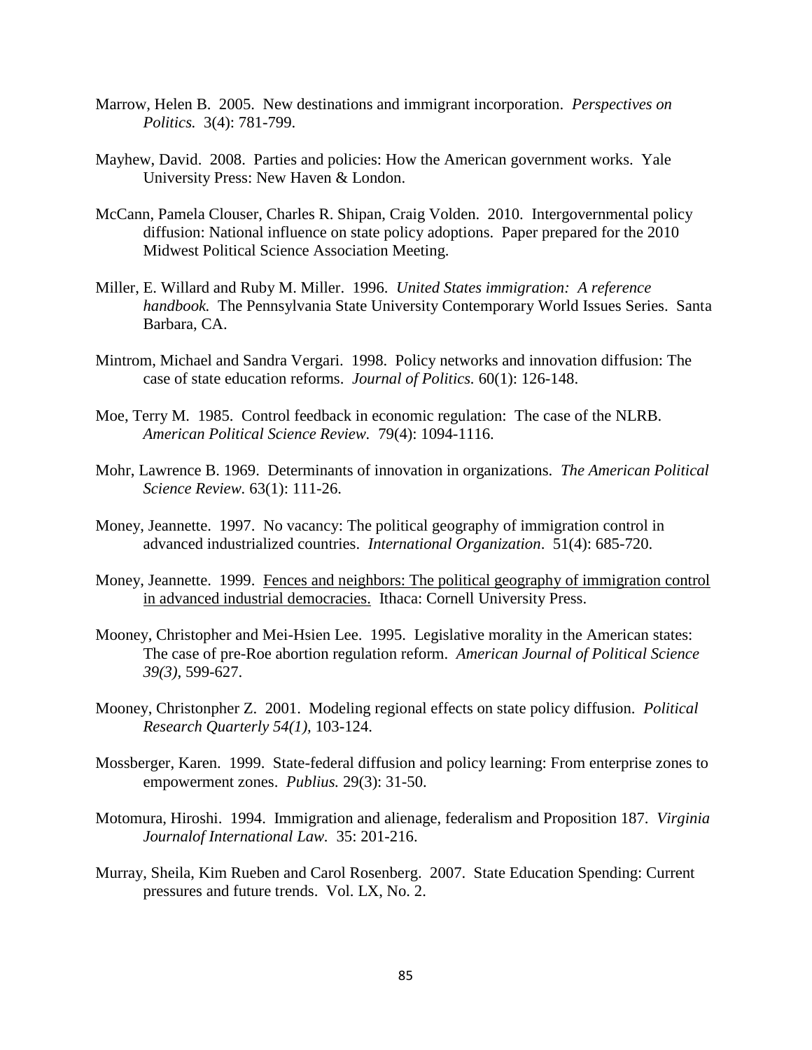Marrow, Helen B. 2005. New destinations and immigrant incorporation. *Perspectives on Politics.* 3(4): 781-799.

Mayhew, David. 2008. Parties and policies: How the American government works. Yale University Press: New Haven & London.

McCann, Pamela Clouser, Charles R. Shipan, Craig Volden. 2010. Intergovernmental policy diffusion: National influence on state policy adoptions. Paper prepared for the 2010 Midwest Political Science Association Meeting.

Miller, E. Willard and Ruby M. Miller. 1996. *United States immigration: A reference handbook.* The Pennsylvania State University Contemporary World Issues Series. Santa Barbara, CA.

Mintrom, Michael and Sandra Vergari. 1998. Policy networks and innovation diffusion: The case of state education reforms. *Journal of Politics.* 60(1): 126-148.

Moe, Terry M. 1985. Control feedback in economic regulation: The case of the NLRB. *American Political Science Review.* 79(4): 1094-1116.

Mohr, Lawrence B. 1969. Determinants of innovation in organizations. *The American Political Science Review.* 63(1): 111-26.

Money, Jeannette. 1997. No vacancy: The political geography of immigration control in advanced industrialized countries. *International Organization*. 51(4): 685-720.

Money, Jeannette. 1999. <u>Fences and neighbors: The political geography of immigration control in advanced industrial democracies.</u> Ithaca: Cornell University Press.

Mooney, Christopher and Mei-Hsien Lee. 1995. Legislative morality in the American states: The case of pre-Roe abortion regulation reform. *American Journal of Political Science 39(3),* 599-627.

Mooney, Christonpher Z. 2001. Modeling regional effects on state policy diffusion. *Political Research Quarterly 54(1),* 103-124.

Mossberger, Karen. 1999. State-federal diffusion and policy learning: From enterprise zones to empowerment zones. *Publius.* 29(3): 31-50.

Motomura, Hiroshi. 1994. Immigration and alienage, federalism and Proposition 187. *Virginia Journalof International Law.* 35: 201-216.

Murray, Sheila, Kim Rueben and Carol Rosenberg. 2007. State Education Spending: Current pressures and future trends. Vol. LX, No. 2.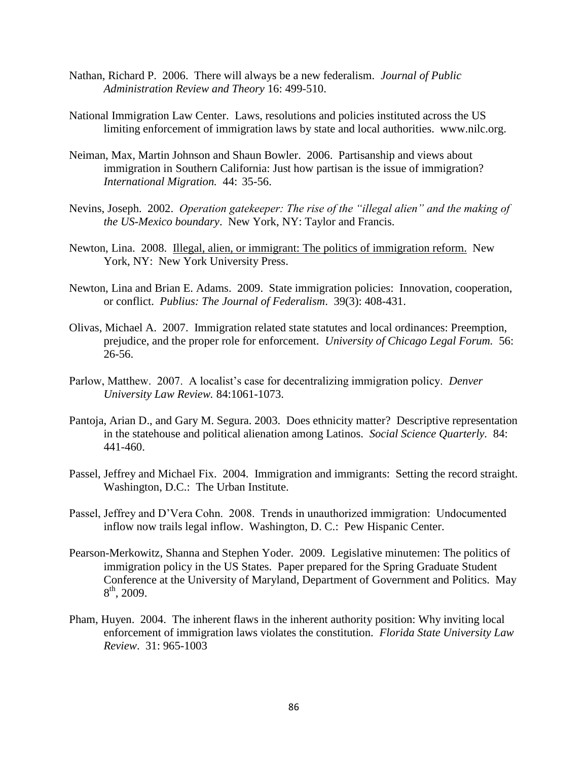Nathan, Richard P. 2006. There will always be a new federalism. *Journal of Public Administration Review and Theory* 16: 499-510.

National Immigration Law Center. Laws, resolutions and policies instituted across the US limiting enforcement of immigration laws by state and local authorities. www.nilc.org.

Neiman, Max, Martin Johnson and Shaun Bowler. 2006. Partisanship and views about immigration in Southern California: Just how partisan is the issue of immigration? *International Migration.* 44: 35-56.

Nevins, Joseph. 2002. *Operation gatekeeper: The rise of the "illegal alien" and the making of the US-Mexico boundary*. New York, NY: Taylor and Francis.

Newton, Lina. 2008. Illegal, alien, or immigrant: The politics of immigration reform. New York, NY: New York University Press.

Newton, Lina and Brian E. Adams. 2009. State immigration policies: Innovation, cooperation, or conflict. *Publius: The Journal of Federalism*. 39(3): 408-431.

Olivas, Michael A. 2007. Immigration related state statutes and local ordinances: Preemption, prejudice, and the proper role for enforcement. *University of Chicago Legal Forum.* 56: 26-56.

Parlow, Matthew. 2007. A localist's case for decentralizing immigration policy. *Denver University Law Review.* 84:1061-1073.

Pantoja, Arian D., and Gary M. Segura. 2003. Does ethnicity matter? Descriptive representation in the statehouse and political alienation among Latinos. *Social Science Quarterly.* 84: 441-460.

Passel, Jeffrey and Michael Fix. 2004. Immigration and immigrants: Setting the record straight. Washington, D.C.: The Urban Institute.

Passel, Jeffrey and D'Vera Cohn. 2008. Trends in unauthorized immigration: Undocumented inflow now trails legal inflow. Washington, D. C.: Pew Hispanic Center.

Pearson-Merkowitz, Shanna and Stephen Yoder. 2009. Legislative minutemen: The politics of immigration policy in the US States. Paper prepared for the Spring Graduate Student Conference at the University of Maryland, Department of Government and Politics. May 8th, 2009.

Pham, Huyen. 2004. The inherent flaws in the inherent authority position: Why inviting local enforcement of immigration laws violates the constitution. *Florida State University Law Review*. 31: 965-1003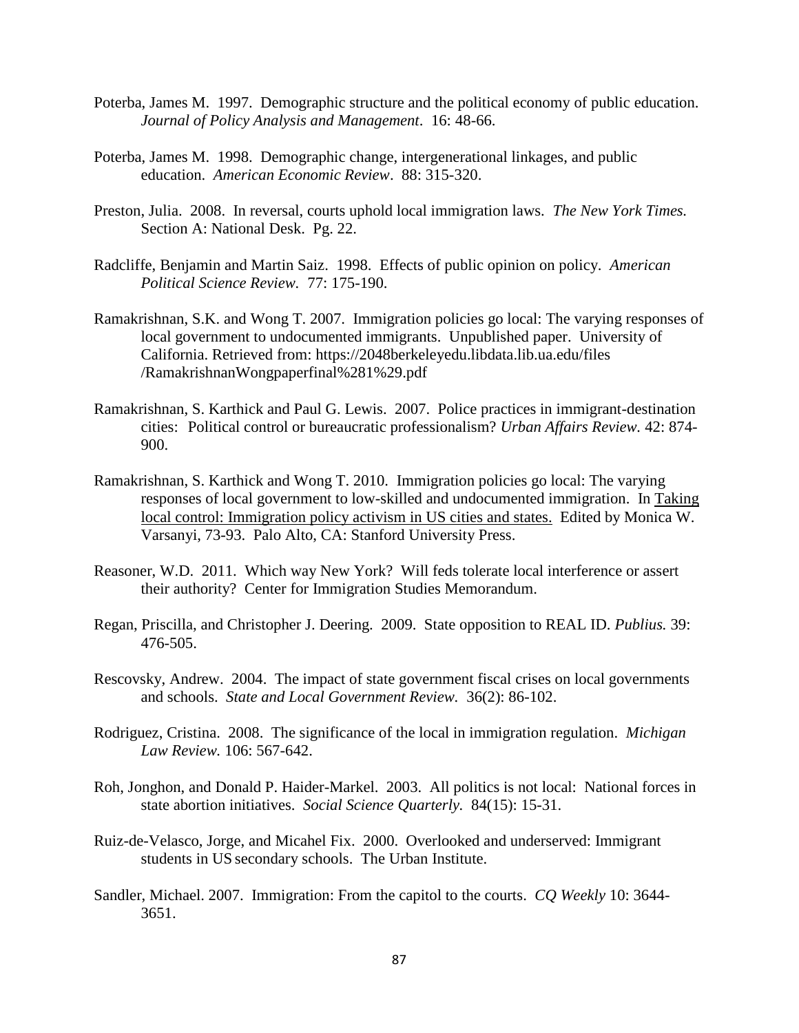Poterba, James M. 1997. Demographic structure and the political economy of public education. *Journal of Policy Analysis and Management*. 16: 48-66.

Poterba, James M. 1998. Demographic change, intergenerational linkages, and public education. *American Economic Review*. 88: 315-320.

Preston, Julia. 2008. In reversal, courts uphold local immigration laws. *The New York Times.* Section A: National Desk. Pg. 22.

Radcliffe, Benjamin and Martin Saiz. 1998. Effects of public opinion on policy. *American Political Science Review.* 77: 175-190.

Ramakrishnan, S.K. and Wong T. 2007. Immigration policies go local: The varying responses of local government to undocumented immigrants. Unpublished paper. University of California. Retrieved from: https://2048berkeleyedu.libdata.lib.ua.edu/files /RamakrishnanWongpaperfinal%281%29.pdf

Ramakrishnan, S. Karthick and Paul G. Lewis. 2007. Police practices in immigrant-destination cities: Political control or bureaucratic professionalism? *Urban Affairs Review.* 42: 874-900.

Ramakrishnan, S. Karthick and Wong T. 2010. Immigration policies go local: The varying responses of local government to low-skilled and undocumented immigration. In Taking local control: Immigration policy activism in US cities and states. Edited by Monica W. Varsanyi, 73-93. Palo Alto, CA: Stanford University Press.

Reasoner, W.D. 2011. Which way New York? Will feds tolerate local interference or assert their authority? Center for Immigration Studies Memorandum.

Regan, Priscilla, and Christopher J. Deering. 2009. State opposition to REAL ID. *Publius.* 39: 476-505.

Rescovsky, Andrew. 2004. The impact of state government fiscal crises on local governments and schools. *State and Local Government Review.* 36(2): 86-102.

Rodriguez, Cristina. 2008. The significance of the local in immigration regulation. *Michigan Law Review.* 106: 567-642.

Roh, Jonghon, and Donald P. Haider-Markel. 2003. All politics is not local: National forces in state abortion initiatives. *Social Science Quarterly.* 84(15): 15-31.

Ruiz-de-Velasco, Jorge, and Micahel Fix. 2000. Overlooked and underserved: Immigrant students in US secondary schools. The Urban Institute.

Sandler, Michael. 2007. Immigration: From the capitol to the courts. *CQ Weekly* 10: 3644-3651.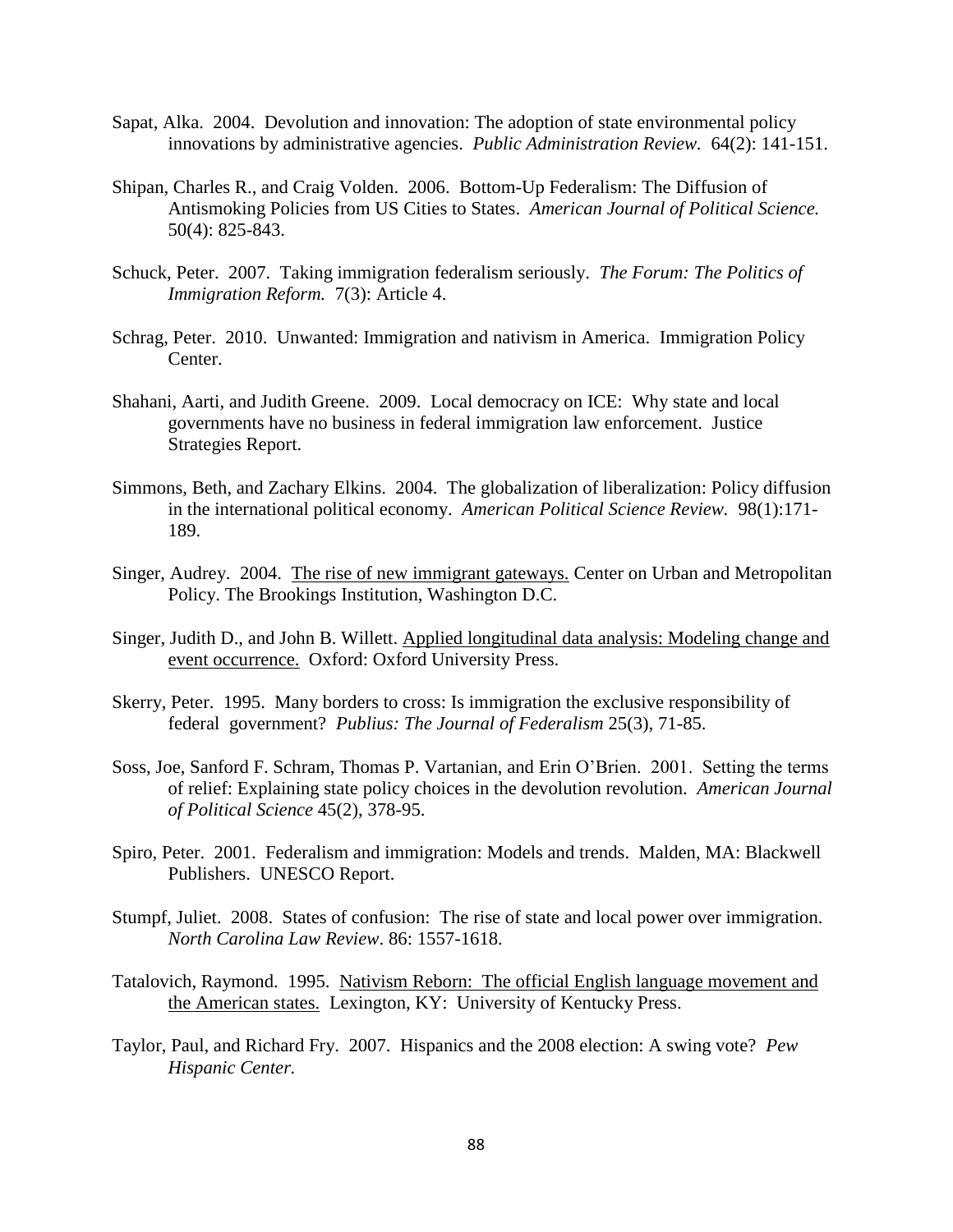Sapat, Alka. 2004. Devolution and innovation: The adoption of state environmental policy innovations by administrative agencies. *Public Administration Review.* 64(2): 141-151.

Shipan, Charles R., and Craig Volden. 2006. Bottom-Up Federalism: The Diffusion of Antismoking Policies from US Cities to States. *American Journal of Political Science.* 50(4): 825-843.

Schuck, Peter. 2007. Taking immigration federalism seriously. *The Forum: The Politics of Immigration Reform.* 7(3): Article 4.

Schrag, Peter. 2010. Unwanted: Immigration and nativism in America. Immigration Policy Center.

Shahani, Aarti, and Judith Greene. 2009. Local democracy on ICE: Why state and local governments have no business in federal immigration law enforcement. Justice Strategies Report.

Simmons, Beth, and Zachary Elkins. 2004. The globalization of liberalization: Policy diffusion in the international political economy. *American Political Science Review.* 98(1):171-189.

Singer, Audrey. 2004. <u>The rise of new immigrant gateways.</u> Center on Urban and Metropolitan Policy. The Brookings Institution, Washington D.C.

Singer, Judith D., and John B. Willett. <u>Applied longitudinal data analysis: Modeling change and event occurrence.</u> Oxford: Oxford University Press.

Skerry, Peter. 1995. Many borders to cross: Is immigration the exclusive responsibility of federal government? *Publius: The Journal of Federalism* 25(3), 71-85.

Soss, Joe, Sanford F. Schram, Thomas P. Vartanian, and Erin O'Brien. 2001. Setting the terms of relief: Explaining state policy choices in the devolution revolution. *American Journal of Political Science* 45(2), 378-95.

Spiro, Peter. 2001. Federalism and immigration: Models and trends. Malden, MA: Blackwell Publishers. UNESCO Report.

Stumpf, Juliet. 2008. States of confusion: The rise of state and local power over immigration. *North Carolina Law Review*. 86: 1557-1618.

Tatalovich, Raymond. 1995. <u>Nativism Reborn: The official English language movement and the American states.</u> Lexington, KY: University of Kentucky Press.

Taylor, Paul, and Richard Fry. 2007. Hispanics and the 2008 election: A swing vote? *Pew Hispanic Center.*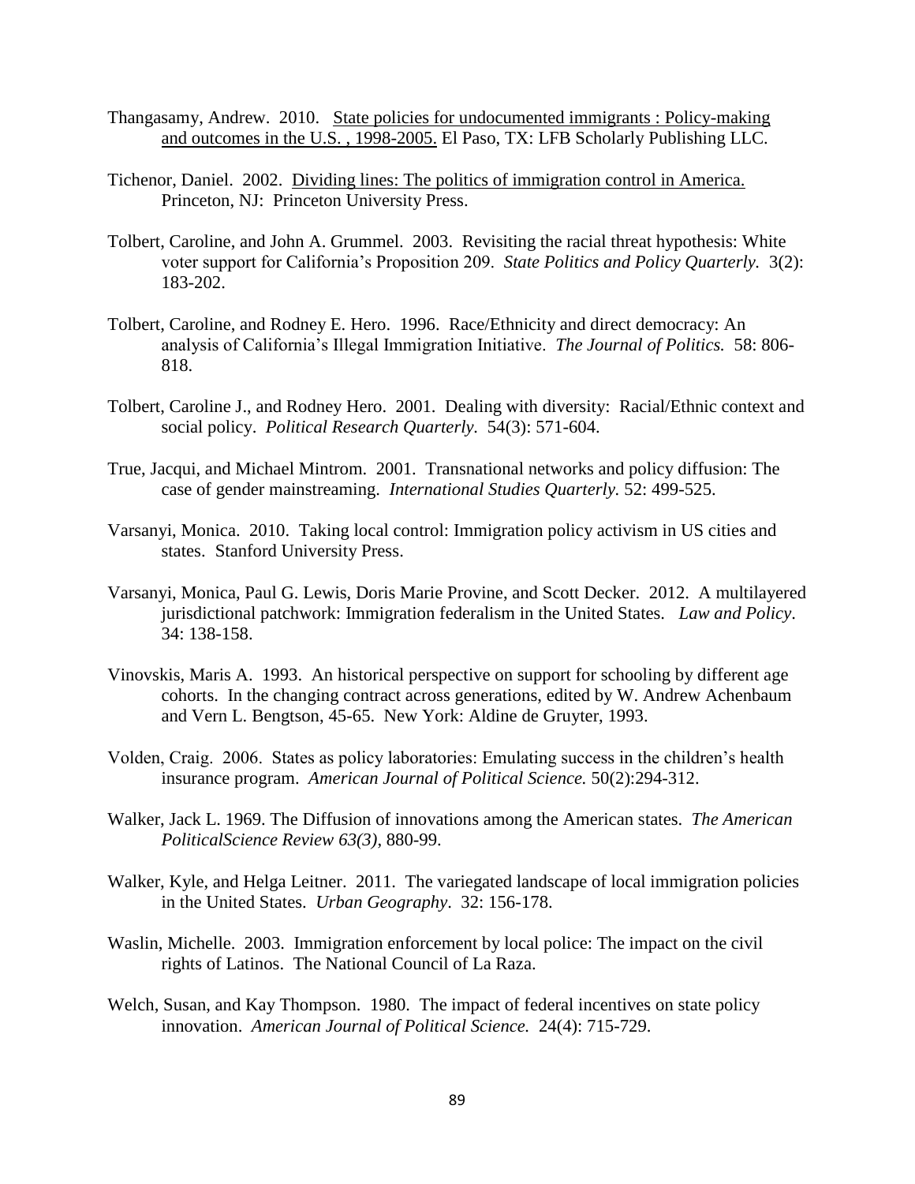Thangasamy, Andrew. 2010. State policies for undocumented immigrants : Policy-making and outcomes in the U.S. , 1998-2005. El Paso, TX: LFB Scholarly Publishing LLC.

Tichenor, Daniel. 2002. Dividing lines: The politics of immigration control in America. Princeton, NJ: Princeton University Press.

Tolbert, Caroline, and John A. Grummel. 2003. Revisiting the racial threat hypothesis: White voter support for California's Proposition 209. *State Politics and Policy Quarterly.* 3(2): 183-202.

Tolbert, Caroline, and Rodney E. Hero. 1996. Race/Ethnicity and direct democracy: An analysis of California's Illegal Immigration Initiative. *The Journal of Politics.* 58: 806-818.

Tolbert, Caroline J., and Rodney Hero. 2001. Dealing with diversity: Racial/Ethnic context and social policy. *Political Research Quarterly.* 54(3): 571-604.

True, Jacqui, and Michael Mintrom. 2001. Transnational networks and policy diffusion: The case of gender mainstreaming. *International Studies Quarterly.* 52: 499-525.

Varsanyi, Monica. 2010. Taking local control: Immigration policy activism in US cities and states. Stanford University Press.

Varsanyi, Monica, Paul G. Lewis, Doris Marie Provine, and Scott Decker. 2012. A multilayered jurisdictional patchwork: Immigration federalism in the United States. *Law and Policy*. 34: 138-158.

Vinovskis, Maris A. 1993. An historical perspective on support for schooling by different age cohorts. In the changing contract across generations, edited by W. Andrew Achenbaum and Vern L. Bengtson, 45-65. New York: Aldine de Gruyter, 1993.

Volden, Craig. 2006. States as policy laboratories: Emulating success in the children's health insurance program. *American Journal of Political Science.* 50(2):294-312.

Walker, Jack L. 1969. The Diffusion of innovations among the American states. *The American PoliticalScience Review 63(3)*, 880-99.

Walker, Kyle, and Helga Leitner. 2011. The variegated landscape of local immigration policies in the United States. *Urban Geography*. 32: 156-178.

Waslin, Michelle. 2003. Immigration enforcement by local police: The impact on the civil rights of Latinos. The National Council of La Raza.

Welch, Susan, and Kay Thompson. 1980. The impact of federal incentives on state policy innovation. *American Journal of Political Science.* 24(4): 715-729.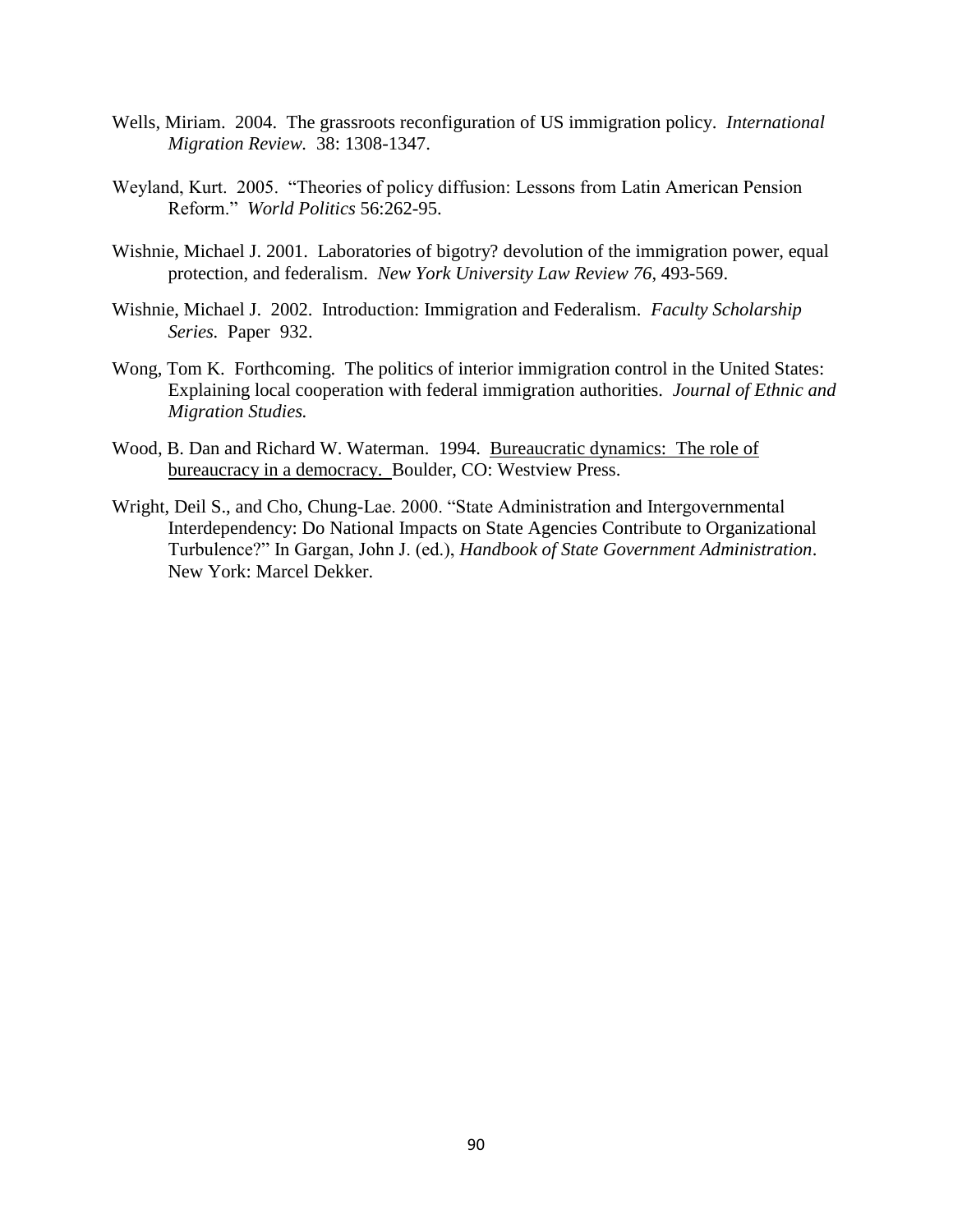Wells, Miriam. 2004. The grassroots reconfiguration of US immigration policy. *International Migration Review.* 38: 1308-1347.

Weyland, Kurt. 2005. "Theories of policy diffusion: Lessons from Latin American Pension Reform." *World Politics* 56:262-95.

Wishnie, Michael J. 2001. Laboratories of bigotry? devolution of the immigration power, equal protection, and federalism. *New York University Law Review 76*, 493-569.

Wishnie, Michael J. 2002. Introduction: Immigration and Federalism. *Faculty Scholarship Series.* Paper 932.

Wong, Tom K. Forthcoming. The politics of interior immigration control in the United States: Explaining local cooperation with federal immigration authorities. *Journal of Ethnic and Migration Studies.*

Wood, B. Dan and Richard W. Waterman. 1994. Bureaucratic dynamics: The role of bureaucracy in a democracy. Boulder, CO: Westview Press.

Wright, Deil S., and Cho, Chung-Lae. 2000. "State Administration and Intergovernmental Interdependency: Do National Impacts on State Agencies Contribute to Organizational Turbulence?" In Gargan, John J. (ed.), *Handbook of State Government Administration*. New York: Marcel Dekker.